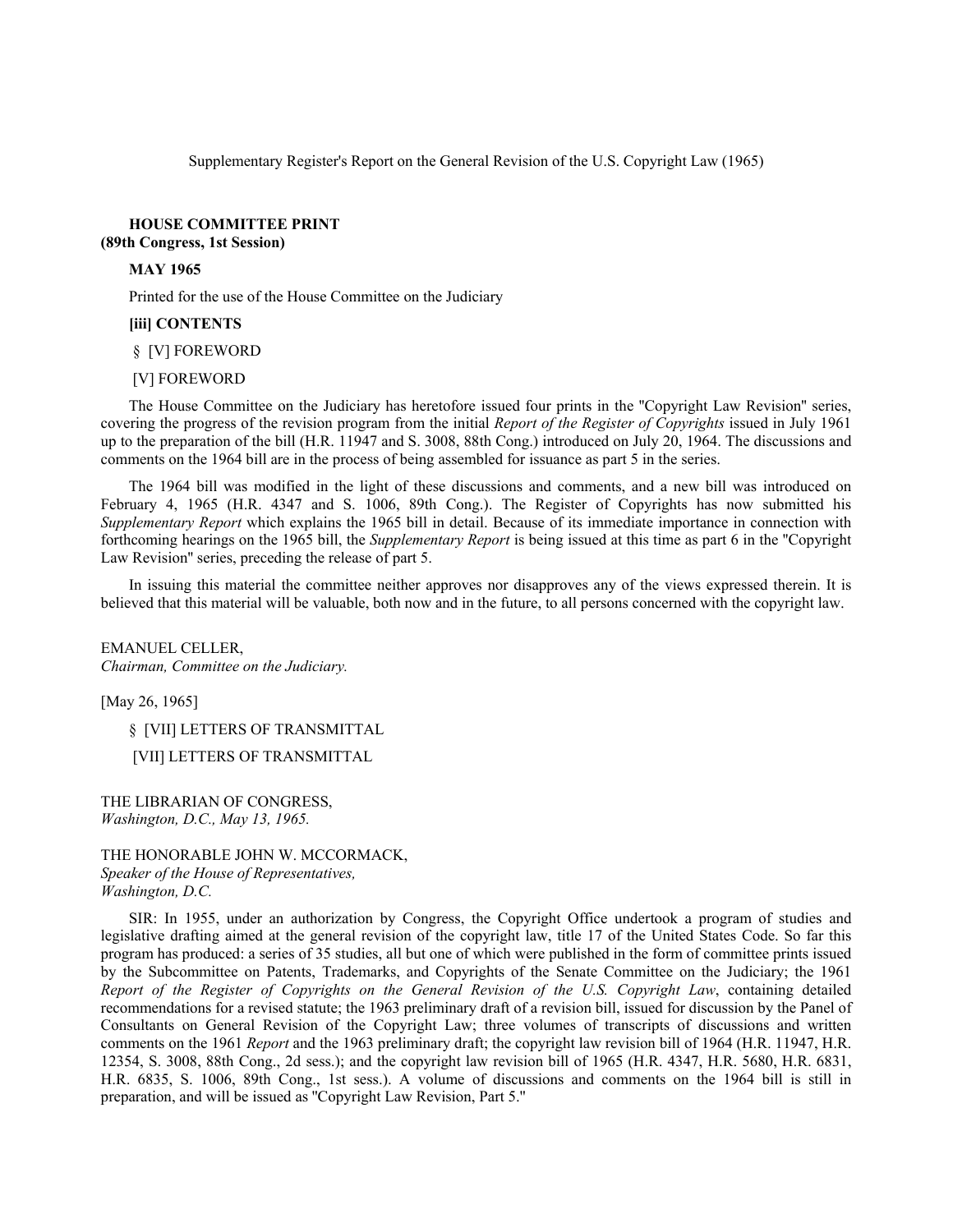Supplementary Register's Report on the General Revision of the U.S. Copyright Law (1965)

**HOUSE COMMITTEE PRINT**
**(89th Congress, 1st Session)**

**MAY 1965**

Printed for the use of the House Committee on the Judiciary

**[iii] CONTENTS**

§ [V] FOREWORD

[V] FOREWORD

The House Committee on the Judiciary has heretofore issued four prints in the "Copyright Law Revision" series, covering the progress of the revision program from the initial *Report of the Register of Copyrights* issued in July 1961 up to the preparation of the bill (H.R. 11947 and S. 3008, 88th Cong.) introduced on July 20, 1964. The discussions and comments on the 1964 bill are in the process of being assembled for issuance as part 5 in the series.

The 1964 bill was modified in the light of these discussions and comments, and a new bill was introduced on February 4, 1965 (H.R. 4347 and S. 1006, 89th Cong.). The Register of Copyrights has now submitted his *Supplementary Report* which explains the 1965 bill in detail. Because of its immediate importance in connection with forthcoming hearings on the 1965 bill, the *Supplementary Report* is being issued at this time as part 6 in the "Copyright Law Revision" series, preceding the release of part 5.

In issuing this material the committee neither approves nor disapproves any of the views expressed therein. It is believed that this material will be valuable, both now and in the future, to all persons concerned with the copyright law.

EMANUEL CELLER,
*Chairman, Committee on the Judiciary.*

[May 26, 1965]

§ [VII] LETTERS OF TRANSMITTAL

[VII] LETTERS OF TRANSMITTAL

THE LIBRARIAN OF CONGRESS,
*Washington, D.C., May 13, 1965.*

THE HONORABLE JOHN W. MCCORMACK,
*Speaker of the House of Representatives,*
*Washington, D.C.*

SIR: In 1955, under an authorization by Congress, the Copyright Office undertook a program of studies and legislative drafting aimed at the general revision of the copyright law, title 17 of the United States Code. So far this program has produced: a series of 35 studies, all but one of which were published in the form of committee prints issued by the Subcommittee on Patents, Trademarks, and Copyrights of the Senate Committee on the Judiciary; the 1961 *Report of the Register of Copyrights on the General Revision of the U.S. Copyright Law*, containing detailed recommendations for a revised statute; the 1963 preliminary draft of a revision bill, issued for discussion by the Panel of Consultants on General Revision of the Copyright Law; three volumes of transcripts of discussions and written comments on the 1961 *Report* and the 1963 preliminary draft; the copyright law revision bill of 1964 (H.R. 11947, H.R. 12354, S. 3008, 88th Cong., 2d sess.); and the copyright law revision bill of 1965 (H.R. 4347, H.R. 5680, H.R. 6831, H.R. 6835, S. 1006, 89th Cong., 1st sess.). A volume of discussions and comments on the 1964 bill is still in preparation, and will be issued as "Copyright Law Revision, Part 5."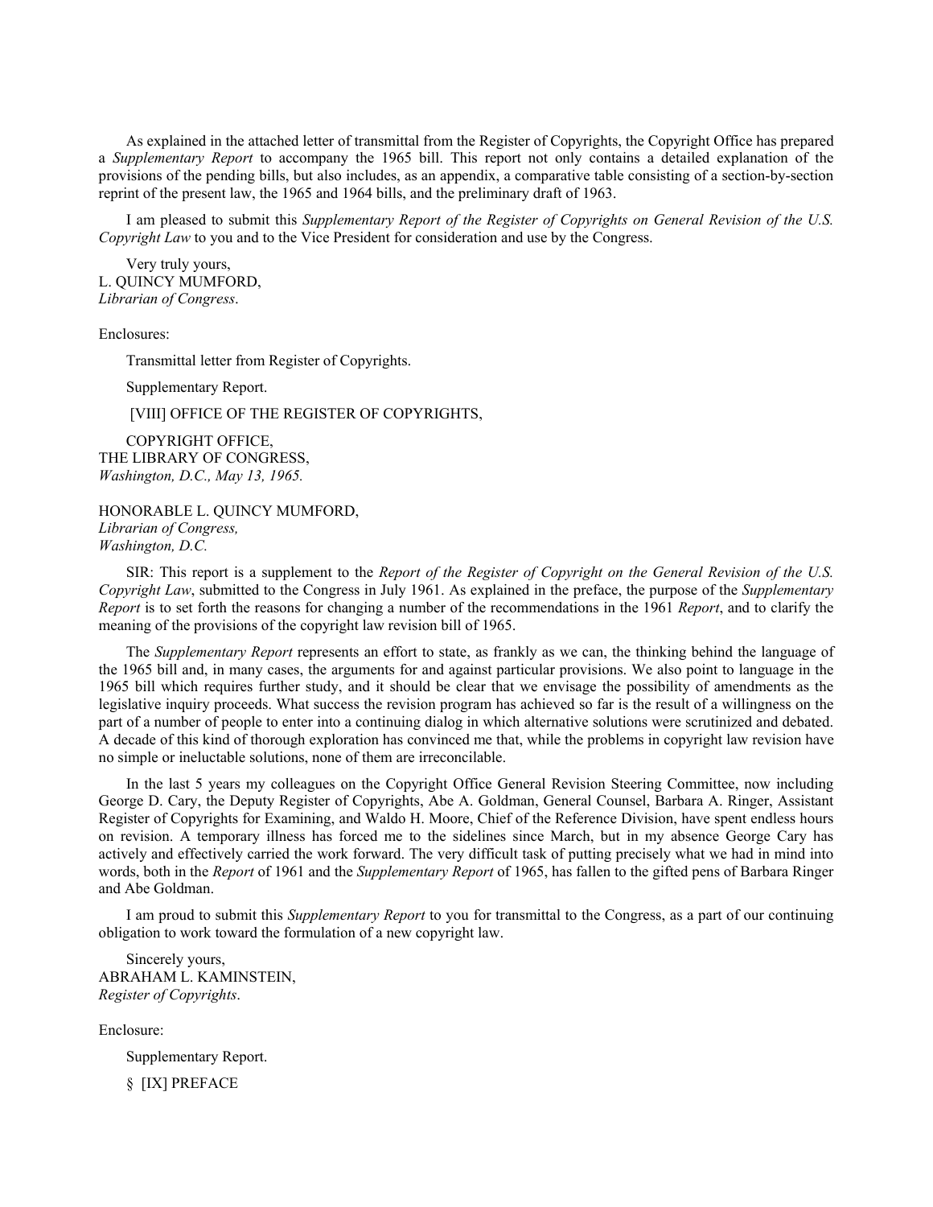As explained in the attached letter of transmittal from the Register of Copyrights, the Copyright Office has prepared a *Supplementary Report* to accompany the 1965 bill. This report not only contains a detailed explanation of the provisions of the pending bills, but also includes, as an appendix, a comparative table consisting of a section-by-section reprint of the present law, the 1965 and 1964 bills, and the preliminary draft of 1963.

I am pleased to submit this *Supplementary Report of the Register of Copyrights on General Revision of the U.S. Copyright Law* to you and to the Vice President for consideration and use by the Congress.

Very truly yours,
L. QUINCY MUMFORD,
*Librarian of Congress*.

Enclosures:

Transmittal letter from Register of Copyrights.

Supplementary Report.

[VIII] OFFICE OF THE REGISTER OF COPYRIGHTS,

COPYRIGHT OFFICE,
THE LIBRARY OF CONGRESS,
*Washington, D.C., May 13, 1965.*

HONORABLE L. QUINCY MUMFORD,
*Librarian of Congress,*
*Washington, D.C.*

SIR: This report is a supplement to the *Report of the Register of Copyright on the General Revision of the U.S. Copyright Law*, submitted to the Congress in July 1961. As explained in the preface, the purpose of the *Supplementary Report* is to set forth the reasons for changing a number of the recommendations in the 1961 *Report*, and to clarify the meaning of the provisions of the copyright law revision bill of 1965.

The *Supplementary Report* represents an effort to state, as frankly as we can, the thinking behind the language of the 1965 bill and, in many cases, the arguments for and against particular provisions. We also point to language in the 1965 bill which requires further study, and it should be clear that we envisage the possibility of amendments as the legislative inquiry proceeds. What success the revision program has achieved so far is the result of a willingness on the part of a number of people to enter into a continuing dialog in which alternative solutions were scrutinized and debated. A decade of this kind of thorough exploration has convinced me that, while the problems in copyright law revision have no simple or ineluctable solutions, none of them are irreconcilable.

In the last 5 years my colleagues on the Copyright Office General Revision Steering Committee, now including George D. Cary, the Deputy Register of Copyrights, Abe A. Goldman, General Counsel, Barbara A. Ringer, Assistant Register of Copyrights for Examining, and Waldo H. Moore, Chief of the Reference Division, have spent endless hours on revision. A temporary illness has forced me to the sidelines since March, but in my absence George Cary has actively and effectively carried the work forward. The very difficult task of putting precisely what we had in mind into words, both in the *Report* of 1961 and the *Supplementary Report* of 1965, has fallen to the gifted pens of Barbara Ringer and Abe Goldman.

I am proud to submit this *Supplementary Report* to you for transmittal to the Congress, as a part of our continuing obligation to work toward the formulation of a new copyright law.

Sincerely yours,
ABRAHAM L. KAMINSTEIN,
*Register of Copyrights*.

Enclosure:

Supplementary Report.

§ [IX] PREFACE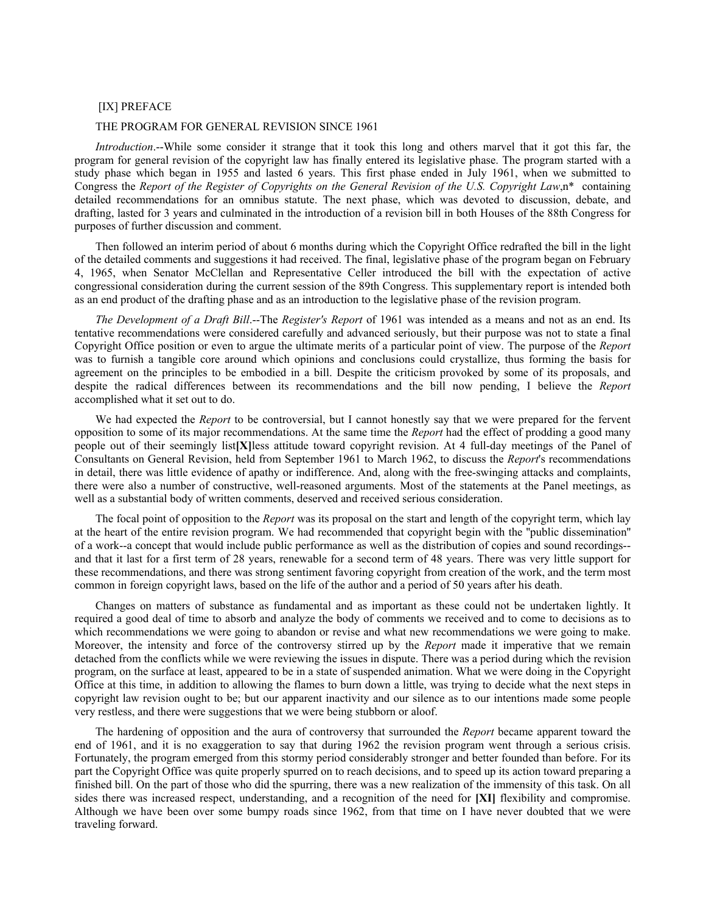[IX] PREFACE

THE PROGRAM FOR GENERAL REVISION SINCE 1961

*Introduction*.--While some consider it strange that it took this long and others marvel that it got this far, the program for general revision of the copyright law has finally entered its legislative phase. The program started with a study phase which began in 1955 and lasted 6 years. This first phase ended in July 1961, when we submitted to Congress the *Report of the Register of Copyrights on the General Revision of the U.S. Copyright Law*,n* containing detailed recommendations for an omnibus statute. The next phase, which was devoted to discussion, debate, and drafting, lasted for 3 years and culminated in the introduction of a revision bill in both Houses of the 88th Congress for purposes of further discussion and comment.

Then followed an interim period of about 6 months during which the Copyright Office redrafted the bill in the light of the detailed comments and suggestions it had received. The final, legislative phase of the program began on February 4, 1965, when Senator McClellan and Representative Celler introduced the bill with the expectation of active congressional consideration during the current session of the 89th Congress. This supplementary report is intended both as an end product of the drafting phase and as an introduction to the legislative phase of the revision program.

*The Development of a Draft Bill*.--The *Register's Report* of 1961 was intended as a means and not as an end. Its tentative recommendations were considered carefully and advanced seriously, but their purpose was not to state a final Copyright Office position or even to argue the ultimate merits of a particular point of view. The purpose of the *Report* was to furnish a tangible core around which opinions and conclusions could crystallize, thus forming the basis for agreement on the principles to be embodied in a bill. Despite the criticism provoked by some of its proposals, and despite the radical differences between its recommendations and the bill now pending, I believe the *Report* accomplished what it set out to do.

We had expected the *Report* to be controversial, but I cannot honestly say that we were prepared for the fervent opposition to some of its major recommendations. At the same time the *Report* had the effect of prodding a good many people out of their seemingly list**[X]**less attitude toward copyright revision. At 4 full-day meetings of the Panel of Consultants on General Revision, held from September 1961 to March 1962, to discuss the *Report*'s recommendations in detail, there was little evidence of apathy or indifference. And, along with the free-swinging attacks and complaints, there were also a number of constructive, well-reasoned arguments. Most of the statements at the Panel meetings, as well as a substantial body of written comments, deserved and received serious consideration.

The focal point of opposition to the *Report* was its proposal on the start and length of the copyright term, which lay at the heart of the entire revision program. We had recommended that copyright begin with the "public dissemination" of a work--a concept that would include public performance as well as the distribution of copies and sound recordings--and that it last for a first term of 28 years, renewable for a second term of 48 years. There was very little support for these recommendations, and there was strong sentiment favoring copyright from creation of the work, and the term most common in foreign copyright laws, based on the life of the author and a period of 50 years after his death.

Changes on matters of substance as fundamental and as important as these could not be undertaken lightly. It required a good deal of time to absorb and analyze the body of comments we received and to come to decisions as to which recommendations we were going to abandon or revise and what new recommendations we were going to make. Moreover, the intensity and force of the controversy stirred up by the *Report* made it imperative that we remain detached from the conflicts while we were reviewing the issues in dispute. There was a period during which the revision program, on the surface at least, appeared to be in a state of suspended animation. What we were doing in the Copyright Office at this time, in addition to allowing the flames to burn down a little, was trying to decide what the next steps in copyright law revision ought to be; but our apparent inactivity and our silence as to our intentions made some people very restless, and there were suggestions that we were being stubborn or aloof.

The hardening of opposition and the aura of controversy that surrounded the *Report* became apparent toward the end of 1961, and it is no exaggeration to say that during 1962 the revision program went through a serious crisis. Fortunately, the program emerged from this stormy period considerably stronger and better founded than before. For its part the Copyright Office was quite properly spurred on to reach decisions, and to speed up its action toward preparing a finished bill. On the part of those who did the spurring, there was a new realization of the immensity of this task. On all sides there was increased respect, understanding, and a recognition of the need for **[XI]** flexibility and compromise. Although we have been over some bumpy roads since 1962, from that time on I have never doubted that we were traveling forward.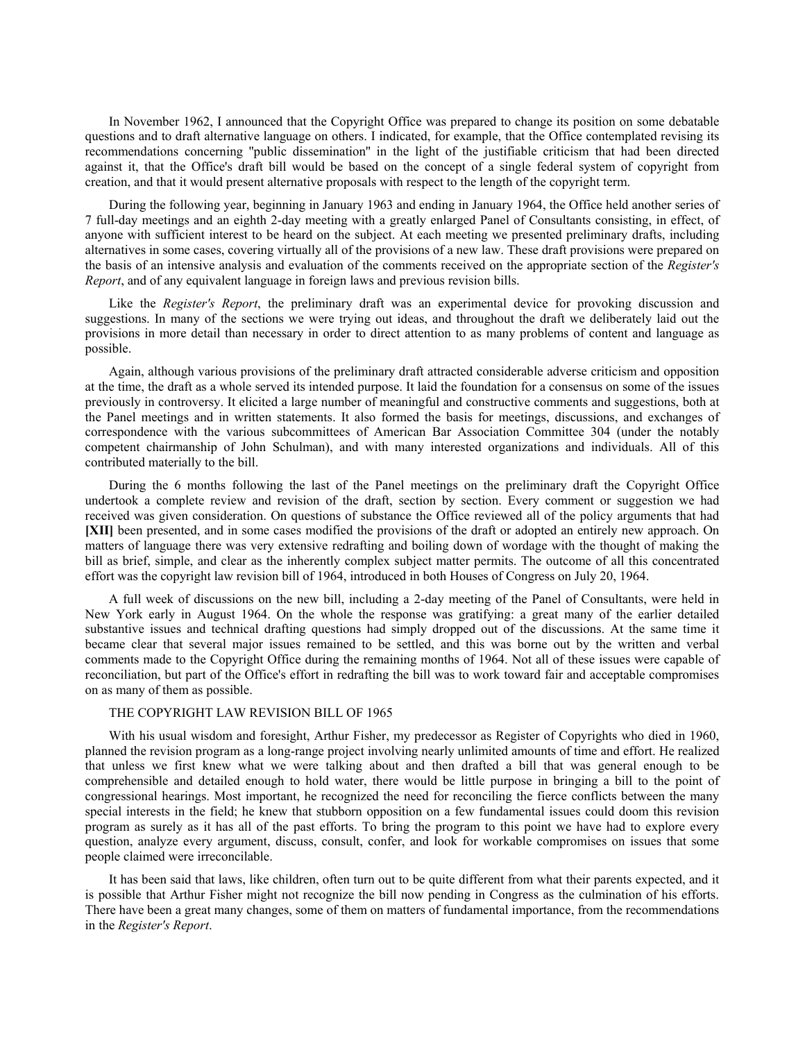In November 1962, I announced that the Copyright Office was prepared to change its position on some debatable questions and to draft alternative language on others. I indicated, for example, that the Office contemplated revising its recommendations concerning "public dissemination" in the light of the justifiable criticism that had been directed against it, that the Office's draft bill would be based on the concept of a single federal system of copyright from creation, and that it would present alternative proposals with respect to the length of the copyright term.

During the following year, beginning in January 1963 and ending in January 1964, the Office held another series of 7 full-day meetings and an eighth 2-day meeting with a greatly enlarged Panel of Consultants consisting, in effect, of anyone with sufficient interest to be heard on the subject. At each meeting we presented preliminary drafts, including alternatives in some cases, covering virtually all of the provisions of a new law. These draft provisions were prepared on the basis of an intensive analysis and evaluation of the comments received on the appropriate section of the *Register's Report*, and of any equivalent language in foreign laws and previous revision bills.

Like the *Register's Report*, the preliminary draft was an experimental device for provoking discussion and suggestions. In many of the sections we were trying out ideas, and throughout the draft we deliberately laid out the provisions in more detail than necessary in order to direct attention to as many problems of content and language as possible.

Again, although various provisions of the preliminary draft attracted considerable adverse criticism and opposition at the time, the draft as a whole served its intended purpose. It laid the foundation for a consensus on some of the issues previously in controversy. It elicited a large number of meaningful and constructive comments and suggestions, both at the Panel meetings and in written statements. It also formed the basis for meetings, discussions, and exchanges of correspondence with the various subcommittees of American Bar Association Committee 304 (under the notably competent chairmanship of John Schulman), and with many interested organizations and individuals. All of this contributed materially to the bill.

During the 6 months following the last of the Panel meetings on the preliminary draft the Copyright Office undertook a complete review and revision of the draft, section by section. Every comment or suggestion we had received was given consideration. On questions of substance the Office reviewed all of the policy arguments that had **[XII]** been presented, and in some cases modified the provisions of the draft or adopted an entirely new approach. On matters of language there was very extensive redrafting and boiling down of wordage with the thought of making the bill as brief, simple, and clear as the inherently complex subject matter permits. The outcome of all this concentrated effort was the copyright law revision bill of 1964, introduced in both Houses of Congress on July 20, 1964.

A full week of discussions on the new bill, including a 2-day meeting of the Panel of Consultants, were held in New York early in August 1964. On the whole the response was gratifying: a great many of the earlier detailed substantive issues and technical drafting questions had simply dropped out of the discussions. At the same time it became clear that several major issues remained to be settled, and this was borne out by the written and verbal comments made to the Copyright Office during the remaining months of 1964. Not all of these issues were capable of reconciliation, but part of the Office's effort in redrafting the bill was to work toward fair and acceptable compromises on as many of them as possible.

THE COPYRIGHT LAW REVISION BILL OF 1965

With his usual wisdom and foresight, Arthur Fisher, my predecessor as Register of Copyrights who died in 1960, planned the revision program as a long-range project involving nearly unlimited amounts of time and effort. He realized that unless we first knew what we were talking about and then drafted a bill that was general enough to be comprehensible and detailed enough to hold water, there would be little purpose in bringing a bill to the point of congressional hearings. Most important, he recognized the need for reconciling the fierce conflicts between the many special interests in the field; he knew that stubborn opposition on a few fundamental issues could doom this revision program as surely as it has all of the past efforts. To bring the program to this point we have had to explore every question, analyze every argument, discuss, consult, confer, and look for workable compromises on issues that some people claimed were irreconcilable.

It has been said that laws, like children, often turn out to be quite different from what their parents expected, and it is possible that Arthur Fisher might not recognize the bill now pending in Congress as the culmination of his efforts. There have been a great many changes, some of them on matters of fundamental importance, from the recommendations in the *Register's Report*.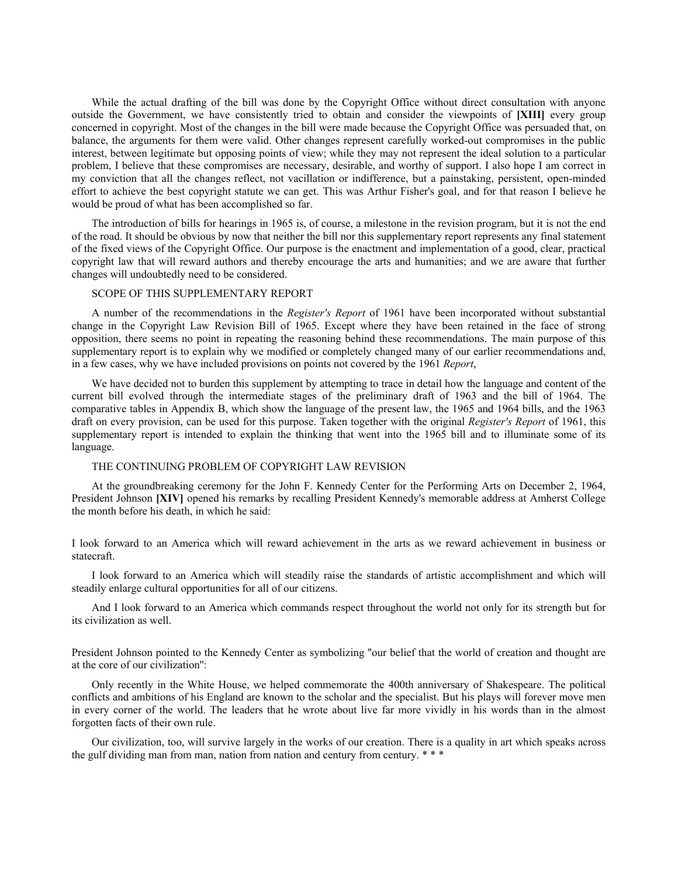While the actual drafting of the bill was done by the Copyright Office without direct consultation with anyone outside the Government, we have consistently tried to obtain and consider the viewpoints of **[XIII]** every group concerned in copyright. Most of the changes in the bill were made because the Copyright Office was persuaded that, on balance, the arguments for them were valid. Other changes represent carefully worked-out compromises in the public interest, between legitimate but opposing points of view; while they may not represent the ideal solution to a particular problem, I believe that these compromises are necessary, desirable, and worthy of support. I also hope I am correct in my conviction that all the changes reflect, not vacillation or indifference, but a painstaking, persistent, open-minded effort to achieve the best copyright statute we can get. This was Arthur Fisher's goal, and for that reason I believe he would be proud of what has been accomplished so far.

The introduction of bills for hearings in 1965 is, of course, a milestone in the revision program, but it is not the end of the road. It should be obvious by now that neither the bill nor this supplementary report represents any final statement of the fixed views of the Copyright Office. Our purpose is the enactment and implementation of a good, clear, practical copyright law that will reward authors and thereby encourage the arts and humanities; and we are aware that further changes will undoubtedly need to be considered.

## SCOPE OF THIS SUPPLEMENTARY REPORT

A number of the recommendations in the *Register's Report* of 1961 have been incorporated without substantial change in the Copyright Law Revision Bill of 1965. Except where they have been retained in the face of strong opposition, there seems no point in repeating the reasoning behind these recommendations. The main purpose of this supplementary report is to explain why we modified or completely changed many of our earlier recommendations and, in a few cases, why we have included provisions on points not covered by the 1961 *Report*,

We have decided not to burden this supplement by attempting to trace in detail how the language and content of the current bill evolved through the intermediate stages of the preliminary draft of 1963 and the bill of 1964. The comparative tables in Appendix B, which show the language of the present law, the 1965 and 1964 bills, and the 1963 draft on every provision, can be used for this purpose. Taken together with the original *Register's Report* of 1961, this supplementary report is intended to explain the thinking that went into the 1965 bill and to illuminate some of its language.

## THE CONTINUING PROBLEM OF COPYRIGHT LAW REVISION

At the groundbreaking ceremony for the John F. Kennedy Center for the Performing Arts on December 2, 1964, President Johnson **[XIV]** opened his remarks by recalling President Kennedy's memorable address at Amherst College the month before his death, in which he said:

> I look forward to an America which will reward achievement in the arts as we reward achievement in business or statecraft.
>
> I look forward to an America which will steadily raise the standards of artistic accomplishment and which will steadily enlarge cultural opportunities for all of our citizens.
>
> And I look forward to an America which commands respect throughout the world not only for its strength but for its civilization as well.

President Johnson pointed to the Kennedy Center as symbolizing "our belief that the world of creation and thought are at the core of our civilization":

> Only recently in the White House, we helped commemorate the 400th anniversary of Shakespeare. The political conflicts and ambitions of his England are known to the scholar and the specialist. But his plays will forever move men in every corner of the world. The leaders that he wrote about live far more vividly in his words than in the almost forgotten facts of their own rule.
>
> Our civilization, too, will survive largely in the works of our creation. There is a quality in art which speaks across the gulf dividing man from man, nation from nation and century from century. * * *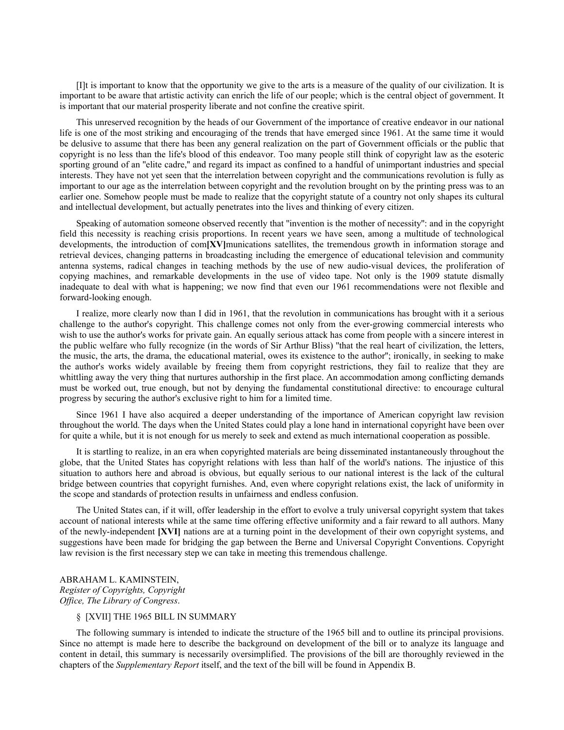[I]t is important to know that the opportunity we give to the arts is a measure of the quality of our civilization. It is important to be aware that artistic activity can enrich the life of our people; which is the central object of government. It is important that our material prosperity liberate and not confine the creative spirit.

This unreserved recognition by the heads of our Government of the importance of creative endeavor in our national life is one of the most striking and encouraging of the trends that have emerged since 1961. At the same time it would be delusive to assume that there has been any general realization on the part of Government officials or the public that copyright is no less than the life's blood of this endeavor. Too many people still think of copyright law as the esoteric sporting ground of an "elite cadre," and regard its impact as confined to a handful of unimportant industries and special interests. They have not yet seen that the interrelation between copyright and the communications revolution is fully as important to our age as the interrelation between copyright and the revolution brought on by the printing press was to an earlier one. Somehow people must be made to realize that the copyright statute of a country not only shapes its cultural and intellectual development, but actually penetrates into the lives and thinking of every citizen.

Speaking of automation someone observed recently that "invention is the mother of necessity": and in the copyright field this necessity is reaching crisis proportions. In recent years we have seen, among a multitude of technological developments, the introduction of com**[XV]**munications satellites, the tremendous growth in information storage and retrieval devices, changing patterns in broadcasting including the emergence of educational television and community antenna systems, radical changes in teaching methods by the use of new audio-visual devices, the proliferation of copying machines, and remarkable developments in the use of video tape. Not only is the 1909 statute dismally inadequate to deal with what is happening; we now find that even our 1961 recommendations were not flexible and forward-looking enough.

I realize, more clearly now than I did in 1961, that the revolution in communications has brought with it a serious challenge to the author's copyright. This challenge comes not only from the ever-growing commercial interests who wish to use the author's works for private gain. An equally serious attack has come from people with a sincere interest in the public welfare who fully recognize (in the words of Sir Arthur Bliss) "that the real heart of civilization, the letters, the music, the arts, the drama, the educational material, owes its existence to the author"; ironically, in seeking to make the author's works widely available by freeing them from copyright restrictions, they fail to realize that they are whittling away the very thing that nurtures authorship in the first place. An accommodation among conflicting demands must be worked out, true enough, but not by denying the fundamental constitutional directive: to encourage cultural progress by securing the author's exclusive right to him for a limited time.

Since 1961 I have also acquired a deeper understanding of the importance of American copyright law revision throughout the world. The days when the United States could play a lone hand in international copyright have been over for quite a while, but it is not enough for us merely to seek and extend as much international cooperation as possible.

It is startling to realize, in an era when copyrighted materials are being disseminated instantaneously throughout the globe, that the United States has copyright relations with less than half of the world's nations. The injustice of this situation to authors here and abroad is obvious, but equally serious to our national interest is the lack of the cultural bridge between countries that copyright furnishes. And, even where copyright relations exist, the lack of uniformity in the scope and standards of protection results in unfairness and endless confusion.

The United States can, if it will, offer leadership in the effort to evolve a truly universal copyright system that takes account of national interests while at the same time offering effective uniformity and a fair reward to all authors. Many of the newly-independent **[XVI]** nations are at a turning point in the development of their own copyright systems, and suggestions have been made for bridging the gap between the Berne and Universal Copyright Conventions. Copyright law revision is the first necessary step we can take in meeting this tremendous challenge.

ABRAHAM L. KAMINSTEIN,
*Register of Copyrights, Copyright Office, The Library of Congress*.

§ [XVII] THE 1965 BILL IN SUMMARY

The following summary is intended to indicate the structure of the 1965 bill and to outline its principal provisions. Since no attempt is made here to describe the background on development of the bill or to analyze its language and content in detail, this summary is necessarily oversimplified. The provisions of the bill are thoroughly reviewed in the chapters of the *Supplementary Report* itself, and the text of the bill will be found in Appendix B.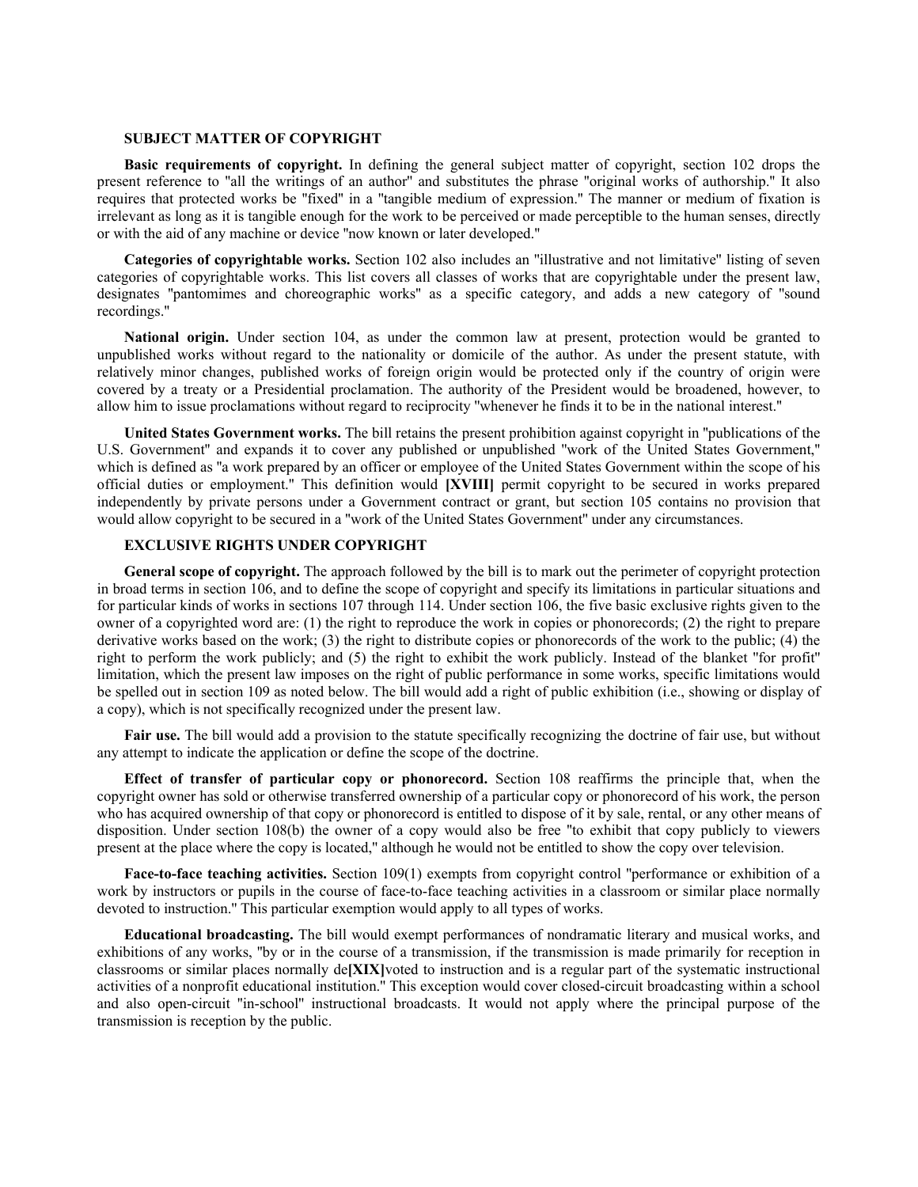### SUBJECT MATTER OF COPYRIGHT

**Basic requirements of copyright.** In defining the general subject matter of copyright, section 102 drops the present reference to "all the writings of an author" and substitutes the phrase "original works of authorship." It also requires that protected works be "fixed" in a "tangible medium of expression." The manner or medium of fixation is irrelevant as long as it is tangible enough for the work to be perceived or made perceptible to the human senses, directly or with the aid of any machine or device "now known or later developed."

**Categories of copyrightable works.** Section 102 also includes an "illustrative and not limitative" listing of seven categories of copyrightable works. This list covers all classes of works that are copyrightable under the present law, designates "pantomimes and choreographic works" as a specific category, and adds a new category of "sound recordings."

**National origin.** Under section 104, as under the common law at present, protection would be granted to unpublished works without regard to the nationality or domicile of the author. As under the present statute, with relatively minor changes, published works of foreign origin would be protected only if the country of origin were covered by a treaty or a Presidential proclamation. The authority of the President would be broadened, however, to allow him to issue proclamations without regard to reciprocity "whenever he finds it to be in the national interest."

**United States Government works.** The bill retains the present prohibition against copyright in "publications of the U.S. Government" and expands it to cover any published or unpublished "work of the United States Government," which is defined as "a work prepared by an officer or employee of the United States Government within the scope of his official duties or employment." This definition would **[XVIII]** permit copyright to be secured in works prepared independently by private persons under a Government contract or grant, but section 105 contains no provision that would allow copyright to be secured in a "work of the United States Government" under any circumstances.

### EXCLUSIVE RIGHTS UNDER COPYRIGHT

**General scope of copyright.** The approach followed by the bill is to mark out the perimeter of copyright protection in broad terms in section 106, and to define the scope of copyright and specify its limitations in particular situations and for particular kinds of works in sections 107 through 114. Under section 106, the five basic exclusive rights given to the owner of a copyrighted word are: (1) the right to reproduce the work in copies or phonorecords; (2) the right to prepare derivative works based on the work; (3) the right to distribute copies or phonorecords of the work to the public; (4) the right to perform the work publicly; and (5) the right to exhibit the work publicly. Instead of the blanket "for profit" limitation, which the present law imposes on the right of public performance in some works, specific limitations would be spelled out in section 109 as noted below. The bill would add a right of public exhibition (i.e., showing or display of a copy), which is not specifically recognized under the present law.

**Fair use.** The bill would add a provision to the statute specifically recognizing the doctrine of fair use, but without any attempt to indicate the application or define the scope of the doctrine.

**Effect of transfer of particular copy or phonorecord.** Section 108 reaffirms the principle that, when the copyright owner has sold or otherwise transferred ownership of a particular copy or phonorecord of his work, the person who has acquired ownership of that copy or phonorecord is entitled to dispose of it by sale, rental, or any other means of disposition. Under section 108(b) the owner of a copy would also be free "to exhibit that copy publicly to viewers present at the place where the copy is located," although he would not be entitled to show the copy over television.

**Face-to-face teaching activities.** Section 109(1) exempts from copyright control "performance or exhibition of a work by instructors or pupils in the course of face-to-face teaching activities in a classroom or similar place normally devoted to instruction." This particular exemption would apply to all types of works.

**Educational broadcasting.** The bill would exempt performances of nondramatic literary and musical works, and exhibitions of any works, "by or in the course of a transmission, if the transmission is made primarily for reception in classrooms or similar places normally de**[XIX]**voted to instruction and is a regular part of the systematic instructional activities of a nonprofit educational institution." This exception would cover closed-circuit broadcasting within a school and also open-circuit "in-school" instructional broadcasts. It would not apply where the principal purpose of the transmission is reception by the public.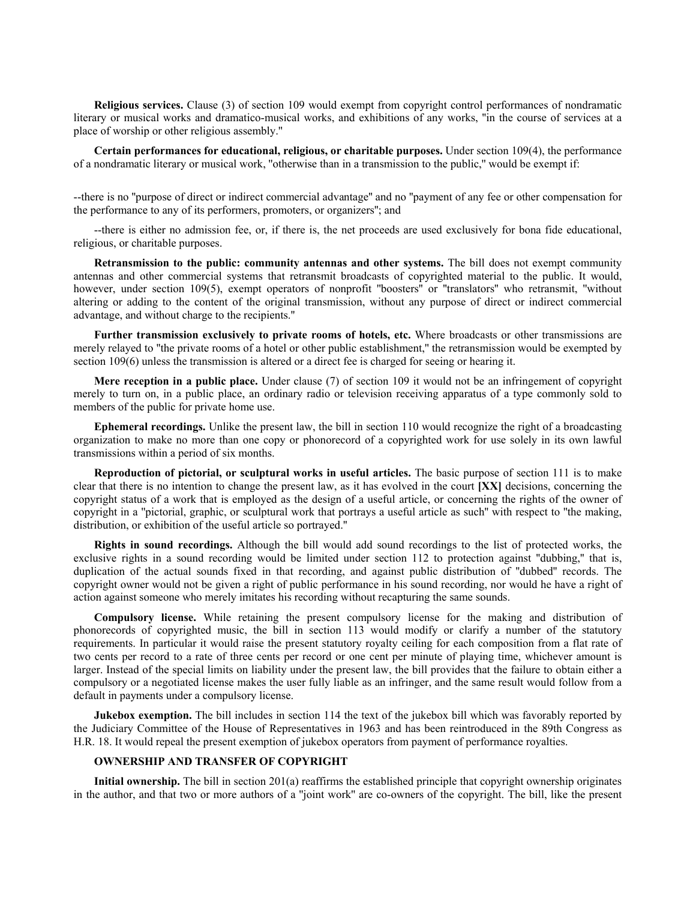**Religious services.** Clause (3) of section 109 would exempt from copyright control performances of nondramatic literary or musical works and dramatico-musical works, and exhibitions of any works, "in the course of services at a place of worship or other religious assembly."

**Certain performances for educational, religious, or charitable purposes.** Under section 109(4), the performance of a nondramatic literary or musical work, "otherwise than in a transmission to the public," would be exempt if:

--there is no "purpose of direct or indirect commercial advantage" and no "payment of any fee or other compensation for the performance to any of its performers, promoters, or organizers"; and

--there is either no admission fee, or, if there is, the net proceeds are used exclusively for bona fide educational, religious, or charitable purposes.

**Retransmission to the public: community antennas and other systems.** The bill does not exempt community antennas and other commercial systems that retransmit broadcasts of copyrighted material to the public. It would, however, under section 109(5), exempt operators of nonprofit "boosters" or "translators" who retransmit, "without altering or adding to the content of the original transmission, without any purpose of direct or indirect commercial advantage, and without charge to the recipients."

**Further transmission exclusively to private rooms of hotels, etc.** Where broadcasts or other transmissions are merely relayed to "the private rooms of a hotel or other public establishment," the retransmission would be exempted by section 109(6) unless the transmission is altered or a direct fee is charged for seeing or hearing it.

**Mere reception in a public place.** Under clause (7) of section 109 it would not be an infringement of copyright merely to turn on, in a public place, an ordinary radio or television receiving apparatus of a type commonly sold to members of the public for private home use.

**Ephemeral recordings.** Unlike the present law, the bill in section 110 would recognize the right of a broadcasting organization to make no more than one copy or phonorecord of a copyrighted work for use solely in its own lawful transmissions within a period of six months.

**Reproduction of pictorial, or sculptural works in useful articles.** The basic purpose of section 111 is to make clear that there is no intention to change the present law, as it has evolved in the court **[XX]** decisions, concerning the copyright status of a work that is employed as the design of a useful article, or concerning the rights of the owner of copyright in a "pictorial, graphic, or sculptural work that portrays a useful article as such" with respect to "the making, distribution, or exhibition of the useful article so portrayed."

**Rights in sound recordings.** Although the bill would add sound recordings to the list of protected works, the exclusive rights in a sound recording would be limited under section 112 to protection against "dubbing," that is, duplication of the actual sounds fixed in that recording, and against public distribution of "dubbed" records. The copyright owner would not be given a right of public performance in his sound recording, nor would he have a right of action against someone who merely imitates his recording without recapturing the same sounds.

**Compulsory license.** While retaining the present compulsory license for the making and distribution of phonorecords of copyrighted music, the bill in section 113 would modify or clarify a number of the statutory requirements. In particular it would raise the present statutory royalty ceiling for each composition from a flat rate of two cents per record to a rate of three cents per record or one cent per minute of playing time, whichever amount is larger. Instead of the special limits on liability under the present law, the bill provides that the failure to obtain either a compulsory or a negotiated license makes the user fully liable as an infringer, and the same result would follow from a default in payments under a compulsory license.

**Jukebox exemption.** The bill includes in section 114 the text of the jukebox bill which was favorably reported by the Judiciary Committee of the House of Representatives in 1963 and has been reintroduced in the 89th Congress as H.R. 18. It would repeal the present exemption of jukebox operators from payment of performance royalties.

**OWNERSHIP AND TRANSFER OF COPYRIGHT**

**Initial ownership.** The bill in section 201(a) reaffirms the established principle that copyright ownership originates in the author, and that two or more authors of a "joint work" are co-owners of the copyright. The bill, like the present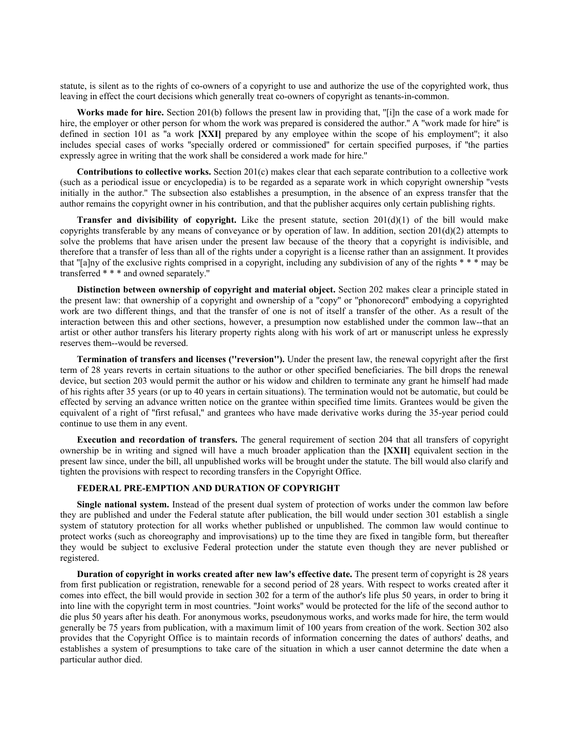statute, is silent as to the rights of co-owners of a copyright to use and authorize the use of the copyrighted work, thus leaving in effect the court decisions which generally treat co-owners of copyright as tenants-in-common.

**Works made for hire.** Section 201(b) follows the present law in providing that, "[i]n the case of a work made for hire, the employer or other person for whom the work was prepared is considered the author." A "work made for hire" is defined in section 101 as "a work **[XXI]** prepared by any employee within the scope of his employment"; it also includes special cases of works "specially ordered or commissioned" for certain specified purposes, if "the parties expressly agree in writing that the work shall be considered a work made for hire."

**Contributions to collective works.** Section 201(c) makes clear that each separate contribution to a collective work (such as a periodical issue or encyclopedia) is to be regarded as a separate work in which copyright ownership "vests initially in the author." The subsection also establishes a presumption, in the absence of an express transfer that the author remains the copyright owner in his contribution, and that the publisher acquires only certain publishing rights.

**Transfer and divisibility of copyright.** Like the present statute, section 201(d)(1) of the bill would make copyrights transferable by any means of conveyance or by operation of law. In addition, section 201(d)(2) attempts to solve the problems that have arisen under the present law because of the theory that a copyright is indivisible, and therefore that a transfer of less than all of the rights under a copyright is a license rather than an assignment. It provides that "[a]ny of the exclusive rights comprised in a copyright, including any subdivision of any of the rights * * * may be transferred * * * and owned separately."

**Distinction between ownership of copyright and material object.** Section 202 makes clear a principle stated in the present law: that ownership of a copyright and ownership of a "copy" or "phonorecord" embodying a copyrighted work are two different things, and that the transfer of one is not of itself a transfer of the other. As a result of the interaction between this and other sections, however, a presumption now established under the common law--that an artist or other author transfers his literary property rights along with his work of art or manuscript unless he expressly reserves them--would be reversed.

**Termination of transfers and licenses ("reversion").** Under the present law, the renewal copyright after the first term of 28 years reverts in certain situations to the author or other specified beneficiaries. The bill drops the renewal device, but section 203 would permit the author or his widow and children to terminate any grant he himself had made of his rights after 35 years (or up to 40 years in certain situations). The termination would not be automatic, but could be effected by serving an advance written notice on the grantee within specified time limits. Grantees would be given the equivalent of a right of "first refusal," and grantees who have made derivative works during the 35-year period could continue to use them in any event.

**Execution and recordation of transfers.** The general requirement of section 204 that all transfers of copyright ownership be in writing and signed will have a much broader application than the **[XXII]** equivalent section in the present law since, under the bill, all unpublished works will be brought under the statute. The bill would also clarify and tighten the provisions with respect to recording transfers in the Copyright Office.

### FEDERAL PRE-EMPTION AND DURATION OF COPYRIGHT

**Single national system.** Instead of the present dual system of protection of works under the common law before they are published and under the Federal statute after publication, the bill would under section 301 establish a single system of statutory protection for all works whether published or unpublished. The common law would continue to protect works (such as choreography and improvisations) up to the time they are fixed in tangible form, but thereafter they would be subject to exclusive Federal protection under the statute even though they are never published or registered.

**Duration of copyright in works created after new law's effective date.** The present term of copyright is 28 years from first publication or registration, renewable for a second period of 28 years. With respect to works created after it comes into effect, the bill would provide in section 302 for a term of the author's life plus 50 years, in order to bring it into line with the copyright term in most countries. "Joint works" would be protected for the life of the second author to die plus 50 years after his death. For anonymous works, pseudonymous works, and works made for hire, the term would generally be 75 years from publication, with a maximum limit of 100 years from creation of the work. Section 302 also provides that the Copyright Office is to maintain records of information concerning the dates of authors' deaths, and establishes a system of presumptions to take care of the situation in which a user cannot determine the date when a particular author died.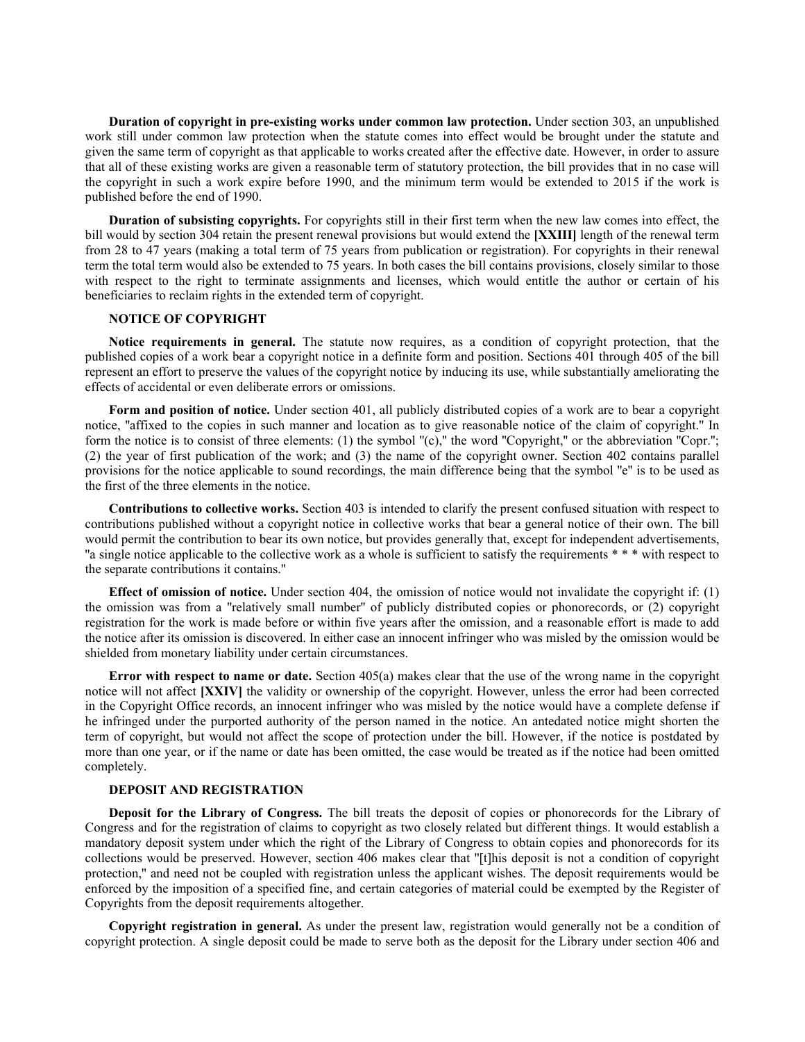**Duration of copyright in pre-existing works under common law protection.** Under section 303, an unpublished work still under common law protection when the statute comes into effect would be brought under the statute and given the same term of copyright as that applicable to works created after the effective date. However, in order to assure that all of these existing works are given a reasonable term of statutory protection, the bill provides that in no case will the copyright in such a work expire before 1990, and the minimum term would be extended to 2015 if the work is published before the end of 1990.

**Duration of subsisting copyrights.** For copyrights still in their first term when the new law comes into effect, the bill would by section 304 retain the present renewal provisions but would extend the **[XXIII]** length of the renewal term from 28 to 47 years (making a total term of 75 years from publication or registration). For copyrights in their renewal term the total term would also be extended to 75 years. In both cases the bill contains provisions, closely similar to those with respect to the right to terminate assignments and licenses, which would entitle the author or certain of his beneficiaries to reclaim rights in the extended term of copyright.

**NOTICE OF COPYRIGHT**

**Notice requirements in general.** The statute now requires, as a condition of copyright protection, that the published copies of a work bear a copyright notice in a definite form and position. Sections 401 through 405 of the bill represent an effort to preserve the values of the copyright notice by inducing its use, while substantially ameliorating the effects of accidental or even deliberate errors or omissions.

**Form and position of notice.** Under section 401, all publicly distributed copies of a work are to bear a copyright notice, "affixed to the copies in such manner and location as to give reasonable notice of the claim of copyright." In form the notice is to consist of three elements: (1) the symbol "(c)," the word "Copyright," or the abbreviation "Copr."; (2) the year of first publication of the work; and (3) the name of the copyright owner. Section 402 contains parallel provisions for the notice applicable to sound recordings, the main difference being that the symbol "e" is to be used as the first of the three elements in the notice.

**Contributions to collective works.** Section 403 is intended to clarify the present confused situation with respect to contributions published without a copyright notice in collective works that bear a general notice of their own. The bill would permit the contribution to bear its own notice, but provides generally that, except for independent advertisements, "a single notice applicable to the collective work as a whole is sufficient to satisfy the requirements * * * with respect to the separate contributions it contains."

**Effect of omission of notice.** Under section 404, the omission of notice would not invalidate the copyright if: (1) the omission was from a "relatively small number" of publicly distributed copies or phonorecords, or (2) copyright registration for the work is made before or within five years after the omission, and a reasonable effort is made to add the notice after its omission is discovered. In either case an innocent infringer who was misled by the omission would be shielded from monetary liability under certain circumstances.

**Error with respect to name or date.** Section 405(a) makes clear that the use of the wrong name in the copyright notice will not affect **[XXIV]** the validity or ownership of the copyright. However, unless the error had been corrected in the Copyright Office records, an innocent infringer who was misled by the notice would have a complete defense if he infringed under the purported authority of the person named in the notice. An antedated notice might shorten the term of copyright, but would not affect the scope of protection under the bill. However, if the notice is postdated by more than one year, or if the name or date has been omitted, the case would be treated as if the notice had been omitted completely.

**DEPOSIT AND REGISTRATION**

**Deposit for the Library of Congress.** The bill treats the deposit of copies or phonorecords for the Library of Congress and for the registration of claims to copyright as two closely related but different things. It would establish a mandatory deposit system under which the right of the Library of Congress to obtain copies and phonorecords for its collections would be preserved. However, section 406 makes clear that "[t]his deposit is not a condition of copyright protection," and need not be coupled with registration unless the applicant wishes. The deposit requirements would be enforced by the imposition of a specified fine, and certain categories of material could be exempted by the Register of Copyrights from the deposit requirements altogether.

**Copyright registration in general.** As under the present law, registration would generally not be a condition of copyright protection. A single deposit could be made to serve both as the deposit for the Library under section 406 and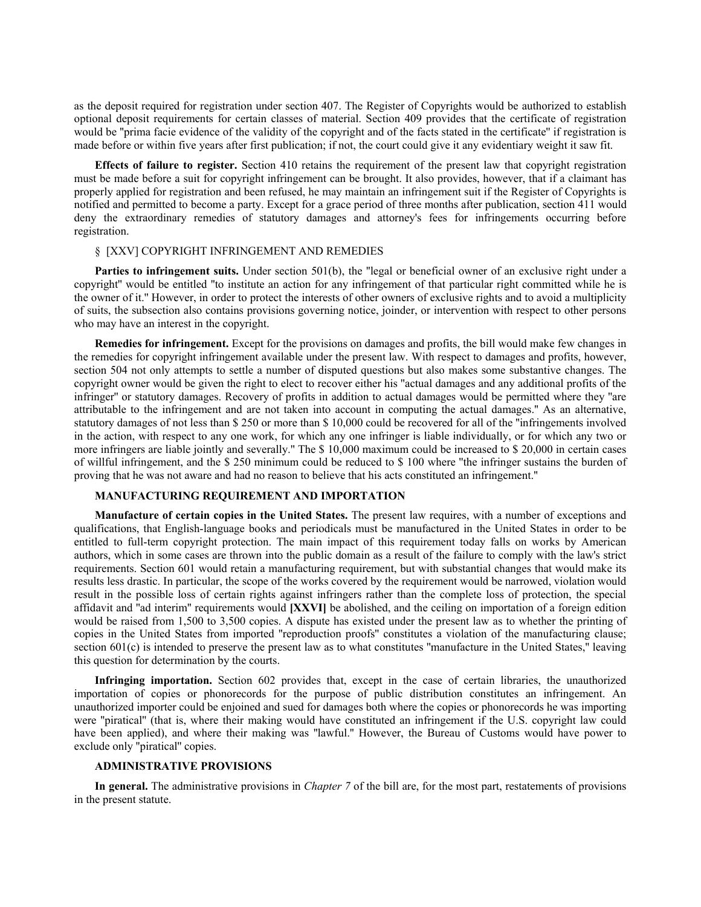as the deposit required for registration under section 407. The Register of Copyrights would be authorized to establish optional deposit requirements for certain classes of material. Section 409 provides that the certificate of registration would be "prima facie evidence of the validity of the copyright and of the facts stated in the certificate" if registration is made before or within five years after first publication; if not, the court could give it any evidentiary weight it saw fit.

**Effects of failure to register.** Section 410 retains the requirement of the present law that copyright registration must be made before a suit for copyright infringement can be brought. It also provides, however, that if a claimant has properly applied for registration and been refused, he may maintain an infringement suit if the Register of Copyrights is notified and permitted to become a party. Except for a grace period of three months after publication, section 411 would deny the extraordinary remedies of statutory damages and attorney's fees for infringements occurring before registration.

§ [XXV] COPYRIGHT INFRINGEMENT AND REMEDIES

**Parties to infringement suits.** Under section 501(b), the "legal or beneficial owner of an exclusive right under a copyright" would be entitled "to institute an action for any infringement of that particular right committed while he is the owner of it." However, in order to protect the interests of other owners of exclusive rights and to avoid a multiplicity of suits, the subsection also contains provisions governing notice, joinder, or intervention with respect to other persons who may have an interest in the copyright.

**Remedies for infringement.** Except for the provisions on damages and profits, the bill would make few changes in the remedies for copyright infringement available under the present law. With respect to damages and profits, however, section 504 not only attempts to settle a number of disputed questions but also makes some substantive changes. The copyright owner would be given the right to elect to recover either his "actual damages and any additional profits of the infringer" or statutory damages. Recovery of profits in addition to actual damages would be permitted where they "are attributable to the infringement and are not taken into account in computing the actual damages." As an alternative, statutory damages of not less than $ 250 or more than $ 10,000 could be recovered for all of the "infringements involved in the action, with respect to any one work, for which any one infringer is liable individually, or for which any two or more infringers are liable jointly and severally." The $ 10,000 maximum could be increased to $ 20,000 in certain cases of willful infringement, and the $ 250 minimum could be reduced to $ 100 where "the infringer sustains the burden of proving that he was not aware and had no reason to believe that his acts constituted an infringement."

**MANUFACTURING REQUIREMENT AND IMPORTATION**

**Manufacture of certain copies in the United States.** The present law requires, with a number of exceptions and qualifications, that English-language books and periodicals must be manufactured in the United States in order to be entitled to full-term copyright protection. The main impact of this requirement today falls on works by American authors, which in some cases are thrown into the public domain as a result of the failure to comply with the law's strict requirements. Section 601 would retain a manufacturing requirement, but with substantial changes that would make its results less drastic. In particular, the scope of the works covered by the requirement would be narrowed, violation would result in the possible loss of certain rights against infringers rather than the complete loss of protection, the special affidavit and "ad interim" requirements would **[XXVI]** be abolished, and the ceiling on importation of a foreign edition would be raised from 1,500 to 3,500 copies. A dispute has existed under the present law as to whether the printing of copies in the United States from imported "reproduction proofs" constitutes a violation of the manufacturing clause; section 601(c) is intended to preserve the present law as to what constitutes "manufacture in the United States," leaving this question for determination by the courts.

**Infringing importation.** Section 602 provides that, except in the case of certain libraries, the unauthorized importation of copies or phonorecords for the purpose of public distribution constitutes an infringement. An unauthorized importer could be enjoined and sued for damages both where the copies or phonorecords he was importing were "piratical" (that is, where their making would have constituted an infringement if the U.S. copyright law could have been applied), and where their making was "lawful." However, the Bureau of Customs would have power to exclude only "piratical" copies.

**ADMINISTRATIVE PROVISIONS**

**In general.** The administrative provisions in *Chapter 7* of the bill are, for the most part, restatements of provisions in the present statute.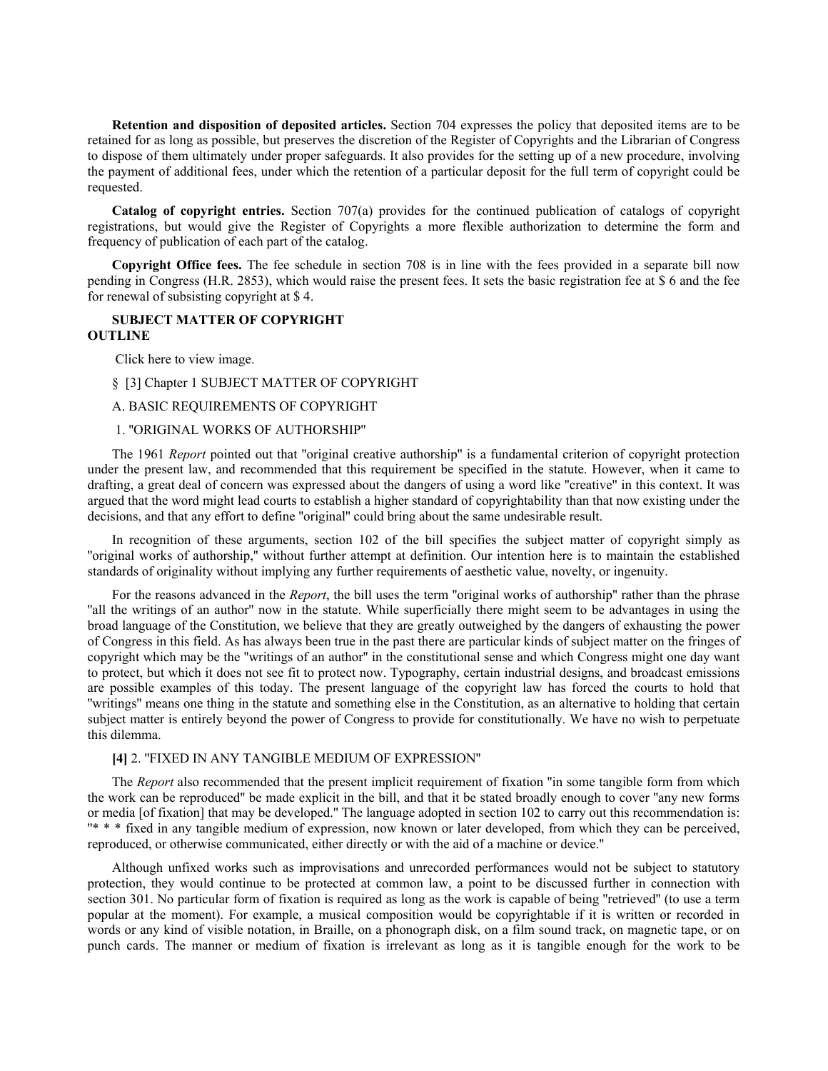**Retention and disposition of deposited articles.** Section 704 expresses the policy that deposited items are to be retained for as long as possible, but preserves the discretion of the Register of Copyrights and the Librarian of Congress to dispose of them ultimately under proper safeguards. It also provides for the setting up of a new procedure, involving the payment of additional fees, under which the retention of a particular deposit for the full term of copyright could be requested.

**Catalog of copyright entries.** Section 707(a) provides for the continued publication of catalogs of copyright registrations, but would give the Register of Copyrights a more flexible authorization to determine the form and frequency of publication of each part of the catalog.

**Copyright Office fees.** The fee schedule in section 708 is in line with the fees provided in a separate bill now pending in Congress (H.R. 2853), which would raise the present fees. It sets the basic registration fee at $ 6 and the fee for renewal of subsisting copyright at $ 4.

**SUBJECT MATTER OF COPYRIGHT**
**OUTLINE**

Click here to view image.

§ [3] Chapter 1 SUBJECT MATTER OF COPYRIGHT

A. BASIC REQUIREMENTS OF COPYRIGHT

1. "ORIGINAL WORKS OF AUTHORSHIP"

The 1961 *Report* pointed out that "original creative authorship" is a fundamental criterion of copyright protection under the present law, and recommended that this requirement be specified in the statute. However, when it came to drafting, a great deal of concern was expressed about the dangers of using a word like "creative" in this context. It was argued that the word might lead courts to establish a higher standard of copyrightability than that now existing under the decisions, and that any effort to define "original" could bring about the same undesirable result.

In recognition of these arguments, section 102 of the bill specifies the subject matter of copyright simply as "original works of authorship," without further attempt at definition. Our intention here is to maintain the established standards of originality without implying any further requirements of aesthetic value, novelty, or ingenuity.

For the reasons advanced in the *Report*, the bill uses the term "original works of authorship" rather than the phrase "all the writings of an author" now in the statute. While superficially there might seem to be advantages in using the broad language of the Constitution, we believe that they are greatly outweighed by the dangers of exhausting the power of Congress in this field. As has always been true in the past there are particular kinds of subject matter on the fringes of copyright which may be the "writings of an author" in the constitutional sense and which Congress might one day want to protect, but which it does not see fit to protect now. Typography, certain industrial designs, and broadcast emissions are possible examples of this today. The present language of the copyright law has forced the courts to hold that "writings" means one thing in the statute and something else in the Constitution, as an alternative to holding that certain subject matter is entirely beyond the power of Congress to provide for constitutionally. We have no wish to perpetuate this dilemma.

**[4]** 2. "FIXED IN ANY TANGIBLE MEDIUM OF EXPRESSION"

The *Report* also recommended that the present implicit requirement of fixation "in some tangible form from which the work can be reproduced" be made explicit in the bill, and that it be stated broadly enough to cover "any new forms or media [of fixation] that may be developed." The language adopted in section 102 to carry out this recommendation is: "* * * fixed in any tangible medium of expression, now known or later developed, from which they can be perceived, reproduced, or otherwise communicated, either directly or with the aid of a machine or device."

Although unfixed works such as improvisations and unrecorded performances would not be subject to statutory protection, they would continue to be protected at common law, a point to be discussed further in connection with section 301. No particular form of fixation is required as long as the work is capable of being "retrieved" (to use a term popular at the moment). For example, a musical composition would be copyrightable if it is written or recorded in words or any kind of visible notation, in Braille, on a phonograph disk, on a film sound track, on magnetic tape, or on punch cards. The manner or medium of fixation is irrelevant as long as it is tangible enough for the work to be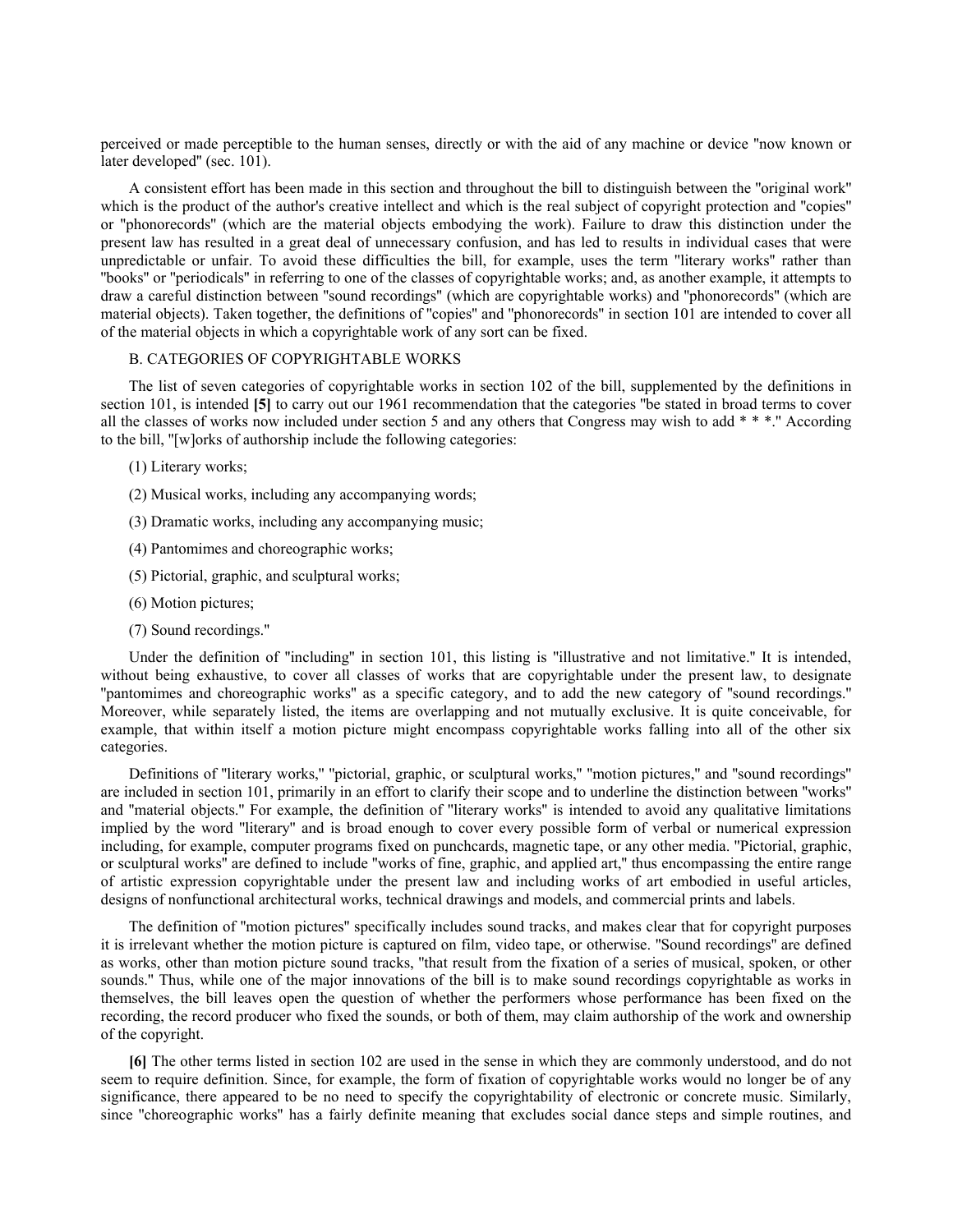perceived or made perceptible to the human senses, directly or with the aid of any machine or device "now known or later developed" (sec. 101).

A consistent effort has been made in this section and throughout the bill to distinguish between the "original work" which is the product of the author's creative intellect and which is the real subject of copyright protection and "copies" or "phonorecords" (which are the material objects embodying the work). Failure to draw this distinction under the present law has resulted in a great deal of unnecessary confusion, and has led to results in individual cases that were unpredictable or unfair. To avoid these difficulties the bill, for example, uses the term "literary works" rather than "books" or "periodicals" in referring to one of the classes of copyrightable works; and, as another example, it attempts to draw a careful distinction between "sound recordings" (which are copyrightable works) and "phonorecords" (which are material objects). Taken together, the definitions of "copies" and "phonorecords" in section 101 are intended to cover all of the material objects in which a copyrightable work of any sort can be fixed.

B. CATEGORIES OF COPYRIGHTABLE WORKS

The list of seven categories of copyrightable works in section 102 of the bill, supplemented by the definitions in section 101, is intended **[5]** to carry out our 1961 recommendation that the categories "be stated in broad terms to cover all the classes of works now included under section 5 and any others that Congress may wish to add * * *." According to the bill, "[w]orks of authorship include the following categories:

(1) Literary works;

(2) Musical works, including any accompanying words;

(3) Dramatic works, including any accompanying music;

(4) Pantomimes and choreographic works;

(5) Pictorial, graphic, and sculptural works;

(6) Motion pictures;

(7) Sound recordings."

Under the definition of "including" in section 101, this listing is "illustrative and not limitative." It is intended, without being exhaustive, to cover all classes of works that are copyrightable under the present law, to designate "pantomimes and choreographic works" as a specific category, and to add the new category of "sound recordings." Moreover, while separately listed, the items are overlapping and not mutually exclusive. It is quite conceivable, for example, that within itself a motion picture might encompass copyrightable works falling into all of the other six categories.

Definitions of "literary works," "pictorial, graphic, or sculptural works," "motion pictures," and "sound recordings" are included in section 101, primarily in an effort to clarify their scope and to underline the distinction between "works" and "material objects." For example, the definition of "literary works" is intended to avoid any qualitative limitations implied by the word "literary" and is broad enough to cover every possible form of verbal or numerical expression including, for example, computer programs fixed on punchcards, magnetic tape, or any other media. "Pictorial, graphic, or sculptural works" are defined to include "works of fine, graphic, and applied art," thus encompassing the entire range of artistic expression copyrightable under the present law and including works of art embodied in useful articles, designs of nonfunctional architectural works, technical drawings and models, and commercial prints and labels.

The definition of "motion pictures" specifically includes sound tracks, and makes clear that for copyright purposes it is irrelevant whether the motion picture is captured on film, video tape, or otherwise. "Sound recordings" are defined as works, other than motion picture sound tracks, "that result from the fixation of a series of musical, spoken, or other sounds." Thus, while one of the major innovations of the bill is to make sound recordings copyrightable as works in themselves, the bill leaves open the question of whether the performers whose performance has been fixed on the recording, the record producer who fixed the sounds, or both of them, may claim authorship of the work and ownership of the copyright.

**[6]** The other terms listed in section 102 are used in the sense in which they are commonly understood, and do not seem to require definition. Since, for example, the form of fixation of copyrightable works would no longer be of any significance, there appeared to be no need to specify the copyrightability of electronic or concrete music. Similarly, since "choreographic works" has a fairly definite meaning that excludes social dance steps and simple routines, and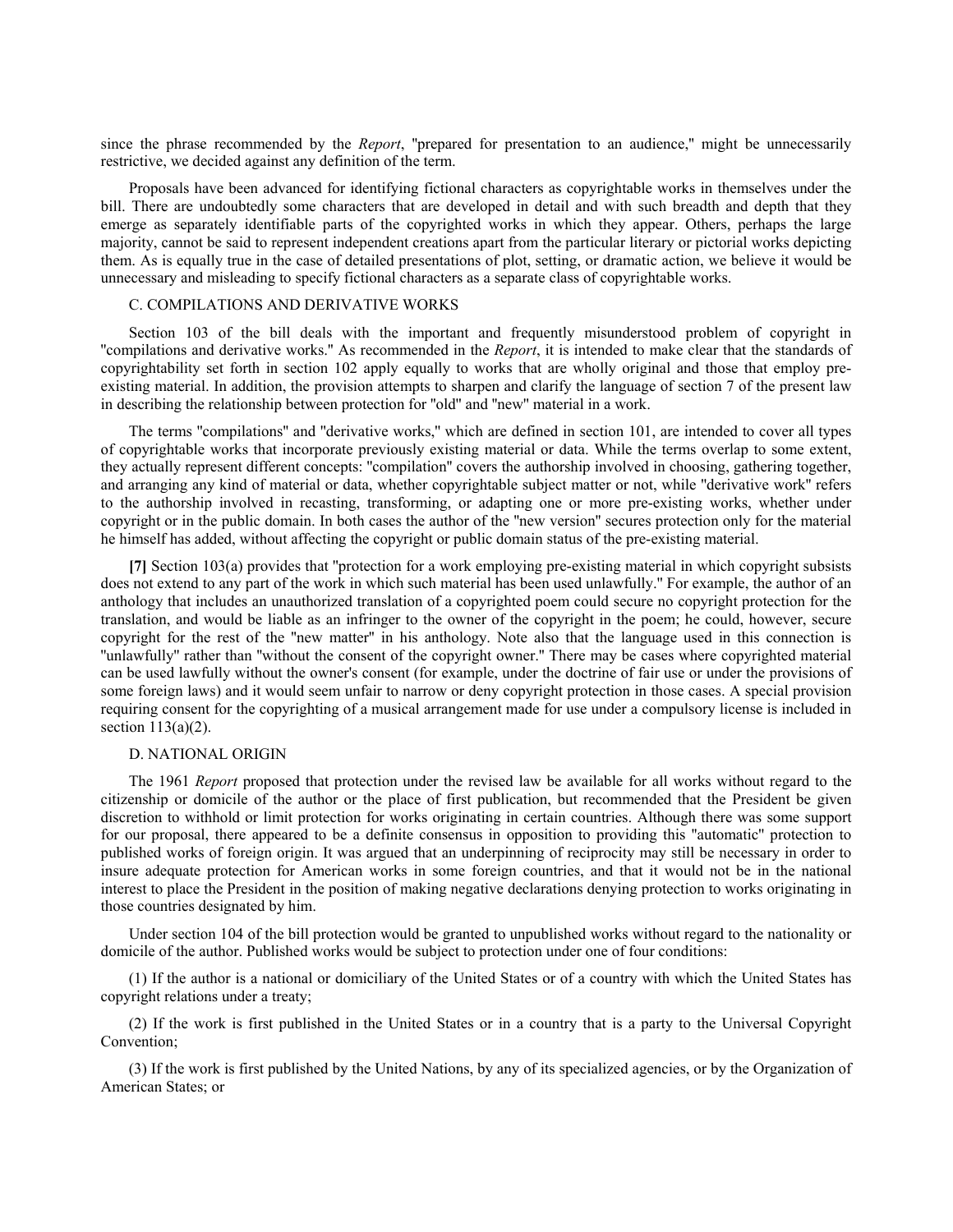since the phrase recommended by the *Report*, "prepared for presentation to an audience," might be unnecessarily restrictive, we decided against any definition of the term.

Proposals have been advanced for identifying fictional characters as copyrightable works in themselves under the bill. There are undoubtedly some characters that are developed in detail and with such breadth and depth that they emerge as separately identifiable parts of the copyrighted works in which they appear. Others, perhaps the large majority, cannot be said to represent independent creations apart from the particular literary or pictorial works depicting them. As is equally true in the case of detailed presentations of plot, setting, or dramatic action, we believe it would be unnecessary and misleading to specify fictional characters as a separate class of copyrightable works.

### C. COMPILATIONS AND DERIVATIVE WORKS

Section 103 of the bill deals with the important and frequently misunderstood problem of copyright in "compilations and derivative works." As recommended in the *Report*, it is intended to make clear that the standards of copyrightability set forth in section 102 apply equally to works that are wholly original and those that employ pre-existing material. In addition, the provision attempts to sharpen and clarify the language of section 7 of the present law in describing the relationship between protection for "old" and "new" material in a work.

The terms "compilations" and "derivative works," which are defined in section 101, are intended to cover all types of copyrightable works that incorporate previously existing material or data. While the terms overlap to some extent, they actually represent different concepts: "compilation" covers the authorship involved in choosing, gathering together, and arranging any kind of material or data, whether copyrightable subject matter or not, while "derivative work" refers to the authorship involved in recasting, transforming, or adapting one or more pre-existing works, whether under copyright or in the public domain. In both cases the author of the "new version" secures protection only for the material he himself has added, without affecting the copyright or public domain status of the pre-existing material.

**[7]** Section 103(a) provides that "protection for a work employing pre-existing material in which copyright subsists does not extend to any part of the work in which such material has been used unlawfully." For example, the author of an anthology that includes an unauthorized translation of a copyrighted poem could secure no copyright protection for the translation, and would be liable as an infringer to the owner of the copyright in the poem; he could, however, secure copyright for the rest of the "new matter" in his anthology. Note also that the language used in this connection is "unlawfully" rather than "without the consent of the copyright owner." There may be cases where copyrighted material can be used lawfully without the owner's consent (for example, under the doctrine of fair use or under the provisions of some foreign laws) and it would seem unfair to narrow or deny copyright protection in those cases. A special provision requiring consent for the copyrighting of a musical arrangement made for use under a compulsory license is included in section 113(a)(2).

### D. NATIONAL ORIGIN

The 1961 *Report* proposed that protection under the revised law be available for all works without regard to the citizenship or domicile of the author or the place of first publication, but recommended that the President be given discretion to withhold or limit protection for works originating in certain countries. Although there was some support for our proposal, there appeared to be a definite consensus in opposition to providing this "automatic" protection to published works of foreign origin. It was argued that an underpinning of reciprocity may still be necessary in order to insure adequate protection for American works in some foreign countries, and that it would not be in the national interest to place the President in the position of making negative declarations denying protection to works originating in those countries designated by him.

Under section 104 of the bill protection would be granted to unpublished works without regard to the nationality or domicile of the author. Published works would be subject to protection under one of four conditions:

(1) If the author is a national or domiciliary of the United States or of a country with which the United States has copyright relations under a treaty;

(2) If the work is first published in the United States or in a country that is a party to the Universal Copyright Convention;

(3) If the work is first published by the United Nations, by any of its specialized agencies, or by the Organization of American States; or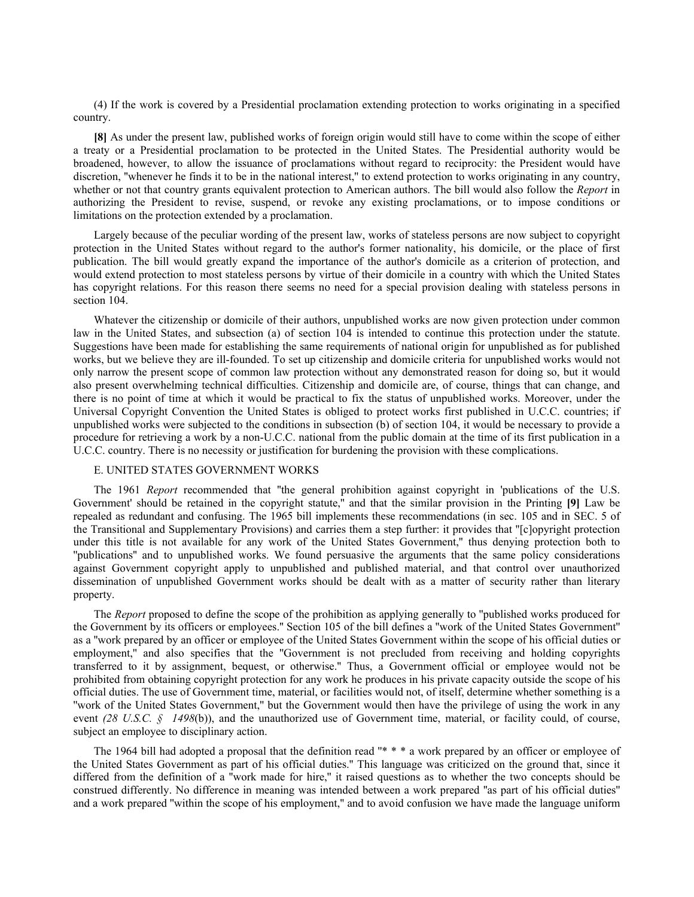(4) If the work is covered by a Presidential proclamation extending protection to works originating in a specified country.

**[8]** As under the present law, published works of foreign origin would still have to come within the scope of either a treaty or a Presidential proclamation to be protected in the United States. The Presidential authority would be broadened, however, to allow the issuance of proclamations without regard to reciprocity: the President would have discretion, "whenever he finds it to be in the national interest," to extend protection to works originating in any country, whether or not that country grants equivalent protection to American authors. The bill would also follow the *Report* in authorizing the President to revise, suspend, or revoke any existing proclamations, or to impose conditions or limitations on the protection extended by a proclamation.

Largely because of the peculiar wording of the present law, works of stateless persons are now subject to copyright protection in the United States without regard to the author's former nationality, his domicile, or the place of first publication. The bill would greatly expand the importance of the author's domicile as a criterion of protection, and would extend protection to most stateless persons by virtue of their domicile in a country with which the United States has copyright relations. For this reason there seems no need for a special provision dealing with stateless persons in section 104.

Whatever the citizenship or domicile of their authors, unpublished works are now given protection under common law in the United States, and subsection (a) of section 104 is intended to continue this protection under the statute. Suggestions have been made for establishing the same requirements of national origin for unpublished as for published works, but we believe they are ill-founded. To set up citizenship and domicile criteria for unpublished works would not only narrow the present scope of common law protection without any demonstrated reason for doing so, but it would also present overwhelming technical difficulties. Citizenship and domicile are, of course, things that can change, and there is no point of time at which it would be practical to fix the status of unpublished works. Moreover, under the Universal Copyright Convention the United States is obliged to protect works first published in U.C.C. countries; if unpublished works were subjected to the conditions in subsection (b) of section 104, it would be necessary to provide a procedure for retrieving a work by a non-U.C.C. national from the public domain at the time of its first publication in a U.C.C. country. There is no necessity or justification for burdening the provision with these complications.

## E. UNITED STATES GOVERNMENT WORKS

The 1961 *Report* recommended that "the general prohibition against copyright in 'publications of the U.S. Government' should be retained in the copyright statute," and that the similar provision in the Printing **[9]** Law be repealed as redundant and confusing. The 1965 bill implements these recommendations (in sec. 105 and in SEC. 5 of the Transitional and Supplementary Provisions) and carries them a step further: it provides that "[c]opyright protection under this title is not available for any work of the United States Government," thus denying protection both to "publications" and to unpublished works. We found persuasive the arguments that the same policy considerations against Government copyright apply to unpublished and published material, and that control over unauthorized dissemination of unpublished Government works should be dealt with as a matter of security rather than literary property.

The *Report* proposed to define the scope of the prohibition as applying generally to "published works produced for the Government by its officers or employees." Section 105 of the bill defines a "work of the United States Government" as a "work prepared by an officer or employee of the United States Government within the scope of his official duties or employment," and also specifies that the "Government is not precluded from receiving and holding copyrights transferred to it by assignment, bequest, or otherwise." Thus, a Government official or employee would not be prohibited from obtaining copyright protection for any work he produces in his private capacity outside the scope of his official duties. The use of Government time, material, or facilities would not, of itself, determine whether something is a "work of the United States Government," but the Government would then have the privilege of using the work in any event *(28 U.S.C. § 1498*(b)), and the unauthorized use of Government time, material, or facility could, of course, subject an employee to disciplinary action.

The 1964 bill had adopted a proposal that the definition read "* * * a work prepared by an officer or employee of the United States Government as part of his official duties." This language was criticized on the ground that, since it differed from the definition of a "work made for hire," it raised questions as to whether the two concepts should be construed differently. No difference in meaning was intended between a work prepared "as part of his official duties" and a work prepared "within the scope of his employment," and to avoid confusion we have made the language uniform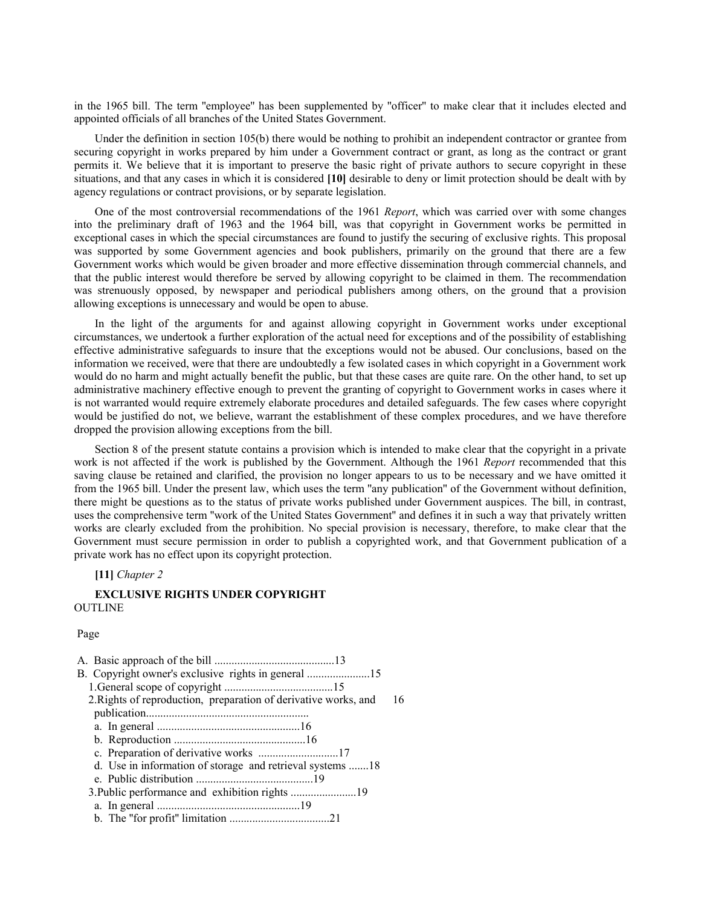in the 1965 bill. The term "employee" has been supplemented by "officer" to make clear that it includes elected and appointed officials of all branches of the United States Government.

Under the definition in section 105(b) there would be nothing to prohibit an independent contractor or grantee from securing copyright in works prepared by him under a Government contract or grant, as long as the contract or grant permits it. We believe that it is important to preserve the basic right of private authors to secure copyright in these situations, and that any cases in which it is considered **[10]** desirable to deny or limit protection should be dealt with by agency regulations or contract provisions, or by separate legislation.

One of the most controversial recommendations of the 1961 *Report*, which was carried over with some changes into the preliminary draft of 1963 and the 1964 bill, was that copyright in Government works be permitted in exceptional cases in which the special circumstances are found to justify the securing of exclusive rights. This proposal was supported by some Government agencies and book publishers, primarily on the ground that there are a few Government works which would be given broader and more effective dissemination through commercial channels, and that the public interest would therefore be served by allowing copyright to be claimed in them. The recommendation was strenuously opposed, by newspaper and periodical publishers among others, on the ground that a provision allowing exceptions is unnecessary and would be open to abuse.

In the light of the arguments for and against allowing copyright in Government works under exceptional circumstances, we undertook a further exploration of the actual need for exceptions and of the possibility of establishing effective administrative safeguards to insure that the exceptions would not be abused. Our conclusions, based on the information we received, were that there are undoubtedly a few isolated cases in which copyright in a Government work would do no harm and might actually benefit the public, but that these cases are quite rare. On the other hand, to set up administrative machinery effective enough to prevent the granting of copyright to Government works in cases where it is not warranted would require extremely elaborate procedures and detailed safeguards. The few cases where copyright would be justified do not, we believe, warrant the establishment of these complex procedures, and we have therefore dropped the provision allowing exceptions from the bill.

Section 8 of the present statute contains a provision which is intended to make clear that the copyright in a private work is not affected if the work is published by the Government. Although the 1961 *Report* recommended that this saving clause be retained and clarified, the provision no longer appears to us to be necessary and we have omitted it from the 1965 bill. Under the present law, which uses the term "any publication" of the Government without definition, there might be questions as to the status of private works published under Government auspices. The bill, in contrast, uses the comprehensive term "work of the United States Government" and defines it in such a way that privately written works are clearly excluded from the prohibition. No special provision is necessary, therefore, to make clear that the Government must secure permission in order to publish a copyrighted work, and that Government publication of a private work has no effect upon its copyright protection.

**[11]** *Chapter 2*

## EXCLUSIVE RIGHTS UNDER COPYRIGHT

OUTLINE

Page

A. Basic approach of the bill .......................................... 13
B. Copyright owner's exclusive rights in general ...................... 15
  1. General scope of copyright ...................................... 15
  2. Rights of reproduction, preparation of derivative works, and publication ......................................................... 16
    a. In general .................................................. 16
    b. Reproduction ............................................... 16
    c. Preparation of derivative works ............................ 17
    d. Use in information of storage and retrieval systems ....... 18
    e. Public distribution ......................................... 19
  3. Public performance and exhibition rights ....................... 19
    a. In general .................................................. 19
    b. The "for profit" limitation ................................... 21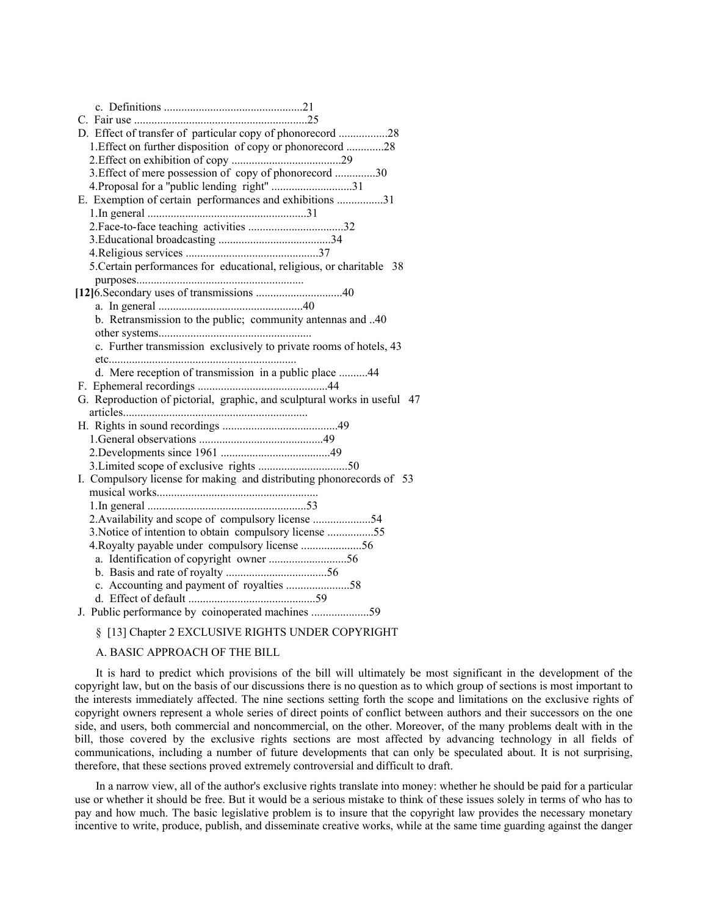c. Definitions ................................................21

C. Fair use ............................................................25

D. Effect of transfer of particular copy of phonorecord .................28

1.Effect on further disposition of copy or phonorecord .............28

2.Effect on exhibition of copy ......................................29

3.Effect of mere possession of copy of phonorecord ..............30

4.Proposal for a "public lending right" ............................31

E. Exemption of certain performances and exhibitions ................31

1.In general .......................................................31

2.Face-to-face teaching activities .................................32

3.Educational broadcasting .......................................34

4.Religious services ..............................................37

5.Certain performances for educational, religious, or charitable purposes.......................................................... 38

**[12]**6.Secondary uses of transmissions ..............................40

a. In general ..................................................40

b. Retransmission to the public; community antennas and other systems..................................................... ..40

c. Further transmission exclusively to private rooms of hotels, etc................................................................. 43

d. Mere reception of transmission in a public place ..........44

F. Ephemeral recordings .............................................44

G. Reproduction of pictorial, graphic, and sculptural works in useful articles................................................................ 47

H. Rights in sound recordings ........................................49

1.General observations ...........................................49

2.Developments since 1961 ......................................49

3.Limited scope of exclusive rights ...............................50

I. Compulsory license for making and distributing phonorecords of musical works........................................................ 53

1.In general .......................................................53

2.Availability and scope of compulsory license ....................54

3.Notice of intention to obtain compulsory license ................55

4.Royalty payable under compulsory license .....................56

a. Identification of copyright owner ...........................56

b. Basis and rate of royalty ...................................56

c. Accounting and payment of royalties ......................58

d. Effect of default ............................................59

J. Public performance by coinoperated machines ....................59

§ [13] Chapter 2 EXCLUSIVE RIGHTS UNDER COPYRIGHT

A. BASIC APPROACH OF THE BILL

It is hard to predict which provisions of the bill will ultimately be most significant in the development of the copyright law, but on the basis of our discussions there is no question as to which group of sections is most important to the interests immediately affected. The nine sections setting forth the scope and limitations on the exclusive rights of copyright owners represent a whole series of direct points of conflict between authors and their successors on the one side, and users, both commercial and noncommercial, on the other. Moreover, of the many problems dealt with in the bill, those covered by the exclusive rights sections are most affected by advancing technology in all fields of communications, including a number of future developments that can only be speculated about. It is not surprising, therefore, that these sections proved extremely controversial and difficult to draft.

In a narrow view, all of the author's exclusive rights translate into money: whether he should be paid for a particular use or whether it should be free. But it would be a serious mistake to think of these issues solely in terms of who has to pay and how much. The basic legislative problem is to insure that the copyright law provides the necessary monetary incentive to write, produce, publish, and disseminate creative works, while at the same time guarding against the danger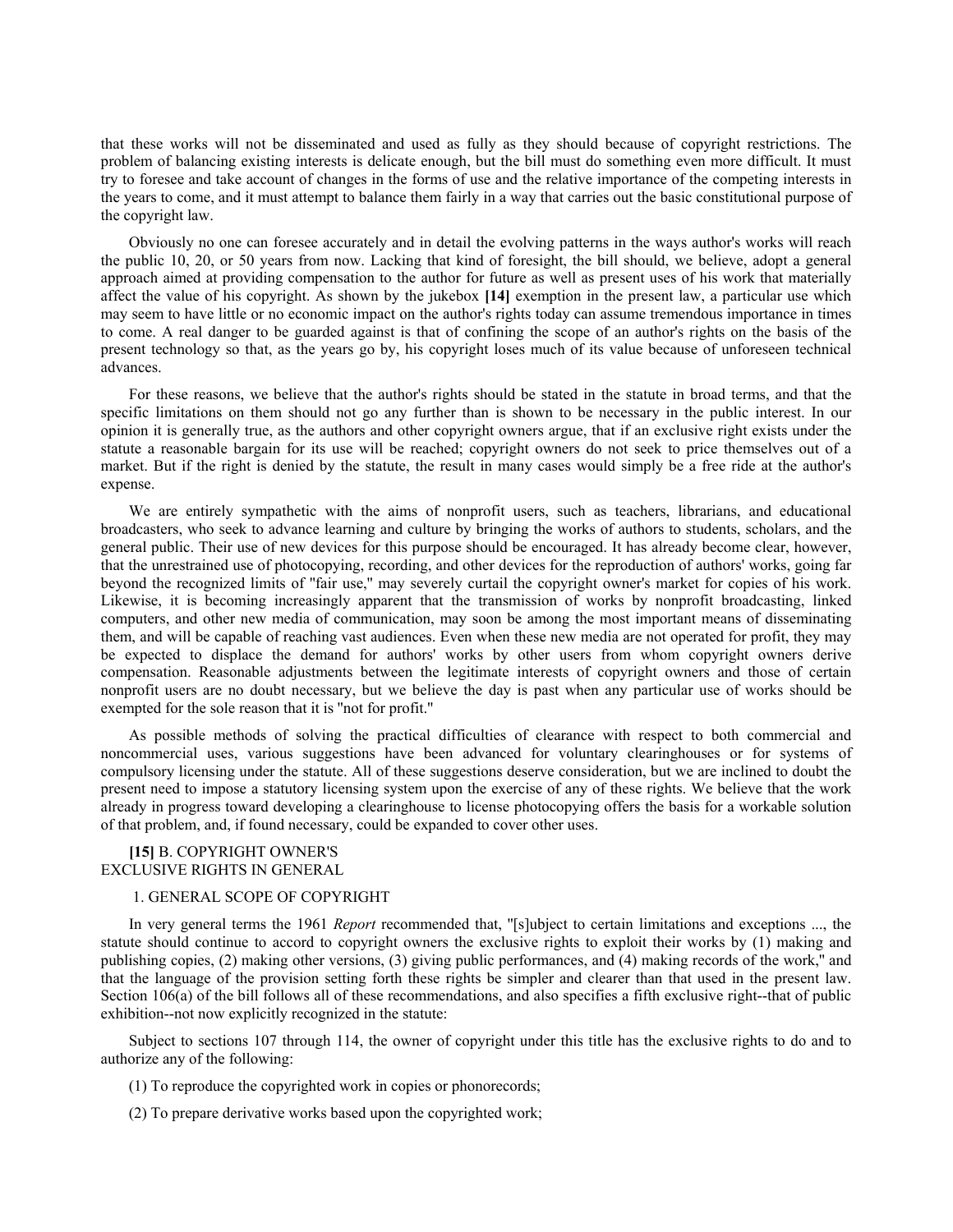that these works will not be disseminated and used as fully as they should because of copyright restrictions. The problem of balancing existing interests is delicate enough, but the bill must do something even more difficult. It must try to foresee and take account of changes in the forms of use and the relative importance of the competing interests in the years to come, and it must attempt to balance them fairly in a way that carries out the basic constitutional purpose of the copyright law.

Obviously no one can foresee accurately and in detail the evolving patterns in the ways author's works will reach the public 10, 20, or 50 years from now. Lacking that kind of foresight, the bill should, we believe, adopt a general approach aimed at providing compensation to the author for future as well as present uses of his work that materially affect the value of his copyright. As shown by the jukebox **[14]** exemption in the present law, a particular use which may seem to have little or no economic impact on the author's rights today can assume tremendous importance in times to come. A real danger to be guarded against is that of confining the scope of an author's rights on the basis of the present technology so that, as the years go by, his copyright loses much of its value because of unforeseen technical advances.

For these reasons, we believe that the author's rights should be stated in the statute in broad terms, and that the specific limitations on them should not go any further than is shown to be necessary in the public interest. In our opinion it is generally true, as the authors and other copyright owners argue, that if an exclusive right exists under the statute a reasonable bargain for its use will be reached; copyright owners do not seek to price themselves out of a market. But if the right is denied by the statute, the result in many cases would simply be a free ride at the author's expense.

We are entirely sympathetic with the aims of nonprofit users, such as teachers, librarians, and educational broadcasters, who seek to advance learning and culture by bringing the works of authors to students, scholars, and the general public. Their use of new devices for this purpose should be encouraged. It has already become clear, however, that the unrestrained use of photocopying, recording, and other devices for the reproduction of authors' works, going far beyond the recognized limits of "fair use," may severely curtail the copyright owner's market for copies of his work. Likewise, it is becoming increasingly apparent that the transmission of works by nonprofit broadcasting, linked computers, and other new media of communication, may soon be among the most important means of disseminating them, and will be capable of reaching vast audiences. Even when these new media are not operated for profit, they may be expected to displace the demand for authors' works by other users from whom copyright owners derive compensation. Reasonable adjustments between the legitimate interests of copyright owners and those of certain nonprofit users are no doubt necessary, but we believe the day is past when any particular use of works should be exempted for the sole reason that it is "not for profit."

As possible methods of solving the practical difficulties of clearance with respect to both commercial and noncommercial uses, various suggestions have been advanced for voluntary clearinghouses or for systems of compulsory licensing under the statute. All of these suggestions deserve consideration, but we are inclined to doubt the present need to impose a statutory licensing system upon the exercise of any of these rights. We believe that the work already in progress toward developing a clearinghouse to license photocopying offers the basis for a workable solution of that problem, and, if found necessary, could be expanded to cover other uses.

## **[15]** B. COPYRIGHT OWNER'S EXCLUSIVE RIGHTS IN GENERAL

### 1. GENERAL SCOPE OF COPYRIGHT

In very general terms the 1961 *Report* recommended that, "[s]ubject to certain limitations and exceptions ..., the statute should continue to accord to copyright owners the exclusive rights to exploit their works by (1) making and publishing copies, (2) making other versions, (3) giving public performances, and (4) making records of the work," and that the language of the provision setting forth these rights be simpler and clearer than that used in the present law. Section 106(a) of the bill follows all of these recommendations, and also specifies a fifth exclusive right--that of public exhibition--not now explicitly recognized in the statute:

Subject to sections 107 through 114, the owner of copyright under this title has the exclusive rights to do and to authorize any of the following:

(1) To reproduce the copyrighted work in copies or phonorecords;

(2) To prepare derivative works based upon the copyrighted work;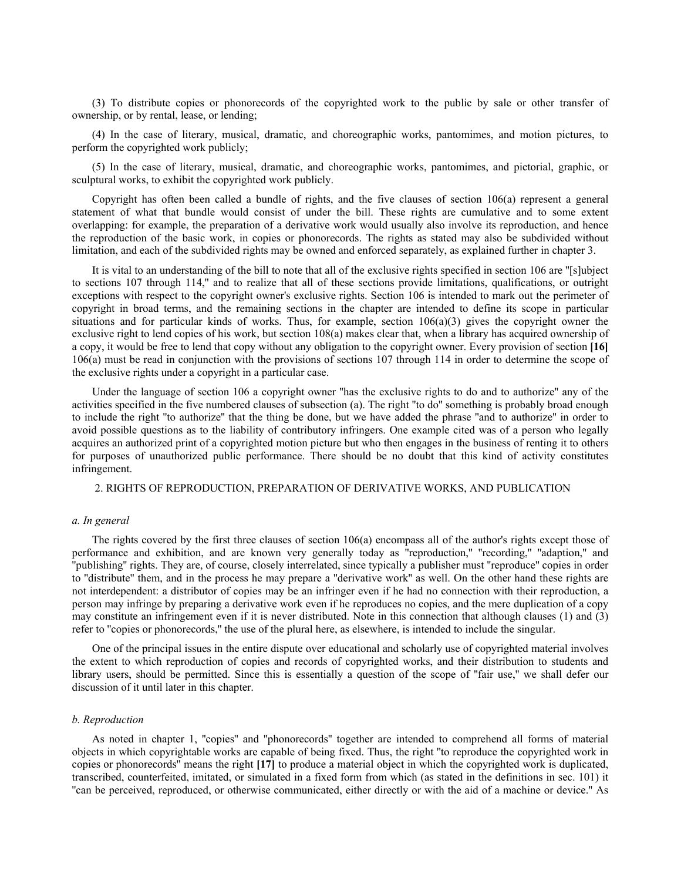(3) To distribute copies or phonorecords of the copyrighted work to the public by sale or other transfer of ownership, or by rental, lease, or lending;

(4) In the case of literary, musical, dramatic, and choreographic works, pantomimes, and motion pictures, to perform the copyrighted work publicly;

(5) In the case of literary, musical, dramatic, and choreographic works, pantomimes, and pictorial, graphic, or sculptural works, to exhibit the copyrighted work publicly.

Copyright has often been called a bundle of rights, and the five clauses of section 106(a) represent a general statement of what that bundle would consist of under the bill. These rights are cumulative and to some extent overlapping: for example, the preparation of a derivative work would usually also involve its reproduction, and hence the reproduction of the basic work, in copies or phonorecords. The rights as stated may also be subdivided without limitation, and each of the subdivided rights may be owned and enforced separately, as explained further in chapter 3.

It is vital to an understanding of the bill to note that all of the exclusive rights specified in section 106 are "[s]ubject to sections 107 through 114," and to realize that all of these sections provide limitations, qualifications, or outright exceptions with respect to the copyright owner's exclusive rights. Section 106 is intended to mark out the perimeter of copyright in broad terms, and the remaining sections in the chapter are intended to define its scope in particular situations and for particular kinds of works. Thus, for example, section 106(a)(3) gives the copyright owner the exclusive right to lend copies of his work, but section 108(a) makes clear that, when a library has acquired ownership of a copy, it would be free to lend that copy without any obligation to the copyright owner. Every provision of section **[16]** 106(a) must be read in conjunction with the provisions of sections 107 through 114 in order to determine the scope of the exclusive rights under a copyright in a particular case.

Under the language of section 106 a copyright owner "has the exclusive rights to do and to authorize" any of the activities specified in the five numbered clauses of subsection (a). The right "to do" something is probably broad enough to include the right "to authorize" that the thing be done, but we have added the phrase "and to authorize" in order to avoid possible questions as to the liability of contributory infringers. One example cited was of a person who legally acquires an authorized print of a copyrighted motion picture but who then engages in the business of renting it to others for purposes of unauthorized public performance. There should be no doubt that this kind of activity constitutes infringement.

## 2. RIGHTS OF REPRODUCTION, PREPARATION OF DERIVATIVE WORKS, AND PUBLICATION

### *a. In general*

The rights covered by the first three clauses of section 106(a) encompass all of the author's rights except those of performance and exhibition, and are known very generally today as "reproduction," "recording," "adaption," and "publishing" rights. They are, of course, closely interrelated, since typically a publisher must "reproduce" copies in order to "distribute" them, and in the process he may prepare a "derivative work" as well. On the other hand these rights are not interdependent: a distributor of copies may be an infringer even if he had no connection with their reproduction, a person may infringe by preparing a derivative work even if he reproduces no copies, and the mere duplication of a copy may constitute an infringement even if it is never distributed. Note in this connection that although clauses (1) and (3) refer to "copies or phonorecords," the use of the plural here, as elsewhere, is intended to include the singular.

One of the principal issues in the entire dispute over educational and scholarly use of copyrighted material involves the extent to which reproduction of copies and records of copyrighted works, and their distribution to students and library users, should be permitted. Since this is essentially a question of the scope of "fair use," we shall defer our discussion of it until later in this chapter.

### *b. Reproduction*

As noted in chapter 1, "copies" and "phonorecords" together are intended to comprehend all forms of material objects in which copyrightable works are capable of being fixed. Thus, the right "to reproduce the copyrighted work in copies or phonorecords" means the right **[17]** to produce a material object in which the copyrighted work is duplicated, transcribed, counterfeited, imitated, or simulated in a fixed form from which (as stated in the definitions in sec. 101) it "can be perceived, reproduced, or otherwise communicated, either directly or with the aid of a machine or device." As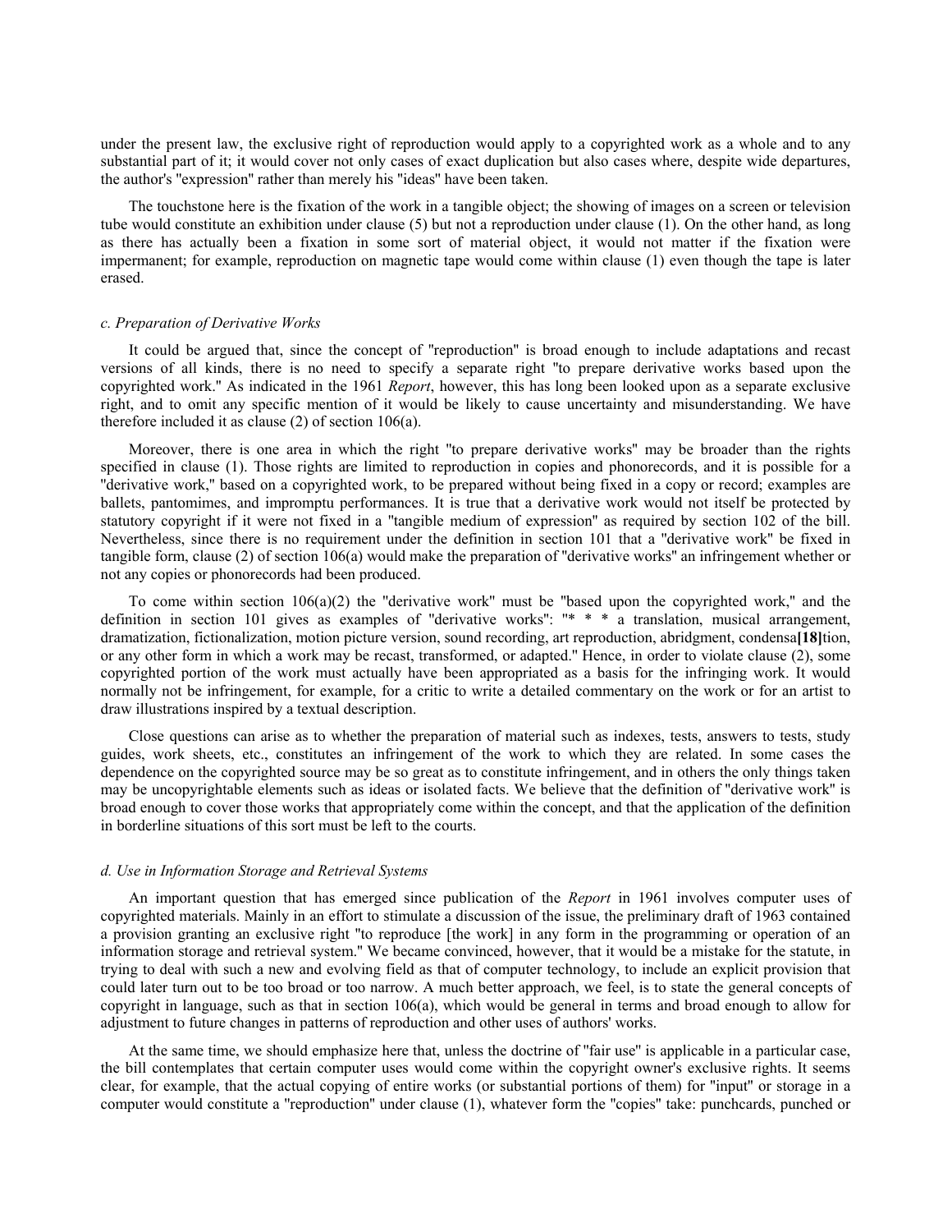under the present law, the exclusive right of reproduction would apply to a copyrighted work as a whole and to any substantial part of it; it would cover not only cases of exact duplication but also cases where, despite wide departures, the author's "expression" rather than merely his "ideas" have been taken.

The touchstone here is the fixation of the work in a tangible object; the showing of images on a screen or television tube would constitute an exhibition under clause (5) but not a reproduction under clause (1). On the other hand, as long as there has actually been a fixation in some sort of material object, it would not matter if the fixation were impermanent; for example, reproduction on magnetic tape would come within clause (1) even though the tape is later erased.

*c. Preparation of Derivative Works*

It could be argued that, since the concept of "reproduction" is broad enough to include adaptations and recast versions of all kinds, there is no need to specify a separate right "to prepare derivative works based upon the copyrighted work." As indicated in the 1961 *Report*, however, this has long been looked upon as a separate exclusive right, and to omit any specific mention of it would be likely to cause uncertainty and misunderstanding. We have therefore included it as clause (2) of section 106(a).

Moreover, there is one area in which the right "to prepare derivative works" may be broader than the rights specified in clause (1). Those rights are limited to reproduction in copies and phonorecords, and it is possible for a "derivative work," based on a copyrighted work, to be prepared without being fixed in a copy or record; examples are ballets, pantomimes, and impromptu performances. It is true that a derivative work would not itself be protected by statutory copyright if it were not fixed in a "tangible medium of expression" as required by section 102 of the bill. Nevertheless, since there is no requirement under the definition in section 101 that a "derivative work" be fixed in tangible form, clause (2) of section 106(a) would make the preparation of "derivative works" an infringement whether or not any copies or phonorecords had been produced.

To come within section 106(a)(2) the "derivative work" must be "based upon the copyrighted work," and the definition in section 101 gives as examples of "derivative works": "* * * a translation, musical arrangement, dramatization, fictionalization, motion picture version, sound recording, art reproduction, abridgment, condensa**[18]**tion, or any other form in which a work may be recast, transformed, or adapted." Hence, in order to violate clause (2), some copyrighted portion of the work must actually have been appropriated as a basis for the infringing work. It would normally not be infringement, for example, for a critic to write a detailed commentary on the work or for an artist to draw illustrations inspired by a textual description.

Close questions can arise as to whether the preparation of material such as indexes, tests, answers to tests, study guides, work sheets, etc., constitutes an infringement of the work to which they are related. In some cases the dependence on the copyrighted source may be so great as to constitute infringement, and in others the only things taken may be uncopyrightable elements such as ideas or isolated facts. We believe that the definition of "derivative work" is broad enough to cover those works that appropriately come within the concept, and that the application of the definition in borderline situations of this sort must be left to the courts.

*d. Use in Information Storage and Retrieval Systems*

An important question that has emerged since publication of the *Report* in 1961 involves computer uses of copyrighted materials. Mainly in an effort to stimulate a discussion of the issue, the preliminary draft of 1963 contained a provision granting an exclusive right "to reproduce [the work] in any form in the programming or operation of an information storage and retrieval system." We became convinced, however, that it would be a mistake for the statute, in trying to deal with such a new and evolving field as that of computer technology, to include an explicit provision that could later turn out to be too broad or too narrow. A much better approach, we feel, is to state the general concepts of copyright in language, such as that in section 106(a), which would be general in terms and broad enough to allow for adjustment to future changes in patterns of reproduction and other uses of authors' works.

At the same time, we should emphasize here that, unless the doctrine of "fair use" is applicable in a particular case, the bill contemplates that certain computer uses would come within the copyright owner's exclusive rights. It seems clear, for example, that the actual copying of entire works (or substantial portions of them) for "input" or storage in a computer would constitute a "reproduction" under clause (1), whatever form the "copies" take: punchcards, punched or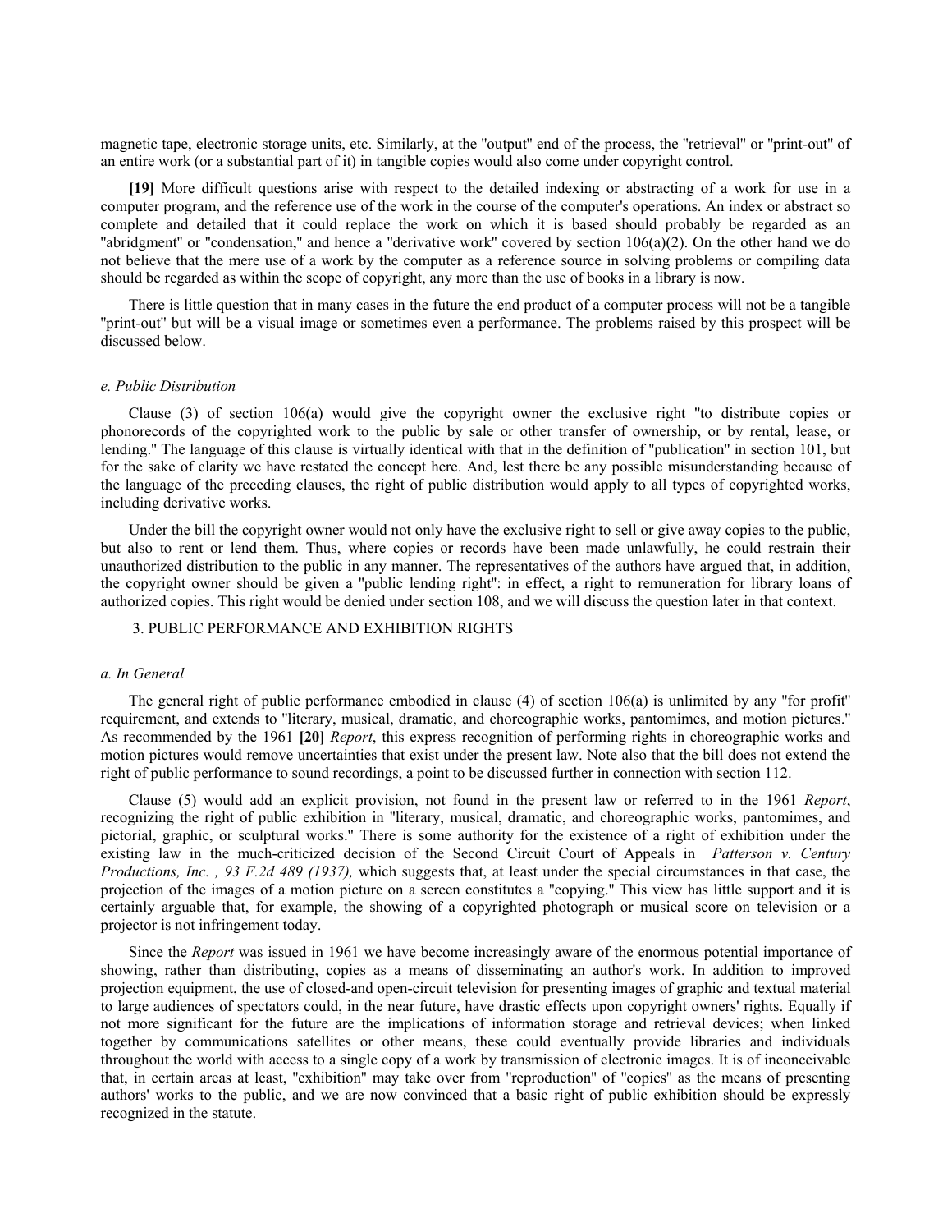magnetic tape, electronic storage units, etc. Similarly, at the "output" end of the process, the "retrieval" or "print-out" of an entire work (or a substantial part of it) in tangible copies would also come under copyright control.

**[19]** More difficult questions arise with respect to the detailed indexing or abstracting of a work for use in a computer program, and the reference use of the work in the course of the computer's operations. An index or abstract so complete and detailed that it could replace the work on which it is based should probably be regarded as an "abridgment" or "condensation," and hence a "derivative work" covered by section 106(a)(2). On the other hand we do not believe that the mere use of a work by the computer as a reference source in solving problems or compiling data should be regarded as within the scope of copyright, any more than the use of books in a library is now.

There is little question that in many cases in the future the end product of a computer process will not be a tangible "print-out" but will be a visual image or sometimes even a performance. The problems raised by this prospect will be discussed below.

#### *e. Public Distribution*

Clause (3) of section 106(a) would give the copyright owner the exclusive right "to distribute copies or phonorecords of the copyrighted work to the public by sale or other transfer of ownership, or by rental, lease, or lending." The language of this clause is virtually identical with that in the definition of "publication" in section 101, but for the sake of clarity we have restated the concept here. And, lest there be any possible misunderstanding because of the language of the preceding clauses, the right of public distribution would apply to all types of copyrighted works, including derivative works.

Under the bill the copyright owner would not only have the exclusive right to sell or give away copies to the public, but also to rent or lend them. Thus, where copies or records have been made unlawfully, he could restrain their unauthorized distribution to the public in any manner. The representatives of the authors have argued that, in addition, the copyright owner should be given a "public lending right": in effect, a right to remuneration for library loans of authorized copies. This right would be denied under section 108, and we will discuss the question later in that context.

### 3. PUBLIC PERFORMANCE AND EXHIBITION RIGHTS

#### *a. In General*

The general right of public performance embodied in clause (4) of section 106(a) is unlimited by any "for profit" requirement, and extends to "literary, musical, dramatic, and choreographic works, pantomimes, and motion pictures." As recommended by the 1961 **[20]** *Report*, this express recognition of performing rights in choreographic works and motion pictures would remove uncertainties that exist under the present law. Note also that the bill does not extend the right of public performance to sound recordings, a point to be discussed further in connection with section 112.

Clause (5) would add an explicit provision, not found in the present law or referred to in the 1961 *Report*, recognizing the right of public exhibition in "literary, musical, dramatic, and choreographic works, pantomimes, and pictorial, graphic, or sculptural works." There is some authority for the existence of a right of exhibition under the existing law in the much-criticized decision of the Second Circuit Court of Appeals in *Patterson v. Century Productions, Inc. , 93 F.2d 489 (1937),* which suggests that, at least under the special circumstances in that case, the projection of the images of a motion picture on a screen constitutes a "copying." This view has little support and it is certainly arguable that, for example, the showing of a copyrighted photograph or musical score on television or a projector is not infringement today.

Since the *Report* was issued in 1961 we have become increasingly aware of the enormous potential importance of showing, rather than distributing, copies as a means of disseminating an author's work. In addition to improved projection equipment, the use of closed-and open-circuit television for presenting images of graphic and textual material to large audiences of spectators could, in the near future, have drastic effects upon copyright owners' rights. Equally if not more significant for the future are the implications of information storage and retrieval devices; when linked together by communications satellites or other means, these could eventually provide libraries and individuals throughout the world with access to a single copy of a work by transmission of electronic images. It is of inconceivable that, in certain areas at least, "exhibition" may take over from "reproduction" of "copies" as the means of presenting authors' works to the public, and we are now convinced that a basic right of public exhibition should be expressly recognized in the statute.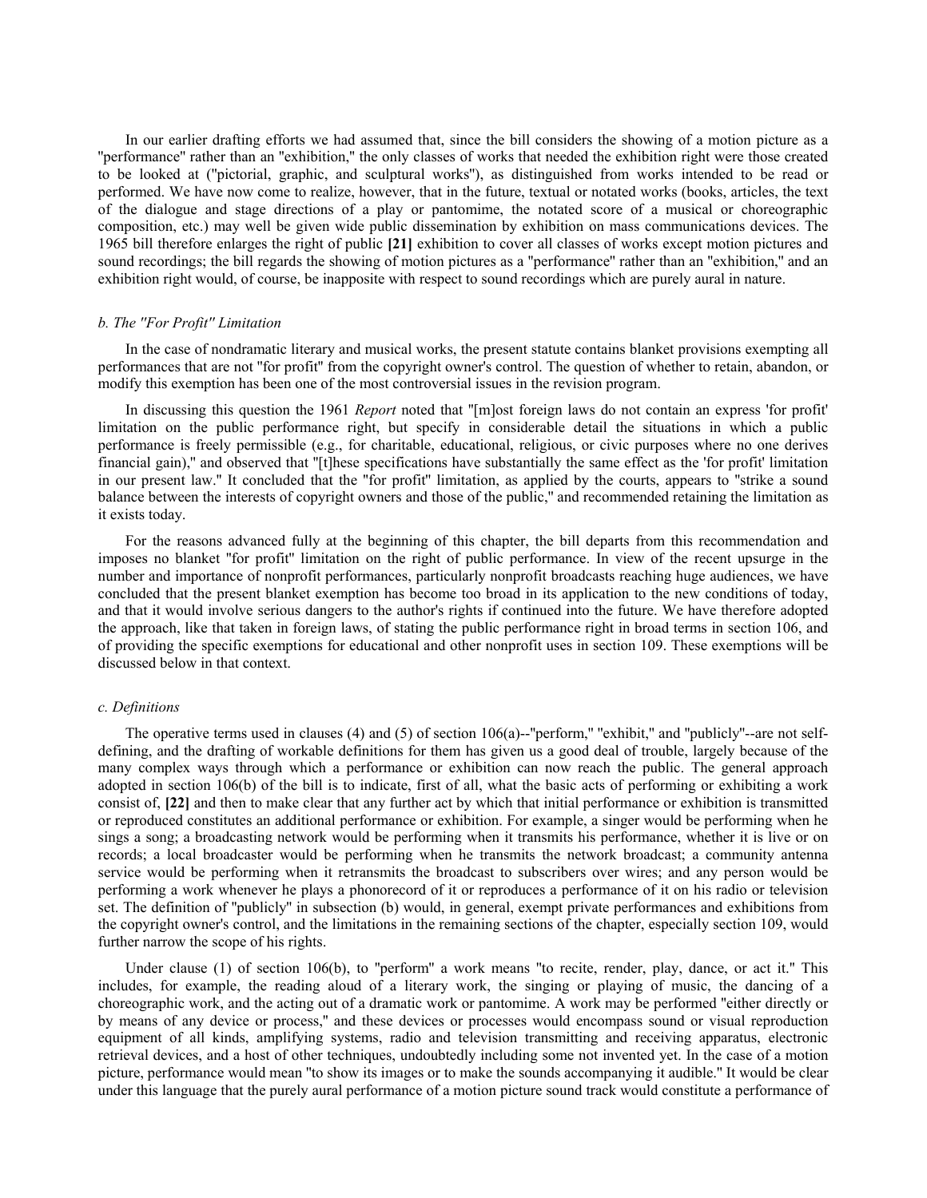In our earlier drafting efforts we had assumed that, since the bill considers the showing of a motion picture as a "performance" rather than an "exhibition," the only classes of works that needed the exhibition right were those created to be looked at ("pictorial, graphic, and sculptural works"), as distinguished from works intended to be read or performed. We have now come to realize, however, that in the future, textual or notated works (books, articles, the text of the dialogue and stage directions of a play or pantomime, the notated score of a musical or choreographic composition, etc.) may well be given wide public dissemination by exhibition on mass communications devices. The 1965 bill therefore enlarges the right of public **[21]** exhibition to cover all classes of works except motion pictures and sound recordings; the bill regards the showing of motion pictures as a "performance" rather than an "exhibition," and an exhibition right would, of course, be inapposite with respect to sound recordings which are purely aural in nature.

*b. The "For Profit" Limitation*

In the case of nondramatic literary and musical works, the present statute contains blanket provisions exempting all performances that are not "for profit" from the copyright owner's control. The question of whether to retain, abandon, or modify this exemption has been one of the most controversial issues in the revision program.

In discussing this question the 1961 *Report* noted that "[m]ost foreign laws do not contain an express 'for profit' limitation on the public performance right, but specify in considerable detail the situations in which a public performance is freely permissible (e.g., for charitable, educational, religious, or civic purposes where no one derives financial gain)," and observed that "[t]hese specifications have substantially the same effect as the 'for profit' limitation in our present law." It concluded that the "for profit" limitation, as applied by the courts, appears to "strike a sound balance between the interests of copyright owners and those of the public," and recommended retaining the limitation as it exists today.

For the reasons advanced fully at the beginning of this chapter, the bill departs from this recommendation and imposes no blanket "for profit" limitation on the right of public performance. In view of the recent upsurge in the number and importance of nonprofit performances, particularly nonprofit broadcasts reaching huge audiences, we have concluded that the present blanket exemption has become too broad in its application to the new conditions of today, and that it would involve serious dangers to the author's rights if continued into the future. We have therefore adopted the approach, like that taken in foreign laws, of stating the public performance right in broad terms in section 106, and of providing the specific exemptions for educational and other nonprofit uses in section 109. These exemptions will be discussed below in that context.

*c. Definitions*

The operative terms used in clauses (4) and (5) of section 106(a)--"perform," "exhibit," and "publicly"--are not self-defining, and the drafting of workable definitions for them has given us a good deal of trouble, largely because of the many complex ways through which a performance or exhibition can now reach the public. The general approach adopted in section 106(b) of the bill is to indicate, first of all, what the basic acts of performing or exhibiting a work consist of, **[22]** and then to make clear that any further act by which that initial performance or exhibition is transmitted or reproduced constitutes an additional performance or exhibition. For example, a singer would be performing when he sings a song; a broadcasting network would be performing when it transmits his performance, whether it is live or on records; a local broadcaster would be performing when he transmits the network broadcast; a community antenna service would be performing when it retransmits the broadcast to subscribers over wires; and any person would be performing a work whenever he plays a phonorecord of it or reproduces a performance of it on his radio or television set. The definition of "publicly" in subsection (b) would, in general, exempt private performances and exhibitions from the copyright owner's control, and the limitations in the remaining sections of the chapter, especially section 109, would further narrow the scope of his rights.

Under clause (1) of section 106(b), to "perform" a work means "to recite, render, play, dance, or act it." This includes, for example, the reading aloud of a literary work, the singing or playing of music, the dancing of a choreographic work, and the acting out of a dramatic work or pantomime. A work may be performed "either directly or by means of any device or process," and these devices or processes would encompass sound or visual reproduction equipment of all kinds, amplifying systems, radio and television transmitting and receiving apparatus, electronic retrieval devices, and a host of other techniques, undoubtedly including some not invented yet. In the case of a motion picture, performance would mean "to show its images or to make the sounds accompanying it audible." It would be clear under this language that the purely aural performance of a motion picture sound track would constitute a performance of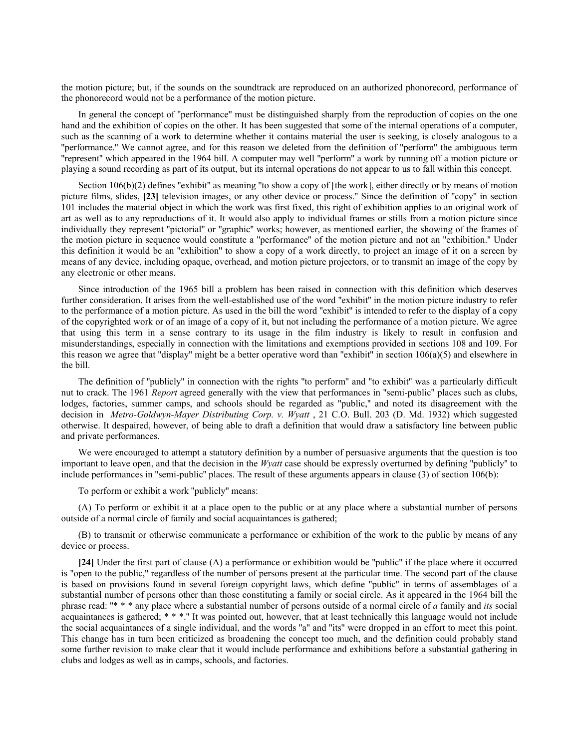the motion picture; but, if the sounds on the soundtrack are reproduced on an authorized phonorecord, performance of the phonorecord would not be a performance of the motion picture.

In general the concept of "performance" must be distinguished sharply from the reproduction of copies on the one hand and the exhibition of copies on the other. It has been suggested that some of the internal operations of a computer, such as the scanning of a work to determine whether it contains material the user is seeking, is closely analogous to a "performance." We cannot agree, and for this reason we deleted from the definition of "perform" the ambiguous term "represent" which appeared in the 1964 bill. A computer may well "perform" a work by running off a motion picture or playing a sound recording as part of its output, but its internal operations do not appear to us to fall within this concept.

Section 106(b)(2) defines "exhibit" as meaning "to show a copy of [the work], either directly or by means of motion picture films, slides, **[23]** television images, or any other device or process." Since the definition of "copy" in section 101 includes the material object in which the work was first fixed, this right of exhibition applies to an original work of art as well as to any reproductions of it. It would also apply to individual frames or stills from a motion picture since individually they represent "pictorial" or "graphic" works; however, as mentioned earlier, the showing of the frames of the motion picture in sequence would constitute a "performance" of the motion picture and not an "exhibition." Under this definition it would be an "exhibition" to show a copy of a work directly, to project an image of it on a screen by means of any device, including opaque, overhead, and motion picture projectors, or to transmit an image of the copy by any electronic or other means.

Since introduction of the 1965 bill a problem has been raised in connection with this definition which deserves further consideration. It arises from the well-established use of the word "exhibit" in the motion picture industry to refer to the performance of a motion picture. As used in the bill the word "exhibit" is intended to refer to the display of a copy of the copyrighted work or of an image of a copy of it, but not including the performance of a motion picture. We agree that using this term in a sense contrary to its usage in the film industry is likely to result in confusion and misunderstandings, especially in connection with the limitations and exemptions provided in sections 108 and 109. For this reason we agree that "display" might be a better operative word than "exhibit" in section 106(a)(5) and elsewhere in the bill.

The definition of "publicly" in connection with the rights "to perform" and "to exhibit" was a particularly difficult nut to crack. The 1961 *Report* agreed generally with the view that performances in "semi-public" places such as clubs, lodges, factories, summer camps, and schools should be regarded as "public," and noted its disagreement with the decision in *Metro-Goldwyn-Mayer Distributing Corp. v. Wyatt* , 21 C.O. Bull. 203 (D. Md. 1932) which suggested otherwise. It despaired, however, of being able to draft a definition that would draw a satisfactory line between public and private performances.

We were encouraged to attempt a statutory definition by a number of persuasive arguments that the question is too important to leave open, and that the decision in the *Wyatt* case should be expressly overturned by defining "publicly" to include performances in "semi-public" places. The result of these arguments appears in clause (3) of section 106(b):

To perform or exhibit a work "publicly" means:

(A) To perform or exhibit it at a place open to the public or at any place where a substantial number of persons outside of a normal circle of family and social acquaintances is gathered;

(B) to transmit or otherwise communicate a performance or exhibition of the work to the public by means of any device or process.

**[24]** Under the first part of clause (A) a performance or exhibition would be "public" if the place where it occurred is "open to the public," regardless of the number of persons present at the particular time. The second part of the clause is based on provisions found in several foreign copyright laws, which define "public" in terms of assemblages of a substantial number of persons other than those constituting a family or social circle. As it appeared in the 1964 bill the phrase read: "* * * any place where a substantial number of persons outside of a normal circle of *a* family and *its* social acquaintances is gathered; * * *." It was pointed out, however, that at least technically this language would not include the social acquaintances of a single individual, and the words "a" and "its" were dropped in an effort to meet this point. This change has in turn been criticized as broadening the concept too much, and the definition could probably stand some further revision to make clear that it would include performance and exhibitions before a substantial gathering in clubs and lodges as well as in camps, schools, and factories.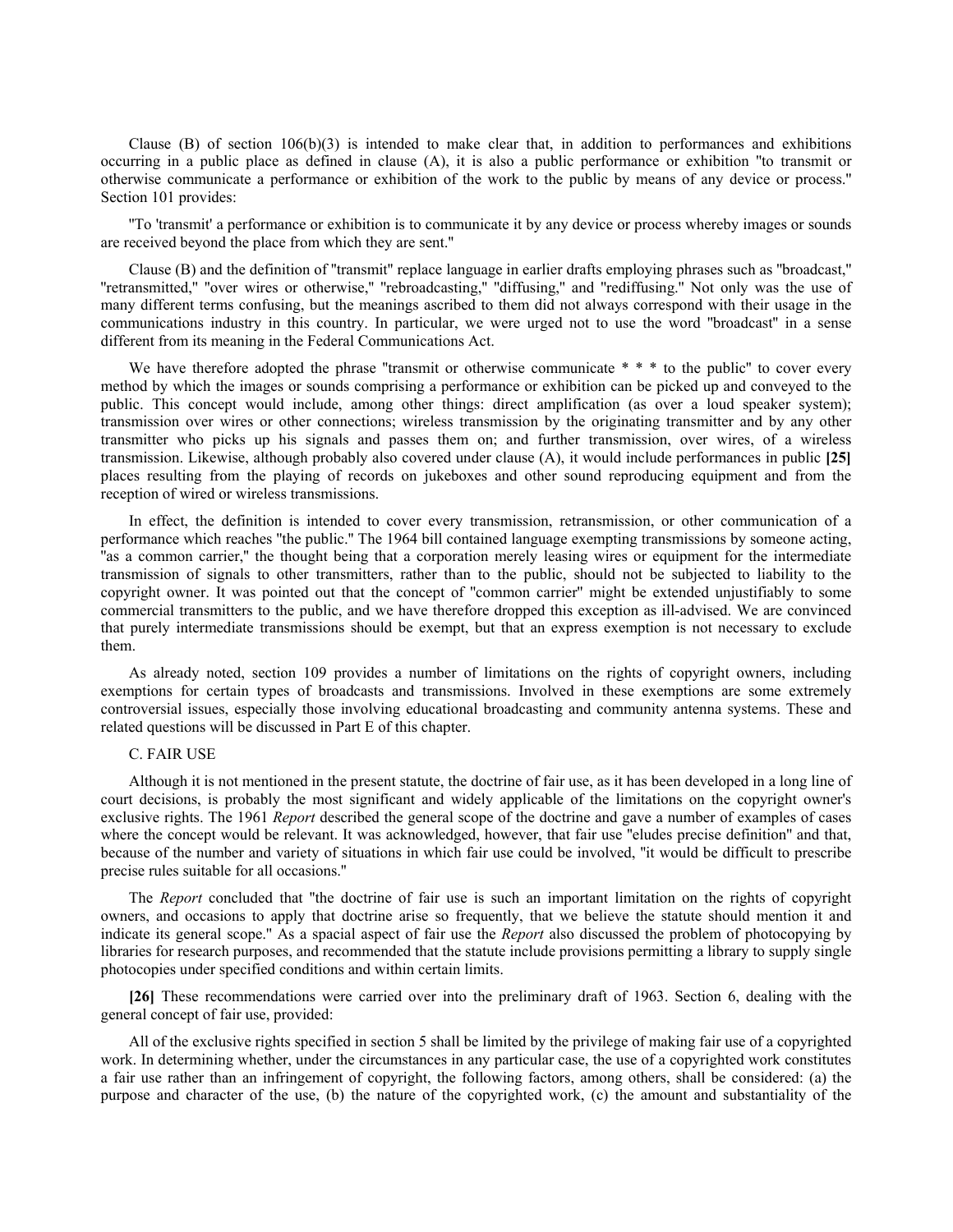Clause (B) of section 106(b)(3) is intended to make clear that, in addition to performances and exhibitions occurring in a public place as defined in clause (A), it is also a public performance or exhibition "to transmit or otherwise communicate a performance or exhibition of the work to the public by means of any device or process." Section 101 provides:

"To 'transmit' a performance or exhibition is to communicate it by any device or process whereby images or sounds are received beyond the place from which they are sent."

Clause (B) and the definition of "transmit" replace language in earlier drafts employing phrases such as "broadcast," "retransmitted," "over wires or otherwise," "rebroadcasting," "diffusing," and "rediffusing." Not only was the use of many different terms confusing, but the meanings ascribed to them did not always correspond with their usage in the communications industry in this country. In particular, we were urged not to use the word "broadcast" in a sense different from its meaning in the Federal Communications Act.

We have therefore adopted the phrase "transmit or otherwise communicate * * * to the public" to cover every method by which the images or sounds comprising a performance or exhibition can be picked up and conveyed to the public. This concept would include, among other things: direct amplification (as over a loud speaker system); transmission over wires or other connections; wireless transmission by the originating transmitter and by any other transmitter who picks up his signals and passes them on; and further transmission, over wires, of a wireless transmission. Likewise, although probably also covered under clause (A), it would include performances in public **[25]** places resulting from the playing of records on jukeboxes and other sound reproducing equipment and from the reception of wired or wireless transmissions.

In effect, the definition is intended to cover every transmission, retransmission, or other communication of a performance which reaches "the public." The 1964 bill contained language exempting transmissions by someone acting, "as a common carrier," the thought being that a corporation merely leasing wires or equipment for the intermediate transmission of signals to other transmitters, rather than to the public, should not be subjected to liability to the copyright owner. It was pointed out that the concept of "common carrier" might be extended unjustifiably to some commercial transmitters to the public, and we have therefore dropped this exception as ill-advised. We are convinced that purely intermediate transmissions should be exempt, but that an express exemption is not necessary to exclude them.

As already noted, section 109 provides a number of limitations on the rights of copyright owners, including exemptions for certain types of broadcasts and transmissions. Involved in these exemptions are some extremely controversial issues, especially those involving educational broadcasting and community antenna systems. These and related questions will be discussed in Part E of this chapter.

C. FAIR USE

Although it is not mentioned in the present statute, the doctrine of fair use, as it has been developed in a long line of court decisions, is probably the most significant and widely applicable of the limitations on the copyright owner's exclusive rights. The 1961 *Report* described the general scope of the doctrine and gave a number of examples of cases where the concept would be relevant. It was acknowledged, however, that fair use "eludes precise definition" and that, because of the number and variety of situations in which fair use could be involved, "it would be difficult to prescribe precise rules suitable for all occasions."

The *Report* concluded that "the doctrine of fair use is such an important limitation on the rights of copyright owners, and occasions to apply that doctrine arise so frequently, that we believe the statute should mention it and indicate its general scope." As a spacial aspect of fair use the *Report* also discussed the problem of photocopying by libraries for research purposes, and recommended that the statute include provisions permitting a library to supply single photocopies under specified conditions and within certain limits.

**[26]** These recommendations were carried over into the preliminary draft of 1963. Section 6, dealing with the general concept of fair use, provided:

All of the exclusive rights specified in section 5 shall be limited by the privilege of making fair use of a copyrighted work. In determining whether, under the circumstances in any particular case, the use of a copyrighted work constitutes a fair use rather than an infringement of copyright, the following factors, among others, shall be considered: (a) the purpose and character of the use, (b) the nature of the copyrighted work, (c) the amount and substantiality of the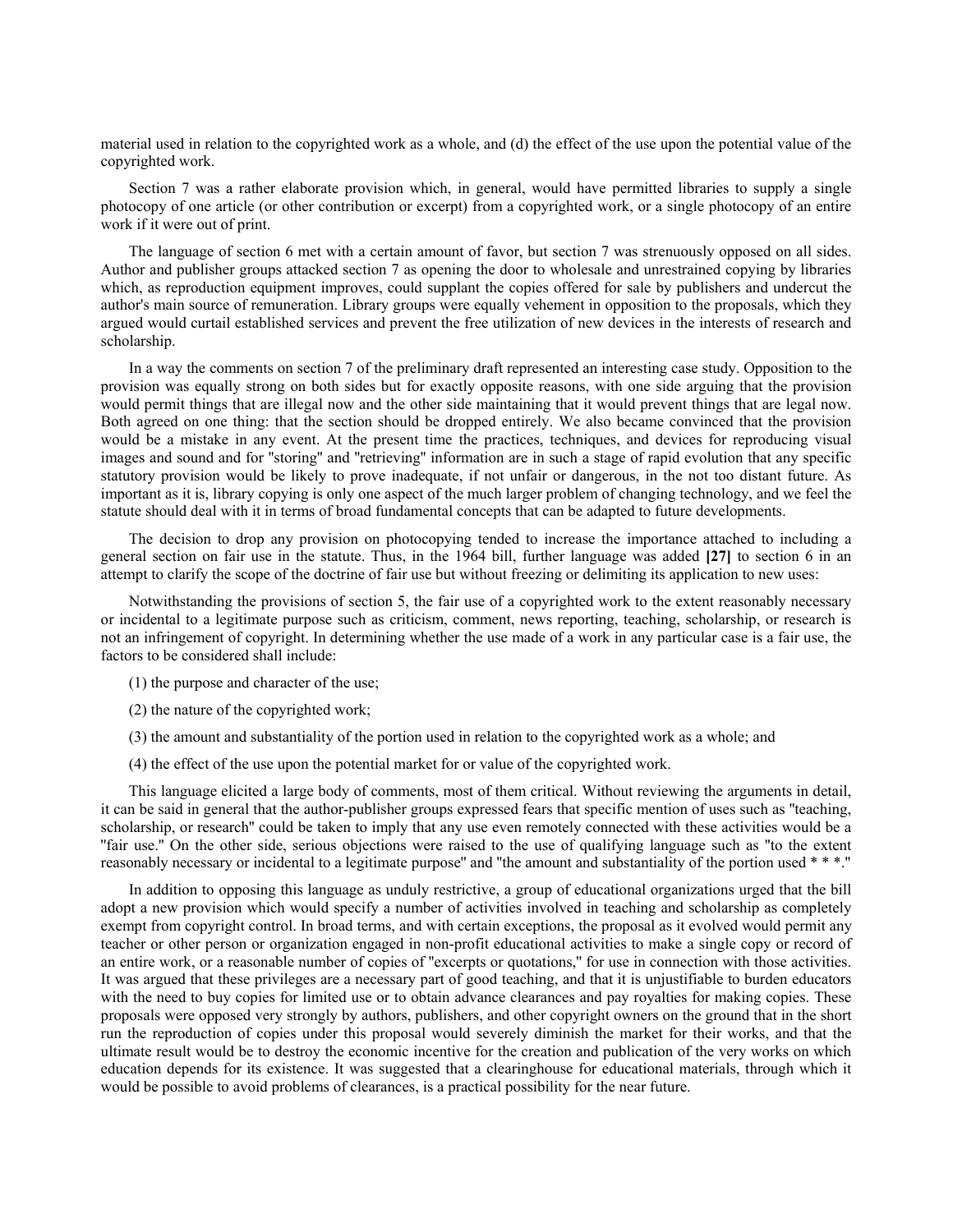material used in relation to the copyrighted work as a whole, and (d) the effect of the use upon the potential value of the copyrighted work.

Section 7 was a rather elaborate provision which, in general, would have permitted libraries to supply a single photocopy of one article (or other contribution or excerpt) from a copyrighted work, or a single photocopy of an entire work if it were out of print.

The language of section 6 met with a certain amount of favor, but section 7 was strenuously opposed on all sides. Author and publisher groups attacked section 7 as opening the door to wholesale and unrestrained copying by libraries which, as reproduction equipment improves, could supplant the copies offered for sale by publishers and undercut the author's main source of remuneration. Library groups were equally vehement in opposition to the proposals, which they argued would curtail established services and prevent the free utilization of new devices in the interests of research and scholarship.

In a way the comments on section 7 of the preliminary draft represented an interesting case study. Opposition to the provision was equally strong on both sides but for exactly opposite reasons, with one side arguing that the provision would permit things that are illegal now and the other side maintaining that it would prevent things that are legal now. Both agreed on one thing: that the section should be dropped entirely. We also became convinced that the provision would be a mistake in any event. At the present time the practices, techniques, and devices for reproducing visual images and sound and for "storing" and "retrieving" information are in such a stage of rapid evolution that any specific statutory provision would be likely to prove inadequate, if not unfair or dangerous, in the not too distant future. As important as it is, library copying is only one aspect of the much larger problem of changing technology, and we feel the statute should deal with it in terms of broad fundamental concepts that can be adapted to future developments.

The decision to drop any provision on photocopying tended to increase the importance attached to including a general section on fair use in the statute. Thus, in the 1964 bill, further language was added **[27]** to section 6 in an attempt to clarify the scope of the doctrine of fair use but without freezing or delimiting its application to new uses:

Notwithstanding the provisions of section 5, the fair use of a copyrighted work to the extent reasonably necessary or incidental to a legitimate purpose such as criticism, comment, news reporting, teaching, scholarship, or research is not an infringement of copyright. In determining whether the use made of a work in any particular case is a fair use, the factors to be considered shall include:

(1) the purpose and character of the use;

(2) the nature of the copyrighted work;

(3) the amount and substantiality of the portion used in relation to the copyrighted work as a whole; and

(4) the effect of the use upon the potential market for or value of the copyrighted work.

This language elicited a large body of comments, most of them critical. Without reviewing the arguments in detail, it can be said in general that the author-publisher groups expressed fears that specific mention of uses such as "teaching, scholarship, or research" could be taken to imply that any use even remotely connected with these activities would be a "fair use." On the other side, serious objections were raised to the use of qualifying language such as "to the extent reasonably necessary or incidental to a legitimate purpose" and "the amount and substantiality of the portion used * * *."

In addition to opposing this language as unduly restrictive, a group of educational organizations urged that the bill adopt a new provision which would specify a number of activities involved in teaching and scholarship as completely exempt from copyright control. In broad terms, and with certain exceptions, the proposal as it evolved would permit any teacher or other person or organization engaged in non-profit educational activities to make a single copy or record of an entire work, or a reasonable number of copies of "excerpts or quotations," for use in connection with those activities. It was argued that these privileges are a necessary part of good teaching, and that it is unjustifiable to burden educators with the need to buy copies for limited use or to obtain advance clearances and pay royalties for making copies. These proposals were opposed very strongly by authors, publishers, and other copyright owners on the ground that in the short run the reproduction of copies under this proposal would severely diminish the market for their works, and that the ultimate result would be to destroy the economic incentive for the creation and publication of the very works on which education depends for its existence. It was suggested that a clearinghouse for educational materials, through which it would be possible to avoid problems of clearances, is a practical possibility for the near future.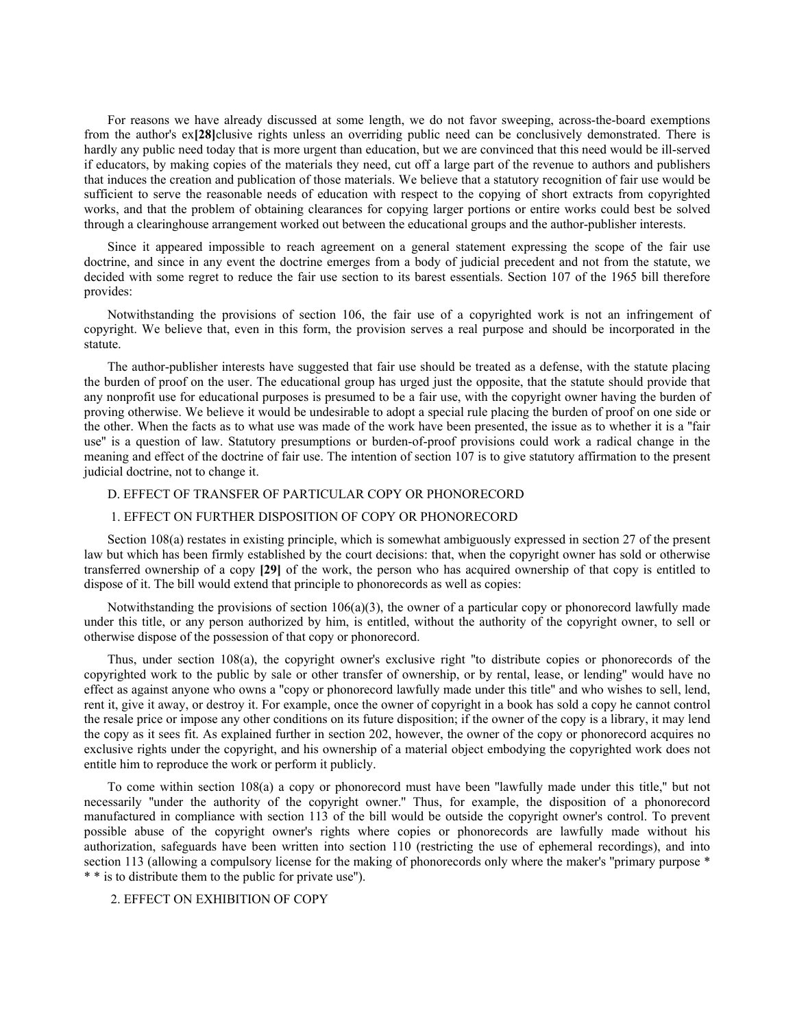For reasons we have already discussed at some length, we do not favor sweeping, across-the-board exemptions from the author's ex**[28]**clusive rights unless an overriding public need can be conclusively demonstrated. There is hardly any public need today that is more urgent than education, but we are convinced that this need would be ill-served if educators, by making copies of the materials they need, cut off a large part of the revenue to authors and publishers that induces the creation and publication of those materials. We believe that a statutory recognition of fair use would be sufficient to serve the reasonable needs of education with respect to the copying of short extracts from copyrighted works, and that the problem of obtaining clearances for copying larger portions or entire works could best be solved through a clearinghouse arrangement worked out between the educational groups and the author-publisher interests.

Since it appeared impossible to reach agreement on a general statement expressing the scope of the fair use doctrine, and since in any event the doctrine emerges from a body of judicial precedent and not from the statute, we decided with some regret to reduce the fair use section to its barest essentials. Section 107 of the 1965 bill therefore provides:

Notwithstanding the provisions of section 106, the fair use of a copyrighted work is not an infringement of copyright. We believe that, even in this form, the provision serves a real purpose and should be incorporated in the statute.

The author-publisher interests have suggested that fair use should be treated as a defense, with the statute placing the burden of proof on the user. The educational group has urged just the opposite, that the statute should provide that any nonprofit use for educational purposes is presumed to be a fair use, with the copyright owner having the burden of proving otherwise. We believe it would be undesirable to adopt a special rule placing the burden of proof on one side or the other. When the facts as to what use was made of the work have been presented, the issue as to whether it is a "fair use" is a question of law. Statutory presumptions or burden-of-proof provisions could work a radical change in the meaning and effect of the doctrine of fair use. The intention of section 107 is to give statutory affirmation to the present judicial doctrine, not to change it.

D. EFFECT OF TRANSFER OF PARTICULAR COPY OR PHONORECORD

1. EFFECT ON FURTHER DISPOSITION OF COPY OR PHONORECORD

Section 108(a) restates in existing principle, which is somewhat ambiguously expressed in section 27 of the present law but which has been firmly established by the court decisions: that, when the copyright owner has sold or otherwise transferred ownership of a copy **[29]** of the work, the person who has acquired ownership of that copy is entitled to dispose of it. The bill would extend that principle to phonorecords as well as copies:

Notwithstanding the provisions of section 106(a)(3), the owner of a particular copy or phonorecord lawfully made under this title, or any person authorized by him, is entitled, without the authority of the copyright owner, to sell or otherwise dispose of the possession of that copy or phonorecord.

Thus, under section 108(a), the copyright owner's exclusive right "to distribute copies or phonorecords of the copyrighted work to the public by sale or other transfer of ownership, or by rental, lease, or lending" would have no effect as against anyone who owns a "copy or phonorecord lawfully made under this title" and who wishes to sell, lend, rent it, give it away, or destroy it. For example, once the owner of copyright in a book has sold a copy he cannot control the resale price or impose any other conditions on its future disposition; if the owner of the copy is a library, it may lend the copy as it sees fit. As explained further in section 202, however, the owner of the copy or phonorecord acquires no exclusive rights under the copyright, and his ownership of a material object embodying the copyrighted work does not entitle him to reproduce the work or perform it publicly.

To come within section 108(a) a copy or phonorecord must have been "lawfully made under this title," but not necessarily "under the authority of the copyright owner." Thus, for example, the disposition of a phonorecord manufactured in compliance with section 113 of the bill would be outside the copyright owner's control. To prevent possible abuse of the copyright owner's rights where copies or phonorecords are lawfully made without his authorization, safeguards have been written into section 110 (restricting the use of ephemeral recordings), and into section 113 (allowing a compulsory license for the making of phonorecords only where the maker's "primary purpose * * * is to distribute them to the public for private use").

2. EFFECT ON EXHIBITION OF COPY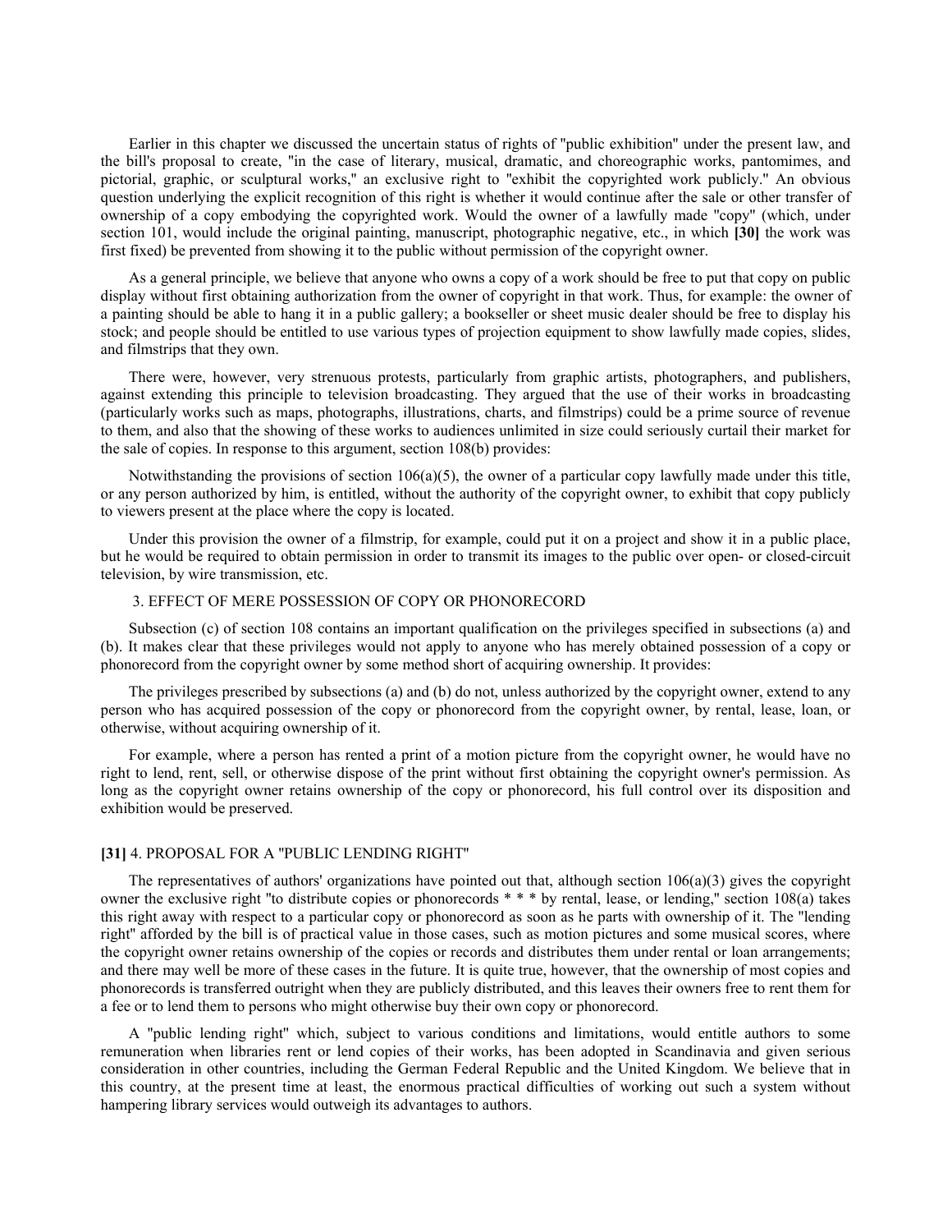Earlier in this chapter we discussed the uncertain status of rights of "public exhibition" under the present law, and the bill's proposal to create, "in the case of literary, musical, dramatic, and choreographic works, pantomimes, and pictorial, graphic, or sculptural works," an exclusive right to "exhibit the copyrighted work publicly." An obvious question underlying the explicit recognition of this right is whether it would continue after the sale or other transfer of ownership of a copy embodying the copyrighted work. Would the owner of a lawfully made "copy" (which, under section 101, would include the original painting, manuscript, photographic negative, etc., in which **[30]** the work was first fixed) be prevented from showing it to the public without permission of the copyright owner.

As a general principle, we believe that anyone who owns a copy of a work should be free to put that copy on public display without first obtaining authorization from the owner of copyright in that work. Thus, for example: the owner of a painting should be able to hang it in a public gallery; a bookseller or sheet music dealer should be free to display his stock; and people should be entitled to use various types of projection equipment to show lawfully made copies, slides, and filmstrips that they own.

There were, however, very strenuous protests, particularly from graphic artists, photographers, and publishers, against extending this principle to television broadcasting. They argued that the use of their works in broadcasting (particularly works such as maps, photographs, illustrations, charts, and filmstrips) could be a prime source of revenue to them, and also that the showing of these works to audiences unlimited in size could seriously curtail their market for the sale of copies. In response to this argument, section 108(b) provides:

Notwithstanding the provisions of section 106(a)(5), the owner of a particular copy lawfully made under this title, or any person authorized by him, is entitled, without the authority of the copyright owner, to exhibit that copy publicly to viewers present at the place where the copy is located.

Under this provision the owner of a filmstrip, for example, could put it on a project and show it in a public place, but he would be required to obtain permission in order to transmit its images to the public over open- or closed-circuit television, by wire transmission, etc.

### 3. EFFECT OF MERE POSSESSION OF COPY OR PHONORECORD

Subsection (c) of section 108 contains an important qualification on the privileges specified in subsections (a) and (b). It makes clear that these privileges would not apply to anyone who has merely obtained possession of a copy or phonorecord from the copyright owner by some method short of acquiring ownership. It provides:

The privileges prescribed by subsections (a) and (b) do not, unless authorized by the copyright owner, extend to any person who has acquired possession of the copy or phonorecord from the copyright owner, by rental, lease, loan, or otherwise, without acquiring ownership of it.

For example, where a person has rented a print of a motion picture from the copyright owner, he would have no right to lend, rent, sell, or otherwise dispose of the print without first obtaining the copyright owner's permission. As long as the copyright owner retains ownership of the copy or phonorecord, his full control over its disposition and exhibition would be preserved.

### [31] 4. PROPOSAL FOR A "PUBLIC LENDING RIGHT"

The representatives of authors' organizations have pointed out that, although section 106(a)(3) gives the copyright owner the exclusive right "to distribute copies or phonorecords * * * by rental, lease, or lending," section 108(a) takes this right away with respect to a particular copy or phonorecord as soon as he parts with ownership of it. The "lending right" afforded by the bill is of practical value in those cases, such as motion pictures and some musical scores, where the copyright owner retains ownership of the copies or records and distributes them under rental or loan arrangements; and there may well be more of these cases in the future. It is quite true, however, that the ownership of most copies and phonorecords is transferred outright when they are publicly distributed, and this leaves their owners free to rent them for a fee or to lend them to persons who might otherwise buy their own copy or phonorecord.

A "public lending right" which, subject to various conditions and limitations, would entitle authors to some remuneration when libraries rent or lend copies of their works, has been adopted in Scandinavia and given serious consideration in other countries, including the German Federal Republic and the United Kingdom. We believe that in this country, at the present time at least, the enormous practical difficulties of working out such a system without hampering library services would outweigh its advantages to authors.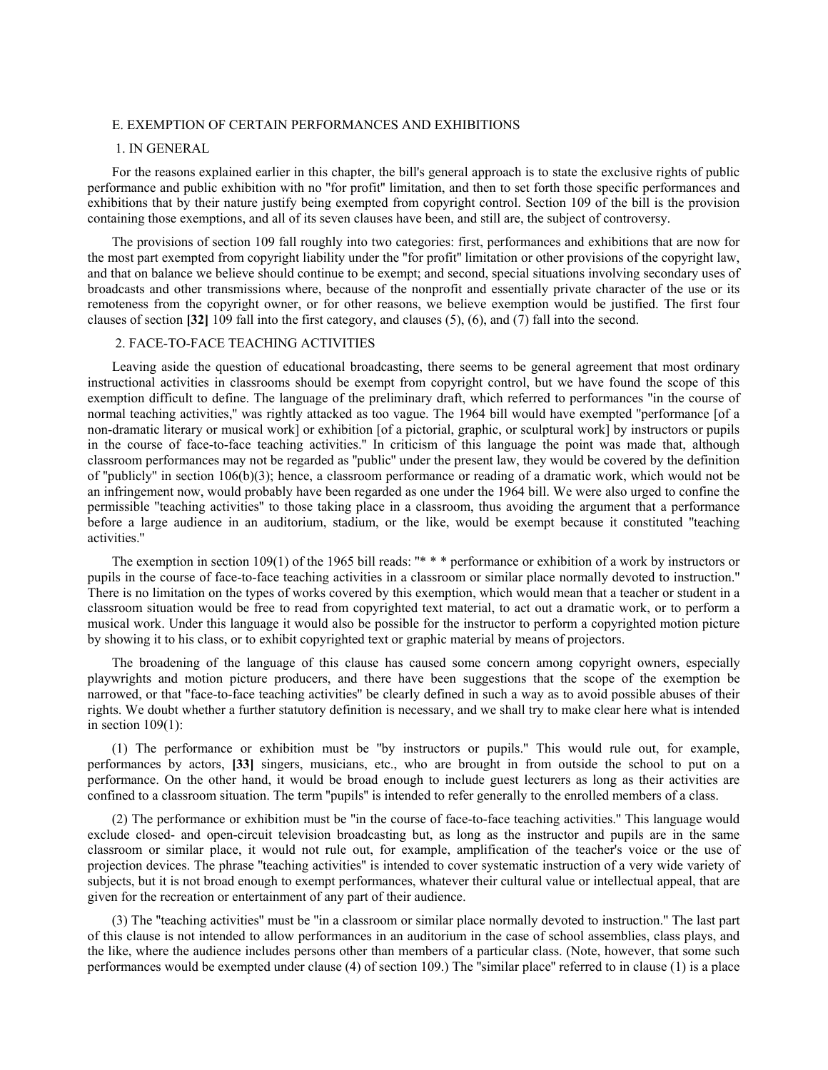## E. EXEMPTION OF CERTAIN PERFORMANCES AND EXHIBITIONS

### 1. IN GENERAL

For the reasons explained earlier in this chapter, the bill's general approach is to state the exclusive rights of public performance and public exhibition with no "for profit" limitation, and then to set forth those specific performances and exhibitions that by their nature justify being exempted from copyright control. Section 109 of the bill is the provision containing those exemptions, and all of its seven clauses have been, and still are, the subject of controversy.

The provisions of section 109 fall roughly into two categories: first, performances and exhibitions that are now for the most part exempted from copyright liability under the "for profit" limitation or other provisions of the copyright law, and that on balance we believe should continue to be exempt; and second, special situations involving secondary uses of broadcasts and other transmissions where, because of the nonprofit and essentially private character of the use or its remoteness from the copyright owner, or for other reasons, we believe exemption would be justified. The first four clauses of section **[32]** 109 fall into the first category, and clauses (5), (6), and (7) fall into the second.

### 2. FACE-TO-FACE TEACHING ACTIVITIES

Leaving aside the question of educational broadcasting, there seems to be general agreement that most ordinary instructional activities in classrooms should be exempt from copyright control, but we have found the scope of this exemption difficult to define. The language of the preliminary draft, which referred to performances "in the course of normal teaching activities," was rightly attacked as too vague. The 1964 bill would have exempted "performance [of a non-dramatic literary or musical work] or exhibition [of a pictorial, graphic, or sculptural work] by instructors or pupils in the course of face-to-face teaching activities." In criticism of this language the point was made that, although classroom performances may not be regarded as "public" under the present law, they would be covered by the definition of "publicly" in section 106(b)(3); hence, a classroom performance or reading of a dramatic work, which would not be an infringement now, would probably have been regarded as one under the 1964 bill. We were also urged to confine the permissible "teaching activities" to those taking place in a classroom, thus avoiding the argument that a performance before a large audience in an auditorium, stadium, or the like, would be exempt because it constituted "teaching activities."

The exemption in section 109(1) of the 1965 bill reads: "* * * performance or exhibition of a work by instructors or pupils in the course of face-to-face teaching activities in a classroom or similar place normally devoted to instruction." There is no limitation on the types of works covered by this exemption, which would mean that a teacher or student in a classroom situation would be free to read from copyrighted text material, to act out a dramatic work, or to perform a musical work. Under this language it would also be possible for the instructor to perform a copyrighted motion picture by showing it to his class, or to exhibit copyrighted text or graphic material by means of projectors.

The broadening of the language of this clause has caused some concern among copyright owners, especially playwrights and motion picture producers, and there have been suggestions that the scope of the exemption be narrowed, or that "face-to-face teaching activities" be clearly defined in such a way as to avoid possible abuses of their rights. We doubt whether a further statutory definition is necessary, and we shall try to make clear here what is intended in section 109(1):

(1) The performance or exhibition must be "by instructors or pupils." This would rule out, for example, performances by actors, **[33]** singers, musicians, etc., who are brought in from outside the school to put on a performance. On the other hand, it would be broad enough to include guest lecturers as long as their activities are confined to a classroom situation. The term "pupils" is intended to refer generally to the enrolled members of a class.

(2) The performance or exhibition must be "in the course of face-to-face teaching activities." This language would exclude closed- and open-circuit television broadcasting but, as long as the instructor and pupils are in the same classroom or similar place, it would not rule out, for example, amplification of the teacher's voice or the use of projection devices. The phrase "teaching activities" is intended to cover systematic instruction of a very wide variety of subjects, but it is not broad enough to exempt performances, whatever their cultural value or intellectual appeal, that are given for the recreation or entertainment of any part of their audience.

(3) The "teaching activities" must be "in a classroom or similar place normally devoted to instruction." The last part of this clause is not intended to allow performances in an auditorium in the case of school assemblies, class plays, and the like, where the audience includes persons other than members of a particular class. (Note, however, that some such performances would be exempted under clause (4) of section 109.) The "similar place" referred to in clause (1) is a place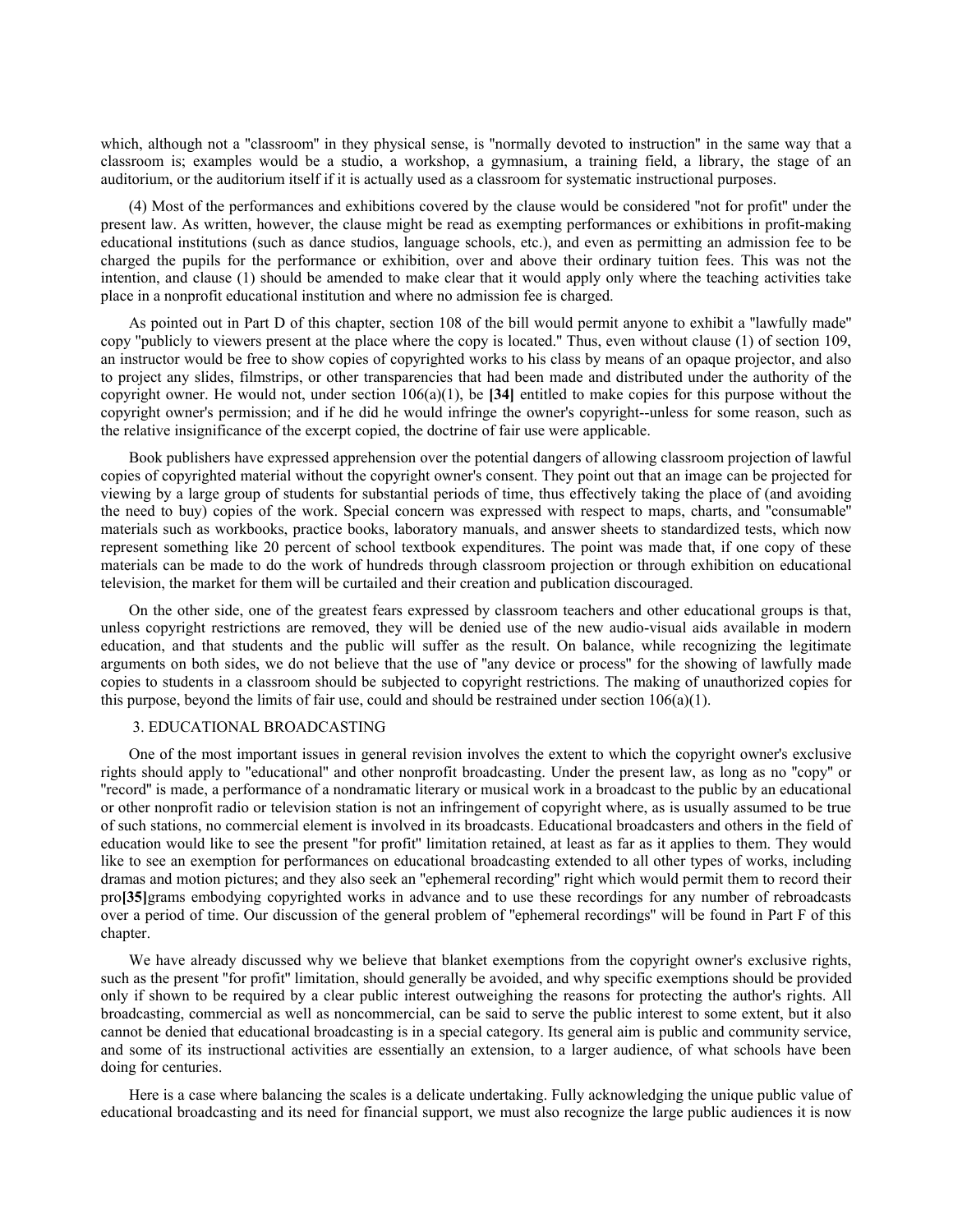which, although not a "classroom" in they physical sense, is "normally devoted to instruction" in the same way that a classroom is; examples would be a studio, a workshop, a gymnasium, a training field, a library, the stage of an auditorium, or the auditorium itself if it is actually used as a classroom for systematic instructional purposes.

(4) Most of the performances and exhibitions covered by the clause would be considered "not for profit" under the present law. As written, however, the clause might be read as exempting performances or exhibitions in profit-making educational institutions (such as dance studios, language schools, etc.), and even as permitting an admission fee to be charged the pupils for the performance or exhibition, over and above their ordinary tuition fees. This was not the intention, and clause (1) should be amended to make clear that it would apply only where the teaching activities take place in a nonprofit educational institution and where no admission fee is charged.

As pointed out in Part D of this chapter, section 108 of the bill would permit anyone to exhibit a "lawfully made" copy "publicly to viewers present at the place where the copy is located." Thus, even without clause (1) of section 109, an instructor would be free to show copies of copyrighted works to his class by means of an opaque projector, and also to project any slides, filmstrips, or other transparencies that had been made and distributed under the authority of the copyright owner. He would not, under section 106(a)(1), be **[34]** entitled to make copies for this purpose without the copyright owner's permission; and if he did he would infringe the owner's copyright--unless for some reason, such as the relative insignificance of the excerpt copied, the doctrine of fair use were applicable.

Book publishers have expressed apprehension over the potential dangers of allowing classroom projection of lawful copies of copyrighted material without the copyright owner's consent. They point out that an image can be projected for viewing by a large group of students for substantial periods of time, thus effectively taking the place of (and avoiding the need to buy) copies of the work. Special concern was expressed with respect to maps, charts, and "consumable" materials such as workbooks, practice books, laboratory manuals, and answer sheets to standardized tests, which now represent something like 20 percent of school textbook expenditures. The point was made that, if one copy of these materials can be made to do the work of hundreds through classroom projection or through exhibition on educational television, the market for them will be curtailed and their creation and publication discouraged.

On the other side, one of the greatest fears expressed by classroom teachers and other educational groups is that, unless copyright restrictions are removed, they will be denied use of the new audio-visual aids available in modern education, and that students and the public will suffer as the result. On balance, while recognizing the legitimate arguments on both sides, we do not believe that the use of "any device or process" for the showing of lawfully made copies to students in a classroom should be subjected to copyright restrictions. The making of unauthorized copies for this purpose, beyond the limits of fair use, could and should be restrained under section 106(a)(1).

### 3. EDUCATIONAL BROADCASTING

One of the most important issues in general revision involves the extent to which the copyright owner's exclusive rights should apply to "educational" and other nonprofit broadcasting. Under the present law, as long as no "copy" or "record" is made, a performance of a nondramatic literary or musical work in a broadcast to the public by an educational or other nonprofit radio or television station is not an infringement of copyright where, as is usually assumed to be true of such stations, no commercial element is involved in its broadcasts. Educational broadcasters and others in the field of education would like to see the present "for profit" limitation retained, at least as far as it applies to them. They would like to see an exemption for performances on educational broadcasting extended to all other types of works, including dramas and motion pictures; and they also seek an "ephemeral recording" right which would permit them to record their pro**[35]**grams embodying copyrighted works in advance and to use these recordings for any number of rebroadcasts over a period of time. Our discussion of the general problem of "ephemeral recordings" will be found in Part F of this chapter.

We have already discussed why we believe that blanket exemptions from the copyright owner's exclusive rights, such as the present "for profit" limitation, should generally be avoided, and why specific exemptions should be provided only if shown to be required by a clear public interest outweighing the reasons for protecting the author's rights. All broadcasting, commercial as well as noncommercial, can be said to serve the public interest to some extent, but it also cannot be denied that educational broadcasting is in a special category. Its general aim is public and community service, and some of its instructional activities are essentially an extension, to a larger audience, of what schools have been doing for centuries.

Here is a case where balancing the scales is a delicate undertaking. Fully acknowledging the unique public value of educational broadcasting and its need for financial support, we must also recognize the large public audiences it is now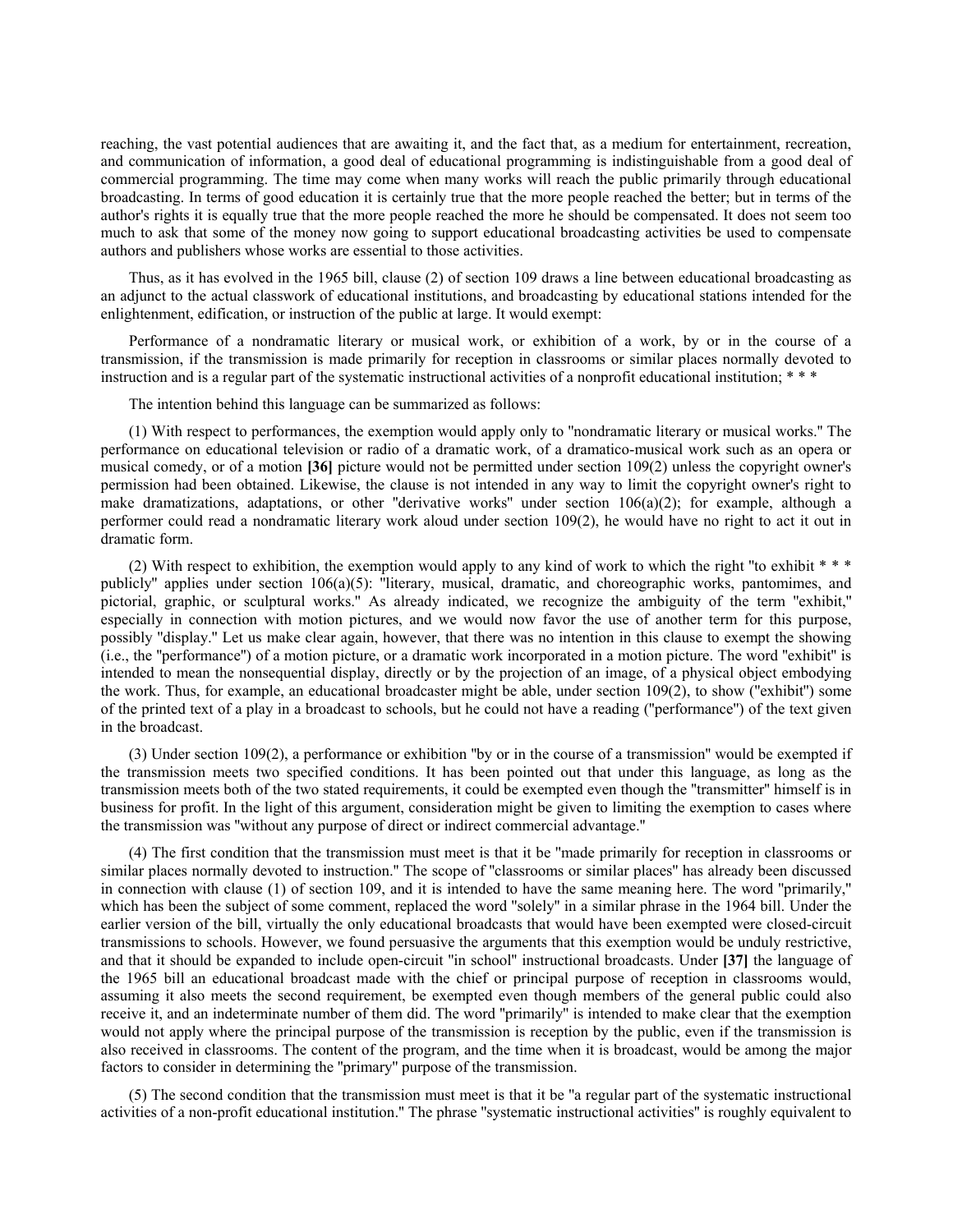reaching, the vast potential audiences that are awaiting it, and the fact that, as a medium for entertainment, recreation, and communication of information, a good deal of educational programming is indistinguishable from a good deal of commercial programming. The time may come when many works will reach the public primarily through educational broadcasting. In terms of good education it is certainly true that the more people reached the better; but in terms of the author's rights it is equally true that the more people reached the more he should be compensated. It does not seem too much to ask that some of the money now going to support educational broadcasting activities be used to compensate authors and publishers whose works are essential to those activities.

Thus, as it has evolved in the 1965 bill, clause (2) of section 109 draws a line between educational broadcasting as an adjunct to the actual classwork of educational institutions, and broadcasting by educational stations intended for the enlightenment, edification, or instruction of the public at large. It would exempt:

Performance of a nondramatic literary or musical work, or exhibition of a work, by or in the course of a transmission, if the transmission is made primarily for reception in classrooms or similar places normally devoted to instruction and is a regular part of the systematic instructional activities of a nonprofit educational institution; * * *

The intention behind this language can be summarized as follows:

(1) With respect to performances, the exemption would apply only to "nondramatic literary or musical works." The performance on educational television or radio of a dramatic work, of a dramatico-musical work such as an opera or musical comedy, or of a motion **[36]** picture would not be permitted under section 109(2) unless the copyright owner's permission had been obtained. Likewise, the clause is not intended in any way to limit the copyright owner's right to make dramatizations, adaptations, or other "derivative works" under section 106(a)(2); for example, although a performer could read a nondramatic literary work aloud under section 109(2), he would have no right to act it out in dramatic form.

(2) With respect to exhibition, the exemption would apply to any kind of work to which the right "to exhibit * * * publicly" applies under section 106(a)(5): "literary, musical, dramatic, and choreographic works, pantomimes, and pictorial, graphic, or sculptural works." As already indicated, we recognize the ambiguity of the term "exhibit," especially in connection with motion pictures, and we would now favor the use of another term for this purpose, possibly "display." Let us make clear again, however, that there was no intention in this clause to exempt the showing (i.e., the "performance") of a motion picture, or a dramatic work incorporated in a motion picture. The word "exhibit" is intended to mean the nonsequential display, directly or by the projection of an image, of a physical object embodying the work. Thus, for example, an educational broadcaster might be able, under section 109(2), to show ("exhibit") some of the printed text of a play in a broadcast to schools, but he could not have a reading ("performance") of the text given in the broadcast.

(3) Under section 109(2), a performance or exhibition "by or in the course of a transmission" would be exempted if the transmission meets two specified conditions. It has been pointed out that under this language, as long as the transmission meets both of the two stated requirements, it could be exempted even though the "transmitter" himself is in business for profit. In the light of this argument, consideration might be given to limiting the exemption to cases where the transmission was "without any purpose of direct or indirect commercial advantage."

(4) The first condition that the transmission must meet is that it be "made primarily for reception in classrooms or similar places normally devoted to instruction." The scope of "classrooms or similar places" has already been discussed in connection with clause (1) of section 109, and it is intended to have the same meaning here. The word "primarily," which has been the subject of some comment, replaced the word "solely" in a similar phrase in the 1964 bill. Under the earlier version of the bill, virtually the only educational broadcasts that would have been exempted were closed-circuit transmissions to schools. However, we found persuasive the arguments that this exemption would be unduly restrictive, and that it should be expanded to include open-circuit "in school" instructional broadcasts. Under **[37]** the language of the 1965 bill an educational broadcast made with the chief or principal purpose of reception in classrooms would, assuming it also meets the second requirement, be exempted even though members of the general public could also receive it, and an indeterminate number of them did. The word "primarily" is intended to make clear that the exemption would not apply where the principal purpose of the transmission is reception by the public, even if the transmission is also received in classrooms. The content of the program, and the time when it is broadcast, would be among the major factors to consider in determining the "primary" purpose of the transmission.

(5) The second condition that the transmission must meet is that it be "a regular part of the systematic instructional activities of a non-profit educational institution." The phrase "systematic instructional activities" is roughly equivalent to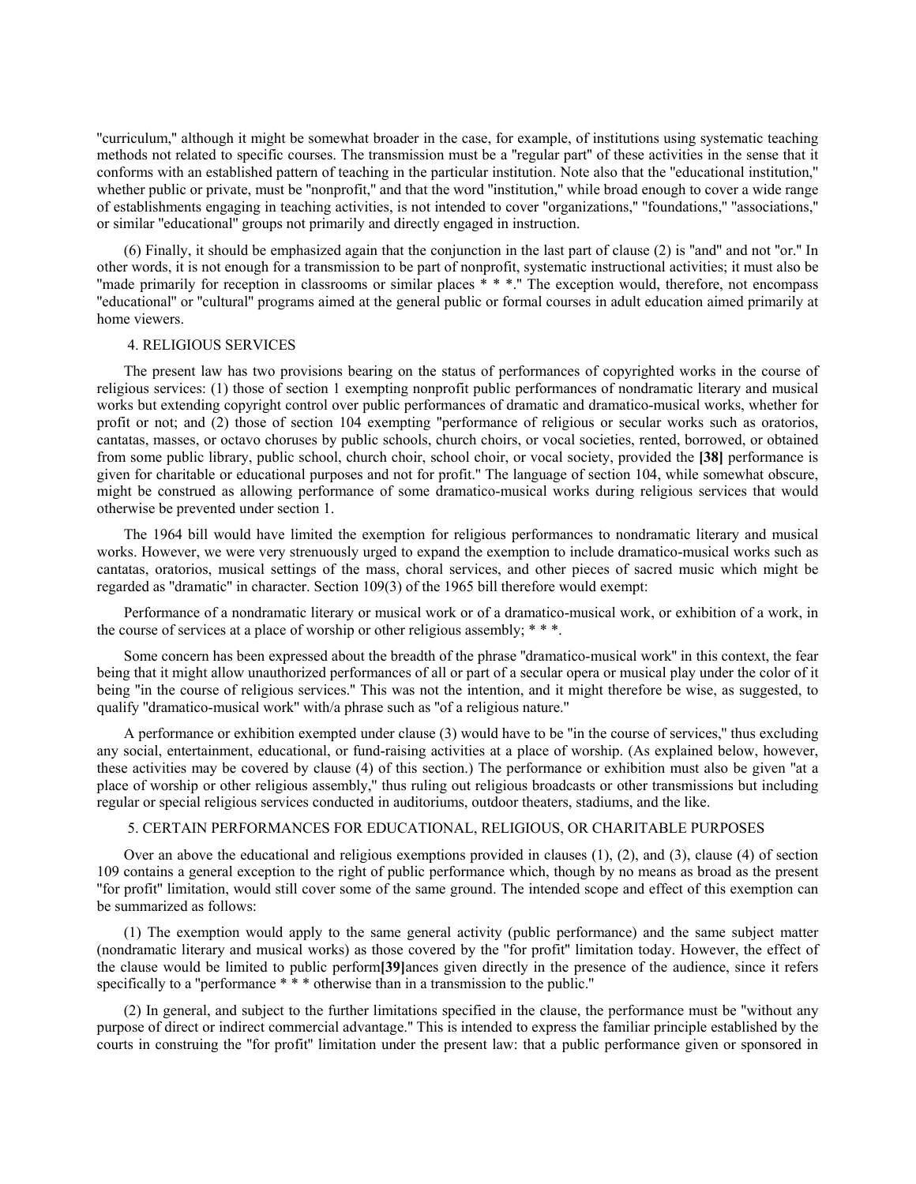"curriculum," although it might be somewhat broader in the case, for example, of institutions using systematic teaching methods not related to specific courses. The transmission must be a "regular part" of these activities in the sense that it conforms with an established pattern of teaching in the particular institution. Note also that the "educational institution," whether public or private, must be "nonprofit," and that the word "institution," while broad enough to cover a wide range of establishments engaging in teaching activities, is not intended to cover "organizations," "foundations," "associations," or similar "educational" groups not primarily and directly engaged in instruction.

(6) Finally, it should be emphasized again that the conjunction in the last part of clause (2) is "and" and not "or." In other words, it is not enough for a transmission to be part of nonprofit, systematic instructional activities; it must also be "made primarily for reception in classrooms or similar places * * *." The exception would, therefore, not encompass "educational" or "cultural" programs aimed at the general public or formal courses in adult education aimed primarily at home viewers.

### 4. RELIGIOUS SERVICES

The present law has two provisions bearing on the status of performances of copyrighted works in the course of religious services: (1) those of section 1 exempting nonprofit public performances of nondramatic literary and musical works but extending copyright control over public performances of dramatic and dramatico-musical works, whether for profit or not; and (2) those of section 104 exempting "performance of religious or secular works such as oratorios, cantatas, masses, or octavo choruses by public schools, church choirs, or vocal societies, rented, borrowed, or obtained from some public library, public school, church choir, school choir, or vocal society, provided the **[38]** performance is given for charitable or educational purposes and not for profit." The language of section 104, while somewhat obscure, might be construed as allowing performance of some dramatico-musical works during religious services that would otherwise be prevented under section 1.

The 1964 bill would have limited the exemption for religious performances to nondramatic literary and musical works. However, we were very strenuously urged to expand the exemption to include dramatico-musical works such as cantatas, oratorios, musical settings of the mass, choral services, and other pieces of sacred music which might be regarded as "dramatic" in character. Section 109(3) of the 1965 bill therefore would exempt:

Performance of a nondramatic literary or musical work or of a dramatico-musical work, or exhibition of a work, in the course of services at a place of worship or other religious assembly; * * *.

Some concern has been expressed about the breadth of the phrase "dramatico-musical work" in this context, the fear being that it might allow unauthorized performances of all or part of a secular opera or musical play under the color of it being "in the course of religious services." This was not the intention, and it might therefore be wise, as suggested, to qualify "dramatico-musical work" with/a phrase such as "of a religious nature."

A performance or exhibition exempted under clause (3) would have to be "in the course of services," thus excluding any social, entertainment, educational, or fund-raising activities at a place of worship. (As explained below, however, these activities may be covered by clause (4) of this section.) The performance or exhibition must also be given "at a place of worship or other religious assembly," thus ruling out religious broadcasts or other transmissions but including regular or special religious services conducted in auditoriums, outdoor theaters, stadiums, and the like.

### 5. CERTAIN PERFORMANCES FOR EDUCATIONAL, RELIGIOUS, OR CHARITABLE PURPOSES

Over an above the educational and religious exemptions provided in clauses (1), (2), and (3), clause (4) of section 109 contains a general exception to the right of public performance which, though by no means as broad as the present "for profit" limitation, would still cover some of the same ground. The intended scope and effect of this exemption can be summarized as follows:

(1) The exemption would apply to the same general activity (public performance) and the same subject matter (nondramatic literary and musical works) as those covered by the "for profit" limitation today. However, the effect of the clause would be limited to public perform**[39]**ances given directly in the presence of the audience, since it refers specifically to a "performance * * * otherwise than in a transmission to the public."

(2) In general, and subject to the further limitations specified in the clause, the performance must be "without any purpose of direct or indirect commercial advantage." This is intended to express the familiar principle established by the courts in construing the "for profit" limitation under the present law: that a public performance given or sponsored in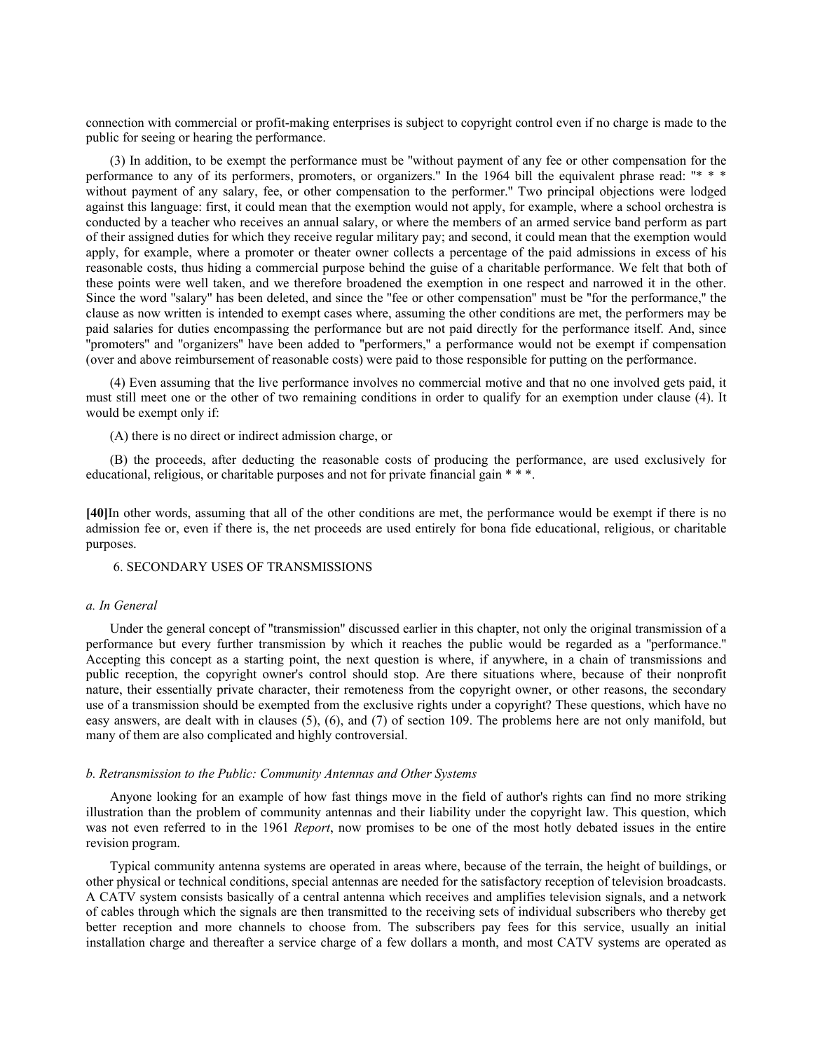connection with commercial or profit-making enterprises is subject to copyright control even if no charge is made to the public for seeing or hearing the performance.

(3) In addition, to be exempt the performance must be "without payment of any fee or other compensation for the performance to any of its performers, promoters, or organizers." In the 1964 bill the equivalent phrase read: "* * * without payment of any salary, fee, or other compensation to the performer." Two principal objections were lodged against this language: first, it could mean that the exemption would not apply, for example, where a school orchestra is conducted by a teacher who receives an annual salary, or where the members of an armed service band perform as part of their assigned duties for which they receive regular military pay; and second, it could mean that the exemption would apply, for example, where a promoter or theater owner collects a percentage of the paid admissions in excess of his reasonable costs, thus hiding a commercial purpose behind the guise of a charitable performance. We felt that both of these points were well taken, and we therefore broadened the exemption in one respect and narrowed it in the other. Since the word "salary" has been deleted, and since the "fee or other compensation" must be "for the performance," the clause as now written is intended to exempt cases where, assuming the other conditions are met, the performers may be paid salaries for duties encompassing the performance but are not paid directly for the performance itself. And, since "promoters" and "organizers" have been added to "performers," a performance would not be exempt if compensation (over and above reimbursement of reasonable costs) were paid to those responsible for putting on the performance.

(4) Even assuming that the live performance involves no commercial motive and that no one involved gets paid, it must still meet one or the other of two remaining conditions in order to qualify for an exemption under clause (4). It would be exempt only if:

(A) there is no direct or indirect admission charge, or

(B) the proceeds, after deducting the reasonable costs of producing the performance, are used exclusively for educational, religious, or charitable purposes and not for private financial gain * * *.

**[40]**In other words, assuming that all of the other conditions are met, the performance would be exempt if there is no admission fee or, even if there is, the net proceeds are used entirely for bona fide educational, religious, or charitable purposes.

## 6. SECONDARY USES OF TRANSMISSIONS

### *a. In General*

Under the general concept of "transmission" discussed earlier in this chapter, not only the original transmission of a performance but every further transmission by which it reaches the public would be regarded as a "performance." Accepting this concept as a starting point, the next question is where, if anywhere, in a chain of transmissions and public reception, the copyright owner's control should stop. Are there situations where, because of their nonprofit nature, their essentially private character, their remoteness from the copyright owner, or other reasons, the secondary use of a transmission should be exempted from the exclusive rights under a copyright? These questions, which have no easy answers, are dealt with in clauses (5), (6), and (7) of section 109. The problems here are not only manifold, but many of them are also complicated and highly controversial.

### *b. Retransmission to the Public: Community Antennas and Other Systems*

Anyone looking for an example of how fast things move in the field of author's rights can find no more striking illustration than the problem of community antennas and their liability under the copyright law. This question, which was not even referred to in the 1961 *Report*, now promises to be one of the most hotly debated issues in the entire revision program.

Typical community antenna systems are operated in areas where, because of the terrain, the height of buildings, or other physical or technical conditions, special antennas are needed for the satisfactory reception of television broadcasts. A CATV system consists basically of a central antenna which receives and amplifies television signals, and a network of cables through which the signals are then transmitted to the receiving sets of individual subscribers who thereby get better reception and more channels to choose from. The subscribers pay fees for this service, usually an initial installation charge and thereafter a service charge of a few dollars a month, and most CATV systems are operated as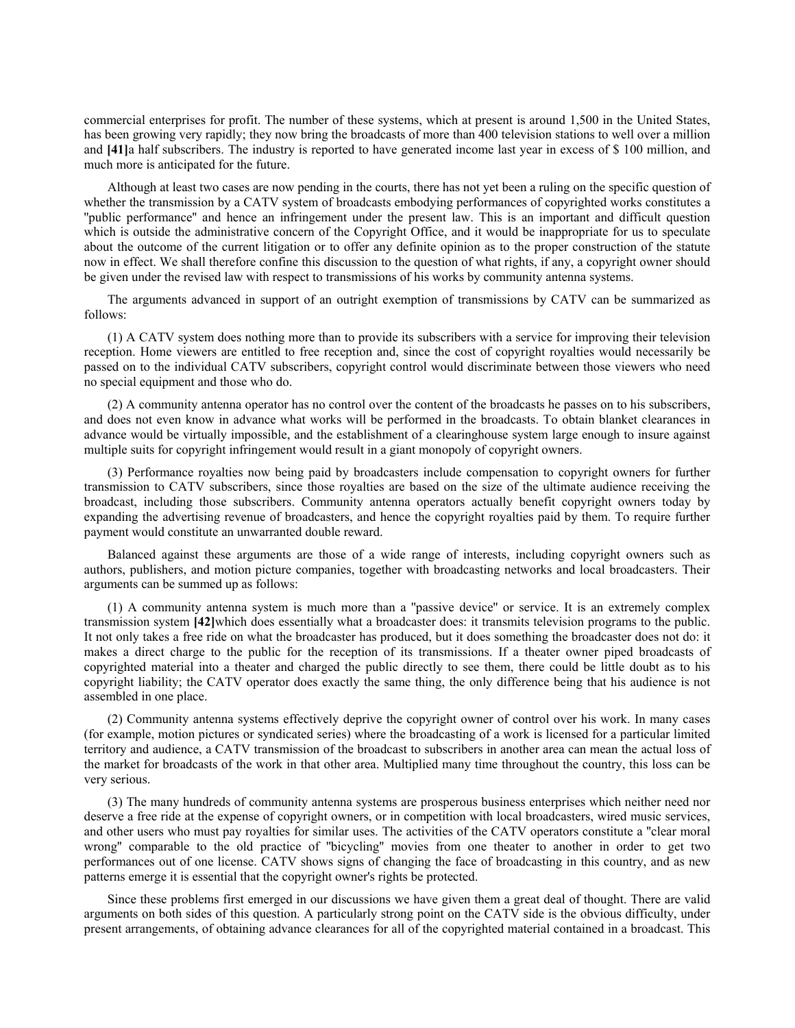commercial enterprises for profit. The number of these systems, which at present is around 1,500 in the United States, has been growing very rapidly; they now bring the broadcasts of more than 400 television stations to well over a million and **[41]**a half subscribers. The industry is reported to have generated income last year in excess of $ 100 million, and much more is anticipated for the future.

Although at least two cases are now pending in the courts, there has not yet been a ruling on the specific question of whether the transmission by a CATV system of broadcasts embodying performances of copyrighted works constitutes a "public performance" and hence an infringement under the present law. This is an important and difficult question which is outside the administrative concern of the Copyright Office, and it would be inappropriate for us to speculate about the outcome of the current litigation or to offer any definite opinion as to the proper construction of the statute now in effect. We shall therefore confine this discussion to the question of what rights, if any, a copyright owner should be given under the revised law with respect to transmissions of his works by community antenna systems.

The arguments advanced in support of an outright exemption of transmissions by CATV can be summarized as follows:

(1) A CATV system does nothing more than to provide its subscribers with a service for improving their television reception. Home viewers are entitled to free reception and, since the cost of copyright royalties would necessarily be passed on to the individual CATV subscribers, copyright control would discriminate between those viewers who need no special equipment and those who do.

(2) A community antenna operator has no control over the content of the broadcasts he passes on to his subscribers, and does not even know in advance what works will be performed in the broadcasts. To obtain blanket clearances in advance would be virtually impossible, and the establishment of a clearinghouse system large enough to insure against multiple suits for copyright infringement would result in a giant monopoly of copyright owners.

(3) Performance royalties now being paid by broadcasters include compensation to copyright owners for further transmission to CATV subscribers, since those royalties are based on the size of the ultimate audience receiving the broadcast, including those subscribers. Community antenna operators actually benefit copyright owners today by expanding the advertising revenue of broadcasters, and hence the copyright royalties paid by them. To require further payment would constitute an unwarranted double reward.

Balanced against these arguments are those of a wide range of interests, including copyright owners such as authors, publishers, and motion picture companies, together with broadcasting networks and local broadcasters. Their arguments can be summed up as follows:

(1) A community antenna system is much more than a "passive device" or service. It is an extremely complex transmission system **[42]**which does essentially what a broadcaster does: it transmits television programs to the public. It not only takes a free ride on what the broadcaster has produced, but it does something the broadcaster does not do: it makes a direct charge to the public for the reception of its transmissions. If a theater owner piped broadcasts of copyrighted material into a theater and charged the public directly to see them, there could be little doubt as to his copyright liability; the CATV operator does exactly the same thing, the only difference being that his audience is not assembled in one place.

(2) Community antenna systems effectively deprive the copyright owner of control over his work. In many cases (for example, motion pictures or syndicated series) where the broadcasting of a work is licensed for a particular limited territory and audience, a CATV transmission of the broadcast to subscribers in another area can mean the actual loss of the market for broadcasts of the work in that other area. Multiplied many time throughout the country, this loss can be very serious.

(3) The many hundreds of community antenna systems are prosperous business enterprises which neither need nor deserve a free ride at the expense of copyright owners, or in competition with local broadcasters, wired music services, and other users who must pay royalties for similar uses. The activities of the CATV operators constitute a "clear moral wrong" comparable to the old practice of "bicycling" movies from one theater to another in order to get two performances out of one license. CATV shows signs of changing the face of broadcasting in this country, and as new patterns emerge it is essential that the copyright owner's rights be protected.

Since these problems first emerged in our discussions we have given them a great deal of thought. There are valid arguments on both sides of this question. A particularly strong point on the CATV side is the obvious difficulty, under present arrangements, of obtaining advance clearances for all of the copyrighted material contained in a broadcast. This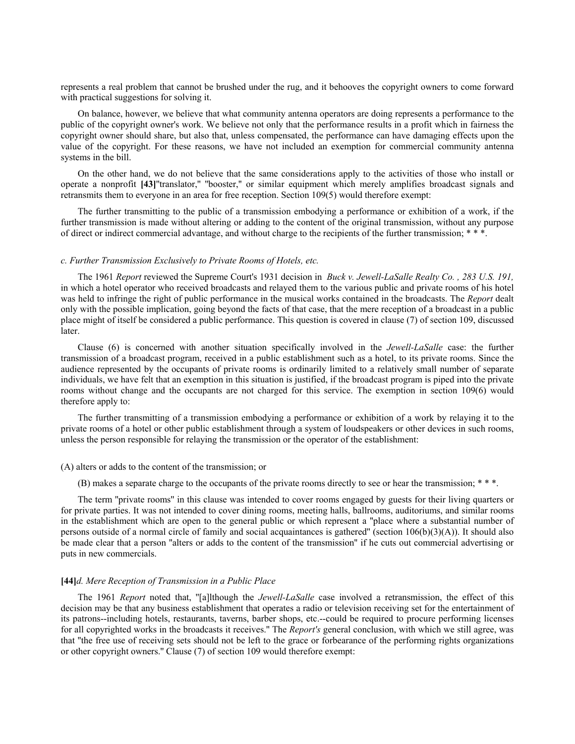represents a real problem that cannot be brushed under the rug, and it behooves the copyright owners to come forward with practical suggestions for solving it.

On balance, however, we believe that what community antenna operators are doing represents a performance to the public of the copyright owner's work. We believe not only that the performance results in a profit which in fairness the copyright owner should share, but also that, unless compensated, the performance can have damaging effects upon the value of the copyright. For these reasons, we have not included an exemption for commercial community antenna systems in the bill.

On the other hand, we do not believe that the same considerations apply to the activities of those who install or operate a nonprofit **[43]**"translator," "booster," or similar equipment which merely amplifies broadcast signals and retransmits them to everyone in an area for free reception. Section 109(5) would therefore exempt:

The further transmitting to the public of a transmission embodying a performance or exhibition of a work, if the further transmission is made without altering or adding to the content of the original transmission, without any purpose of direct or indirect commercial advantage, and without charge to the recipients of the further transmission; * * *.

*c. Further Transmission Exclusively to Private Rooms of Hotels, etc.*

The 1961 *Report* reviewed the Supreme Court's 1931 decision in *Buck v. Jewell-LaSalle Realty Co. , 283 U.S. 191,* in which a hotel operator who received broadcasts and relayed them to the various public and private rooms of his hotel was held to infringe the right of public performance in the musical works contained in the broadcasts. The *Report* dealt only with the possible implication, going beyond the facts of that case, that the mere reception of a broadcast in a public place might of itself be considered a public performance. This question is covered in clause (7) of section 109, discussed later.

Clause (6) is concerned with another situation specifically involved in the *Jewell-LaSalle* case: the further transmission of a broadcast program, received in a public establishment such as a hotel, to its private rooms. Since the audience represented by the occupants of private rooms is ordinarily limited to a relatively small number of separate individuals, we have felt that an exemption in this situation is justified, if the broadcast program is piped into the private rooms without change and the occupants are not charged for this service. The exemption in section 109(6) would therefore apply to:

The further transmitting of a transmission embodying a performance or exhibition of a work by relaying it to the private rooms of a hotel or other public establishment through a system of loudspeakers or other devices in such rooms, unless the person responsible for relaying the transmission or the operator of the establishment:

(A) alters or adds to the content of the transmission; or

(B) makes a separate charge to the occupants of the private rooms directly to see or hear the transmission; * * *.

The term "private rooms" in this clause was intended to cover rooms engaged by guests for their living quarters or for private parties. It was not intended to cover dining rooms, meeting halls, ballrooms, auditoriums, and similar rooms in the establishment which are open to the general public or which represent a "place where a substantial number of persons outside of a normal circle of family and social acquaintances is gathered" (section 106(b)(3)(A)). It should also be made clear that a person "alters or adds to the content of the transmission" if he cuts out commercial advertising or puts in new commercials.

**[44]***d. Mere Reception of Transmission in a Public Place*

The 1961 *Report* noted that, "[a]lthough the *Jewell-LaSalle* case involved a retransmission, the effect of this decision may be that any business establishment that operates a radio or television receiving set for the entertainment of its patrons--including hotels, restaurants, taverns, barber shops, etc.--could be required to procure performing licenses for all copyrighted works in the broadcasts it receives." The *Report's* general conclusion, with which we still agree, was that "the free use of receiving sets should not be left to the grace or forbearance of the performing rights organizations or other copyright owners." Clause (7) of section 109 would therefore exempt: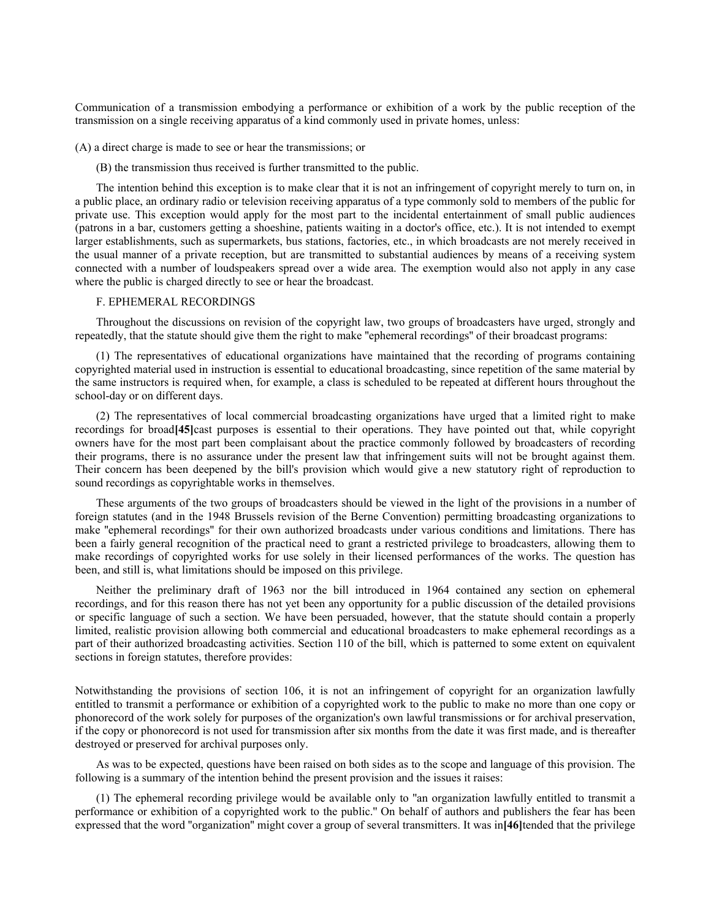Communication of a transmission embodying a performance or exhibition of a work by the public reception of the transmission on a single receiving apparatus of a kind commonly used in private homes, unless:

(A) a direct charge is made to see or hear the transmissions; or

(B) the transmission thus received is further transmitted to the public.

The intention behind this exception is to make clear that it is not an infringement of copyright merely to turn on, in a public place, an ordinary radio or television receiving apparatus of a type commonly sold to members of the public for private use. This exception would apply for the most part to the incidental entertainment of small public audiences (patrons in a bar, customers getting a shoeshine, patients waiting in a doctor's office, etc.). It is not intended to exempt larger establishments, such as supermarkets, bus stations, factories, etc., in which broadcasts are not merely received in the usual manner of a private reception, but are transmitted to substantial audiences by means of a receiving system connected with a number of loudspeakers spread over a wide area. The exemption would also not apply in any case where the public is charged directly to see or hear the broadcast.

F. EPHEMERAL RECORDINGS

Throughout the discussions on revision of the copyright law, two groups of broadcasters have urged, strongly and repeatedly, that the statute should give them the right to make "ephemeral recordings" of their broadcast programs:

(1) The representatives of educational organizations have maintained that the recording of programs containing copyrighted material used in instruction is essential to educational broadcasting, since repetition of the same material by the same instructors is required when, for example, a class is scheduled to be repeated at different hours throughout the school-day or on different days.

(2) The representatives of local commercial broadcasting organizations have urged that a limited right to make recordings for broad**[45]**cast purposes is essential to their operations. They have pointed out that, while copyright owners have for the most part been complaisant about the practice commonly followed by broadcasters of recording their programs, there is no assurance under the present law that infringement suits will not be brought against them. Their concern has been deepened by the bill's provision which would give a new statutory right of reproduction to sound recordings as copyrightable works in themselves.

These arguments of the two groups of broadcasters should be viewed in the light of the provisions in a number of foreign statutes (and in the 1948 Brussels revision of the Berne Convention) permitting broadcasting organizations to make "ephemeral recordings" for their own authorized broadcasts under various conditions and limitations. There has been a fairly general recognition of the practical need to grant a restricted privilege to broadcasters, allowing them to make recordings of copyrighted works for use solely in their licensed performances of the works. The question has been, and still is, what limitations should be imposed on this privilege.

Neither the preliminary draft of 1963 nor the bill introduced in 1964 contained any section on ephemeral recordings, and for this reason there has not yet been any opportunity for a public discussion of the detailed provisions or specific language of such a section. We have been persuaded, however, that the statute should contain a properly limited, realistic provision allowing both commercial and educational broadcasters to make ephemeral recordings as a part of their authorized broadcasting activities. Section 110 of the bill, which is patterned to some extent on equivalent sections in foreign statutes, therefore provides:

Notwithstanding the provisions of section 106, it is not an infringement of copyright for an organization lawfully entitled to transmit a performance or exhibition of a copyrighted work to the public to make no more than one copy or phonorecord of the work solely for purposes of the organization's own lawful transmissions or for archival preservation, if the copy or phonorecord is not used for transmission after six months from the date it was first made, and is thereafter destroyed or preserved for archival purposes only.

As was to be expected, questions have been raised on both sides as to the scope and language of this provision. The following is a summary of the intention behind the present provision and the issues it raises:

(1) The ephemeral recording privilege would be available only to "an organization lawfully entitled to transmit a performance or exhibition of a copyrighted work to the public." On behalf of authors and publishers the fear has been expressed that the word "organization" might cover a group of several transmitters. It was in**[46]**tended that the privilege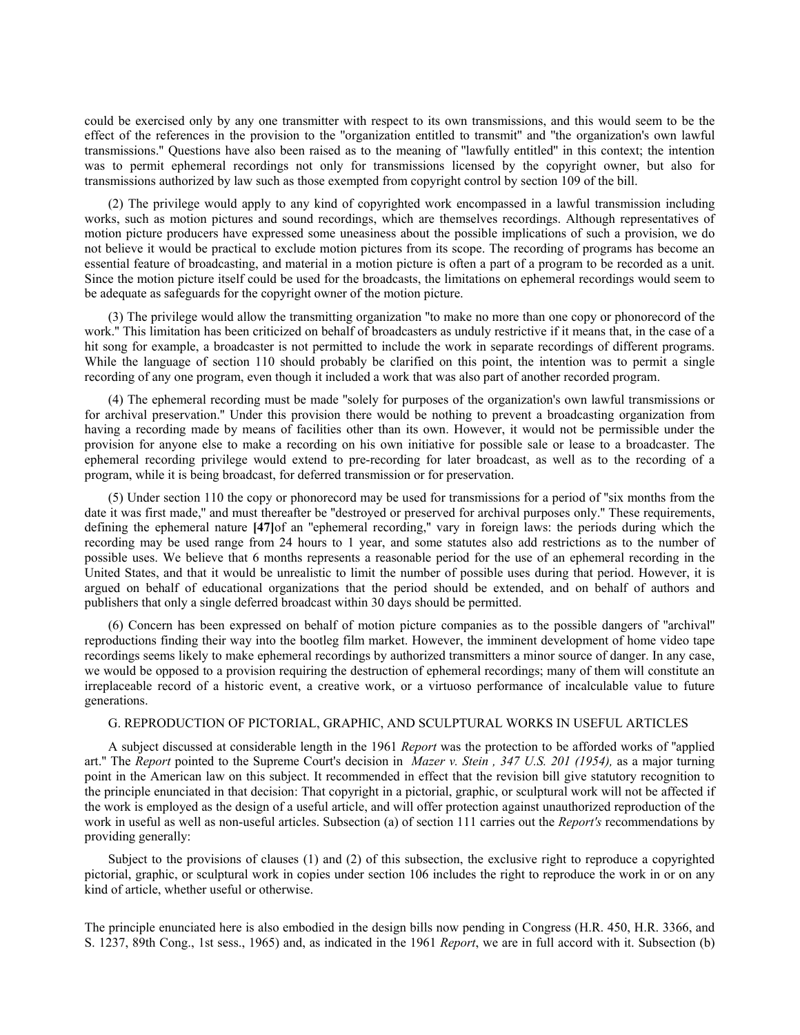could be exercised only by any one transmitter with respect to its own transmissions, and this would seem to be the effect of the references in the provision to the "organization entitled to transmit" and "the organization's own lawful transmissions." Questions have also been raised as to the meaning of "lawfully entitled" in this context; the intention was to permit ephemeral recordings not only for transmissions licensed by the copyright owner, but also for transmissions authorized by law such as those exempted from copyright control by section 109 of the bill.

(2) The privilege would apply to any kind of copyrighted work encompassed in a lawful transmission including works, such as motion pictures and sound recordings, which are themselves recordings. Although representatives of motion picture producers have expressed some uneasiness about the possible implications of such a provision, we do not believe it would be practical to exclude motion pictures from its scope. The recording of programs has become an essential feature of broadcasting, and material in a motion picture is often a part of a program to be recorded as a unit. Since the motion picture itself could be used for the broadcasts, the limitations on ephemeral recordings would seem to be adequate as safeguards for the copyright owner of the motion picture.

(3) The privilege would allow the transmitting organization "to make no more than one copy or phonorecord of the work." This limitation has been criticized on behalf of broadcasters as unduly restrictive if it means that, in the case of a hit song for example, a broadcaster is not permitted to include the work in separate recordings of different programs. While the language of section 110 should probably be clarified on this point, the intention was to permit a single recording of any one program, even though it included a work that was also part of another recorded program.

(4) The ephemeral recording must be made "solely for purposes of the organization's own lawful transmissions or for archival preservation." Under this provision there would be nothing to prevent a broadcasting organization from having a recording made by means of facilities other than its own. However, it would not be permissible under the provision for anyone else to make a recording on his own initiative for possible sale or lease to a broadcaster. The ephemeral recording privilege would extend to pre-recording for later broadcast, as well as to the recording of a program, while it is being broadcast, for deferred transmission or for preservation.

(5) Under section 110 the copy or phonorecord may be used for transmissions for a period of "six months from the date it was first made," and must thereafter be "destroyed or preserved for archival purposes only." These requirements, defining the ephemeral nature **[47]** of an "ephemeral recording," vary in foreign laws: the periods during which the recording may be used range from 24 hours to 1 year, and some statutes also add restrictions as to the number of possible uses. We believe that 6 months represents a reasonable period for the use of an ephemeral recording in the United States, and that it would be unrealistic to limit the number of possible uses during that period. However, it is argued on behalf of educational organizations that the period should be extended, and on behalf of authors and publishers that only a single deferred broadcast within 30 days should be permitted.

(6) Concern has been expressed on behalf of motion picture companies as to the possible dangers of "archival" reproductions finding their way into the bootleg film market. However, the imminent development of home video tape recordings seems likely to make ephemeral recordings by authorized transmitters a minor source of danger. In any case, we would be opposed to a provision requiring the destruction of ephemeral recordings; many of them will constitute an irreplaceable record of a historic event, a creative work, or a virtuoso performance of incalculable value to future generations.

### G. REPRODUCTION OF PICTORIAL, GRAPHIC, AND SCULPTURAL WORKS IN USEFUL ARTICLES

A subject discussed at considerable length in the 1961 *Report* was the protection to be afforded works of "applied art." The *Report* pointed to the Supreme Court's decision in *Mazer v. Stein , 347 U.S. 201 (1954),* as a major turning point in the American law on this subject. It recommended in effect that the revision bill give statutory recognition to the principle enunciated in that decision: That copyright in a pictorial, graphic, or sculptural work will not be affected if the work is employed as the design of a useful article, and will offer protection against unauthorized reproduction of the work in useful as well as non-useful articles. Subsection (a) of section 111 carries out the *Report's* recommendations by providing generally:

> Subject to the provisions of clauses (1) and (2) of this subsection, the exclusive right to reproduce a copyrighted pictorial, graphic, or sculptural work in copies under section 106 includes the right to reproduce the work in or on any kind of article, whether useful or otherwise.

The principle enunciated here is also embodied in the design bills now pending in Congress (H.R. 450, H.R. 3366, and S. 1237, 89th Cong., 1st sess., 1965) and, as indicated in the 1961 *Report*, we are in full accord with it. Subsection (b)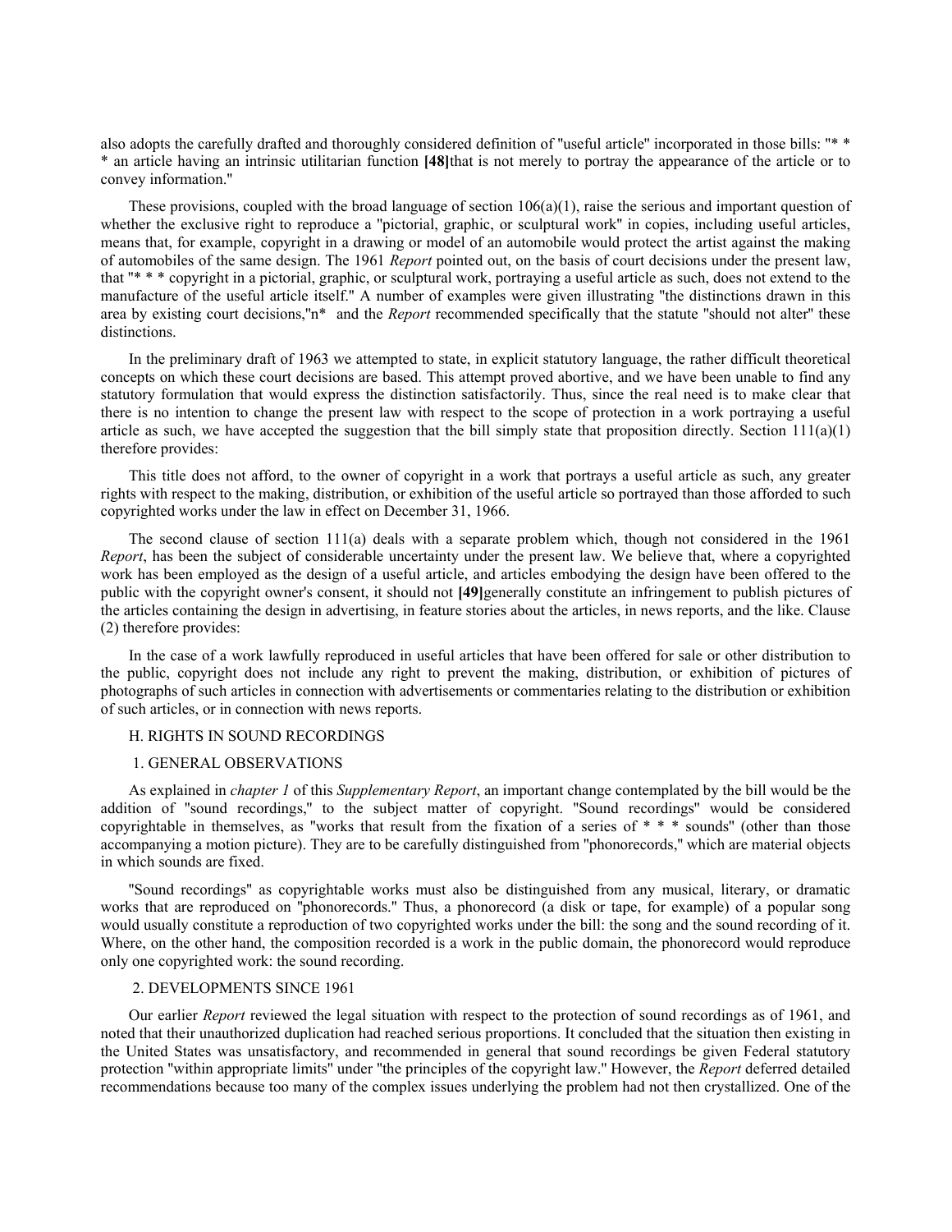also adopts the carefully drafted and thoroughly considered definition of "useful article" incorporated in those bills: "* * * an article having an intrinsic utilitarian function **[48]**that is not merely to portray the appearance of the article or to convey information."

These provisions, coupled with the broad language of section 106(a)(1), raise the serious and important question of whether the exclusive right to reproduce a "pictorial, graphic, or sculptural work" in copies, including useful articles, means that, for example, copyright in a drawing or model of an automobile would protect the artist against the making of automobiles of the same design. The 1961 *Report* pointed out, on the basis of court decisions under the present law, that "* * * copyright in a pictorial, graphic, or sculptural work, portraying a useful article as such, does not extend to the manufacture of the useful article itself." A number of examples were given illustrating "the distinctions drawn in this area by existing court decisions,"n* and the *Report* recommended specifically that the statute "should not alter" these distinctions.

In the preliminary draft of 1963 we attempted to state, in explicit statutory language, the rather difficult theoretical concepts on which these court decisions are based. This attempt proved abortive, and we have been unable to find any statutory formulation that would express the distinction satisfactorily. Thus, since the real need is to make clear that there is no intention to change the present law with respect to the scope of protection in a work portraying a useful article as such, we have accepted the suggestion that the bill simply state that proposition directly. Section 111(a)(1) therefore provides:

This title does not afford, to the owner of copyright in a work that portrays a useful article as such, any greater rights with respect to the making, distribution, or exhibition of the useful article so portrayed than those afforded to such copyrighted works under the law in effect on December 31, 1966.

The second clause of section 111(a) deals with a separate problem which, though not considered in the 1961 *Report*, has been the subject of considerable uncertainty under the present law. We believe that, where a copyrighted work has been employed as the design of a useful article, and articles embodying the design have been offered to the public with the copyright owner's consent, it should not **[49]**generally constitute an infringement to publish pictures of the articles containing the design in advertising, in feature stories about the articles, in news reports, and the like. Clause (2) therefore provides:

In the case of a work lawfully reproduced in useful articles that have been offered for sale or other distribution to the public, copyright does not include any right to prevent the making, distribution, or exhibition of pictures of photographs of such articles in connection with advertisements or commentaries relating to the distribution or exhibition of such articles, or in connection with news reports.

## H. RIGHTS IN SOUND RECORDINGS

### 1. GENERAL OBSERVATIONS

As explained in *chapter 1* of this *Supplementary Report*, an important change contemplated by the bill would be the addition of "sound recordings," to the subject matter of copyright. "Sound recordings" would be considered copyrightable in themselves, as "works that result from the fixation of a series of * * * sounds" (other than those accompanying a motion picture). They are to be carefully distinguished from "phonorecords," which are material objects in which sounds are fixed.

"Sound recordings" as copyrightable works must also be distinguished from any musical, literary, or dramatic works that are reproduced on "phonorecords." Thus, a phonorecord (a disk or tape, for example) of a popular song would usually constitute a reproduction of two copyrighted works under the bill: the song and the sound recording of it. Where, on the other hand, the composition recorded is a work in the public domain, the phonorecord would reproduce only one copyrighted work: the sound recording.

### 2. DEVELOPMENTS SINCE 1961

Our earlier *Report* reviewed the legal situation with respect to the protection of sound recordings as of 1961, and noted that their unauthorized duplication had reached serious proportions. It concluded that the situation then existing in the United States was unsatisfactory, and recommended in general that sound recordings be given Federal statutory protection "within appropriate limits" under "the principles of the copyright law." However, the *Report* deferred detailed recommendations because too many of the complex issues underlying the problem had not then crystallized. One of the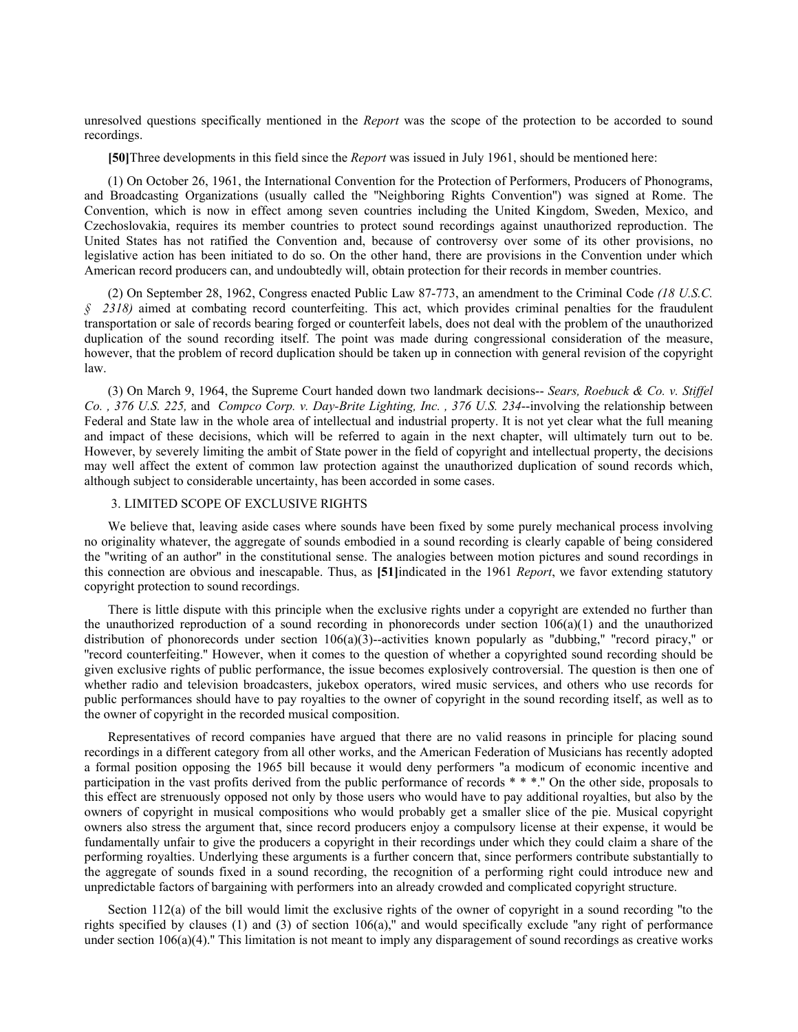unresolved questions specifically mentioned in the *Report* was the scope of the protection to be accorded to sound recordings.

**[50]**Three developments in this field since the *Report* was issued in July 1961, should be mentioned here:

(1) On October 26, 1961, the International Convention for the Protection of Performers, Producers of Phonograms, and Broadcasting Organizations (usually called the "Neighboring Rights Convention") was signed at Rome. The Convention, which is now in effect among seven countries including the United Kingdom, Sweden, Mexico, and Czechoslovakia, requires its member countries to protect sound recordings against unauthorized reproduction. The United States has not ratified the Convention and, because of controversy over some of its other provisions, no legislative action has been initiated to do so. On the other hand, there are provisions in the Convention under which American record producers can, and undoubtedly will, obtain protection for their records in member countries.

(2) On September 28, 1962, Congress enacted Public Law 87-773, an amendment to the Criminal Code *(18 U.S.C. § 2318)* aimed at combating record counterfeiting. This act, which provides criminal penalties for the fraudulent transportation or sale of records bearing forged or counterfeit labels, does not deal with the problem of the unauthorized duplication of the sound recording itself. The point was made during congressional consideration of the measure, however, that the problem of record duplication should be taken up in connection with general revision of the copyright law.

(3) On March 9, 1964, the Supreme Court handed down two landmark decisions-- *Sears, Roebuck & Co. v. Stiffel Co. , 376 U.S. 225,* and *Compco Corp. v. Day-Brite Lighting, Inc. , 376 U.S. 234*--involving the relationship between Federal and State law in the whole area of intellectual and industrial property. It is not yet clear what the full meaning and impact of these decisions, which will be referred to again in the next chapter, will ultimately turn out to be. However, by severely limiting the ambit of State power in the field of copyright and intellectual property, the decisions may well affect the extent of common law protection against the unauthorized duplication of sound records which, although subject to considerable uncertainty, has been accorded in some cases.

3. LIMITED SCOPE OF EXCLUSIVE RIGHTS

We believe that, leaving aside cases where sounds have been fixed by some purely mechanical process involving no originality whatever, the aggregate of sounds embodied in a sound recording is clearly capable of being considered the "writing of an author" in the constitutional sense. The analogies between motion pictures and sound recordings in this connection are obvious and inescapable. Thus, as **[51]**indicated in the 1961 *Report*, we favor extending statutory copyright protection to sound recordings.

There is little dispute with this principle when the exclusive rights under a copyright are extended no further than the unauthorized reproduction of a sound recording in phonorecords under section 106(a)(1) and the unauthorized distribution of phonorecords under section 106(a)(3)--activities known popularly as "dubbing," "record piracy," or "record counterfeiting." However, when it comes to the question of whether a copyrighted sound recording should be given exclusive rights of public performance, the issue becomes explosively controversial. The question is then one of whether radio and television broadcasters, jukebox operators, wired music services, and others who use records for public performances should have to pay royalties to the owner of copyright in the sound recording itself, as well as to the owner of copyright in the recorded musical composition.

Representatives of record companies have argued that there are no valid reasons in principle for placing sound recordings in a different category from all other works, and the American Federation of Musicians has recently adopted a formal position opposing the 1965 bill because it would deny performers "a modicum of economic incentive and participation in the vast profits derived from the public performance of records * * *." On the other side, proposals to this effect are strenuously opposed not only by those users who would have to pay additional royalties, but also by the owners of copyright in musical compositions who would probably get a smaller slice of the pie. Musical copyright owners also stress the argument that, since record producers enjoy a compulsory license at their expense, it would be fundamentally unfair to give the producers a copyright in their recordings under which they could claim a share of the performing royalties. Underlying these arguments is a further concern that, since performers contribute substantially to the aggregate of sounds fixed in a sound recording, the recognition of a performing right could introduce new and unpredictable factors of bargaining with performers into an already crowded and complicated copyright structure.

Section 112(a) of the bill would limit the exclusive rights of the owner of copyright in a sound recording "to the rights specified by clauses (1) and (3) of section 106(a)," and would specifically exclude "any right of performance under section 106(a)(4)." This limitation is not meant to imply any disparagement of sound recordings as creative works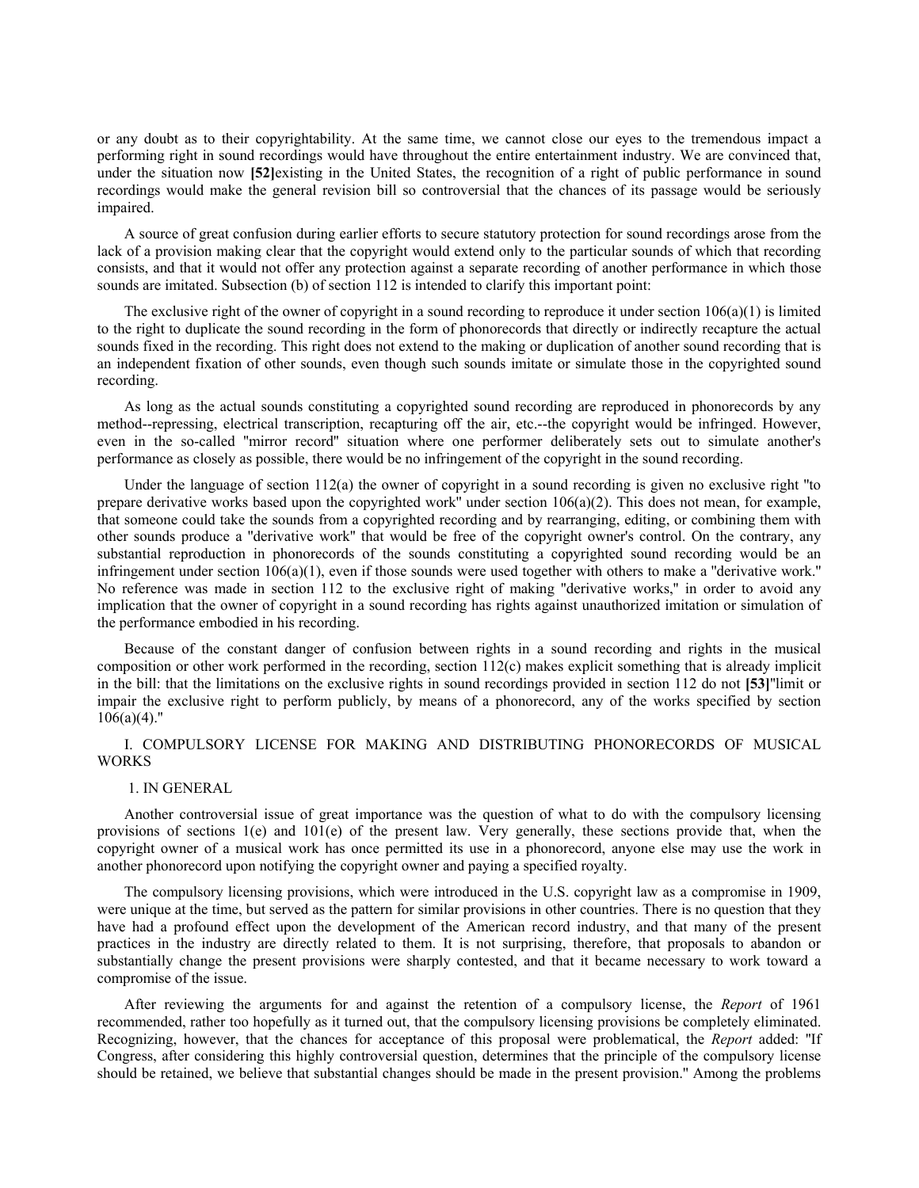or any doubt as to their copyrightability. At the same time, we cannot close our eyes to the tremendous impact a performing right in sound recordings would have throughout the entire entertainment industry. We are convinced that, under the situation now **[52]**existing in the United States, the recognition of a right of public performance in sound recordings would make the general revision bill so controversial that the chances of its passage would be seriously impaired.

A source of great confusion during earlier efforts to secure statutory protection for sound recordings arose from the lack of a provision making clear that the copyright would extend only to the particular sounds of which that recording consists, and that it would not offer any protection against a separate recording of another performance in which those sounds are imitated. Subsection (b) of section 112 is intended to clarify this important point:

The exclusive right of the owner of copyright in a sound recording to reproduce it under section 106(a)(1) is limited to the right to duplicate the sound recording in the form of phonorecords that directly or indirectly recapture the actual sounds fixed in the recording. This right does not extend to the making or duplication of another sound recording that is an independent fixation of other sounds, even though such sounds imitate or simulate those in the copyrighted sound recording.

As long as the actual sounds constituting a copyrighted sound recording are reproduced in phonorecords by any method--repressing, electrical transcription, recapturing off the air, etc.--the copyright would be infringed. However, even in the so-called "mirror record" situation where one performer deliberately sets out to simulate another's performance as closely as possible, there would be no infringement of the copyright in the sound recording.

Under the language of section 112(a) the owner of copyright in a sound recording is given no exclusive right "to prepare derivative works based upon the copyrighted work" under section 106(a)(2). This does not mean, for example, that someone could take the sounds from a copyrighted recording and by rearranging, editing, or combining them with other sounds produce a "derivative work" that would be free of the copyright owner's control. On the contrary, any substantial reproduction in phonorecords of the sounds constituting a copyrighted sound recording would be an infringement under section 106(a)(1), even if those sounds were used together with others to make a "derivative work." No reference was made in section 112 to the exclusive right of making "derivative works," in order to avoid any implication that the owner of copyright in a sound recording has rights against unauthorized imitation or simulation of the performance embodied in his recording.

Because of the constant danger of confusion between rights in a sound recording and rights in the musical composition or other work performed in the recording, section 112(c) makes explicit something that is already implicit in the bill: that the limitations on the exclusive rights in sound recordings provided in section 112 do not **[53]**"limit or impair the exclusive right to perform publicly, by means of a phonorecord, any of the works specified by section 106(a)(4)."

## I. COMPULSORY LICENSE FOR MAKING AND DISTRIBUTING PHONORECORDS OF MUSICAL WORKS

### 1. IN GENERAL

Another controversial issue of great importance was the question of what to do with the compulsory licensing provisions of sections 1(e) and 101(e) of the present law. Very generally, these sections provide that, when the copyright owner of a musical work has once permitted its use in a phonorecord, anyone else may use the work in another phonorecord upon notifying the copyright owner and paying a specified royalty.

The compulsory licensing provisions, which were introduced in the U.S. copyright law as a compromise in 1909, were unique at the time, but served as the pattern for similar provisions in other countries. There is no question that they have had a profound effect upon the development of the American record industry, and that many of the present practices in the industry are directly related to them. It is not surprising, therefore, that proposals to abandon or substantially change the present provisions were sharply contested, and that it became necessary to work toward a compromise of the issue.

After reviewing the arguments for and against the retention of a compulsory license, the *Report* of 1961 recommended, rather too hopefully as it turned out, that the compulsory licensing provisions be completely eliminated. Recognizing, however, that the chances for acceptance of this proposal were problematical, the *Report* added: "If Congress, after considering this highly controversial question, determines that the principle of the compulsory license should be retained, we believe that substantial changes should be made in the present provision." Among the problems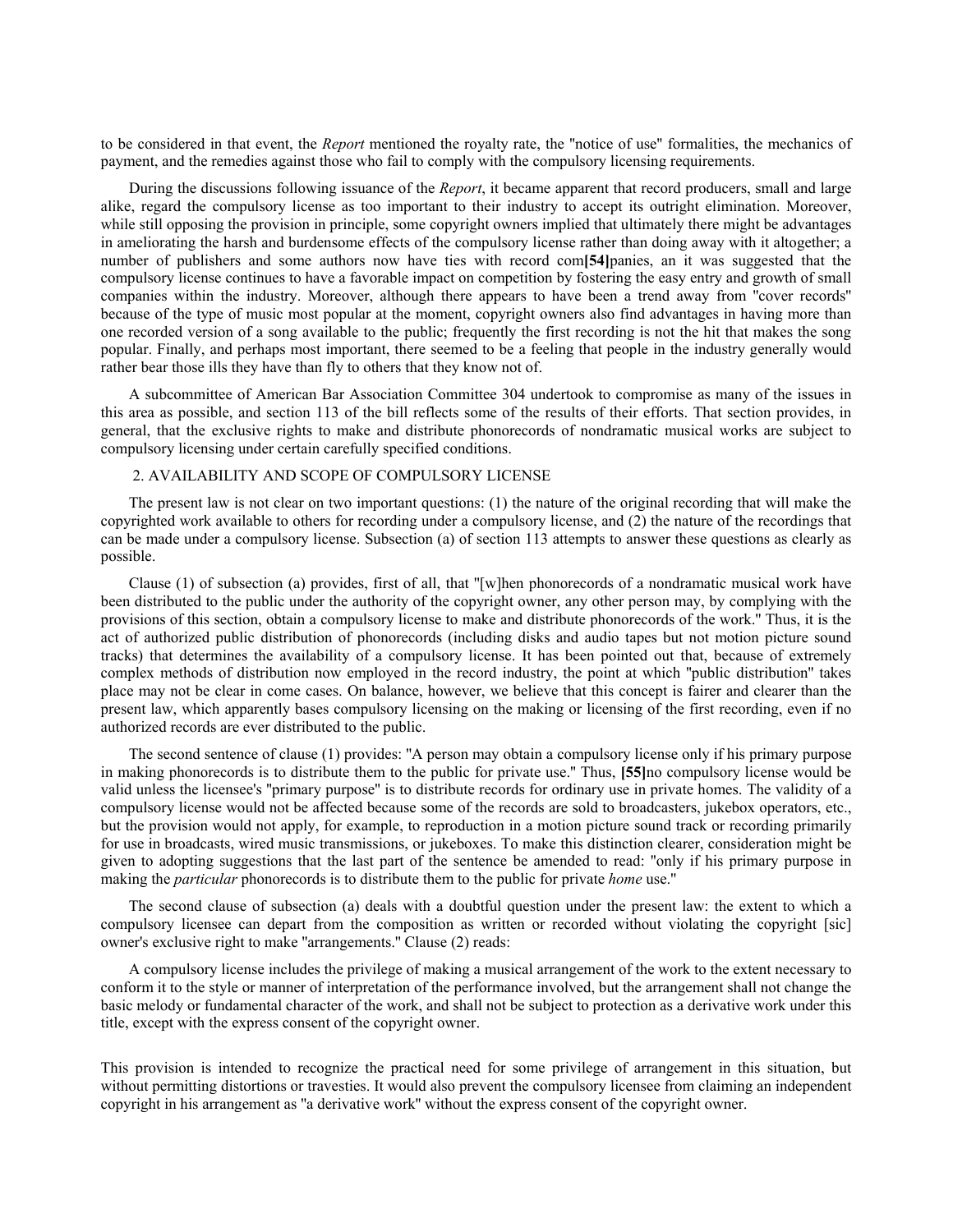to be considered in that event, the *Report* mentioned the royalty rate, the "notice of use" formalities, the mechanics of payment, and the remedies against those who fail to comply with the compulsory licensing requirements.

During the discussions following issuance of the *Report*, it became apparent that record producers, small and large alike, regard the compulsory license as too important to their industry to accept its outright elimination. Moreover, while still opposing the provision in principle, some copyright owners implied that ultimately there might be advantages in ameliorating the harsh and burdensome effects of the compulsory license rather than doing away with it altogether; a number of publishers and some authors now have ties with record com**[54]**panies, an it was suggested that the compulsory license continues to have a favorable impact on competition by fostering the easy entry and growth of small companies within the industry. Moreover, although there appears to have been a trend away from "cover records" because of the type of music most popular at the moment, copyright owners also find advantages in having more than one recorded version of a song available to the public; frequently the first recording is not the hit that makes the song popular. Finally, and perhaps most important, there seemed to be a feeling that people in the industry generally would rather bear those ills they have than fly to others that they know not of.

A subcommittee of American Bar Association Committee 304 undertook to compromise as many of the issues in this area as possible, and section 113 of the bill reflects some of the results of their efforts. That section provides, in general, that the exclusive rights to make and distribute phonorecords of nondramatic musical works are subject to compulsory licensing under certain carefully specified conditions.

2. AVAILABILITY AND SCOPE OF COMPULSORY LICENSE

The present law is not clear on two important questions: (1) the nature of the original recording that will make the copyrighted work available to others for recording under a compulsory license, and (2) the nature of the recordings that can be made under a compulsory license. Subsection (a) of section 113 attempts to answer these questions as clearly as possible.

Clause (1) of subsection (a) provides, first of all, that "[w]hen phonorecords of a nondramatic musical work have been distributed to the public under the authority of the copyright owner, any other person may, by complying with the provisions of this section, obtain a compulsory license to make and distribute phonorecords of the work." Thus, it is the act of authorized public distribution of phonorecords (including disks and audio tapes but not motion picture sound tracks) that determines the availability of a compulsory license. It has been pointed out that, because of extremely complex methods of distribution now employed in the record industry, the point at which "public distribution" takes place may not be clear in come cases. On balance, however, we believe that this concept is fairer and clearer than the present law, which apparently bases compulsory licensing on the making or licensing of the first recording, even if no authorized records are ever distributed to the public.

The second sentence of clause (1) provides: "A person may obtain a compulsory license only if his primary purpose in making phonorecords is to distribute them to the public for private use." Thus, **[55]**no compulsory license would be valid unless the licensee's "primary purpose" is to distribute records for ordinary use in private homes. The validity of a compulsory license would not be affected because some of the records are sold to broadcasters, jukebox operators, etc., but the provision would not apply, for example, to reproduction in a motion picture sound track or recording primarily for use in broadcasts, wired music transmissions, or jukeboxes. To make this distinction clearer, consideration might be given to adopting suggestions that the last part of the sentence be amended to read: "only if his primary purpose in making the *particular* phonorecords is to distribute them to the public for private *home* use."

The second clause of subsection (a) deals with a doubtful question under the present law: the extent to which a compulsory licensee can depart from the composition as written or recorded without violating the copyright [sic] owner's exclusive right to make "arrangements." Clause (2) reads:

A compulsory license includes the privilege of making a musical arrangement of the work to the extent necessary to conform it to the style or manner of interpretation of the performance involved, but the arrangement shall not change the basic melody or fundamental character of the work, and shall not be subject to protection as a derivative work under this title, except with the express consent of the copyright owner.

This provision is intended to recognize the practical need for some privilege of arrangement in this situation, but without permitting distortions or travesties. It would also prevent the compulsory licensee from claiming an independent copyright in his arrangement as "a derivative work" without the express consent of the copyright owner.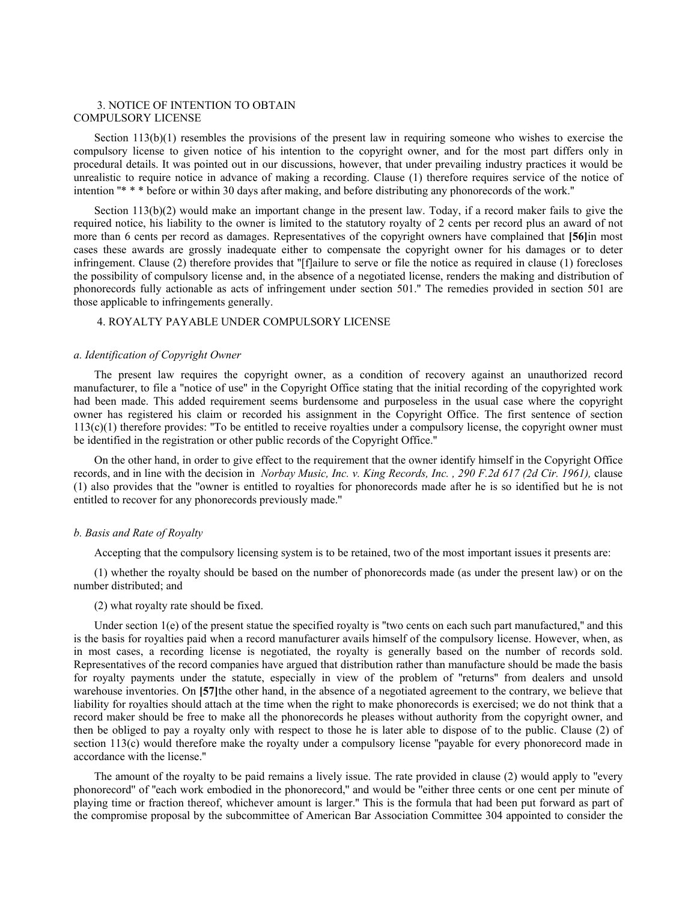### 3. NOTICE OF INTENTION TO OBTAIN COMPULSORY LICENSE

Section 113(b)(1) resembles the provisions of the present law in requiring someone who wishes to exercise the compulsory license to given notice of his intention to the copyright owner, and for the most part differs only in procedural details. It was pointed out in our discussions, however, that under prevailing industry practices it would be unrealistic to require notice in advance of making a recording. Clause (1) therefore requires service of the notice of intention "* * * before or within 30 days after making, and before distributing any phonorecords of the work."

Section 113(b)(2) would make an important change in the present law. Today, if a record maker fails to give the required notice, his liability to the owner is limited to the statutory royalty of 2 cents per record plus an award of not more than 6 cents per record as damages. Representatives of the copyright owners have complained that **[56]**in most cases these awards are grossly inadequate either to compensate the copyright owner for his damages or to deter infringement. Clause (2) therefore provides that "[f]ailure to serve or file the notice as required in clause (1) forecloses the possibility of compulsory license and, in the absence of a negotiated license, renders the making and distribution of phonorecords fully actionable as acts of infringement under section 501." The remedies provided in section 501 are those applicable to infringements generally.

### 4. ROYALTY PAYABLE UNDER COMPULSORY LICENSE

#### *a. Identification of Copyright Owner*

The present law requires the copyright owner, as a condition of recovery against an unauthorized record manufacturer, to file a "notice of use" in the Copyright Office stating that the initial recording of the copyrighted work had been made. This added requirement seems burdensome and purposeless in the usual case where the copyright owner has registered his claim or recorded his assignment in the Copyright Office. The first sentence of section 113(c)(1) therefore provides: "To be entitled to receive royalties under a compulsory license, the copyright owner must be identified in the registration or other public records of the Copyright Office."

On the other hand, in order to give effect to the requirement that the owner identify himself in the Copyright Office records, and in line with the decision in *Norbay Music, Inc. v. King Records, Inc. , 290 F.2d 617 (2d Cir. 1961),* clause (1) also provides that the "owner is entitled to royalties for phonorecords made after he is so identified but he is not entitled to recover for any phonorecords previously made."

#### *b. Basis and Rate of Royalty*

Accepting that the compulsory licensing system is to be retained, two of the most important issues it presents are:

(1) whether the royalty should be based on the number of phonorecords made (as under the present law) or on the number distributed; and

(2) what royalty rate should be fixed.

Under section 1(e) of the present statue the specified royalty is "two cents on each such part manufactured," and this is the basis for royalties paid when a record manufacturer avails himself of the compulsory license. However, when, as in most cases, a recording license is negotiated, the royalty is generally based on the number of records sold. Representatives of the record companies have argued that distribution rather than manufacture should be made the basis for royalty payments under the statute, especially in view of the problem of "returns" from dealers and unsold warehouse inventories. On **[57]**the other hand, in the absence of a negotiated agreement to the contrary, we believe that liability for royalties should attach at the time when the right to make phonorecords is exercised; we do not think that a record maker should be free to make all the phonorecords he pleases without authority from the copyright owner, and then be obliged to pay a royalty only with respect to those he is later able to dispose of to the public. Clause (2) of section 113(c) would therefore make the royalty under a compulsory license "payable for every phonorecord made in accordance with the license."

The amount of the royalty to be paid remains a lively issue. The rate provided in clause (2) would apply to "every phonorecord" of "each work embodied in the phonorecord," and would be "either three cents or one cent per minute of playing time or fraction thereof, whichever amount is larger." This is the formula that had been put forward as part of the compromise proposal by the subcommittee of American Bar Association Committee 304 appointed to consider the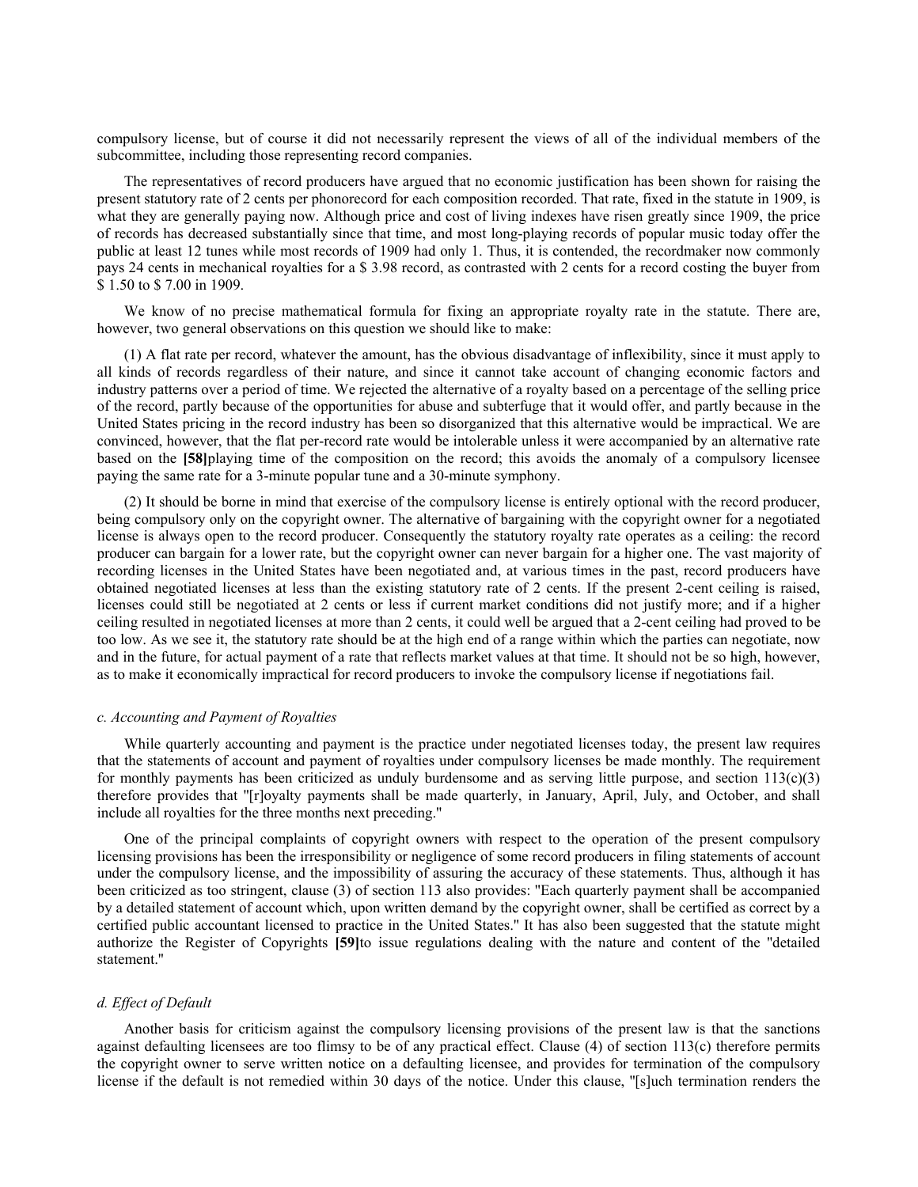compulsory license, but of course it did not necessarily represent the views of all of the individual members of the subcommittee, including those representing record companies.

The representatives of record producers have argued that no economic justification has been shown for raising the present statutory rate of 2 cents per phonorecord for each composition recorded. That rate, fixed in the statute in 1909, is what they are generally paying now. Although price and cost of living indexes have risen greatly since 1909, the price of records has decreased substantially since that time, and most long-playing records of popular music today offer the public at least 12 tunes while most records of 1909 had only 1. Thus, it is contended, the recordmaker now commonly pays 24 cents in mechanical royalties for a $ 3.98 record, as contrasted with 2 cents for a record costing the buyer from $ 1.50 to $ 7.00 in 1909.

We know of no precise mathematical formula for fixing an appropriate royalty rate in the statute. There are, however, two general observations on this question we should like to make:

(1) A flat rate per record, whatever the amount, has the obvious disadvantage of inflexibility, since it must apply to all kinds of records regardless of their nature, and since it cannot take account of changing economic factors and industry patterns over a period of time. We rejected the alternative of a royalty based on a percentage of the selling price of the record, partly because of the opportunities for abuse and subterfuge that it would offer, and partly because in the United States pricing in the record industry has been so disorganized that this alternative would be impractical. We are convinced, however, that the flat per-record rate would be intolerable unless it were accompanied by an alternative rate based on the **[58]**playing time of the composition on the record; this avoids the anomaly of a compulsory licensee paying the same rate for a 3-minute popular tune and a 30-minute symphony.

(2) It should be borne in mind that exercise of the compulsory license is entirely optional with the record producer, being compulsory only on the copyright owner. The alternative of bargaining with the copyright owner for a negotiated license is always open to the record producer. Consequently the statutory royalty rate operates as a ceiling: the record producer can bargain for a lower rate, but the copyright owner can never bargain for a higher one. The vast majority of recording licenses in the United States have been negotiated and, at various times in the past, record producers have obtained negotiated licenses at less than the existing statutory rate of 2 cents. If the present 2-cent ceiling is raised, licenses could still be negotiated at 2 cents or less if current market conditions did not justify more; and if a higher ceiling resulted in negotiated licenses at more than 2 cents, it could well be argued that a 2-cent ceiling had proved to be too low. As we see it, the statutory rate should be at the high end of a range within which the parties can negotiate, now and in the future, for actual payment of a rate that reflects market values at that time. It should not be so high, however, as to make it economically impractical for record producers to invoke the compulsory license if negotiations fail.

#### *c. Accounting and Payment of Royalties*

While quarterly accounting and payment is the practice under negotiated licenses today, the present law requires that the statements of account and payment of royalties under compulsory licenses be made monthly. The requirement for monthly payments has been criticized as unduly burdensome and as serving little purpose, and section 113(c)(3) therefore provides that "[r]oyalty payments shall be made quarterly, in January, April, July, and October, and shall include all royalties for the three months next preceding."

One of the principal complaints of copyright owners with respect to the operation of the present compulsory licensing provisions has been the irresponsibility or negligence of some record producers in filing statements of account under the compulsory license, and the impossibility of assuring the accuracy of these statements. Thus, although it has been criticized as too stringent, clause (3) of section 113 also provides: "Each quarterly payment shall be accompanied by a detailed statement of account which, upon written demand by the copyright owner, shall be certified as correct by a certified public accountant licensed to practice in the United States." It has also been suggested that the statute might authorize the Register of Copyrights **[59]**to issue regulations dealing with the nature and content of the "detailed statement."

#### *d. Effect of Default*

Another basis for criticism against the compulsory licensing provisions of the present law is that the sanctions against defaulting licensees are too flimsy to be of any practical effect. Clause (4) of section 113(c) therefore permits the copyright owner to serve written notice on a defaulting licensee, and provides for termination of the compulsory license if the default is not remedied within 30 days of the notice. Under this clause, "[s]uch termination renders the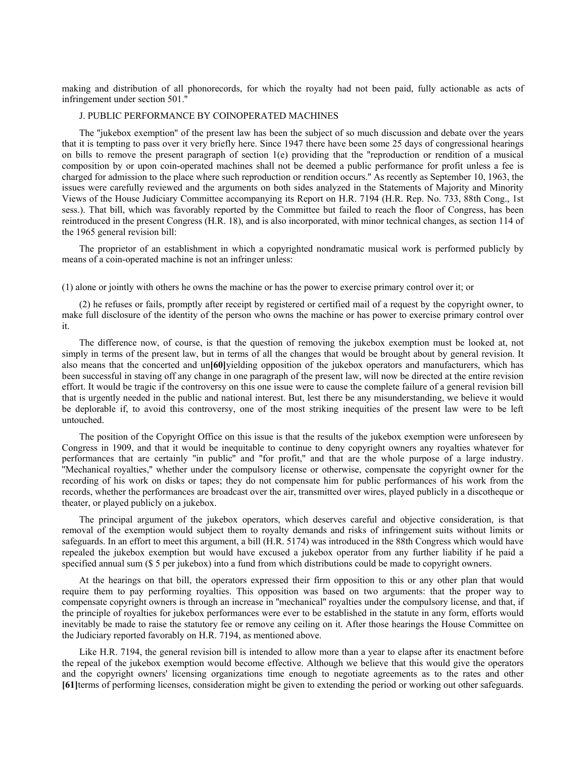making and distribution of all phonorecords, for which the royalty had not been paid, fully actionable as acts of infringement under section 501."

J. PUBLIC PERFORMANCE BY COINOPERATED MACHINES

The "jukebox exemption" of the present law has been the subject of so much discussion and debate over the years that it is tempting to pass over it very briefly here. Since 1947 there have been some 25 days of congressional hearings on bills to remove the present paragraph of section 1(e) providing that the "reproduction or rendition of a musical composition by or upon coin-operated machines shall not be deemed a public performance for profit unless a fee is charged for admission to the place where such reproduction or rendition occurs." As recently as September 10, 1963, the issues were carefully reviewed and the arguments on both sides analyzed in the Statements of Majority and Minority Views of the House Judiciary Committee accompanying its Report on H.R. 7194 (H.R. Rep. No. 733, 88th Cong., 1st sess.). That bill, which was favorably reported by the Committee but failed to reach the floor of Congress, has been reintroduced in the present Congress (H.R. 18), and is also incorporated, with minor technical changes, as section 114 of the 1965 general revision bill:

The proprietor of an establishment in which a copyrighted nondramatic musical work is performed publicly by means of a coin-operated machine is not an infringer unless:

(1) alone or jointly with others he owns the machine or has the power to exercise primary control over it; or

(2) he refuses or fails, promptly after receipt by registered or certified mail of a request by the copyright owner, to make full disclosure of the identity of the person who owns the machine or has power to exercise primary control over it.

The difference now, of course, is that the question of removing the jukebox exemption must be looked at, not simply in terms of the present law, but in terms of all the changes that would be brought about by general revision. It also means that the concerted and un**[60]**yielding opposition of the jukebox operators and manufacturers, which has been successful in staving off any change in one paragraph of the present law, will now be directed at the entire revision effort. It would be tragic if the controversy on this one issue were to cause the complete failure of a general revision bill that is urgently needed in the public and national interest. But, lest there be any misunderstanding, we believe it would be deplorable if, to avoid this controversy, one of the most striking inequities of the present law were to be left untouched.

The position of the Copyright Office on this issue is that the results of the jukebox exemption were unforeseen by Congress in 1909, and that it would be inequitable to continue to deny copyright owners any royalties whatever for performances that are certainly "in public" and "for profit," and that are the whole purpose of a large industry. "Mechanical royalties," whether under the compulsory license or otherwise, compensate the copyright owner for the recording of his work on disks or tapes; they do not compensate him for public performances of his work from the records, whether the performances are broadcast over the air, transmitted over wires, played publicly in a discotheque or theater, or played publicly on a jukebox.

The principal argument of the jukebox operators, which deserves careful and objective consideration, is that removal of the exemption would subject them to royalty demands and risks of infringement suits without limits or safeguards. In an effort to meet this argument, a bill (H.R. 5174) was introduced in the 88th Congress which would have repealed the jukebox exemption but would have excused a jukebox operator from any further liability if he paid a specified annual sum ($ 5 per jukebox) into a fund from which distributions could be made to copyright owners.

At the hearings on that bill, the operators expressed their firm opposition to this or any other plan that would require them to pay performing royalties. This opposition was based on two arguments: that the proper way to compensate copyright owners is through an increase in "mechanical" royalties under the compulsory license, and that, if the principle of royalties for jukebox performances were ever to be established in the statute in any form, efforts would inevitably be made to raise the statutory fee or remove any ceiling on it. After those hearings the House Committee on the Judiciary reported favorably on H.R. 7194, as mentioned above.

Like H.R. 7194, the general revision bill is intended to allow more than a year to elapse after its enactment before the repeal of the jukebox exemption would become effective. Although we believe that this would give the operators and the copyright owners' licensing organizations time enough to negotiate agreements as to the rates and other **[61]**terms of performing licenses, consideration might be given to extending the period or working out other safeguards.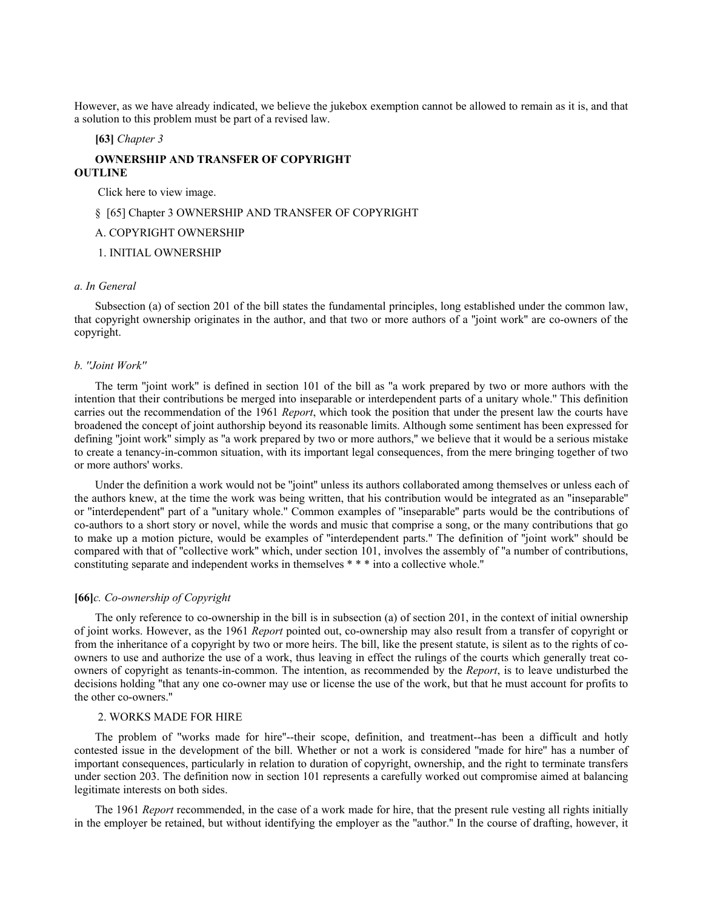However, as we have already indicated, we believe the jukebox exemption cannot be allowed to remain as it is, and that a solution to this problem must be part of a revised law.

**[63]** *Chapter 3*

**OWNERSHIP AND TRANSFER OF COPYRIGHT**
**OUTLINE**

Click here to view image.

§ [65] Chapter 3 OWNERSHIP AND TRANSFER OF COPYRIGHT

A. COPYRIGHT OWNERSHIP

1. INITIAL OWNERSHIP

*a. In General*

Subsection (a) of section 201 of the bill states the fundamental principles, long established under the common law, that copyright ownership originates in the author, and that two or more authors of a "joint work" are co-owners of the copyright.

*b. "Joint Work"*

The term "joint work" is defined in section 101 of the bill as "a work prepared by two or more authors with the intention that their contributions be merged into inseparable or interdependent parts of a unitary whole." This definition carries out the recommendation of the 1961 *Report*, which took the position that under the present law the courts have broadened the concept of joint authorship beyond its reasonable limits. Although some sentiment has been expressed for defining "joint work" simply as "a work prepared by two or more authors," we believe that it would be a serious mistake to create a tenancy-in-common situation, with its important legal consequences, from the mere bringing together of two or more authors' works.

Under the definition a work would not be "joint" unless its authors collaborated among themselves or unless each of the authors knew, at the time the work was being written, that his contribution would be integrated as an "inseparable" or "interdependent" part of a "unitary whole." Common examples of "inseparable" parts would be the contributions of co-authors to a short story or novel, while the words and music that comprise a song, or the many contributions that go to make up a motion picture, would be examples of "interdependent parts." The definition of "joint work" should be compared with that of "collective work" which, under section 101, involves the assembly of "a number of contributions, constituting separate and independent works in themselves * * * into a collective whole."

**[66]***c. Co-ownership of Copyright*

The only reference to co-ownership in the bill is in subsection (a) of section 201, in the context of initial ownership of joint works. However, as the 1961 *Report* pointed out, co-ownership may also result from a transfer of copyright or from the inheritance of a copyright by two or more heirs. The bill, like the present statute, is silent as to the rights of co-owners to use and authorize the use of a work, thus leaving in effect the rulings of the courts which generally treat co-owners of copyright as tenants-in-common. The intention, as recommended by the *Report*, is to leave undisturbed the decisions holding "that any one co-owner may use or license the use of the work, but that he must account for profits to the other co-owners."

2. WORKS MADE FOR HIRE

The problem of "works made for hire"--their scope, definition, and treatment--has been a difficult and hotly contested issue in the development of the bill. Whether or not a work is considered "made for hire" has a number of important consequences, particularly in relation to duration of copyright, ownership, and the right to terminate transfers under section 203. The definition now in section 101 represents a carefully worked out compromise aimed at balancing legitimate interests on both sides.

The 1961 *Report* recommended, in the case of a work made for hire, that the present rule vesting all rights initially in the employer be retained, but without identifying the employer as the "author." In the course of drafting, however, it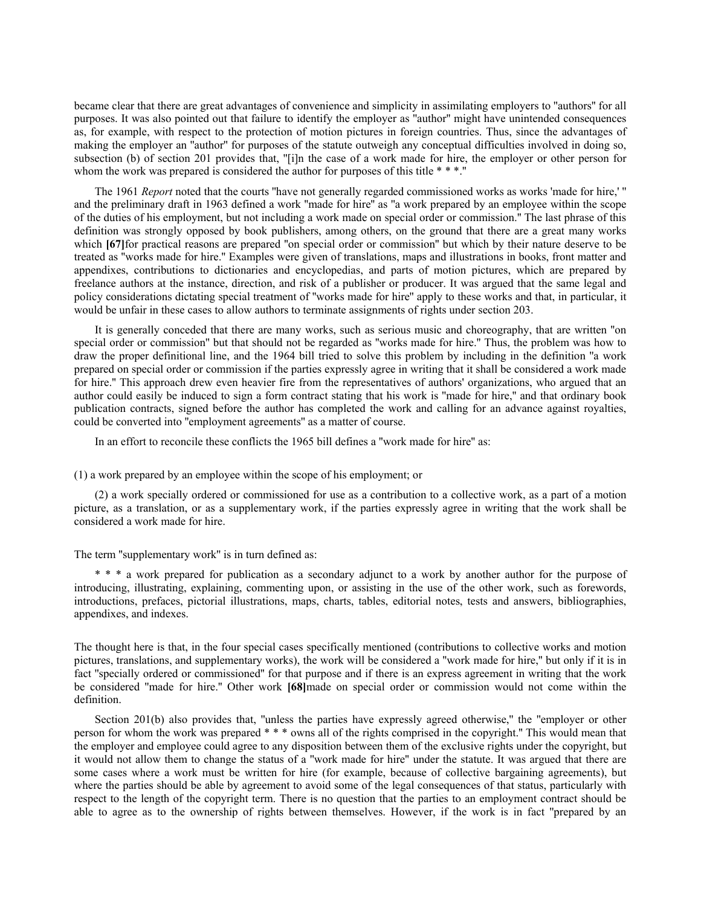became clear that there are great advantages of convenience and simplicity in assimilating employers to "authors" for all purposes. It was also pointed out that failure to identify the employer as "author" might have unintended consequences as, for example, with respect to the protection of motion pictures in foreign countries. Thus, since the advantages of making the employer an "author" for purposes of the statute outweigh any conceptual difficulties involved in doing so, subsection (b) of section 201 provides that, "[i]n the case of a work made for hire, the employer or other person for whom the work was prepared is considered the author for purposes of this title * * *."

The 1961 *Report* noted that the courts "have not generally regarded commissioned works as works 'made for hire,' " and the preliminary draft in 1963 defined a work "made for hire" as "a work prepared by an employee within the scope of the duties of his employment, but not including a work made on special order or commission." The last phrase of this definition was strongly opposed by book publishers, among others, on the ground that there are a great many works which **[67]**for practical reasons are prepared "on special order or commission" but which by their nature deserve to be treated as "works made for hire." Examples were given of translations, maps and illustrations in books, front matter and appendixes, contributions to dictionaries and encyclopedias, and parts of motion pictures, which are prepared by freelance authors at the instance, direction, and risk of a publisher or producer. It was argued that the same legal and policy considerations dictating special treatment of "works made for hire" apply to these works and that, in particular, it would be unfair in these cases to allow authors to terminate assignments of rights under section 203.

It is generally conceded that there are many works, such as serious music and choreography, that are written "on special order or commission" but that should not be regarded as "works made for hire." Thus, the problem was how to draw the proper definitional line, and the 1964 bill tried to solve this problem by including in the definition "a work prepared on special order or commission if the parties expressly agree in writing that it shall be considered a work made for hire." This approach drew even heavier fire from the representatives of authors' organizations, who argued that an author could easily be induced to sign a form contract stating that his work is "made for hire," and that ordinary book publication contracts, signed before the author has completed the work and calling for an advance against royalties, could be converted into "employment agreements" as a matter of course.

In an effort to reconcile these conflicts the 1965 bill defines a "work made for hire" as:

(1) a work prepared by an employee within the scope of his employment; or

(2) a work specially ordered or commissioned for use as a contribution to a collective work, as a part of a motion picture, as a translation, or as a supplementary work, if the parties expressly agree in writing that the work shall be considered a work made for hire.

The term "supplementary work" is in turn defined as:

* * * a work prepared for publication as a secondary adjunct to a work by another author for the purpose of introducing, illustrating, explaining, commenting upon, or assisting in the use of the other work, such as forewords, introductions, prefaces, pictorial illustrations, maps, charts, tables, editorial notes, tests and answers, bibliographies, appendixes, and indexes.

The thought here is that, in the four special cases specifically mentioned (contributions to collective works and motion pictures, translations, and supplementary works), the work will be considered a "work made for hire," but only if it is in fact "specially ordered or commissioned" for that purpose and if there is an express agreement in writing that the work be considered "made for hire." Other work **[68]**made on special order or commission would not come within the definition.

Section 201(b) also provides that, "unless the parties have expressly agreed otherwise," the "employer or other person for whom the work was prepared * * * owns all of the rights comprised in the copyright." This would mean that the employer and employee could agree to any disposition between them of the exclusive rights under the copyright, but it would not allow them to change the status of a "work made for hire" under the statute. It was argued that there are some cases where a work must be written for hire (for example, because of collective bargaining agreements), but where the parties should be able by agreement to avoid some of the legal consequences of that status, particularly with respect to the length of the copyright term. There is no question that the parties to an employment contract should be able to agree as to the ownership of rights between themselves. However, if the work is in fact "prepared by an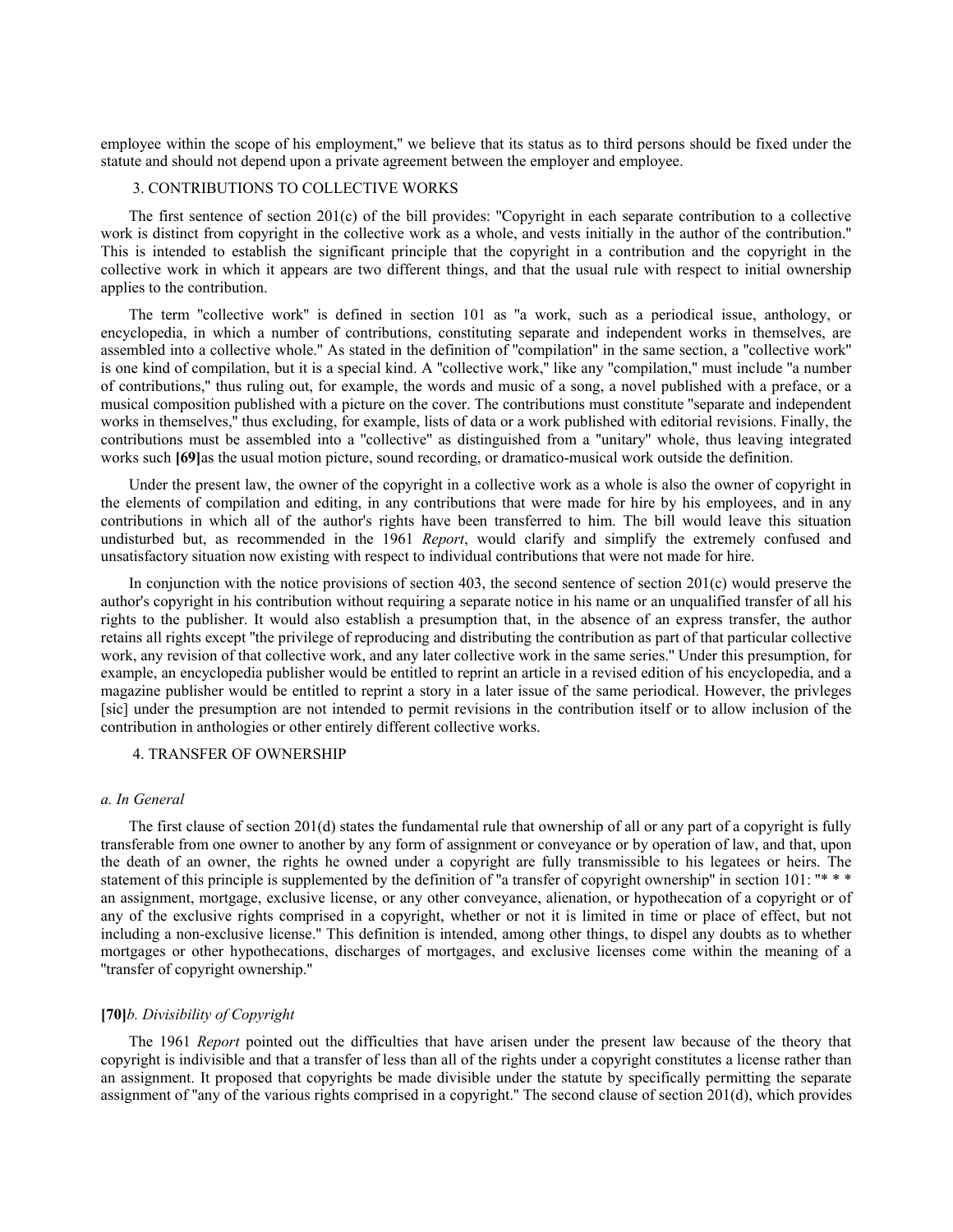employee within the scope of his employment," we believe that its status as to third persons should be fixed under the statute and should not depend upon a private agreement between the employer and employee.

### 3. CONTRIBUTIONS TO COLLECTIVE WORKS

The first sentence of section 201(c) of the bill provides: "Copyright in each separate contribution to a collective work is distinct from copyright in the collective work as a whole, and vests initially in the author of the contribution." This is intended to establish the significant principle that the copyright in a contribution and the copyright in the collective work in which it appears are two different things, and that the usual rule with respect to initial ownership applies to the contribution.

The term "collective work" is defined in section 101 as "a work, such as a periodical issue, anthology, or encyclopedia, in which a number of contributions, constituting separate and independent works in themselves, are assembled into a collective whole." As stated in the definition of "compilation" in the same section, a "collective work" is one kind of compilation, but it is a special kind. A "collective work," like any "compilation," must include "a number of contributions," thus ruling out, for example, the words and music of a song, a novel published with a preface, or a musical composition published with a picture on the cover. The contributions must constitute "separate and independent works in themselves," thus excluding, for example, lists of data or a work published with editorial revisions. Finally, the contributions must be assembled into a "collective" as distinguished from a "unitary" whole, thus leaving integrated works such **[69]**as the usual motion picture, sound recording, or dramatico-musical work outside the definition.

Under the present law, the owner of the copyright in a collective work as a whole is also the owner of copyright in the elements of compilation and editing, in any contributions that were made for hire by his employees, and in any contributions in which all of the author's rights have been transferred to him. The bill would leave this situation undisturbed but, as recommended in the 1961 *Report*, would clarify and simplify the extremely confused and unsatisfactory situation now existing with respect to individual contributions that were not made for hire.

In conjunction with the notice provisions of section 403, the second sentence of section 201(c) would preserve the author's copyright in his contribution without requiring a separate notice in his name or an unqualified transfer of all his rights to the publisher. It would also establish a presumption that, in the absence of an express transfer, the author retains all rights except "the privilege of reproducing and distributing the contribution as part of that particular collective work, any revision of that collective work, and any later collective work in the same series." Under this presumption, for example, an encyclopedia publisher would be entitled to reprint an article in a revised edition of his encyclopedia, and a magazine publisher would be entitled to reprint a story in a later issue of the same periodical. However, the privleges [sic] under the presumption are not intended to permit revisions in the contribution itself or to allow inclusion of the contribution in anthologies or other entirely different collective works.

### 4. TRANSFER OF OWNERSHIP

#### *a. In General*

The first clause of section 201(d) states the fundamental rule that ownership of all or any part of a copyright is fully transferable from one owner to another by any form of assignment or conveyance or by operation of law, and that, upon the death of an owner, the rights he owned under a copyright are fully transmissible to his legatees or heirs. The statement of this principle is supplemented by the definition of "a transfer of copyright ownership" in section 101: "* * * an assignment, mortgage, exclusive license, or any other conveyance, alienation, or hypothecation of a copyright or of any of the exclusive rights comprised in a copyright, whether or not it is limited in time or place of effect, but not including a non-exclusive license." This definition is intended, among other things, to dispel any doubts as to whether mortgages or other hypothecations, discharges of mortgages, and exclusive licenses come within the meaning of a "transfer of copyright ownership."

#### **[70]***b. Divisibility of Copyright*

The 1961 *Report* pointed out the difficulties that have arisen under the present law because of the theory that copyright is indivisible and that a transfer of less than all of the rights under a copyright constitutes a license rather than an assignment. It proposed that copyrights be made divisible under the statute by specifically permitting the separate assignment of "any of the various rights comprised in a copyright." The second clause of section 201(d), which provides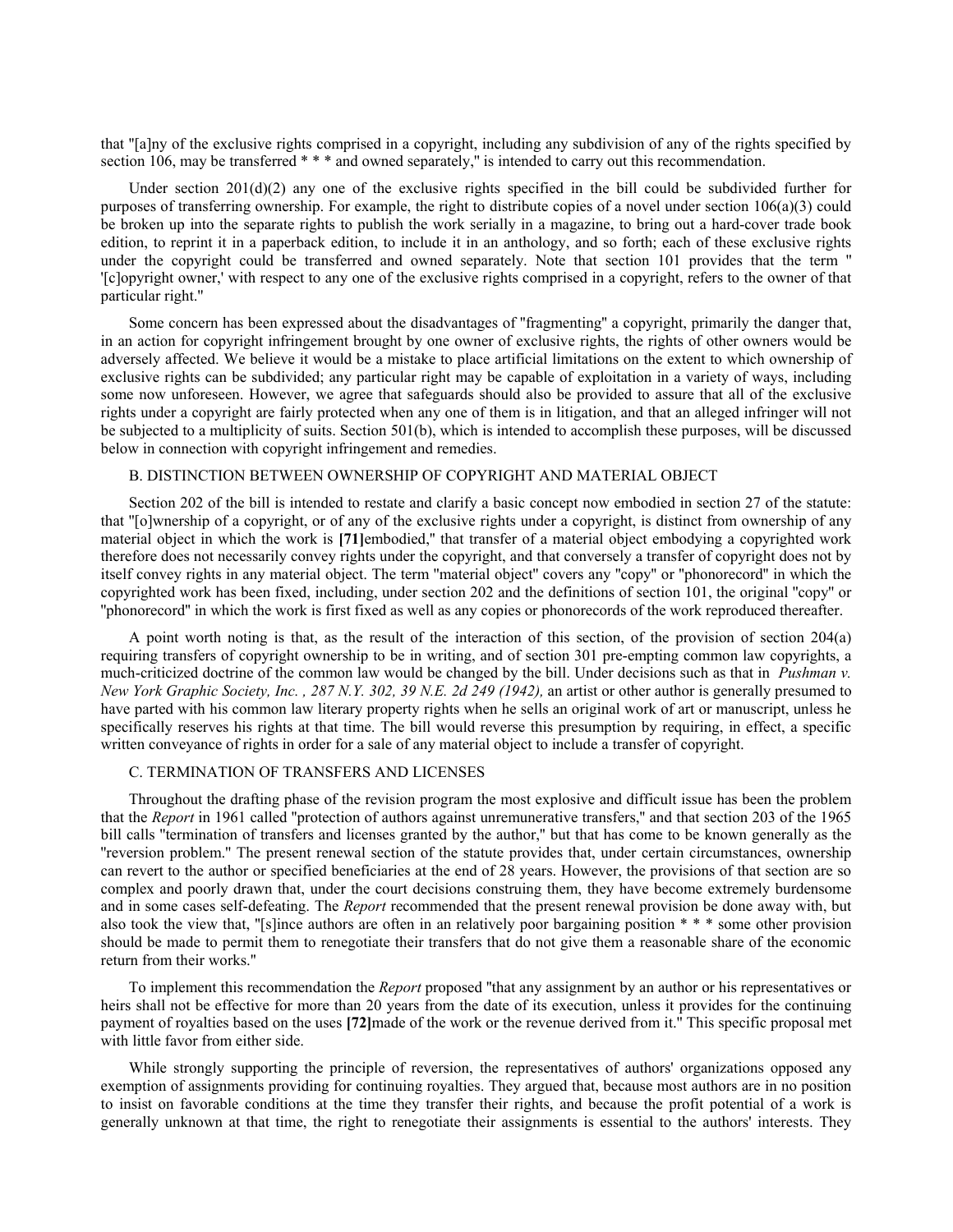that "[a]ny of the exclusive rights comprised in a copyright, including any subdivision of any of the rights specified by section 106, may be transferred * * * and owned separately," is intended to carry out this recommendation.

Under section 201(d)(2) any one of the exclusive rights specified in the bill could be subdivided further for purposes of transferring ownership. For example, the right to distribute copies of a novel under section 106(a)(3) could be broken up into the separate rights to publish the work serially in a magazine, to bring out a hard-cover trade book edition, to reprint it in a paperback edition, to include it in an anthology, and so forth; each of these exclusive rights under the copyright could be transferred and owned separately. Note that section 101 provides that the term " '[c]opyright owner,' with respect to any one of the exclusive rights comprised in a copyright, refers to the owner of that particular right."

Some concern has been expressed about the disadvantages of "fragmenting" a copyright, primarily the danger that, in an action for copyright infringement brought by one owner of exclusive rights, the rights of other owners would be adversely affected. We believe it would be a mistake to place artificial limitations on the extent to which ownership of exclusive rights can be subdivided; any particular right may be capable of exploitation in a variety of ways, including some now unforeseen. However, we agree that safeguards should also be provided to assure that all of the exclusive rights under a copyright are fairly protected when any one of them is in litigation, and that an alleged infringer will not be subjected to a multiplicity of suits. Section 501(b), which is intended to accomplish these purposes, will be discussed below in connection with copyright infringement and remedies.

B. DISTINCTION BETWEEN OWNERSHIP OF COPYRIGHT AND MATERIAL OBJECT

Section 202 of the bill is intended to restate and clarify a basic concept now embodied in section 27 of the statute: that "[o]wnership of a copyright, or of any of the exclusive rights under a copyright, is distinct from ownership of any material object in which the work is **[71]**embodied," that transfer of a material object embodying a copyrighted work therefore does not necessarily convey rights under the copyright, and that conversely a transfer of copyright does not by itself convey rights in any material object. The term "material object" covers any "copy" or "phonorecord" in which the copyrighted work has been fixed, including, under section 202 and the definitions of section 101, the original "copy" or "phonorecord" in which the work is first fixed as well as any copies or phonorecords of the work reproduced thereafter.

A point worth noting is that, as the result of the interaction of this section, of the provision of section 204(a) requiring transfers of copyright ownership to be in writing, and of section 301 pre-empting common law copyrights, a much-criticized doctrine of the common law would be changed by the bill. Under decisions such as that in *Pushman v. New York Graphic Society, Inc. , 287 N.Y. 302, 39 N.E. 2d 249 (1942),* an artist or other author is generally presumed to have parted with his common law literary property rights when he sells an original work of art or manuscript, unless he specifically reserves his rights at that time. The bill would reverse this presumption by requiring, in effect, a specific written conveyance of rights in order for a sale of any material object to include a transfer of copyright.

C. TERMINATION OF TRANSFERS AND LICENSES

Throughout the drafting phase of the revision program the most explosive and difficult issue has been the problem that the *Report* in 1961 called "protection of authors against unremunerative transfers," and that section 203 of the 1965 bill calls "termination of transfers and licenses granted by the author," but that has come to be known generally as the "reversion problem." The present renewal section of the statute provides that, under certain circumstances, ownership can revert to the author or specified beneficiaries at the end of 28 years. However, the provisions of that section are so complex and poorly drawn that, under the court decisions construing them, they have become extremely burdensome and in some cases self-defeating. The *Report* recommended that the present renewal provision be done away with, but also took the view that, "[s]ince authors are often in a relatively poor bargaining position * * * some other provision should be made to permit them to renegotiate their transfers that do not give them a reasonable share of the economic return from their works."

To implement this recommendation the *Report* proposed "that any assignment by an author or his representatives or heirs shall not be effective for more than 20 years from the date of its execution, unless it provides for the continuing payment of royalties based on the uses **[72]**made of the work or the revenue derived from it." This specific proposal met with little favor from either side.

While strongly supporting the principle of reversion, the representatives of authors' organizations opposed any exemption of assignments providing for continuing royalties. They argued that, because most authors are in no position to insist on favorable conditions at the time they transfer their rights, and because the profit potential of a work is generally unknown at that time, the right to renegotiate their assignments is essential to the authors' interests. They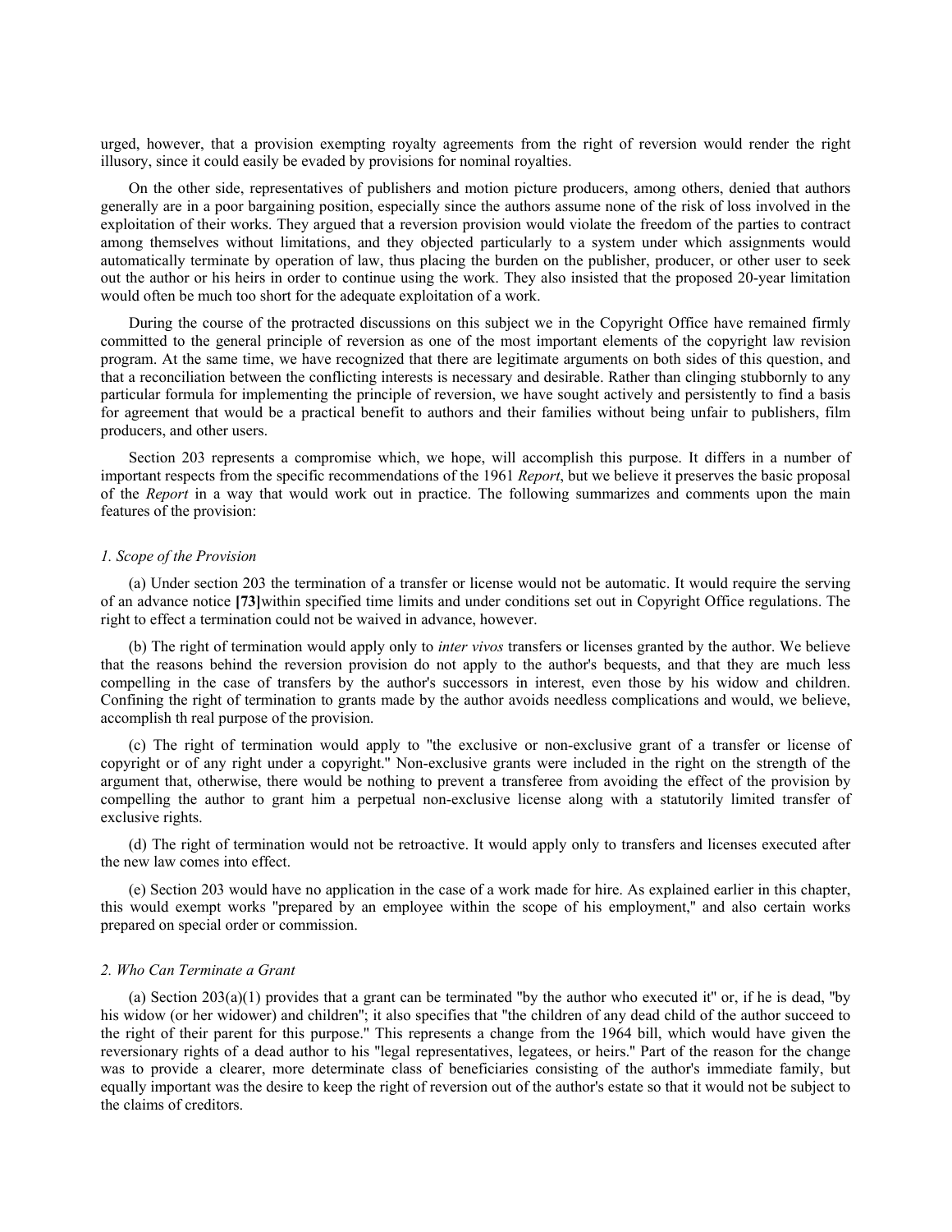urged, however, that a provision exempting royalty agreements from the right of reversion would render the right illusory, since it could easily be evaded by provisions for nominal royalties.

On the other side, representatives of publishers and motion picture producers, among others, denied that authors generally are in a poor bargaining position, especially since the authors assume none of the risk of loss involved in the exploitation of their works. They argued that a reversion provision would violate the freedom of the parties to contract among themselves without limitations, and they objected particularly to a system under which assignments would automatically terminate by operation of law, thus placing the burden on the publisher, producer, or other user to seek out the author or his heirs in order to continue using the work. They also insisted that the proposed 20-year limitation would often be much too short for the adequate exploitation of a work.

During the course of the protracted discussions on this subject we in the Copyright Office have remained firmly committed to the general principle of reversion as one of the most important elements of the copyright law revision program. At the same time, we have recognized that there are legitimate arguments on both sides of this question, and that a reconciliation between the conflicting interests is necessary and desirable. Rather than clinging stubbornly to any particular formula for implementing the principle of reversion, we have sought actively and persistently to find a basis for agreement that would be a practical benefit to authors and their families without being unfair to publishers, film producers, and other users.

Section 203 represents a compromise which, we hope, will accomplish this purpose. It differs in a number of important respects from the specific recommendations of the 1961 *Report*, but we believe it preserves the basic proposal of the *Report* in a way that would work out in practice. The following summarizes and comments upon the main features of the provision:

*1. Scope of the Provision*

(a) Under section 203 the termination of a transfer or license would not be automatic. It would require the serving of an advance notice **[73]**within specified time limits and under conditions set out in Copyright Office regulations. The right to effect a termination could not be waived in advance, however.

(b) The right of termination would apply only to *inter vivos* transfers or licenses granted by the author. We believe that the reasons behind the reversion provision do not apply to the author's bequests, and that they are much less compelling in the case of transfers by the author's successors in interest, even those by his widow and children. Confining the right of termination to grants made by the author avoids needless complications and would, we believe, accomplish th real purpose of the provision.

(c) The right of termination would apply to "the exclusive or non-exclusive grant of a transfer or license of copyright or of any right under a copyright." Non-exclusive grants were included in the right on the strength of the argument that, otherwise, there would be nothing to prevent a transferee from avoiding the effect of the provision by compelling the author to grant him a perpetual non-exclusive license along with a statutorily limited transfer of exclusive rights.

(d) The right of termination would not be retroactive. It would apply only to transfers and licenses executed after the new law comes into effect.

(e) Section 203 would have no application in the case of a work made for hire. As explained earlier in this chapter, this would exempt works "prepared by an employee within the scope of his employment," and also certain works prepared on special order or commission.

*2. Who Can Terminate a Grant*

(a) Section 203(a)(1) provides that a grant can be terminated "by the author who executed it" or, if he is dead, "by his widow (or her widower) and children"; it also specifies that "the children of any dead child of the author succeed to the right of their parent for this purpose." This represents a change from the 1964 bill, which would have given the reversionary rights of a dead author to his "legal representatives, legatees, or heirs." Part of the reason for the change was to provide a clearer, more determinate class of beneficiaries consisting of the author's immediate family, but equally important was the desire to keep the right of reversion out of the author's estate so that it would not be subject to the claims of creditors.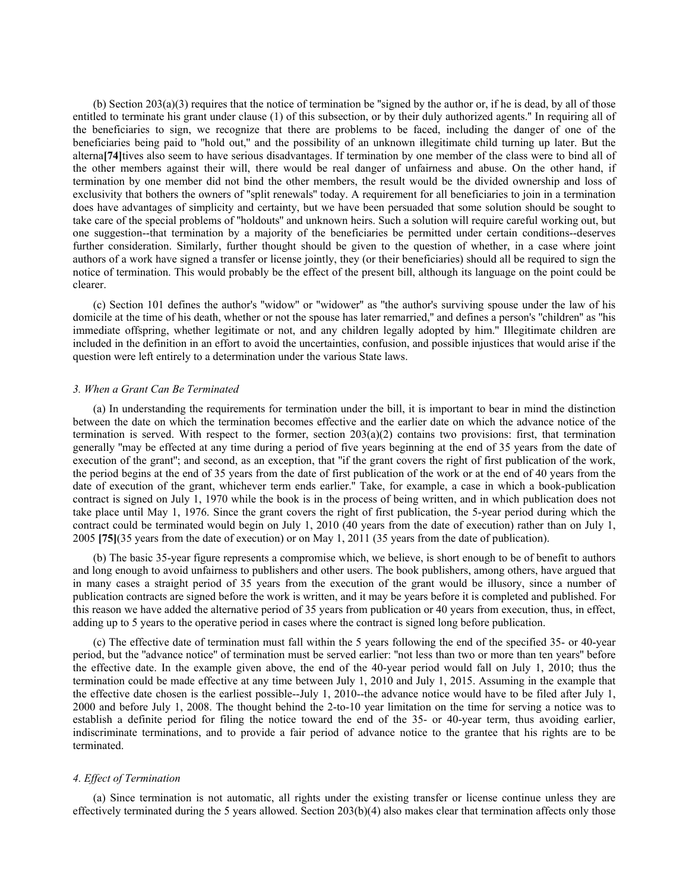(b) Section 203(a)(3) requires that the notice of termination be "signed by the author or, if he is dead, by all of those entitled to terminate his grant under clause (1) of this subsection, or by their duly authorized agents." In requiring all of the beneficiaries to sign, we recognize that there are problems to be faced, including the danger of one of the beneficiaries being paid to "hold out," and the possibility of an unknown illegitimate child turning up later. But the alterna**[74]**tives also seem to have serious disadvantages. If termination by one member of the class were to bind all of the other members against their will, there would be real danger of unfairness and abuse. On the other hand, if termination by one member did not bind the other members, the result would be the divided ownership and loss of exclusivity that bothers the owners of "split renewals" today. A requirement for all beneficiaries to join in a termination does have advantages of simplicity and certainty, but we have been persuaded that some solution should be sought to take care of the special problems of "holdouts" and unknown heirs. Such a solution will require careful working out, but one suggestion--that termination by a majority of the beneficiaries be permitted under certain conditions--deserves further consideration. Similarly, further thought should be given to the question of whether, in a case where joint authors of a work have signed a transfer or license jointly, they (or their beneficiaries) should all be required to sign the notice of termination. This would probably be the effect of the present bill, although its language on the point could be clearer.

(c) Section 101 defines the author's "widow" or "widower" as "the author's surviving spouse under the law of his domicile at the time of his death, whether or not the spouse has later remarried," and defines a person's "children" as "his immediate offspring, whether legitimate or not, and any children legally adopted by him." Illegitimate children are included in the definition in an effort to avoid the uncertainties, confusion, and possible injustices that would arise if the question were left entirely to a determination under the various State laws.

#### *3. When a Grant Can Be Terminated*

(a) In understanding the requirements for termination under the bill, it is important to bear in mind the distinction between the date on which the termination becomes effective and the earlier date on which the advance notice of the termination is served. With respect to the former, section 203(a)(2) contains two provisions: first, that termination generally "may be effected at any time during a period of five years beginning at the end of 35 years from the date of execution of the grant"; and second, as an exception, that "if the grant covers the right of first publication of the work, the period begins at the end of 35 years from the date of first publication of the work or at the end of 40 years from the date of execution of the grant, whichever term ends earlier." Take, for example, a case in which a book-publication contract is signed on July 1, 1970 while the book is in the process of being written, and in which publication does not take place until May 1, 1976. Since the grant covers the right of first publication, the 5-year period during which the contract could be terminated would begin on July 1, 2010 (40 years from the date of execution) rather than on July 1, 2005 **[75]**(35 years from the date of execution) or on May 1, 2011 (35 years from the date of publication).

(b) The basic 35-year figure represents a compromise which, we believe, is short enough to be of benefit to authors and long enough to avoid unfairness to publishers and other users. The book publishers, among others, have argued that in many cases a straight period of 35 years from the execution of the grant would be illusory, since a number of publication contracts are signed before the work is written, and it may be years before it is completed and published. For this reason we have added the alternative period of 35 years from publication or 40 years from execution, thus, in effect, adding up to 5 years to the operative period in cases where the contract is signed long before publication.

(c) The effective date of termination must fall within the 5 years following the end of the specified 35- or 40-year period, but the "advance notice" of termination must be served earlier: "not less than two or more than ten years" before the effective date. In the example given above, the end of the 40-year period would fall on July 1, 2010; thus the termination could be made effective at any time between July 1, 2010 and July 1, 2015. Assuming in the example that the effective date chosen is the earliest possible--July 1, 2010--the advance notice would have to be filed after July 1, 2000 and before July 1, 2008. The thought behind the 2-to-10 year limitation on the time for serving a notice was to establish a definite period for filing the notice toward the end of the 35- or 40-year term, thus avoiding earlier, indiscriminate terminations, and to provide a fair period of advance notice to the grantee that his rights are to be terminated.

#### *4. Effect of Termination*

(a) Since termination is not automatic, all rights under the existing transfer or license continue unless they are effectively terminated during the 5 years allowed. Section 203(b)(4) also makes clear that termination affects only those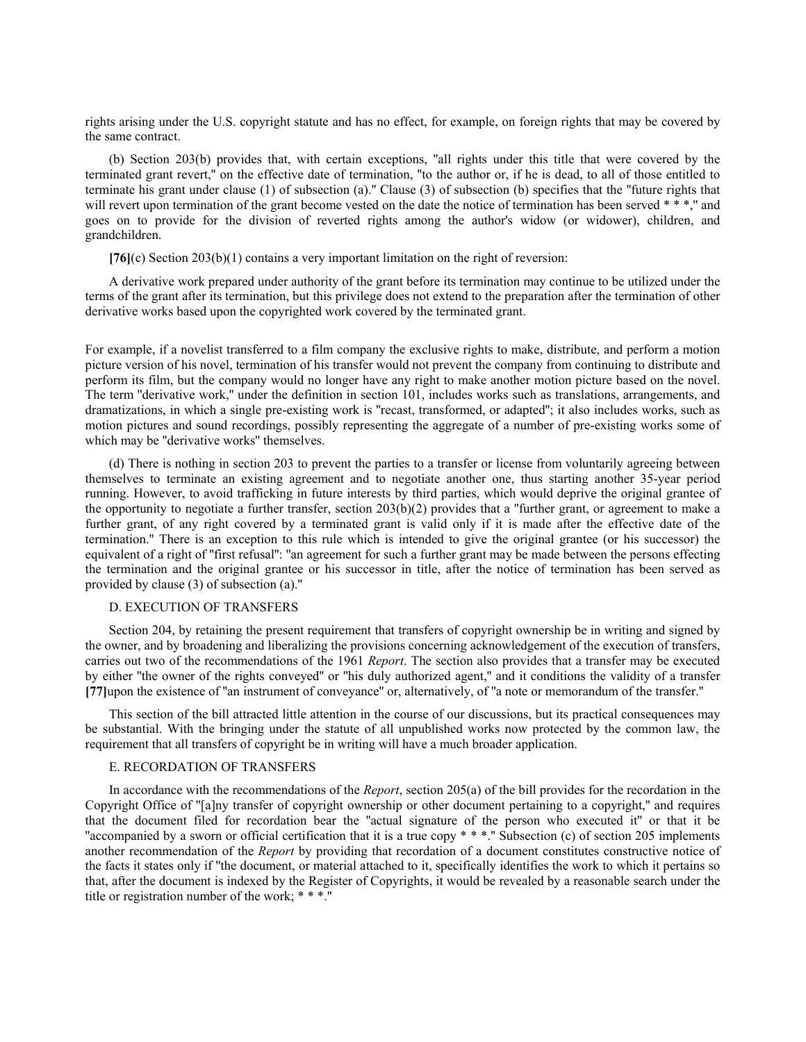rights arising under the U.S. copyright statute and has no effect, for example, on foreign rights that may be covered by the same contract.

(b) Section 203(b) provides that, with certain exceptions, "all rights under this title that were covered by the terminated grant revert," on the effective date of termination, "to the author or, if he is dead, to all of those entitled to terminate his grant under clause (1) of subsection (a)." Clause (3) of subsection (b) specifies that the "future rights that will revert upon termination of the grant become vested on the date the notice of termination has been served * * *," and goes on to provide for the division of reverted rights among the author's widow (or widower), children, and grandchildren.

**[76]**(c) Section 203(b)(1) contains a very important limitation on the right of reversion:

A derivative work prepared under authority of the grant before its termination may continue to be utilized under the terms of the grant after its termination, but this privilege does not extend to the preparation after the termination of other derivative works based upon the copyrighted work covered by the terminated grant.

For example, if a novelist transferred to a film company the exclusive rights to make, distribute, and perform a motion picture version of his novel, termination of his transfer would not prevent the company from continuing to distribute and perform its film, but the company would no longer have any right to make another motion picture based on the novel. The term "derivative work," under the definition in section 101, includes works such as translations, arrangements, and dramatizations, in which a single pre-existing work is "recast, transformed, or adapted"; it also includes works, such as motion pictures and sound recordings, possibly representing the aggregate of a number of pre-existing works some of which may be "derivative works" themselves.

(d) There is nothing in section 203 to prevent the parties to a transfer or license from voluntarily agreeing between themselves to terminate an existing agreement and to negotiate another one, thus starting another 35-year period running. However, to avoid trafficking in future interests by third parties, which would deprive the original grantee of the opportunity to negotiate a further transfer, section 203(b)(2) provides that a "further grant, or agreement to make a further grant, of any right covered by a terminated grant is valid only if it is made after the effective date of the termination." There is an exception to this rule which is intended to give the original grantee (or his successor) the equivalent of a right of "first refusal": "an agreement for such a further grant may be made between the persons effecting the termination and the original grantee or his successor in title, after the notice of termination has been served as provided by clause (3) of subsection (a)."

D. EXECUTION OF TRANSFERS

Section 204, by retaining the present requirement that transfers of copyright ownership be in writing and signed by the owner, and by broadening and liberalizing the provisions concerning acknowledgement of the execution of transfers, carries out two of the recommendations of the 1961 *Report*. The section also provides that a transfer may be executed by either "the owner of the rights conveyed" or "his duly authorized agent," and it conditions the validity of a transfer **[77]**upon the existence of "an instrument of conveyance" or, alternatively, of "a note or memorandum of the transfer."

This section of the bill attracted little attention in the course of our discussions, but its practical consequences may be substantial. With the bringing under the statute of all unpublished works now protected by the common law, the requirement that all transfers of copyright be in writing will have a much broader application.

E. RECORDATION OF TRANSFERS

In accordance with the recommendations of the *Report*, section 205(a) of the bill provides for the recordation in the Copyright Office of "[a]ny transfer of copyright ownership or other document pertaining to a copyright," and requires that the document filed for recordation bear the "actual signature of the person who executed it" or that it be "accompanied by a sworn or official certification that it is a true copy * * *." Subsection (c) of section 205 implements another recommendation of the *Report* by providing that recordation of a document constitutes constructive notice of the facts it states only if "the document, or material attached to it, specifically identifies the work to which it pertains so that, after the document is indexed by the Register of Copyrights, it would be revealed by a reasonable search under the title or registration number of the work; * * *."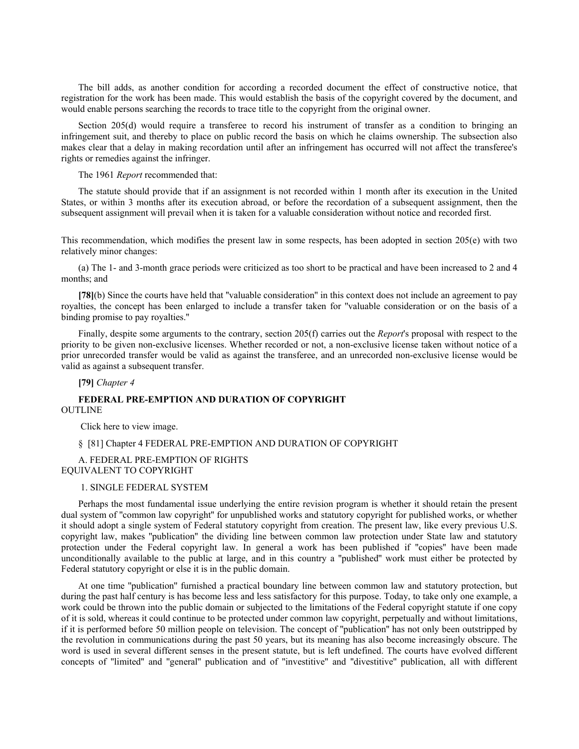The bill adds, as another condition for according a recorded document the effect of constructive notice, that registration for the work has been made. This would establish the basis of the copyright covered by the document, and would enable persons searching the records to trace title to the copyright from the original owner.

Section 205(d) would require a transferee to record his instrument of transfer as a condition to bringing an infringement suit, and thereby to place on public record the basis on which he claims ownership. The subsection also makes clear that a delay in making recordation until after an infringement has occurred will not affect the transferee's rights or remedies against the infringer.

The 1961 *Report* recommended that:

> The statute should provide that if an assignment is not recorded within 1 month after its execution in the United States, or within 3 months after its execution abroad, or before the recordation of a subsequent assignment, then the subsequent assignment will prevail when it is taken for a valuable consideration without notice and recorded first.

This recommendation, which modifies the present law in some respects, has been adopted in section 205(e) with two relatively minor changes:

(a) The 1- and 3-month grace periods were criticized as too short to be practical and have been increased to 2 and 4 months; and

**[78]**(b) Since the courts have held that "valuable consideration" in this context does not include an agreement to pay royalties, the concept has been enlarged to include a transfer taken for "valuable consideration or on the basis of a binding promise to pay royalties."

Finally, despite some arguments to the contrary, section 205(f) carries out the *Report*'s proposal with respect to the priority to be given non-exclusive licenses. Whether recorded or not, a non-exclusive license taken without notice of a prior unrecorded transfer would be valid as against the transferee, and an unrecorded non-exclusive license would be valid as against a subsequent transfer.

**[79]** *Chapter 4*

## FEDERAL PRE-EMPTION AND DURATION OF COPYRIGHT

OUTLINE

Click here to view image.

§ [81] Chapter 4 FEDERAL PRE-EMPTION AND DURATION OF COPYRIGHT

### A. FEDERAL PRE-EMPTION OF RIGHTS EQUIVALENT TO COPYRIGHT

#### 1. SINGLE FEDERAL SYSTEM

Perhaps the most fundamental issue underlying the entire revision program is whether it should retain the present dual system of "common law copyright" for unpublished works and statutory copyright for published works, or whether it should adopt a single system of Federal statutory copyright from creation. The present law, like every previous U.S. copyright law, makes "publication" the dividing line between common law protection under State law and statutory protection under the Federal copyright law. In general a work has been published if "copies" have been made unconditionally available to the public at large, and in this country a "published" work must either be protected by Federal statutory copyright or else it is in the public domain.

At one time "publication" furnished a practical boundary line between common law and statutory protection, but during the past half century is has become less and less satisfactory for this purpose. Today, to take only one example, a work could be thrown into the public domain or subjected to the limitations of the Federal copyright statute if one copy of it is sold, whereas it could continue to be protected under common law copyright, perpetually and without limitations, if it is performed before 50 million people on television. The concept of "publication" has not only been outstripped by the revolution in communications during the past 50 years, but its meaning has also become increasingly obscure. The word is used in several different senses in the present statute, but is left undefined. The courts have evolved different concepts of "limited" and "general" publication and of "investitive" and "divestitive" publication, all with different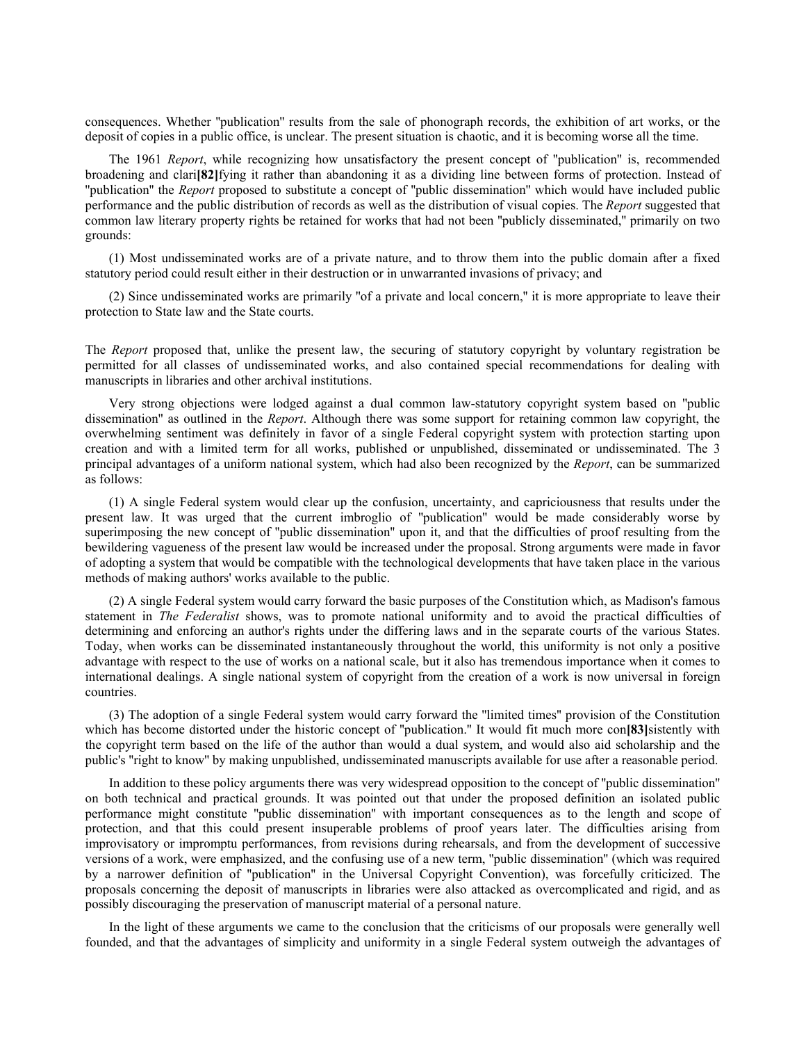consequences. Whether "publication" results from the sale of phonograph records, the exhibition of art works, or the deposit of copies in a public office, is unclear. The present situation is chaotic, and it is becoming worse all the time.

The 1961 *Report*, while recognizing how unsatisfactory the present concept of "publication" is, recommended broadening and clari**[82]**fying it rather than abandoning it as a dividing line between forms of protection. Instead of "publication" the *Report* proposed to substitute a concept of "public dissemination" which would have included public performance and the public distribution of records as well as the distribution of visual copies. The *Report* suggested that common law literary property rights be retained for works that had not been "publicly disseminated," primarily on two grounds:

(1) Most undisseminated works are of a private nature, and to throw them into the public domain after a fixed statutory period could result either in their destruction or in unwarranted invasions of privacy; and

(2) Since undisseminated works are primarily "of a private and local concern," it is more appropriate to leave their protection to State law and the State courts.

The *Report* proposed that, unlike the present law, the securing of statutory copyright by voluntary registration be permitted for all classes of undisseminated works, and also contained special recommendations for dealing with manuscripts in libraries and other archival institutions.

Very strong objections were lodged against a dual common law-statutory copyright system based on "public dissemination" as outlined in the *Report*. Although there was some support for retaining common law copyright, the overwhelming sentiment was definitely in favor of a single Federal copyright system with protection starting upon creation and with a limited term for all works, published or unpublished, disseminated or undisseminated. The 3 principal advantages of a uniform national system, which had also been recognized by the *Report*, can be summarized as follows:

(1) A single Federal system would clear up the confusion, uncertainty, and capriciousness that results under the present law. It was urged that the current imbroglio of "publication" would be made considerably worse by superimposing the new concept of "public dissemination" upon it, and that the difficulties of proof resulting from the bewildering vagueness of the present law would be increased under the proposal. Strong arguments were made in favor of adopting a system that would be compatible with the technological developments that have taken place in the various methods of making authors' works available to the public.

(2) A single Federal system would carry forward the basic purposes of the Constitution which, as Madison's famous statement in *The Federalist* shows, was to promote national uniformity and to avoid the practical difficulties of determining and enforcing an author's rights under the differing laws and in the separate courts of the various States. Today, when works can be disseminated instantaneously throughout the world, this uniformity is not only a positive advantage with respect to the use of works on a national scale, but it also has tremendous importance when it comes to international dealings. A single national system of copyright from the creation of a work is now universal in foreign countries.

(3) The adoption of a single Federal system would carry forward the "limited times" provision of the Constitution which has become distorted under the historic concept of "publication." It would fit much more con**[83]**sistently with the copyright term based on the life of the author than would a dual system, and would also aid scholarship and the public's "right to know" by making unpublished, undisseminated manuscripts available for use after a reasonable period.

In addition to these policy arguments there was very widespread opposition to the concept of "public dissemination" on both technical and practical grounds. It was pointed out that under the proposed definition an isolated public performance might constitute "public dissemination" with important consequences as to the length and scope of protection, and that this could present insuperable problems of proof years later. The difficulties arising from improvisatory or impromptu performances, from revisions during rehearsals, and from the development of successive versions of a work, were emphasized, and the confusing use of a new term, "public dissemination" (which was required by a narrower definition of "publication" in the Universal Copyright Convention), was forcefully criticized. The proposals concerning the deposit of manuscripts in libraries were also attacked as overcomplicated and rigid, and as possibly discouraging the preservation of manuscript material of a personal nature.

In the light of these arguments we came to the conclusion that the criticisms of our proposals were generally well founded, and that the advantages of simplicity and uniformity in a single Federal system outweigh the advantages of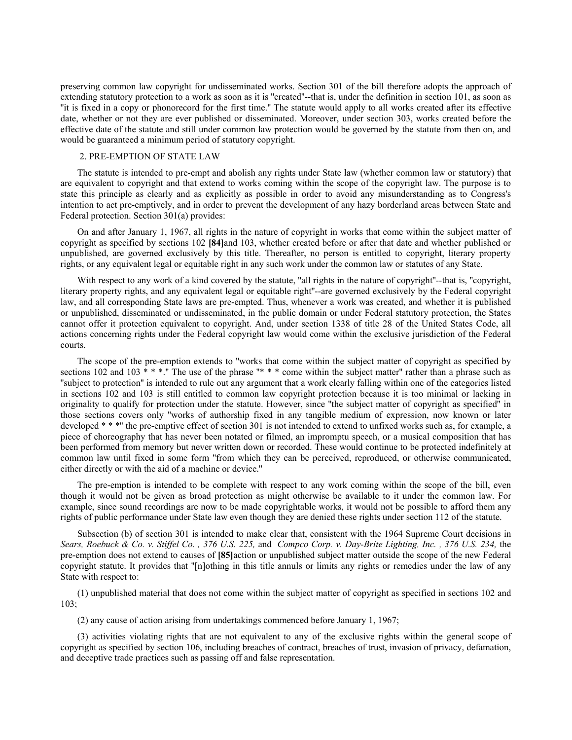preserving common law copyright for undisseminated works. Section 301 of the bill therefore adopts the approach of extending statutory protection to a work as soon as it is "created"--that is, under the definition in section 101, as soon as "it is fixed in a copy or phonorecord for the first time." The statute would apply to all works created after its effective date, whether or not they are ever published or disseminated. Moreover, under section 303, works created before the effective date of the statute and still under common law protection would be governed by the statute from then on, and would be guaranteed a minimum period of statutory copyright.

2. PRE-EMPTION OF STATE LAW

The statute is intended to pre-empt and abolish any rights under State law (whether common law or statutory) that are equivalent to copyright and that extend to works coming within the scope of the copyright law. The purpose is to state this principle as clearly and as explicitly as possible in order to avoid any misunderstanding as to Congress's intention to act pre-emptively, and in order to prevent the development of any hazy borderland areas between State and Federal protection. Section 301(a) provides:

On and after January 1, 1967, all rights in the nature of copyright in works that come within the subject matter of copyright as specified by sections 102 **[84]**and 103, whether created before or after that date and whether published or unpublished, are governed exclusively by this title. Thereafter, no person is entitled to copyright, literary property rights, or any equivalent legal or equitable right in any such work under the common law or statutes of any State.

With respect to any work of a kind covered by the statute, "all rights in the nature of copyright"--that is, "copyright, literary property rights, and any equivalent legal or equitable right"--are governed exclusively by the Federal copyright law, and all corresponding State laws are pre-empted. Thus, whenever a work was created, and whether it is published or unpublished, disseminated or undisseminated, in the public domain or under Federal statutory protection, the States cannot offer it protection equivalent to copyright. And, under section 1338 of title 28 of the United States Code, all actions concerning rights under the Federal copyright law would come within the exclusive jurisdiction of the Federal courts.

The scope of the pre-emption extends to "works that come within the subject matter of copyright as specified by sections 102 and 103 * * *." The use of the phrase "* * * come within the subject matter" rather than a phrase such as "subject to protection" is intended to rule out any argument that a work clearly falling within one of the categories listed in sections 102 and 103 is still entitled to common law copyright protection because it is too minimal or lacking in originality to qualify for protection under the statute. However, since "the subject matter of copyright as specified" in those sections covers only "works of authorship fixed in any tangible medium of expression, now known or later developed * * *" the pre-emptive effect of section 301 is not intended to extend to unfixed works such as, for example, a piece of choreography that has never been notated or filmed, an impromptu speech, or a musical composition that has been performed from memory but never written down or recorded. These would continue to be protected indefinitely at common law until fixed in some form "from which they can be perceived, reproduced, or otherwise communicated, either directly or with the aid of a machine or device."

The pre-emption is intended to be complete with respect to any work coming within the scope of the bill, even though it would not be given as broad protection as might otherwise be available to it under the common law. For example, since sound recordings are now to be made copyrightable works, it would not be possible to afford them any rights of public performance under State law even though they are denied these rights under section 112 of the statute.

Subsection (b) of section 301 is intended to make clear that, consistent with the 1964 Supreme Court decisions in *Sears, Roebuck & Co. v. Stiffel Co. , 376 U.S. 225,* and *Compco Corp. v. Day-Brite Lighting, Inc. , 376 U.S. 234,* the pre-emption does not extend to causes of **[85]**action or unpublished subject matter outside the scope of the new Federal copyright statute. It provides that "[n]othing in this title annuls or limits any rights or remedies under the law of any State with respect to:

(1) unpublished material that does not come within the subject matter of copyright as specified in sections 102 and 103;

(2) any cause of action arising from undertakings commenced before January 1, 1967;

(3) activities violating rights that are not equivalent to any of the exclusive rights within the general scope of copyright as specified by section 106, including breaches of contract, breaches of trust, invasion of privacy, defamation, and deceptive trade practices such as passing off and false representation.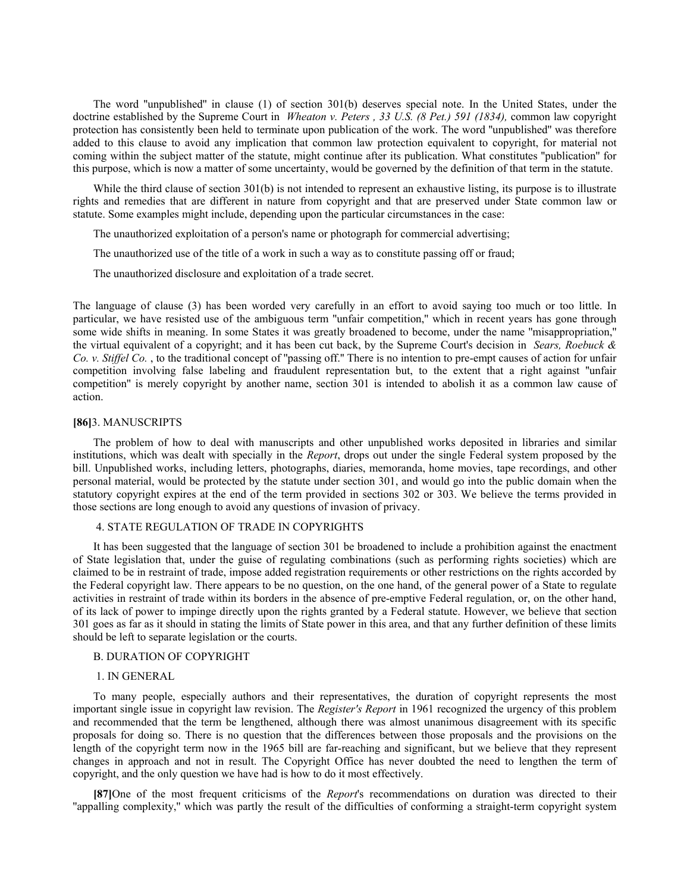The word "unpublished" in clause (1) of section 301(b) deserves special note. In the United States, under the doctrine established by the Supreme Court in *Wheaton v. Peters , 33 U.S. (8 Pet.) 591 (1834),* common law copyright protection has consistently been held to terminate upon publication of the work. The word "unpublished" was therefore added to this clause to avoid any implication that common law protection equivalent to copyright, for material not coming within the subject matter of the statute, might continue after its publication. What constitutes "publication" for this purpose, which is now a matter of some uncertainty, would be governed by the definition of that term in the statute.

While the third clause of section 301(b) is not intended to represent an exhaustive listing, its purpose is to illustrate rights and remedies that are different in nature from copyright and that are preserved under State common law or statute. Some examples might include, depending upon the particular circumstances in the case:

The unauthorized exploitation of a person's name or photograph for commercial advertising;

The unauthorized use of the title of a work in such a way as to constitute passing off or fraud;

The unauthorized disclosure and exploitation of a trade secret.

The language of clause (3) has been worded very carefully in an effort to avoid saying too much or too little. In particular, we have resisted use of the ambiguous term "unfair competition," which in recent years has gone through some wide shifts in meaning. In some States it was greatly broadened to become, under the name "misappropriation," the virtual equivalent of a copyright; and it has been cut back, by the Supreme Court's decision in *Sears, Roebuck & Co. v. Stiffel Co.* , to the traditional concept of "passing off." There is no intention to pre-empt causes of action for unfair competition involving false labeling and fraudulent representation but, to the extent that a right against "unfair competition" is merely copyright by another name, section 301 is intended to abolish it as a common law cause of action.

**[86]**3. MANUSCRIPTS

The problem of how to deal with manuscripts and other unpublished works deposited in libraries and similar institutions, which was dealt with specially in the *Report*, drops out under the single Federal system proposed by the bill. Unpublished works, including letters, photographs, diaries, memoranda, home movies, tape recordings, and other personal material, would be protected by the statute under section 301, and would go into the public domain when the statutory copyright expires at the end of the term provided in sections 302 or 303. We believe the terms provided in those sections are long enough to avoid any questions of invasion of privacy.

4. STATE REGULATION OF TRADE IN COPYRIGHTS

It has been suggested that the language of section 301 be broadened to include a prohibition against the enactment of State legislation that, under the guise of regulating combinations (such as performing rights societies) which are claimed to be in restraint of trade, impose added registration requirements or other restrictions on the rights accorded by the Federal copyright law. There appears to be no question, on the one hand, of the general power of a State to regulate activities in restraint of trade within its borders in the absence of pre-emptive Federal regulation, or, on the other hand, of its lack of power to impinge directly upon the rights granted by a Federal statute. However, we believe that section 301 goes as far as it should in stating the limits of State power in this area, and that any further definition of these limits should be left to separate legislation or the courts.

B. DURATION OF COPYRIGHT

1. IN GENERAL

To many people, especially authors and their representatives, the duration of copyright represents the most important single issue in copyright law revision. The *Register's Report* in 1961 recognized the urgency of this problem and recommended that the term be lengthened, although there was almost unanimous disagreement with its specific proposals for doing so. There is no question that the differences between those proposals and the provisions on the length of the copyright term now in the 1965 bill are far-reaching and significant, but we believe that they represent changes in approach and not in result. The Copyright Office has never doubted the need to lengthen the term of copyright, and the only question we have had is how to do it most effectively.

**[87]**One of the most frequent criticisms of the *Report*'s recommendations on duration was directed to their "appalling complexity," which was partly the result of the difficulties of conforming a straight-term copyright system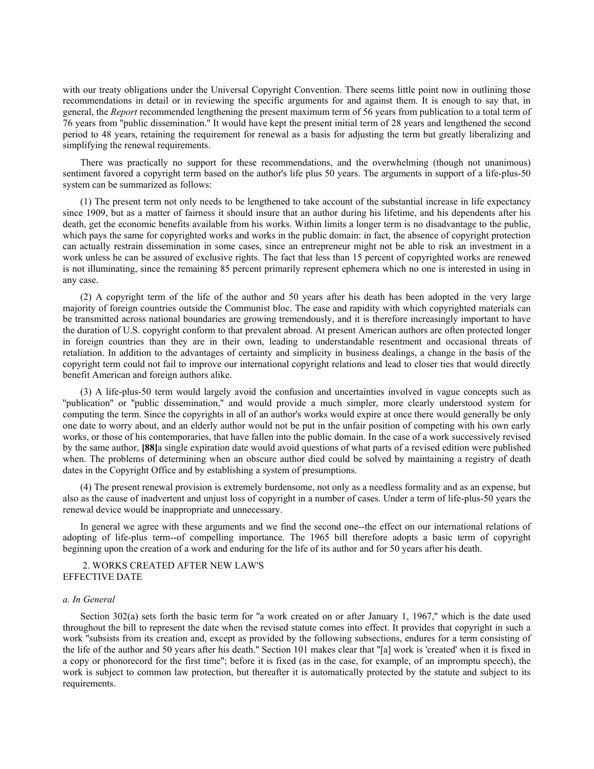with our treaty obligations under the Universal Copyright Convention. There seems little point now in outlining those recommendations in detail or in reviewing the specific arguments for and against them. It is enough to say that, in general, the *Report* recommended lengthening the present maximum term of 56 years from publication to a total term of 76 years from "public dissemination." It would have kept the present initial term of 28 years and lengthened the second period to 48 years, retaining the requirement for renewal as a basis for adjusting the term but greatly liberalizing and simplifying the renewal requirements.

There was practically no support for these recommendations, and the overwhelming (though not unanimous) sentiment favored a copyright term based on the author's life plus 50 years. The arguments in support of a life-plus-50 system can be summarized as follows:

(1) The present term not only needs to be lengthened to take account of the substantial increase in life expectancy since 1909, but as a matter of fairness it should insure that an author during his lifetime, and his dependents after his death, get the economic benefits available from his works. Within limits a longer term is no disadvantage to the public, which pays the same for copyrighted works and works in the public domain: in fact, the absence of copyright protection can actually restrain dissemination in some cases, since an entrepreneur might not be able to risk an investment in a work unless he can be assured of exclusive rights. The fact that less than 15 percent of copyrighted works are renewed is not illuminating, since the remaining 85 percent primarily represent ephemera which no one is interested in using in any case.

(2) A copyright term of the life of the author and 50 years after his death has been adopted in the very large majority of foreign countries outside the Communist bloc. The ease and rapidity with which copyrighted materials can be transmitted across national boundaries are growing tremendously, and it is therefore increasingly important to have the duration of U.S. copyright conform to that prevalent abroad. At present American authors are often protected longer in foreign countries than they are in their own, leading to understandable resentment and occasional threats of retaliation. In addition to the advantages of certainty and simplicity in business dealings, a change in the basis of the copyright term could not fail to improve our international copyright relations and lead to closer ties that would directly benefit American and foreign authors alike.

(3) A life-plus-50 term would largely avoid the confusion and uncertainties involved in vague concepts such as "publication" or "public dissemination," and would provide a much simpler, more clearly understood system for computing the term. Since the copyrights in all of an author's works would expire at once there would generally be only one date to worry about, and an elderly author would not be put in the unfair position of competing with his own early works, or those of his contemporaries, that have fallen into the public domain. In the case of a work successively revised by the same author, **[88]**a single expiration date would avoid questions of what parts of a revised edition were published when. The problems of determining when an obscure author died could be solved by maintaining a registry of death dates in the Copyright Office and by establishing a system of presumptions.

(4) The present renewal provision is extremely burdensome, not only as a needless formality and as an expense, but also as the cause of inadvertent and unjust loss of copyright in a number of cases. Under a term of life-plus-50 years the renewal device would be inappropriate and unnecessary.

In general we agree with these arguments and we find the second one--the effect on our international relations of adopting of life-plus term--of compelling importance. The 1965 bill therefore adopts a basic term of copyright beginning upon the creation of a work and enduring for the life of its author and for 50 years after his death.

## 2. WORKS CREATED AFTER NEW LAW'S EFFECTIVE DATE

### *a. In General*

Section 302(a) sets forth the basic term for "a work created on or after January 1, 1967," which is the date used throughout the bill to represent the date when the revised statute comes into effect. It provides that copyright in such a work "subsists from its creation and, except as provided by the following subsections, endures for a term consisting of the life of the author and 50 years after his death." Section 101 makes clear that "[a] work is 'created' when it is fixed in a copy or phonorecord for the first time"; before it is fixed (as in the case, for example, of an impromptu speech), the work is subject to common law protection, but thereafter it is automatically protected by the statute and subject to its requirements.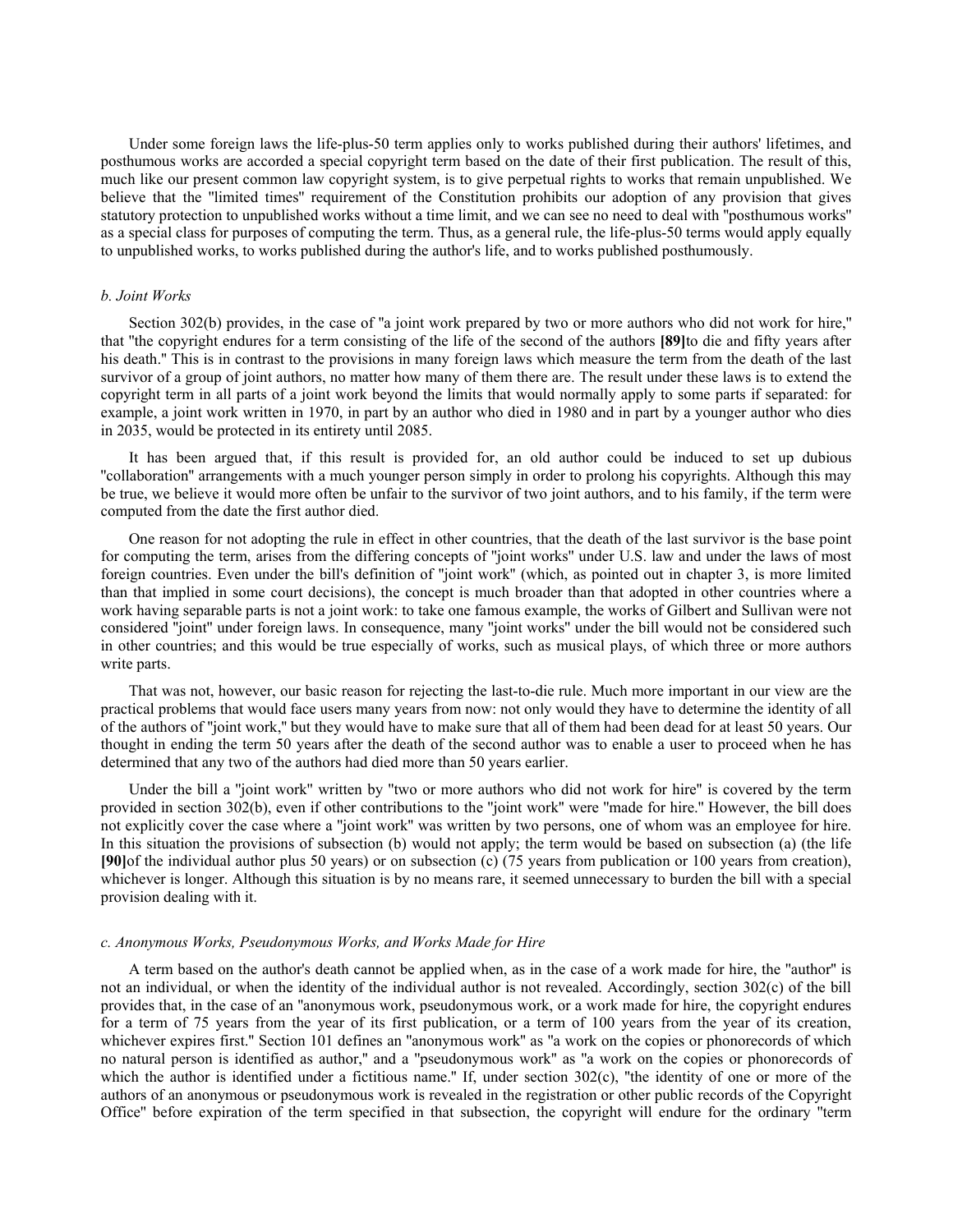Under some foreign laws the life-plus-50 term applies only to works published during their authors' lifetimes, and posthumous works are accorded a special copyright term based on the date of their first publication. The result of this, much like our present common law copyright system, is to give perpetual rights to works that remain unpublished. We believe that the "limited times" requirement of the Constitution prohibits our adoption of any provision that gives statutory protection to unpublished works without a time limit, and we can see no need to deal with "posthumous works" as a special class for purposes of computing the term. Thus, as a general rule, the life-plus-50 terms would apply equally to unpublished works, to works published during the author's life, and to works published posthumously.

### *b. Joint Works*

Section 302(b) provides, in the case of "a joint work prepared by two or more authors who did not work for hire," that "the copyright endures for a term consisting of the life of the second of the authors **[89]**to die and fifty years after his death." This is in contrast to the provisions in many foreign laws which measure the term from the death of the last survivor of a group of joint authors, no matter how many of them there are. The result under these laws is to extend the copyright term in all parts of a joint work beyond the limits that would normally apply to some parts if separated: for example, a joint work written in 1970, in part by an author who died in 1980 and in part by a younger author who dies in 2035, would be protected in its entirety until 2085.

It has been argued that, if this result is provided for, an old author could be induced to set up dubious "collaboration" arrangements with a much younger person simply in order to prolong his copyrights. Although this may be true, we believe it would more often be unfair to the survivor of two joint authors, and to his family, if the term were computed from the date the first author died.

One reason for not adopting the rule in effect in other countries, that the death of the last survivor is the base point for computing the term, arises from the differing concepts of "joint works" under U.S. law and under the laws of most foreign countries. Even under the bill's definition of "joint work" (which, as pointed out in chapter 3, is more limited than that implied in some court decisions), the concept is much broader than that adopted in other countries where a work having separable parts is not a joint work: to take one famous example, the works of Gilbert and Sullivan were not considered "joint" under foreign laws. In consequence, many "joint works" under the bill would not be considered such in other countries; and this would be true especially of works, such as musical plays, of which three or more authors write parts.

That was not, however, our basic reason for rejecting the last-to-die rule. Much more important in our view are the practical problems that would face users many years from now: not only would they have to determine the identity of all of the authors of "joint work," but they would have to make sure that all of them had been dead for at least 50 years. Our thought in ending the term 50 years after the death of the second author was to enable a user to proceed when he has determined that any two of the authors had died more than 50 years earlier.

Under the bill a "joint work" written by "two or more authors who did not work for hire" is covered by the term provided in section 302(b), even if other contributions to the "joint work" were "made for hire." However, the bill does not explicitly cover the case where a "joint work" was written by two persons, one of whom was an employee for hire. In this situation the provisions of subsection (b) would not apply; the term would be based on subsection (a) (the life **[90]**of the individual author plus 50 years) or on subsection (c) (75 years from publication or 100 years from creation), whichever is longer. Although this situation is by no means rare, it seemed unnecessary to burden the bill with a special provision dealing with it.

### *c. Anonymous Works, Pseudonymous Works, and Works Made for Hire*

A term based on the author's death cannot be applied when, as in the case of a work made for hire, the "author" is not an individual, or when the identity of the individual author is not revealed. Accordingly, section 302(c) of the bill provides that, in the case of an "anonymous work, pseudonymous work, or a work made for hire, the copyright endures for a term of 75 years from the year of its first publication, or a term of 100 years from the year of its creation, whichever expires first." Section 101 defines an "anonymous work" as "a work on the copies or phonorecords of which no natural person is identified as author," and a "pseudonymous work" as "a work on the copies or phonorecords of which the author is identified under a fictitious name." If, under section 302(c), "the identity of one or more of the authors of an anonymous or pseudonymous work is revealed in the registration or other public records of the Copyright Office" before expiration of the term specified in that subsection, the copyright will endure for the ordinary "term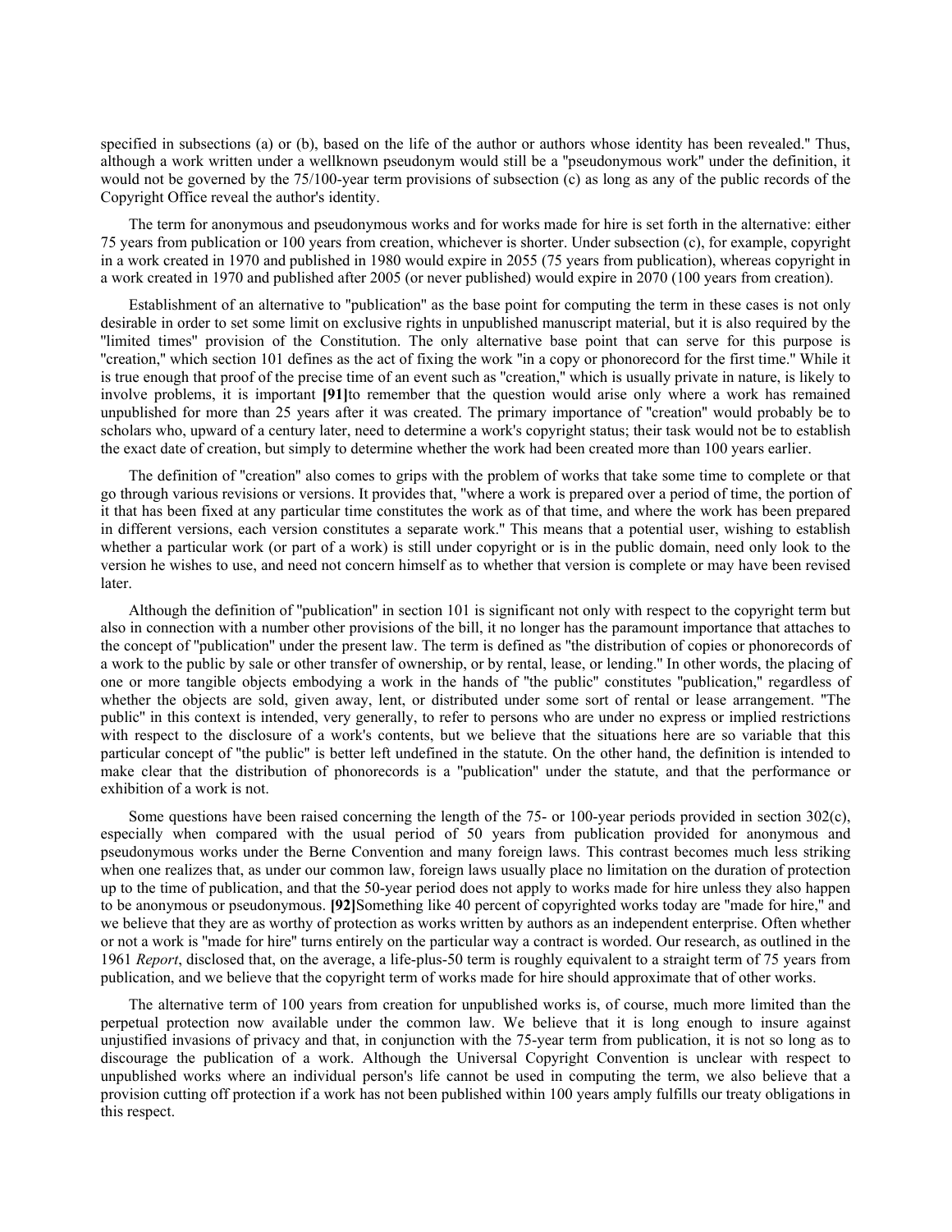specified in subsections (a) or (b), based on the life of the author or authors whose identity has been revealed." Thus, although a work written under a wellknown pseudonym would still be a "pseudonymous work" under the definition, it would not be governed by the 75/100-year term provisions of subsection (c) as long as any of the public records of the Copyright Office reveal the author's identity.

The term for anonymous and pseudonymous works and for works made for hire is set forth in the alternative: either 75 years from publication or 100 years from creation, whichever is shorter. Under subsection (c), for example, copyright in a work created in 1970 and published in 1980 would expire in 2055 (75 years from publication), whereas copyright in a work created in 1970 and published after 2005 (or never published) would expire in 2070 (100 years from creation).

Establishment of an alternative to "publication" as the base point for computing the term in these cases is not only desirable in order to set some limit on exclusive rights in unpublished manuscript material, but it is also required by the "limited times" provision of the Constitution. The only alternative base point that can serve for this purpose is "creation," which section 101 defines as the act of fixing the work "in a copy or phonorecord for the first time." While it is true enough that proof of the precise time of an event such as "creation," which is usually private in nature, is likely to involve problems, it is important **[91]**to remember that the question would arise only where a work has remained unpublished for more than 25 years after it was created. The primary importance of "creation" would probably be to scholars who, upward of a century later, need to determine a work's copyright status; their task would not be to establish the exact date of creation, but simply to determine whether the work had been created more than 100 years earlier.

The definition of "creation" also comes to grips with the problem of works that take some time to complete or that go through various revisions or versions. It provides that, "where a work is prepared over a period of time, the portion of it that has been fixed at any particular time constitutes the work as of that time, and where the work has been prepared in different versions, each version constitutes a separate work." This means that a potential user, wishing to establish whether a particular work (or part of a work) is still under copyright or is in the public domain, need only look to the version he wishes to use, and need not concern himself as to whether that version is complete or may have been revised later.

Although the definition of "publication" in section 101 is significant not only with respect to the copyright term but also in connection with a number other provisions of the bill, it no longer has the paramount importance that attaches to the concept of "publication" under the present law. The term is defined as "the distribution of copies or phonorecords of a work to the public by sale or other transfer of ownership, or by rental, lease, or lending." In other words, the placing of one or more tangible objects embodying a work in the hands of "the public" constitutes "publication," regardless of whether the objects are sold, given away, lent, or distributed under some sort of rental or lease arrangement. "The public" in this context is intended, very generally, to refer to persons who are under no express or implied restrictions with respect to the disclosure of a work's contents, but we believe that the situations here are so variable that this particular concept of "the public" is better left undefined in the statute. On the other hand, the definition is intended to make clear that the distribution of phonorecords is a "publication" under the statute, and that the performance or exhibition of a work is not.

Some questions have been raised concerning the length of the 75- or 100-year periods provided in section 302(c), especially when compared with the usual period of 50 years from publication provided for anonymous and pseudonymous works under the Berne Convention and many foreign laws. This contrast becomes much less striking when one realizes that, as under our common law, foreign laws usually place no limitation on the duration of protection up to the time of publication, and that the 50-year period does not apply to works made for hire unless they also happen to be anonymous or pseudonymous. **[92]**Something like 40 percent of copyrighted works today are "made for hire," and we believe that they are as worthy of protection as works written by authors as an independent enterprise. Often whether or not a work is "made for hire" turns entirely on the particular way a contract is worded. Our research, as outlined in the 1961 *Report*, disclosed that, on the average, a life-plus-50 term is roughly equivalent to a straight term of 75 years from publication, and we believe that the copyright term of works made for hire should approximate that of other works.

The alternative term of 100 years from creation for unpublished works is, of course, much more limited than the perpetual protection now available under the common law. We believe that it is long enough to insure against unjustified invasions of privacy and that, in conjunction with the 75-year term from publication, it is not so long as to discourage the publication of a work. Although the Universal Copyright Convention is unclear with respect to unpublished works where an individual person's life cannot be used in computing the term, we also believe that a provision cutting off protection if a work has not been published within 100 years amply fulfills our treaty obligations in this respect.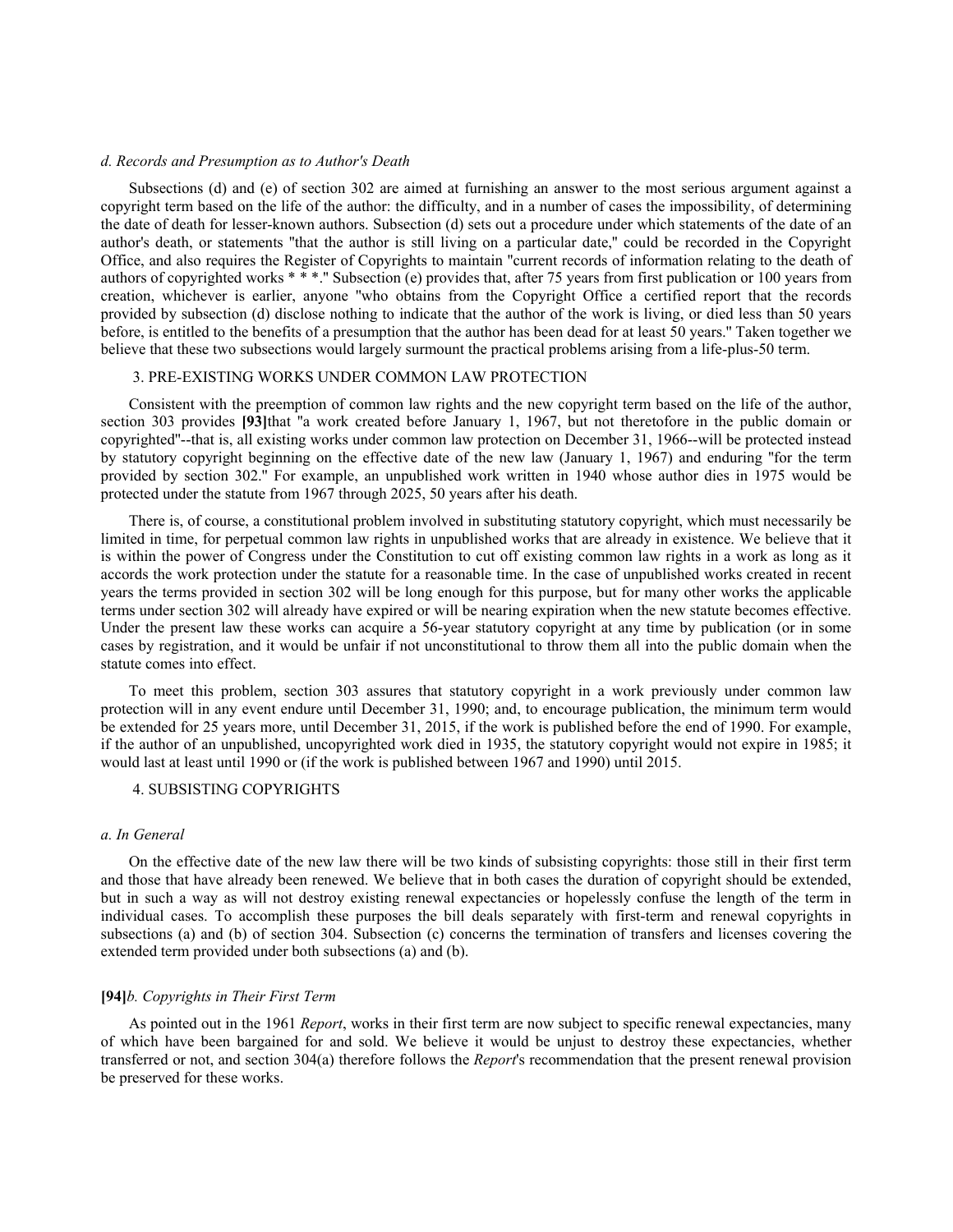### *d. Records and Presumption as to Author's Death*

Subsections (d) and (e) of section 302 are aimed at furnishing an answer to the most serious argument against a copyright term based on the life of the author: the difficulty, and in a number of cases the impossibility, of determining the date of death for lesser-known authors. Subsection (d) sets out a procedure under which statements of the date of an author's death, or statements "that the author is still living on a particular date," could be recorded in the Copyright Office, and also requires the Register of Copyrights to maintain "current records of information relating to the death of authors of copyrighted works * * *." Subsection (e) provides that, after 75 years from first publication or 100 years from creation, whichever is earlier, anyone "who obtains from the Copyright Office a certified report that the records provided by subsection (d) disclose nothing to indicate that the author of the work is living, or died less than 50 years before, is entitled to the benefits of a presumption that the author has been dead for at least 50 years." Taken together we believe that these two subsections would largely surmount the practical problems arising from a life-plus-50 term.

## 3. PRE-EXISTING WORKS UNDER COMMON LAW PROTECTION

Consistent with the preemption of common law rights and the new copyright term based on the life of the author, section 303 provides **[93]**that "a work created before January 1, 1967, but not theretofore in the public domain or copyrighted"--that is, all existing works under common law protection on December 31, 1966--will be protected instead by statutory copyright beginning on the effective date of the new law (January 1, 1967) and enduring "for the term provided by section 302." For example, an unpublished work written in 1940 whose author dies in 1975 would be protected under the statute from 1967 through 2025, 50 years after his death.

There is, of course, a constitutional problem involved in substituting statutory copyright, which must necessarily be limited in time, for perpetual common law rights in unpublished works that are already in existence. We believe that it is within the power of Congress under the Constitution to cut off existing common law rights in a work as long as it accords the work protection under the statute for a reasonable time. In the case of unpublished works created in recent years the terms provided in section 302 will be long enough for this purpose, but for many other works the applicable terms under section 302 will already have expired or will be nearing expiration when the new statute becomes effective. Under the present law these works can acquire a 56-year statutory copyright at any time by publication (or in some cases by registration, and it would be unfair if not unconstitutional to throw them all into the public domain when the statute comes into effect.

To meet this problem, section 303 assures that statutory copyright in a work previously under common law protection will in any event endure until December 31, 1990; and, to encourage publication, the minimum term would be extended for 25 years more, until December 31, 2015, if the work is published before the end of 1990. For example, if the author of an unpublished, uncopyrighted work died in 1935, the statutory copyright would not expire in 1985; it would last at least until 1990 or (if the work is published between 1967 and 1990) until 2015.

## 4. SUBSISTING COPYRIGHTS

### *a. In General*

On the effective date of the new law there will be two kinds of subsisting copyrights: those still in their first term and those that have already been renewed. We believe that in both cases the duration of copyright should be extended, but in such a way as will not destroy existing renewal expectancies or hopelessly confuse the length of the term in individual cases. To accomplish these purposes the bill deals separately with first-term and renewal copyrights in subsections (a) and (b) of section 304. Subsection (c) concerns the termination of transfers and licenses covering the extended term provided under both subsections (a) and (b).

### **[94]***b. Copyrights in Their First Term*

As pointed out in the 1961 *Report*, works in their first term are now subject to specific renewal expectancies, many of which have been bargained for and sold. We believe it would be unjust to destroy these expectancies, whether transferred or not, and section 304(a) therefore follows the *Report*'s recommendation that the present renewal provision be preserved for these works.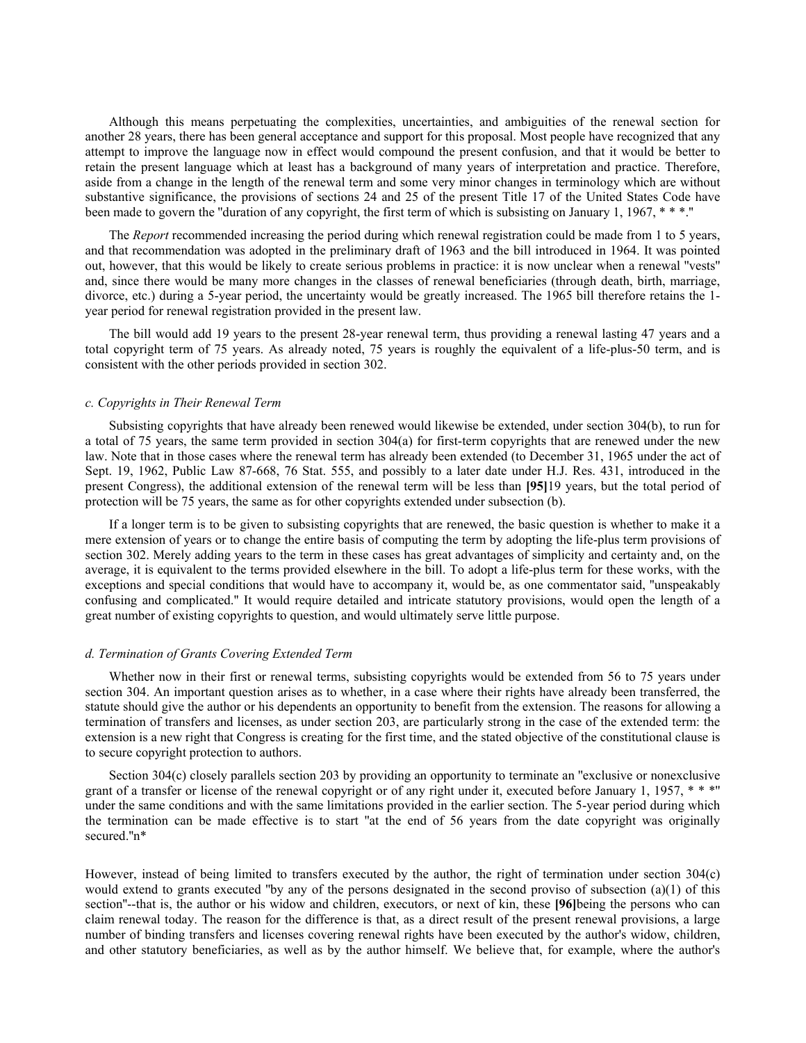Although this means perpetuating the complexities, uncertainties, and ambiguities of the renewal section for another 28 years, there has been general acceptance and support for this proposal. Most people have recognized that any attempt to improve the language now in effect would compound the present confusion, and that it would be better to retain the present language which at least has a background of many years of interpretation and practice. Therefore, aside from a change in the length of the renewal term and some very minor changes in terminology which are without substantive significance, the provisions of sections 24 and 25 of the present Title 17 of the United States Code have been made to govern the "duration of any copyright, the first term of which is subsisting on January 1, 1967, * * *."

The *Report* recommended increasing the period during which renewal registration could be made from 1 to 5 years, and that recommendation was adopted in the preliminary draft of 1963 and the bill introduced in 1964. It was pointed out, however, that this would be likely to create serious problems in practice: it is now unclear when a renewal "vests" and, since there would be many more changes in the classes of renewal beneficiaries (through death, birth, marriage, divorce, etc.) during a 5-year period, the uncertainty would be greatly increased. The 1965 bill therefore retains the 1-year period for renewal registration provided in the present law.

The bill would add 19 years to the present 28-year renewal term, thus providing a renewal lasting 47 years and a total copyright term of 75 years. As already noted, 75 years is roughly the equivalent of a life-plus-50 term, and is consistent with the other periods provided in section 302.

#### *c. Copyrights in Their Renewal Term*

Subsisting copyrights that have already been renewed would likewise be extended, under section 304(b), to run for a total of 75 years, the same term provided in section 304(a) for first-term copyrights that are renewed under the new law. Note that in those cases where the renewal term has already been extended (to December 31, 1965 under the act of Sept. 19, 1962, Public Law 87-668, 76 Stat. 555, and possibly to a later date under H.J. Res. 431, introduced in the present Congress), the additional extension of the renewal term will be less than **[95]**19 years, but the total period of protection will be 75 years, the same as for other copyrights extended under subsection (b).

If a longer term is to be given to subsisting copyrights that are renewed, the basic question is whether to make it a mere extension of years or to change the entire basis of computing the term by adopting the life-plus term provisions of section 302. Merely adding years to the term in these cases has great advantages of simplicity and certainty and, on the average, it is equivalent to the terms provided elsewhere in the bill. To adopt a life-plus term for these works, with the exceptions and special conditions that would have to accompany it, would be, as one commentator said, "unspeakably confusing and complicated." It would require detailed and intricate statutory provisions, would open the length of a great number of existing copyrights to question, and would ultimately serve little purpose.

#### *d. Termination of Grants Covering Extended Term*

Whether now in their first or renewal terms, subsisting copyrights would be extended from 56 to 75 years under section 304. An important question arises as to whether, in a case where their rights have already been transferred, the statute should give the author or his dependents an opportunity to benefit from the extension. The reasons for allowing a termination of transfers and licenses, as under section 203, are particularly strong in the case of the extended term: the extension is a new right that Congress is creating for the first time, and the stated objective of the constitutional clause is to secure copyright protection to authors.

Section 304(c) closely parallels section 203 by providing an opportunity to terminate an "exclusive or nonexclusive grant of a transfer or license of the renewal copyright or of any right under it, executed before January 1, 1957, * * *" under the same conditions and with the same limitations provided in the earlier section. The 5-year period during which the termination can be made effective is to start "at the end of 56 years from the date copyright was originally secured."n*

However, instead of being limited to transfers executed by the author, the right of termination under section 304(c) would extend to grants executed "by any of the persons designated in the second proviso of subsection (a)(1) of this section"--that is, the author or his widow and children, executors, or next of kin, these **[96]**being the persons who can claim renewal today. The reason for the difference is that, as a direct result of the present renewal provisions, a large number of binding transfers and licenses covering renewal rights have been executed by the author's widow, children, and other statutory beneficiaries, as well as by the author himself. We believe that, for example, where the author's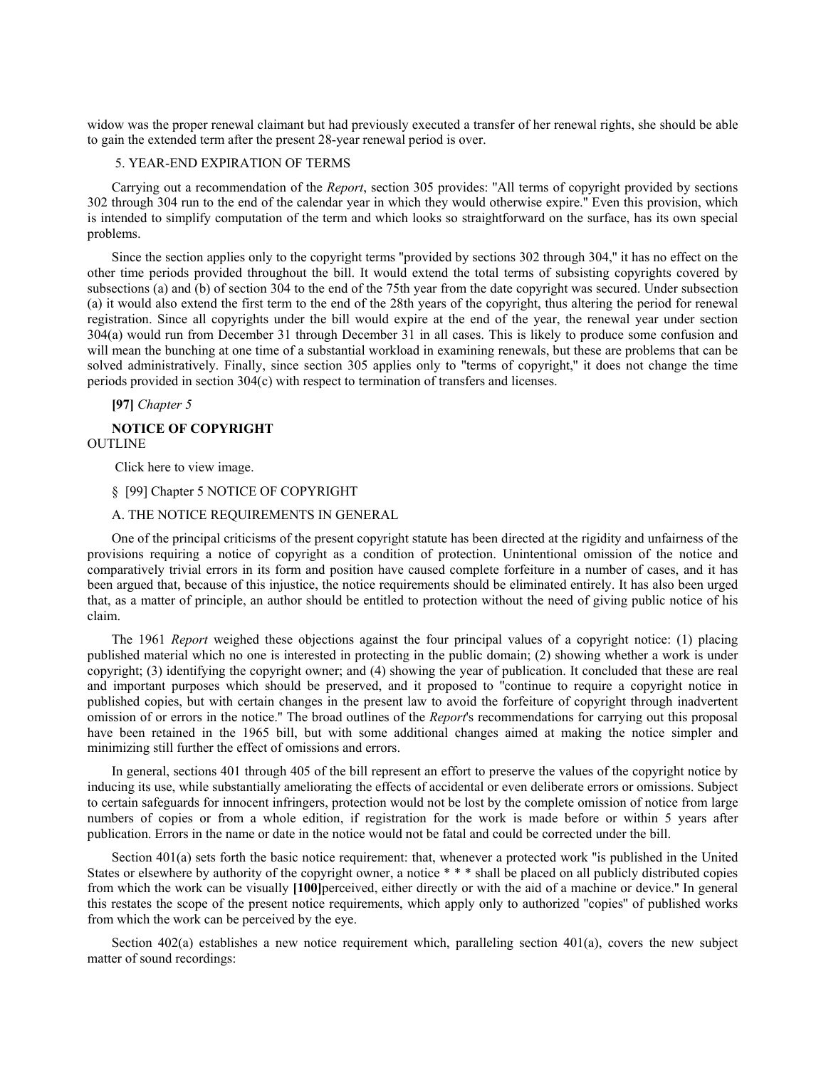widow was the proper renewal claimant but had previously executed a transfer of her renewal rights, she should be able to gain the extended term after the present 28-year renewal period is over.

5. YEAR-END EXPIRATION OF TERMS

Carrying out a recommendation of the *Report*, section 305 provides: "All terms of copyright provided by sections 302 through 304 run to the end of the calendar year in which they would otherwise expire." Even this provision, which is intended to simplify computation of the term and which looks so straightforward on the surface, has its own special problems.

Since the section applies only to the copyright terms "provided by sections 302 through 304," it has no effect on the other time periods provided throughout the bill. It would extend the total terms of subsisting copyrights covered by subsections (a) and (b) of section 304 to the end of the 75th year from the date copyright was secured. Under subsection (a) it would also extend the first term to the end of the 28th years of the copyright, thus altering the period for renewal registration. Since all copyrights under the bill would expire at the end of the year, the renewal year under section 304(a) would run from December 31 through December 31 in all cases. This is likely to produce some confusion and will mean the bunching at one time of a substantial workload in examining renewals, but these are problems that can be solved administratively. Finally, since section 305 applies only to "terms of copyright," it does not change the time periods provided in section 304(c) with respect to termination of transfers and licenses.

**[97]** *Chapter 5*

**NOTICE OF COPYRIGHT**
OUTLINE

Click here to view image.

§ [99] Chapter 5 NOTICE OF COPYRIGHT

A. THE NOTICE REQUIREMENTS IN GENERAL

One of the principal criticisms of the present copyright statute has been directed at the rigidity and unfairness of the provisions requiring a notice of copyright as a condition of protection. Unintentional omission of the notice and comparatively trivial errors in its form and position have caused complete forfeiture in a number of cases, and it has been argued that, because of this injustice, the notice requirements should be eliminated entirely. It has also been urged that, as a matter of principle, an author should be entitled to protection without the need of giving public notice of his claim.

The 1961 *Report* weighed these objections against the four principal values of a copyright notice: (1) placing published material which no one is interested in protecting in the public domain; (2) showing whether a work is under copyright; (3) identifying the copyright owner; and (4) showing the year of publication. It concluded that these are real and important purposes which should be preserved, and it proposed to "continue to require a copyright notice in published copies, but with certain changes in the present law to avoid the forfeiture of copyright through inadvertent omission of or errors in the notice." The broad outlines of the *Report*'s recommendations for carrying out this proposal have been retained in the 1965 bill, but with some additional changes aimed at making the notice simpler and minimizing still further the effect of omissions and errors.

In general, sections 401 through 405 of the bill represent an effort to preserve the values of the copyright notice by inducing its use, while substantially ameliorating the effects of accidental or even deliberate errors or omissions. Subject to certain safeguards for innocent infringers, protection would not be lost by the complete omission of notice from large numbers of copies or from a whole edition, if registration for the work is made before or within 5 years after publication. Errors in the name or date in the notice would not be fatal and could be corrected under the bill.

Section 401(a) sets forth the basic notice requirement: that, whenever a protected work "is published in the United States or elsewhere by authority of the copyright owner, a notice * * * shall be placed on all publicly distributed copies from which the work can be visually **[100]**perceived, either directly or with the aid of a machine or device." In general this restates the scope of the present notice requirements, which apply only to authorized "copies" of published works from which the work can be perceived by the eye.

Section 402(a) establishes a new notice requirement which, paralleling section 401(a), covers the new subject matter of sound recordings: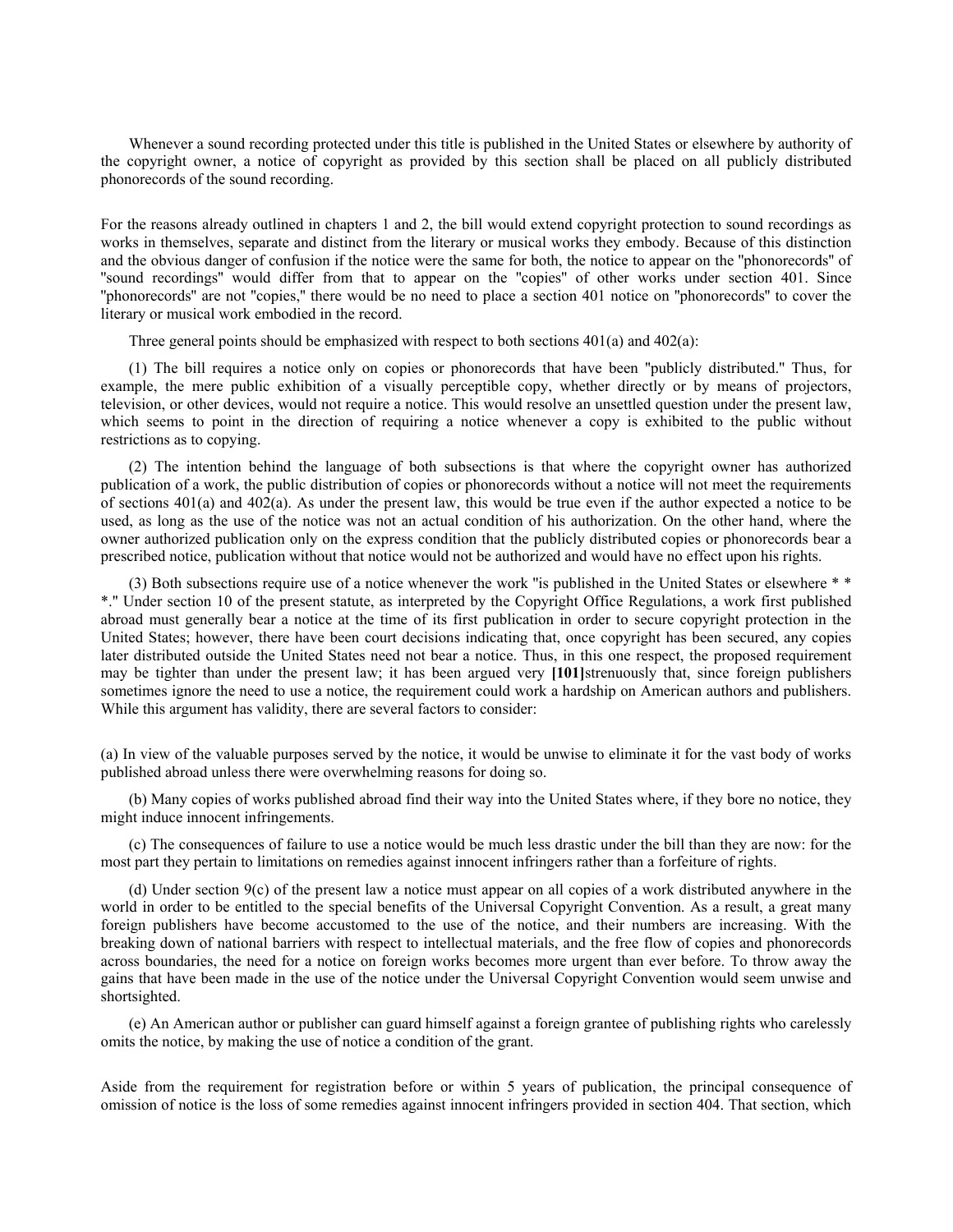Whenever a sound recording protected under this title is published in the United States or elsewhere by authority of the copyright owner, a notice of copyright as provided by this section shall be placed on all publicly distributed phonorecords of the sound recording.

For the reasons already outlined in chapters 1 and 2, the bill would extend copyright protection to sound recordings as works in themselves, separate and distinct from the literary or musical works they embody. Because of this distinction and the obvious danger of confusion if the notice were the same for both, the notice to appear on the "phonorecords" of "sound recordings" would differ from that to appear on the "copies" of other works under section 401. Since "phonorecords" are not "copies," there would be no need to place a section 401 notice on "phonorecords" to cover the literary or musical work embodied in the record.

Three general points should be emphasized with respect to both sections 401(a) and 402(a):

(1) The bill requires a notice only on copies or phonorecords that have been "publicly distributed." Thus, for example, the mere public exhibition of a visually perceptible copy, whether directly or by means of projectors, television, or other devices, would not require a notice. This would resolve an unsettled question under the present law, which seems to point in the direction of requiring a notice whenever a copy is exhibited to the public without restrictions as to copying.

(2) The intention behind the language of both subsections is that where the copyright owner has authorized publication of a work, the public distribution of copies or phonorecords without a notice will not meet the requirements of sections 401(a) and 402(a). As under the present law, this would be true even if the author expected a notice to be used, as long as the use of the notice was not an actual condition of his authorization. On the other hand, where the owner authorized publication only on the express condition that the publicly distributed copies or phonorecords bear a prescribed notice, publication without that notice would not be authorized and would have no effect upon his rights.

(3) Both subsections require use of a notice whenever the work "is published in the United States or elsewhere * * *." Under section 10 of the present statute, as interpreted by the Copyright Office Regulations, a work first published abroad must generally bear a notice at the time of its first publication in order to secure copyright protection in the United States; however, there have been court decisions indicating that, once copyright has been secured, any copies later distributed outside the United States need not bear a notice. Thus, in this one respect, the proposed requirement may be tighter than under the present law; it has been argued very **[101]**strenuously that, since foreign publishers sometimes ignore the need to use a notice, the requirement could work a hardship on American authors and publishers. While this argument has validity, there are several factors to consider:

(a) In view of the valuable purposes served by the notice, it would be unwise to eliminate it for the vast body of works published abroad unless there were overwhelming reasons for doing so.

(b) Many copies of works published abroad find their way into the United States where, if they bore no notice, they might induce innocent infringements.

(c) The consequences of failure to use a notice would be much less drastic under the bill than they are now: for the most part they pertain to limitations on remedies against innocent infringers rather than a forfeiture of rights.

(d) Under section 9(c) of the present law a notice must appear on all copies of a work distributed anywhere in the world in order to be entitled to the special benefits of the Universal Copyright Convention. As a result, a great many foreign publishers have become accustomed to the use of the notice, and their numbers are increasing. With the breaking down of national barriers with respect to intellectual materials, and the free flow of copies and phonorecords across boundaries, the need for a notice on foreign works becomes more urgent than ever before. To throw away the gains that have been made in the use of the notice under the Universal Copyright Convention would seem unwise and shortsighted.

(e) An American author or publisher can guard himself against a foreign grantee of publishing rights who carelessly omits the notice, by making the use of notice a condition of the grant.

Aside from the requirement for registration before or within 5 years of publication, the principal consequence of omission of notice is the loss of some remedies against innocent infringers provided in section 404. That section, which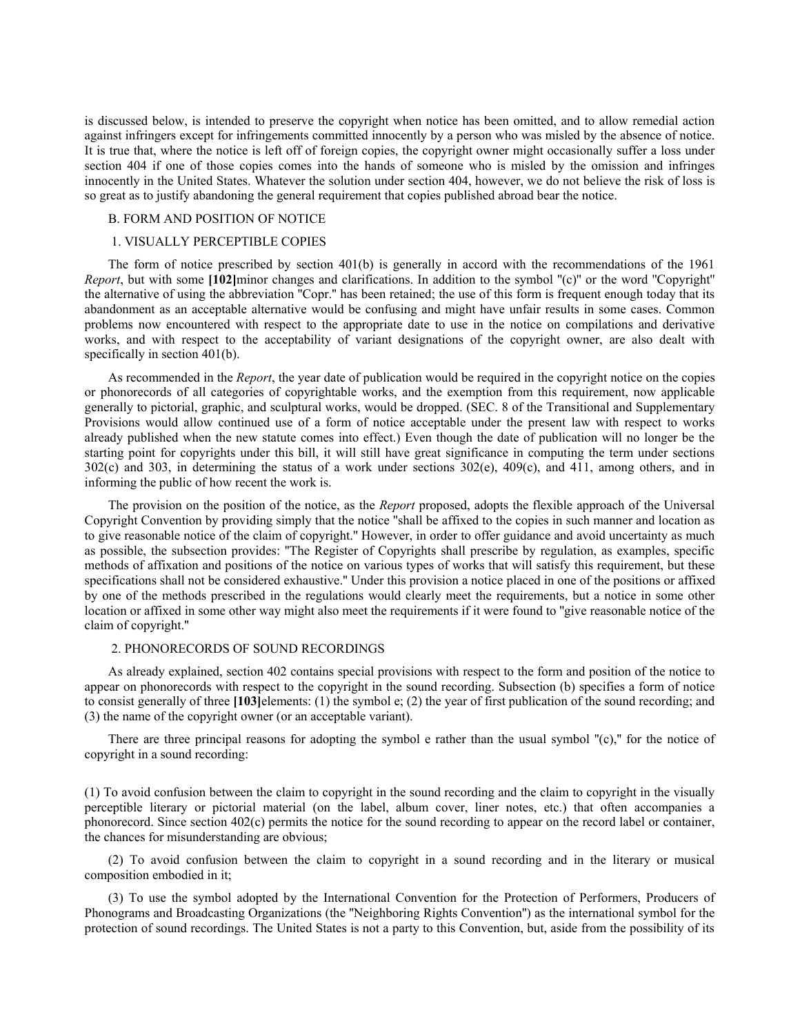is discussed below, is intended to preserve the copyright when notice has been omitted, and to allow remedial action against infringers except for infringements committed innocently by a person who was misled by the absence of notice. It is true that, where the notice is left off of foreign copies, the copyright owner might occasionally suffer a loss under section 404 if one of those copies comes into the hands of someone who is misled by the omission and infringes innocently in the United States. Whatever the solution under section 404, however, we do not believe the risk of loss is so great as to justify abandoning the general requirement that copies published abroad bear the notice.

### B. FORM AND POSITION OF NOTICE

#### 1. VISUALLY PERCEPTIBLE COPIES

The form of notice prescribed by section 401(b) is generally in accord with the recommendations of the 1961 *Report*, but with some **[102]**minor changes and clarifications. In addition to the symbol "(c)" or the word "Copyright" the alternative of using the abbreviation "Copr." has been retained; the use of this form is frequent enough today that its abandonment as an acceptable alternative would be confusing and might have unfair results in some cases. Common problems now encountered with respect to the appropriate date to use in the notice on compilations and derivative works, and with respect to the acceptability of variant designations of the copyright owner, are also dealt with specifically in section 401(b).

As recommended in the *Report*, the year date of publication would be required in the copyright notice on the copies or phonorecords of all categories of copyrightable works, and the exemption from this requirement, now applicable generally to pictorial, graphic, and sculptural works, would be dropped. (SEC. 8 of the Transitional and Supplementary Provisions would allow continued use of a form of notice acceptable under the present law with respect to works already published when the new statute comes into effect.) Even though the date of publication will no longer be the starting point for copyrights under this bill, it will still have great significance in computing the term under sections 302(c) and 303, in determining the status of a work under sections 302(e), 409(c), and 411, among others, and in informing the public of how recent the work is.

The provision on the position of the notice, as the *Report* proposed, adopts the flexible approach of the Universal Copyright Convention by providing simply that the notice "shall be affixed to the copies in such manner and location as to give reasonable notice of the claim of copyright." However, in order to offer guidance and avoid uncertainty as much as possible, the subsection provides: "The Register of Copyrights shall prescribe by regulation, as examples, specific methods of affixation and positions of the notice on various types of works that will satisfy this requirement, but these specifications shall not be considered exhaustive." Under this provision a notice placed in one of the positions or affixed by one of the methods prescribed in the regulations would clearly meet the requirements, but a notice in some other location or affixed in some other way might also meet the requirements if it were found to "give reasonable notice of the claim of copyright."

#### 2. PHONORECORDS OF SOUND RECORDINGS

As already explained, section 402 contains special provisions with respect to the form and position of the notice to appear on phonorecords with respect to the copyright in the sound recording. Subsection (b) specifies a form of notice to consist generally of three **[103]**elements: (1) the symbol e; (2) the year of first publication of the sound recording; and (3) the name of the copyright owner (or an acceptable variant).

There are three principal reasons for adopting the symbol e rather than the usual symbol "(c)," for the notice of copyright in a sound recording:

(1) To avoid confusion between the claim to copyright in the sound recording and the claim to copyright in the visually perceptible literary or pictorial material (on the label, album cover, liner notes, etc.) that often accompanies a phonorecord. Since section 402(c) permits the notice for the sound recording to appear on the record label or container, the chances for misunderstanding are obvious;

(2) To avoid confusion between the claim to copyright in a sound recording and in the literary or musical composition embodied in it;

(3) To use the symbol adopted by the International Convention for the Protection of Performers, Producers of Phonograms and Broadcasting Organizations (the "Neighboring Rights Convention") as the international symbol for the protection of sound recordings. The United States is not a party to this Convention, but, aside from the possibility of its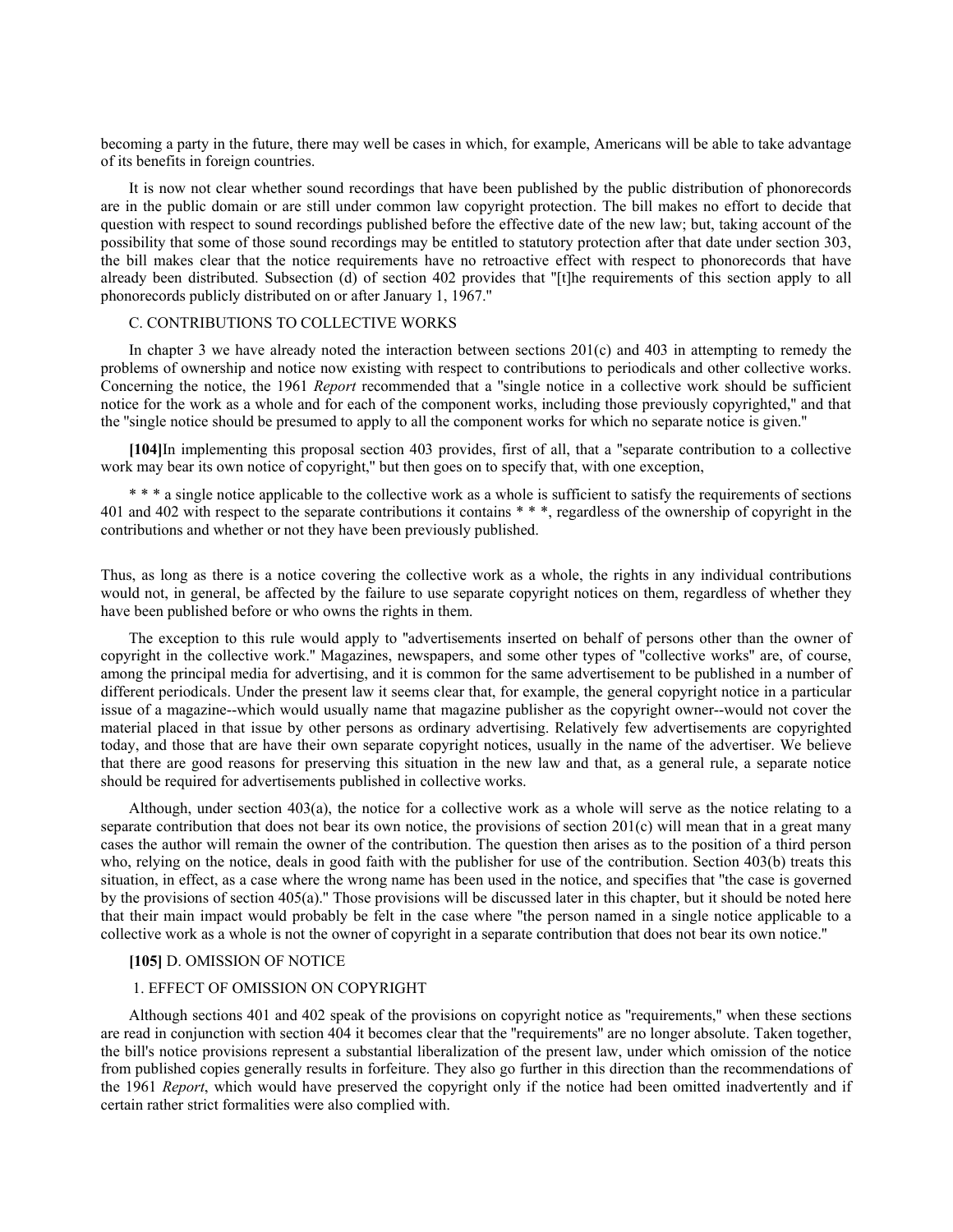becoming a party in the future, there may well be cases in which, for example, Americans will be able to take advantage of its benefits in foreign countries.

It is now not clear whether sound recordings that have been published by the public distribution of phonorecords are in the public domain or are still under common law copyright protection. The bill makes no effort to decide that question with respect to sound recordings published before the effective date of the new law; but, taking account of the possibility that some of those sound recordings may be entitled to statutory protection after that date under section 303, the bill makes clear that the notice requirements have no retroactive effect with respect to phonorecords that have already been distributed. Subsection (d) of section 402 provides that "[t]he requirements of this section apply to all phonorecords publicly distributed on or after January 1, 1967."

### C. CONTRIBUTIONS TO COLLECTIVE WORKS

In chapter 3 we have already noted the interaction between sections 201(c) and 403 in attempting to remedy the problems of ownership and notice now existing with respect to contributions to periodicals and other collective works. Concerning the notice, the 1961 *Report* recommended that a "single notice in a collective work should be sufficient notice for the work as a whole and for each of the component works, including those previously copyrighted," and that the "single notice should be presumed to apply to all the component works for which no separate notice is given."

**[104]**In implementing this proposal section 403 provides, first of all, that a "separate contribution to a collective work may bear its own notice of copyright," but then goes on to specify that, with one exception,

> * * * a single notice applicable to the collective work as a whole is sufficient to satisfy the requirements of sections 401 and 402 with respect to the separate contributions it contains * * *, regardless of the ownership of copyright in the contributions and whether or not they have been previously published.

Thus, as long as there is a notice covering the collective work as a whole, the rights in any individual contributions would not, in general, be affected by the failure to use separate copyright notices on them, regardless of whether they have been published before or who owns the rights in them.

The exception to this rule would apply to "advertisements inserted on behalf of persons other than the owner of copyright in the collective work." Magazines, newspapers, and some other types of "collective works" are, of course, among the principal media for advertising, and it is common for the same advertisement to be published in a number of different periodicals. Under the present law it seems clear that, for example, the general copyright notice in a particular issue of a magazine--which would usually name that magazine publisher as the copyright owner--would not cover the material placed in that issue by other persons as ordinary advertising. Relatively few advertisements are copyrighted today, and those that are have their own separate copyright notices, usually in the name of the advertiser. We believe that there are good reasons for preserving this situation in the new law and that, as a general rule, a separate notice should be required for advertisements published in collective works.

Although, under section 403(a), the notice for a collective work as a whole will serve as the notice relating to a separate contribution that does not bear its own notice, the provisions of section 201(c) will mean that in a great many cases the author will remain the owner of the contribution. The question then arises as to the position of a third person who, relying on the notice, deals in good faith with the publisher for use of the contribution. Section 403(b) treats this situation, in effect, as a case where the wrong name has been used in the notice, and specifies that "the case is governed by the provisions of section 405(a)." Those provisions will be discussed later in this chapter, but it should be noted here that their main impact would probably be felt in the case where "the person named in a single notice applicable to a collective work as a whole is not the owner of copyright in a separate contribution that does not bear its own notice."

### **[105]** D. OMISSION OF NOTICE

#### 1. EFFECT OF OMISSION ON COPYRIGHT

Although sections 401 and 402 speak of the provisions on copyright notice as "requirements," when these sections are read in conjunction with section 404 it becomes clear that the "requirements" are no longer absolute. Taken together, the bill's notice provisions represent a substantial liberalization of the present law, under which omission of the notice from published copies generally results in forfeiture. They also go further in this direction than the recommendations of the 1961 *Report*, which would have preserved the copyright only if the notice had been omitted inadvertently and if certain rather strict formalities were also complied with.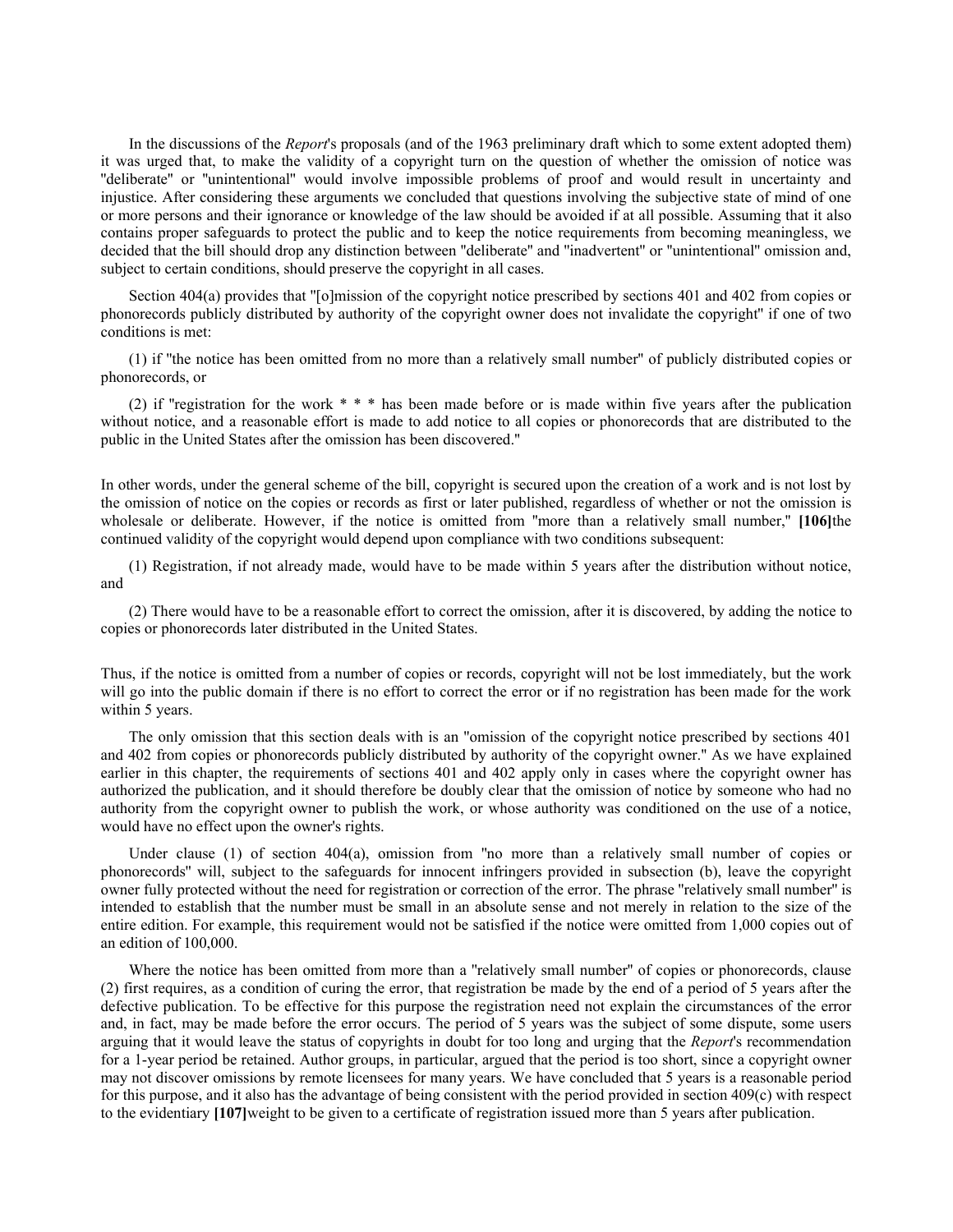In the discussions of the *Report*'s proposals (and of the 1963 preliminary draft which to some extent adopted them) it was urged that, to make the validity of a copyright turn on the question of whether the omission of notice was "deliberate" or "unintentional" would involve impossible problems of proof and would result in uncertainty and injustice. After considering these arguments we concluded that questions involving the subjective state of mind of one or more persons and their ignorance or knowledge of the law should be avoided if at all possible. Assuming that it also contains proper safeguards to protect the public and to keep the notice requirements from becoming meaningless, we decided that the bill should drop any distinction between "deliberate" and "inadvertent" or "unintentional" omission and, subject to certain conditions, should preserve the copyright in all cases.

Section 404(a) provides that "[o]mission of the copyright notice prescribed by sections 401 and 402 from copies or phonorecords publicly distributed by authority of the copyright owner does not invalidate the copyright" if one of two conditions is met:

(1) if "the notice has been omitted from no more than a relatively small number" of publicly distributed copies or phonorecords, or

(2) if "registration for the work * * * has been made before or is made within five years after the publication without notice, and a reasonable effort is made to add notice to all copies or phonorecords that are distributed to the public in the United States after the omission has been discovered."

In other words, under the general scheme of the bill, copyright is secured upon the creation of a work and is not lost by the omission of notice on the copies or records as first or later published, regardless of whether or not the omission is wholesale or deliberate. However, if the notice is omitted from "more than a relatively small number," **[106]** the continued validity of the copyright would depend upon compliance with two conditions subsequent:

(1) Registration, if not already made, would have to be made within 5 years after the distribution without notice, and

(2) There would have to be a reasonable effort to correct the omission, after it is discovered, by adding the notice to copies or phonorecords later distributed in the United States.

Thus, if the notice is omitted from a number of copies or records, copyright will not be lost immediately, but the work will go into the public domain if there is no effort to correct the error or if no registration has been made for the work within 5 years.

The only omission that this section deals with is an "omission of the copyright notice prescribed by sections 401 and 402 from copies or phonorecords publicly distributed by authority of the copyright owner." As we have explained earlier in this chapter, the requirements of sections 401 and 402 apply only in cases where the copyright owner has authorized the publication, and it should therefore be doubly clear that the omission of notice by someone who had no authority from the copyright owner to publish the work, or whose authority was conditioned on the use of a notice, would have no effect upon the owner's rights.

Under clause (1) of section 404(a), omission from "no more than a relatively small number of copies or phonorecords" will, subject to the safeguards for innocent infringers provided in subsection (b), leave the copyright owner fully protected without the need for registration or correction of the error. The phrase "relatively small number" is intended to establish that the number must be small in an absolute sense and not merely in relation to the size of the entire edition. For example, this requirement would not be satisfied if the notice were omitted from 1,000 copies out of an edition of 100,000.

Where the notice has been omitted from more than a "relatively small number" of copies or phonorecords, clause (2) first requires, as a condition of curing the error, that registration be made by the end of a period of 5 years after the defective publication. To be effective for this purpose the registration need not explain the circumstances of the error and, in fact, may be made before the error occurs. The period of 5 years was the subject of some dispute, some users arguing that it would leave the status of copyrights in doubt for too long and urging that the *Report*'s recommendation for a 1-year period be retained. Author groups, in particular, argued that the period is too short, since a copyright owner may not discover omissions by remote licensees for many years. We have concluded that 5 years is a reasonable period for this purpose, and it also has the advantage of being consistent with the period provided in section 409(c) with respect to the evidentiary **[107]** weight to be given to a certificate of registration issued more than 5 years after publication.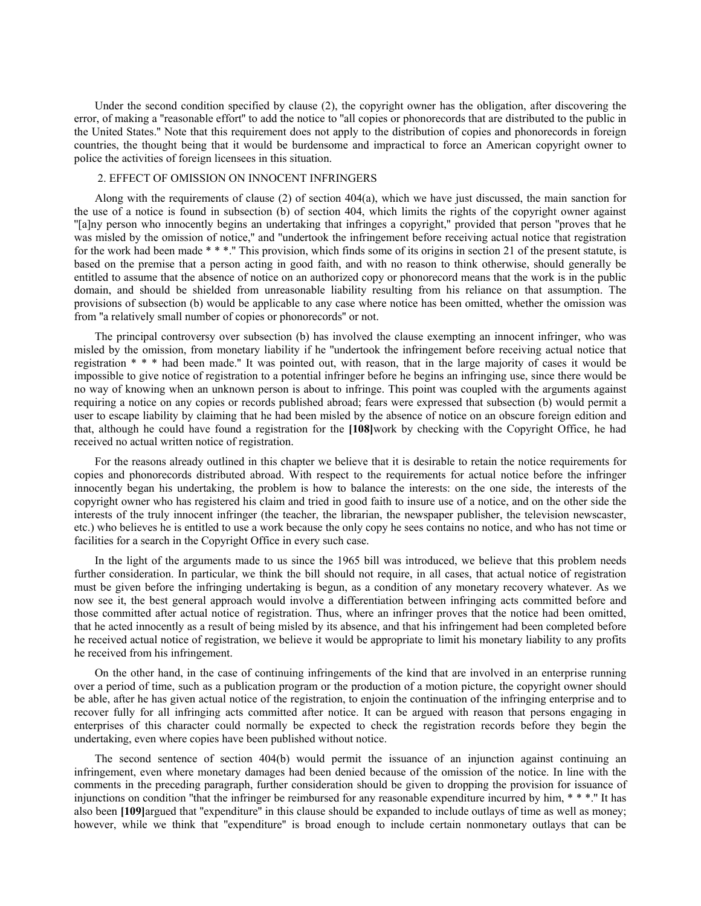Under the second condition specified by clause (2), the copyright owner has the obligation, after discovering the error, of making a "reasonable effort" to add the notice to "all copies or phonorecords that are distributed to the public in the United States." Note that this requirement does not apply to the distribution of copies and phonorecords in foreign countries, the thought being that it would be burdensome and impractical to force an American copyright owner to police the activities of foreign licensees in this situation.

### 2. EFFECT OF OMISSION ON INNOCENT INFRINGERS

Along with the requirements of clause (2) of section 404(a), which we have just discussed, the main sanction for the use of a notice is found in subsection (b) of section 404, which limits the rights of the copyright owner against "[a]ny person who innocently begins an undertaking that infringes a copyright," provided that person "proves that he was misled by the omission of notice," and "undertook the infringement before receiving actual notice that registration for the work had been made * * *." This provision, which finds some of its origins in section 21 of the present statute, is based on the premise that a person acting in good faith, and with no reason to think otherwise, should generally be entitled to assume that the absence of notice on an authorized copy or phonorecord means that the work is in the public domain, and should be shielded from unreasonable liability resulting from his reliance on that assumption. The provisions of subsection (b) would be applicable to any case where notice has been omitted, whether the omission was from "a relatively small number of copies or phonorecords" or not.

The principal controversy over subsection (b) has involved the clause exempting an innocent infringer, who was misled by the omission, from monetary liability if he "undertook the infringement before receiving actual notice that registration * * * had been made." It was pointed out, with reason, that in the large majority of cases it would be impossible to give notice of registration to a potential infringer before he begins an infringing use, since there would be no way of knowing when an unknown person is about to infringe. This point was coupled with the arguments against requiring a notice on any copies or records published abroad; fears were expressed that subsection (b) would permit a user to escape liability by claiming that he had been misled by the absence of notice on an obscure foreign edition and that, although he could have found a registration for the **[108]**work by checking with the Copyright Office, he had received no actual written notice of registration.

For the reasons already outlined in this chapter we believe that it is desirable to retain the notice requirements for copies and phonorecords distributed abroad. With respect to the requirements for actual notice before the infringer innocently began his undertaking, the problem is how to balance the interests: on the one side, the interests of the copyright owner who has registered his claim and tried in good faith to insure use of a notice, and on the other side the interests of the truly innocent infringer (the teacher, the librarian, the newspaper publisher, the television newscaster, etc.) who believes he is entitled to use a work because the only copy he sees contains no notice, and who has not time or facilities for a search in the Copyright Office in every such case.

In the light of the arguments made to us since the 1965 bill was introduced, we believe that this problem needs further consideration. In particular, we think the bill should not require, in all cases, that actual notice of registration must be given before the infringing undertaking is begun, as a condition of any monetary recovery whatever. As we now see it, the best general approach would involve a differentiation between infringing acts committed before and those committed after actual notice of registration. Thus, where an infringer proves that the notice had been omitted, that he acted innocently as a result of being misled by its absence, and that his infringement had been completed before he received actual notice of registration, we believe it would be appropriate to limit his monetary liability to any profits he received from his infringement.

On the other hand, in the case of continuing infringements of the kind that are involved in an enterprise running over a period of time, such as a publication program or the production of a motion picture, the copyright owner should be able, after he has given actual notice of the registration, to enjoin the continuation of the infringing enterprise and to recover fully for all infringing acts committed after notice. It can be argued with reason that persons engaging in enterprises of this character could normally be expected to check the registration records before they begin the undertaking, even where copies have been published without notice.

The second sentence of section 404(b) would permit the issuance of an injunction against continuing an infringement, even where monetary damages had been denied because of the omission of the notice. In line with the comments in the preceding paragraph, further consideration should be given to dropping the provision for issuance of injunctions on condition "that the infringer be reimbursed for any reasonable expenditure incurred by him, * * *." It has also been **[109]**argued that "expenditure" in this clause should be expanded to include outlays of time as well as money; however, while we think that "expenditure" is broad enough to include certain nonmonetary outlays that can be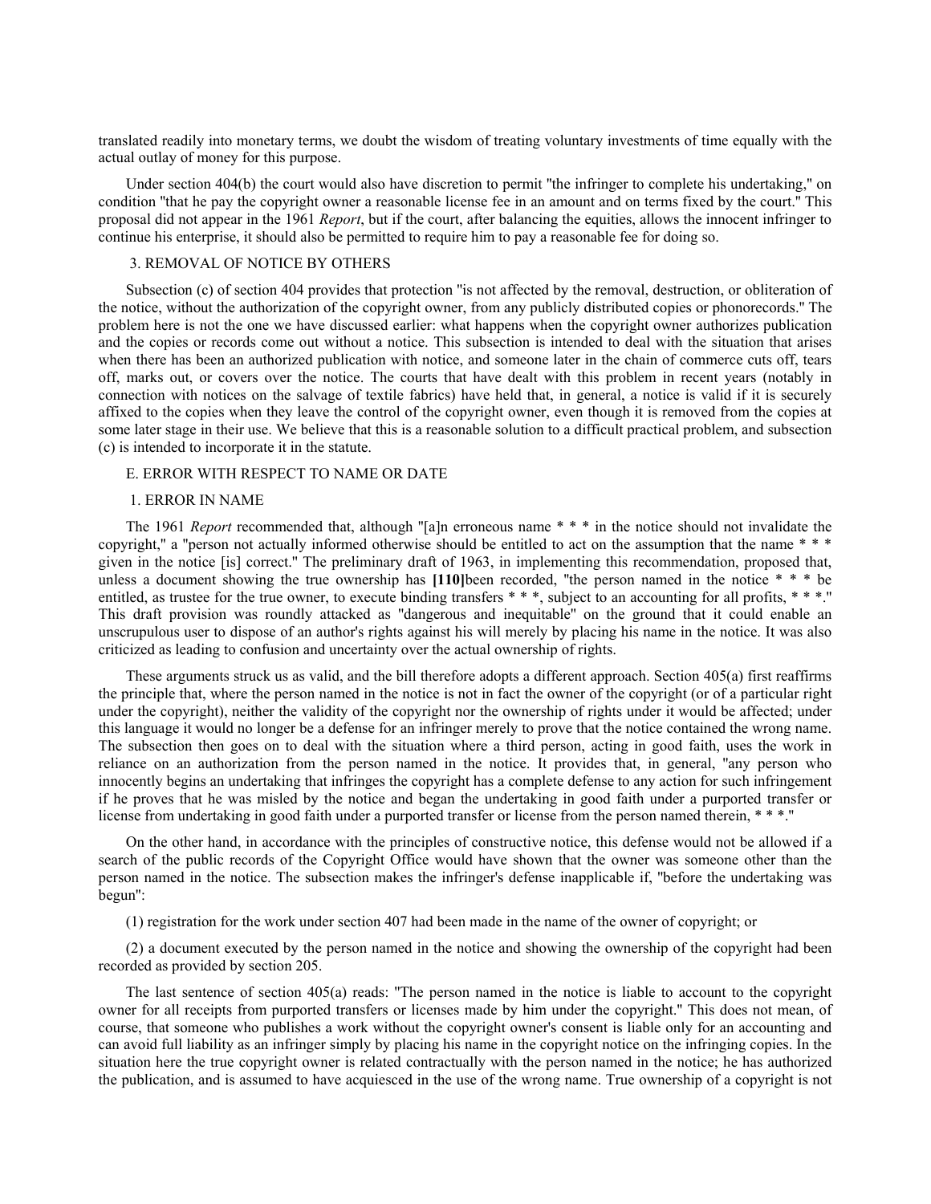translated readily into monetary terms, we doubt the wisdom of treating voluntary investments of time equally with the actual outlay of money for this purpose.

Under section 404(b) the court would also have discretion to permit "the infringer to complete his undertaking," on condition "that he pay the copyright owner a reasonable license fee in an amount and on terms fixed by the court." This proposal did not appear in the 1961 *Report*, but if the court, after balancing the equities, allows the innocent infringer to continue his enterprise, it should also be permitted to require him to pay a reasonable fee for doing so.

### 3. REMOVAL OF NOTICE BY OTHERS

Subsection (c) of section 404 provides that protection "is not affected by the removal, destruction, or obliteration of the notice, without the authorization of the copyright owner, from any publicly distributed copies or phonorecords." The problem here is not the one we have discussed earlier: what happens when the copyright owner authorizes publication and the copies or records come out without a notice. This subsection is intended to deal with the situation that arises when there has been an authorized publication with notice, and someone later in the chain of commerce cuts off, tears off, marks out, or covers over the notice. The courts that have dealt with this problem in recent years (notably in connection with notices on the salvage of textile fabrics) have held that, in general, a notice is valid if it is securely affixed to the copies when they leave the control of the copyright owner, even though it is removed from the copies at some later stage in their use. We believe that this is a reasonable solution to a difficult practical problem, and subsection (c) is intended to incorporate it in the statute.

## E. ERROR WITH RESPECT TO NAME OR DATE

### 1. ERROR IN NAME

The 1961 *Report* recommended that, although "[a]n erroneous name * * * in the notice should not invalidate the copyright," a "person not actually informed otherwise should be entitled to act on the assumption that the name * * * given in the notice [is] correct." The preliminary draft of 1963, in implementing this recommendation, proposed that, unless a document showing the true ownership has **[110]**been recorded, "the person named in the notice * * * be entitled, as trustee for the true owner, to execute binding transfers * * *, subject to an accounting for all profits, * * *." This draft provision was roundly attacked as "dangerous and inequitable" on the ground that it could enable an unscrupulous user to dispose of an author's rights against his will merely by placing his name in the notice. It was also criticized as leading to confusion and uncertainty over the actual ownership of rights.

These arguments struck us as valid, and the bill therefore adopts a different approach. Section 405(a) first reaffirms the principle that, where the person named in the notice is not in fact the owner of the copyright (or of a particular right under the copyright), neither the validity of the copyright nor the ownership of rights under it would be affected; under this language it would no longer be a defense for an infringer merely to prove that the notice contained the wrong name. The subsection then goes on to deal with the situation where a third person, acting in good faith, uses the work in reliance on an authorization from the person named in the notice. It provides that, in general, "any person who innocently begins an undertaking that infringes the copyright has a complete defense to any action for such infringement if he proves that he was misled by the notice and began the undertaking in good faith under a purported transfer or license from undertaking in good faith under a purported transfer or license from the person named therein, * * *."

On the other hand, in accordance with the principles of constructive notice, this defense would not be allowed if a search of the public records of the Copyright Office would have shown that the owner was someone other than the person named in the notice. The subsection makes the infringer's defense inapplicable if, "before the undertaking was begun":

(1) registration for the work under section 407 had been made in the name of the owner of copyright; or

(2) a document executed by the person named in the notice and showing the ownership of the copyright had been recorded as provided by section 205.

The last sentence of section 405(a) reads: "The person named in the notice is liable to account to the copyright owner for all receipts from purported transfers or licenses made by him under the copyright." This does not mean, of course, that someone who publishes a work without the copyright owner's consent is liable only for an accounting and can avoid full liability as an infringer simply by placing his name in the copyright notice on the infringing copies. In the situation here the true copyright owner is related contractually with the person named in the notice; he has authorized the publication, and is assumed to have acquiesced in the use of the wrong name. True ownership of a copyright is not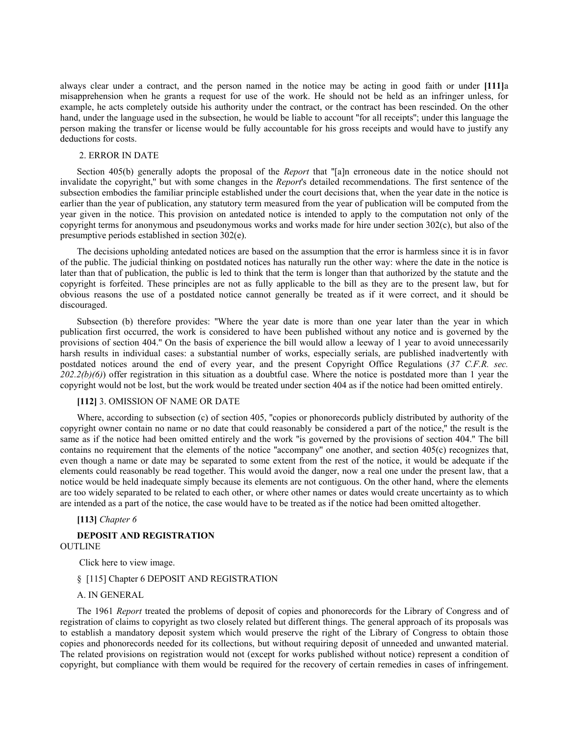always clear under a contract, and the person named in the notice may be acting in good faith or under **[111]**a misapprehension when he grants a request for use of the work. He should not be held as an infringer unless, for example, he acts completely outside his authority under the contract, or the contract has been rescinded. On the other hand, under the language used in the subsection, he would be liable to account "for all receipts"; under this language the person making the transfer or license would be fully accountable for his gross receipts and would have to justify any deductions for costs.

2. ERROR IN DATE

Section 405(b) generally adopts the proposal of the *Report* that "[a]n erroneous date in the notice should not invalidate the copyright," but with some changes in the *Report*'s detailed recommendations. The first sentence of the subsection embodies the familiar principle established under the court decisions that, when the year date in the notice is earlier than the year of publication, any statutory term measured from the year of publication will be computed from the year given in the notice. This provision on antedated notice is intended to apply to the computation not only of the copyright terms for anonymous and pseudonymous works and works made for hire under section 302(c), but also of the presumptive periods established in section 302(e).

The decisions upholding antedated notices are based on the assumption that the error is harmless since it is in favor of the public. The judicial thinking on postdated notices has naturally run the other way: where the date in the notice is later than that of publication, the public is led to think that the term is longer than that authorized by the statute and the copyright is forfeited. These principles are not as fully applicable to the bill as they are to the present law, but for obvious reasons the use of a postdated notice cannot generally be treated as if it were correct, and it should be discouraged.

Subsection (b) therefore provides: "Where the year date is more than one year later than the year in which publication first occurred, the work is considered to have been published without any notice and is governed by the provisions of section 404." On the basis of experience the bill would allow a leeway of 1 year to avoid unnecessarily harsh results in individual cases: a substantial number of works, especially serials, are published inadvertently with postdated notices around the end of every year, and the present Copyright Office Regulations (*37 C.F.R. sec. 202.2(b)(6)*) offer registration in this situation as a doubtful case. Where the notice is postdated more than 1 year the copyright would not be lost, but the work would be treated under section 404 as if the notice had been omitted entirely.

**[112]** 3. OMISSION OF NAME OR DATE

Where, according to subsection (c) of section 405, "copies or phonorecords publicly distributed by authority of the copyright owner contain no name or no date that could reasonably be considered a part of the notice," the result is the same as if the notice had been omitted entirely and the work "is governed by the provisions of section 404." The bill contains no requirement that the elements of the notice "accompany" one another, and section 405(c) recognizes that, even though a name or date may be separated to some extent from the rest of the notice, it would be adequate if the elements could reasonably be read together. This would avoid the danger, now a real one under the present law, that a notice would be held inadequate simply because its elements are not contiguous. On the other hand, where the elements are too widely separated to be related to each other, or where other names or dates would create uncertainty as to which are intended as a part of the notice, the case would have to be treated as if the notice had been omitted altogether.

**[113]** *Chapter 6*

**DEPOSIT AND REGISTRATION**

OUTLINE

Click here to view image.

§ [115] Chapter 6 DEPOSIT AND REGISTRATION

A. IN GENERAL

The 1961 *Report* treated the problems of deposit of copies and phonorecords for the Library of Congress and of registration of claims to copyright as two closely related but different things. The general approach of its proposals was to establish a mandatory deposit system which would preserve the right of the Library of Congress to obtain those copies and phonorecords needed for its collections, but without requiring deposit of unneeded and unwanted material. The related provisions on registration would not (except for works published without notice) represent a condition of copyright, but compliance with them would be required for the recovery of certain remedies in cases of infringement.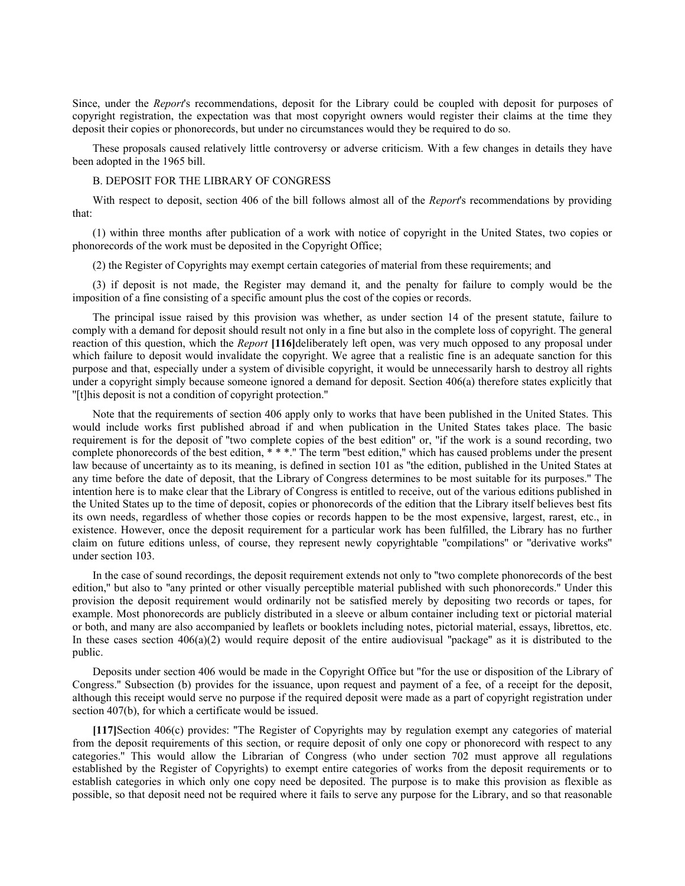Since, under the *Report*'s recommendations, deposit for the Library could be coupled with deposit for purposes of copyright registration, the expectation was that most copyright owners would register their claims at the time they deposit their copies or phonorecords, but under no circumstances would they be required to do so.

These proposals caused relatively little controversy or adverse criticism. With a few changes in details they have been adopted in the 1965 bill.

B. DEPOSIT FOR THE LIBRARY OF CONGRESS

With respect to deposit, section 406 of the bill follows almost all of the *Report*'s recommendations by providing that:

(1) within three months after publication of a work with notice of copyright in the United States, two copies or phonorecords of the work must be deposited in the Copyright Office;

(2) the Register of Copyrights may exempt certain categories of material from these requirements; and

(3) if deposit is not made, the Register may demand it, and the penalty for failure to comply would be the imposition of a fine consisting of a specific amount plus the cost of the copies or records.

The principal issue raised by this provision was whether, as under section 14 of the present statute, failure to comply with a demand for deposit should result not only in a fine but also in the complete loss of copyright. The general reaction of this question, which the *Report* **[116]**deliberately left open, was very much opposed to any proposal under which failure to deposit would invalidate the copyright. We agree that a realistic fine is an adequate sanction for this purpose and that, especially under a system of divisible copyright, it would be unnecessarily harsh to destroy all rights under a copyright simply because someone ignored a demand for deposit. Section 406(a) therefore states explicitly that "[t]his deposit is not a condition of copyright protection."

Note that the requirements of section 406 apply only to works that have been published in the United States. This would include works first published abroad if and when publication in the United States takes place. The basic requirement is for the deposit of "two complete copies of the best edition" or, "if the work is a sound recording, two complete phonorecords of the best edition, * * *." The term "best edition," which has caused problems under the present law because of uncertainty as to its meaning, is defined in section 101 as "the edition, published in the United States at any time before the date of deposit, that the Library of Congress determines to be most suitable for its purposes." The intention here is to make clear that the Library of Congress is entitled to receive, out of the various editions published in the United States up to the time of deposit, copies or phonorecords of the edition that the Library itself believes best fits its own needs, regardless of whether those copies or records happen to be the most expensive, largest, rarest, etc., in existence. However, once the deposit requirement for a particular work has been fulfilled, the Library has no further claim on future editions unless, of course, they represent newly copyrightable "compilations" or "derivative works" under section 103.

In the case of sound recordings, the deposit requirement extends not only to "two complete phonorecords of the best edition," but also to "any printed or other visually perceptible material published with such phonorecords." Under this provision the deposit requirement would ordinarily not be satisfied merely by depositing two records or tapes, for example. Most phonorecords are publicly distributed in a sleeve or album container including text or pictorial material or both, and many are also accompanied by leaflets or booklets including notes, pictorial material, essays, librettos, etc. In these cases section 406(a)(2) would require deposit of the entire audiovisual "package" as it is distributed to the public.

Deposits under section 406 would be made in the Copyright Office but "for the use or disposition of the Library of Congress." Subsection (b) provides for the issuance, upon request and payment of a fee, of a receipt for the deposit, although this receipt would serve no purpose if the required deposit were made as a part of copyright registration under section 407(b), for which a certificate would be issued.

**[117]**Section 406(c) provides: "The Register of Copyrights may by regulation exempt any categories of material from the deposit requirements of this section, or require deposit of only one copy or phonorecord with respect to any categories." This would allow the Librarian of Congress (who under section 702 must approve all regulations established by the Register of Copyrights) to exempt entire categories of works from the deposit requirements or to establish categories in which only one copy need be deposited. The purpose is to make this provision as flexible as possible, so that deposit need not be required where it fails to serve any purpose for the Library, and so that reasonable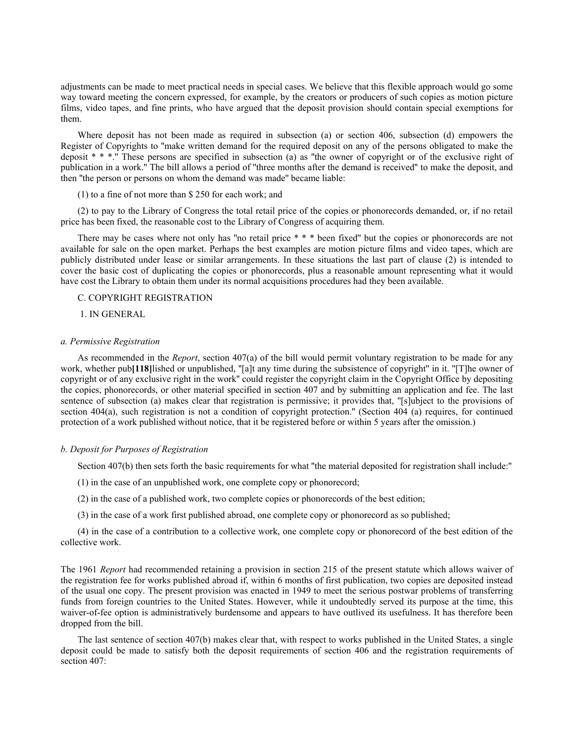adjustments can be made to meet practical needs in special cases. We believe that this flexible approach would go some way toward meeting the concern expressed, for example, by the creators or producers of such copies as motion picture films, video tapes, and fine prints, who have argued that the deposit provision should contain special exemptions for them.

Where deposit has not been made as required in subsection (a) or section 406, subsection (d) empowers the Register of Copyrights to "make written demand for the required deposit on any of the persons obligated to make the deposit * * *." These persons are specified in subsection (a) as "the owner of copyright or of the exclusive right of publication in a work." The bill allows a period of "three months after the demand is received" to make the deposit, and then "the person or persons on whom the demand was made" became liable:

(1) to a fine of not more than $ 250 for each work; and

(2) to pay to the Library of Congress the total retail price of the copies or phonorecords demanded, or, if no retail price has been fixed, the reasonable cost to the Library of Congress of acquiring them.

There may be cases where not only has "no retail price * * * been fixed" but the copies or phonorecords are not available for sale on the open market. Perhaps the best examples are motion picture films and video tapes, which are publicly distributed under lease or similar arrangements. In these situations the last part of clause (2) is intended to cover the basic cost of duplicating the copies or phonorecords, plus a reasonable amount representing what it would have cost the Library to obtain them under its normal acquisitions procedures had they been available.

## C. COPYRIGHT REGISTRATION

### 1. IN GENERAL

#### *a. Permissive Registration*

As recommended in the *Report*, section 407(a) of the bill would permit voluntary registration to be made for any work, whether pub**[118]**lished or unpublished, "[a]t any time during the subsistence of copyright" in it. "[T]he owner of copyright or of any exclusive right in the work" could register the copyright claim in the Copyright Office by depositing the copies, phonorecords, or other material specified in section 407 and by submitting an application and fee. The last sentence of subsection (a) makes clear that registration is permissive; it provides that, "[s]ubject to the provisions of section 404(a), such registration is not a condition of copyright protection." (Section 404 (a) requires, for continued protection of a work published without notice, that it be registered before or within 5 years after the omission.)

#### *b. Deposit for Purposes of Registration*

Section 407(b) then sets forth the basic requirements for what "the material deposited for registration shall include:"

(1) in the case of an unpublished work, one complete copy or phonorecord;

(2) in the case of a published work, two complete copies or phonorecords of the best edition;

(3) in the case of a work first published abroad, one complete copy or phonorecord as so published;

(4) in the case of a contribution to a collective work, one complete copy or phonorecord of the best edition of the collective work.

The 1961 *Report* had recommended retaining a provision in section 215 of the present statute which allows waiver of the registration fee for works published abroad if, within 6 months of first publication, two copies are deposited instead of the usual one copy. The present provision was enacted in 1949 to meet the serious postwar problems of transferring funds from foreign countries to the United States. However, while it undoubtedly served its purpose at the time, this waiver-of-fee option is administratively burdensome and appears to have outlived its usefulness. It has therefore been dropped from the bill.

The last sentence of section 407(b) makes clear that, with respect to works published in the United States, a single deposit could be made to satisfy both the deposit requirements of section 406 and the registration requirements of section 407: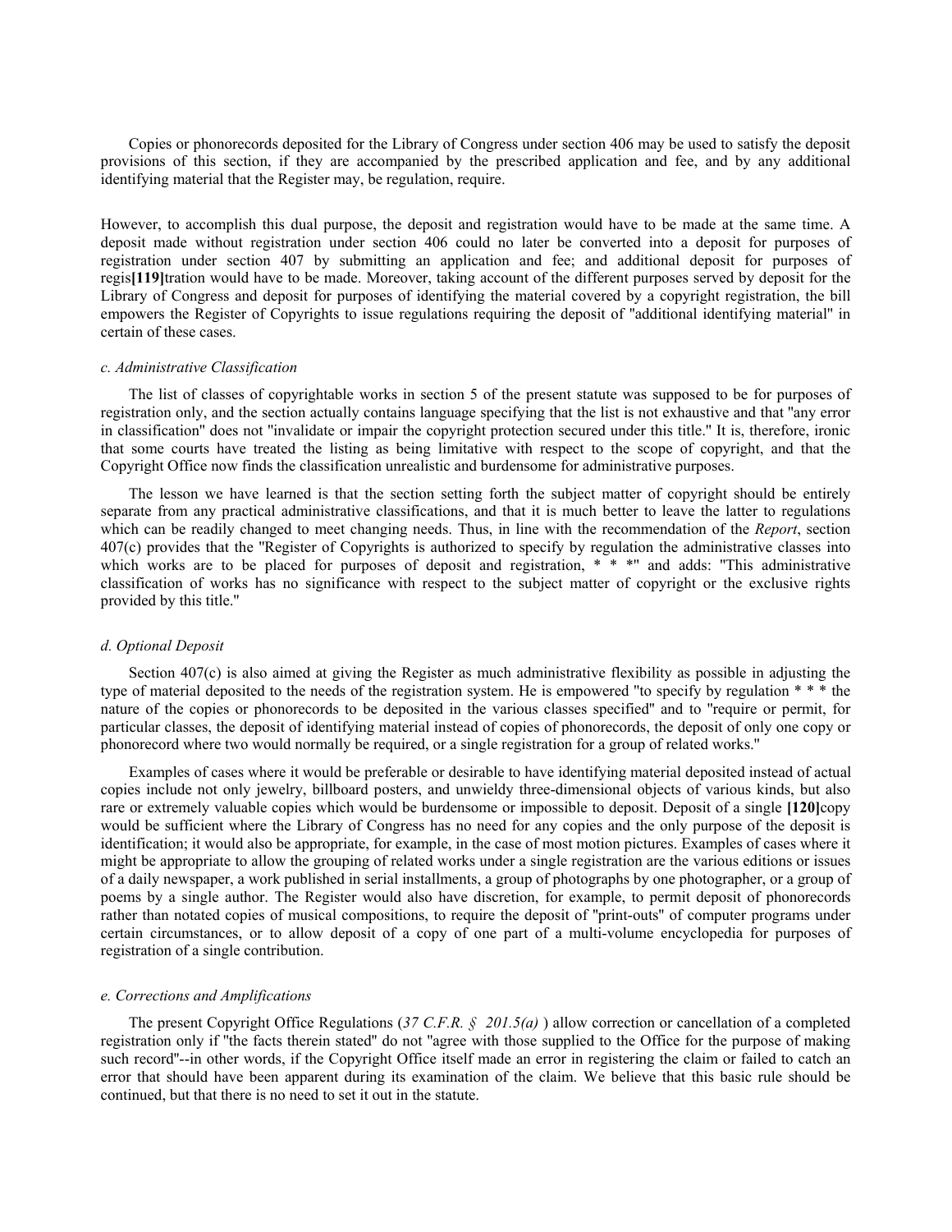Copies or phonorecords deposited for the Library of Congress under section 406 may be used to satisfy the deposit provisions of this section, if they are accompanied by the prescribed application and fee, and by any additional identifying material that the Register may, be regulation, require.

However, to accomplish this dual purpose, the deposit and registration would have to be made at the same time. A deposit made without registration under section 406 could no later be converted into a deposit for purposes of registration under section 407 by submitting an application and fee; and additional deposit for purposes of regis**[119]**tration would have to be made. Moreover, taking account of the different purposes served by deposit for the Library of Congress and deposit for purposes of identifying the material covered by a copyright registration, the bill empowers the Register of Copyrights to issue regulations requiring the deposit of "additional identifying material" in certain of these cases.

### *c. Administrative Classification*

The list of classes of copyrightable works in section 5 of the present statute was supposed to be for purposes of registration only, and the section actually contains language specifying that the list is not exhaustive and that "any error in classification" does not "invalidate or impair the copyright protection secured under this title." It is, therefore, ironic that some courts have treated the listing as being limitative with respect to the scope of copyright, and that the Copyright Office now finds the classification unrealistic and burdensome for administrative purposes.

The lesson we have learned is that the section setting forth the subject matter of copyright should be entirely separate from any practical administrative classifications, and that it is much better to leave the latter to regulations which can be readily changed to meet changing needs. Thus, in line with the recommendation of the *Report*, section 407(c) provides that the "Register of Copyrights is authorized to specify by regulation the administrative classes into which works are to be placed for purposes of deposit and registration, * * *" and adds: "This administrative classification of works has no significance with respect to the subject matter of copyright or the exclusive rights provided by this title."

### *d. Optional Deposit*

Section 407(c) is also aimed at giving the Register as much administrative flexibility as possible in adjusting the type of material deposited to the needs of the registration system. He is empowered "to specify by regulation * * * the nature of the copies or phonorecords to be deposited in the various classes specified" and to "require or permit, for particular classes, the deposit of identifying material instead of copies of phonorecords, the deposit of only one copy or phonorecord where two would normally be required, or a single registration for a group of related works."

Examples of cases where it would be preferable or desirable to have identifying material deposited instead of actual copies include not only jewelry, billboard posters, and unwieldy three-dimensional objects of various kinds, but also rare or extremely valuable copies which would be burdensome or impossible to deposit. Deposit of a single **[120]**copy would be sufficient where the Library of Congress has no need for any copies and the only purpose of the deposit is identification; it would also be appropriate, for example, in the case of most motion pictures. Examples of cases where it might be appropriate to allow the grouping of related works under a single registration are the various editions or issues of a daily newspaper, a work published in serial installments, a group of photographs by one photographer, or a group of poems by a single author. The Register would also have discretion, for example, to permit deposit of phonorecords rather than notated copies of musical compositions, to require the deposit of "print-outs" of computer programs under certain circumstances, or to allow deposit of a copy of one part of a multi-volume encyclopedia for purposes of registration of a single contribution.

### *e. Corrections and Amplifications*

The present Copyright Office Regulations (*37 C.F.R. § 201.5(a)* ) allow correction or cancellation of a completed registration only if "the facts therein stated" do not "agree with those supplied to the Office for the purpose of making such record"--in other words, if the Copyright Office itself made an error in registering the claim or failed to catch an error that should have been apparent during its examination of the claim. We believe that this basic rule should be continued, but that there is no need to set it out in the statute.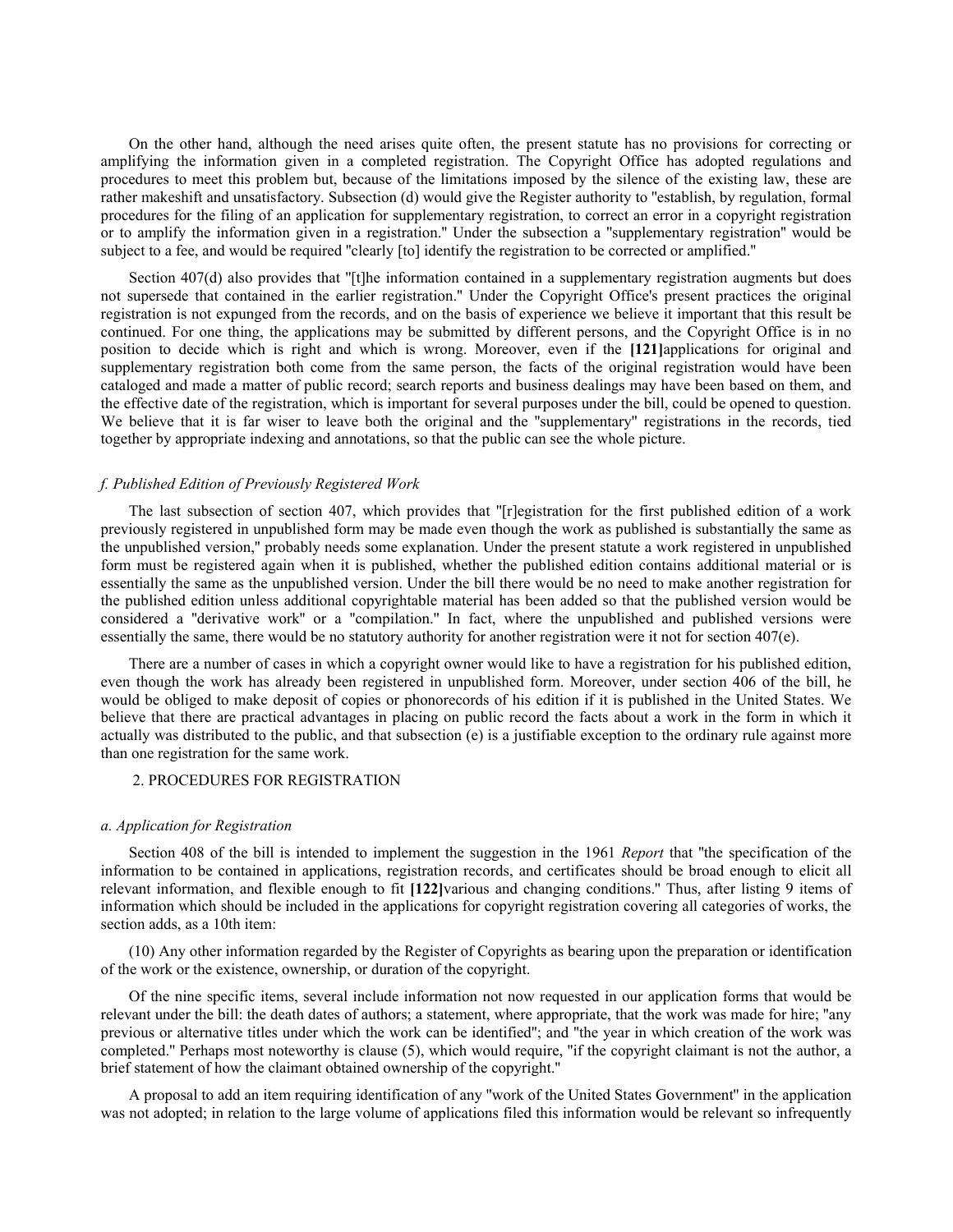On the other hand, although the need arises quite often, the present statute has no provisions for correcting or amplifying the information given in a completed registration. The Copyright Office has adopted regulations and procedures to meet this problem but, because of the limitations imposed by the silence of the existing law, these are rather makeshift and unsatisfactory. Subsection (d) would give the Register authority to "establish, by regulation, formal procedures for the filing of an application for supplementary registration, to correct an error in a copyright registration or to amplify the information given in a registration." Under the subsection a "supplementary registration" would be subject to a fee, and would be required "clearly [to] identify the registration to be corrected or amplified."

Section 407(d) also provides that "[t]he information contained in a supplementary registration augments but does not supersede that contained in the earlier registration." Under the Copyright Office's present practices the original registration is not expunged from the records, and on the basis of experience we believe it important that this result be continued. For one thing, the applications may be submitted by different persons, and the Copyright Office is in no position to decide which is right and which is wrong. Moreover, even if the **[121]** applications for original and supplementary registration both come from the same person, the facts of the original registration would have been cataloged and made a matter of public record; search reports and business dealings may have been based on them, and the effective date of the registration, which is important for several purposes under the bill, could be opened to question. We believe that it is far wiser to leave both the original and the "supplementary" registrations in the records, tied together by appropriate indexing and annotations, so that the public can see the whole picture.

*f. Published Edition of Previously Registered Work*

The last subsection of section 407, which provides that "[r]egistration for the first published edition of a work previously registered in unpublished form may be made even though the work as published is substantially the same as the unpublished version," probably needs some explanation. Under the present statute a work registered in unpublished form must be registered again when it is published, whether the published edition contains additional material or is essentially the same as the unpublished version. Under the bill there would be no need to make another registration for the published edition unless additional copyrightable material has been added so that the published version would be considered a "derivative work" or a "compilation." In fact, where the unpublished and published versions were essentially the same, there would be no statutory authority for another registration were it not for section 407(e).

There are a number of cases in which a copyright owner would like to have a registration for his published edition, even though the work has already been registered in unpublished form. Moreover, under section 406 of the bill, he would be obliged to make deposit of copies or phonorecords of his edition if it is published in the United States. We believe that there are practical advantages in placing on public record the facts about a work in the form in which it actually was distributed to the public, and that subsection (e) is a justifiable exception to the ordinary rule against more than one registration for the same work.

2. PROCEDURES FOR REGISTRATION

*a. Application for Registration*

Section 408 of the bill is intended to implement the suggestion in the 1961 *Report* that "the specification of the information to be contained in applications, registration records, and certificates should be broad enough to elicit all relevant information, and flexible enough to fit **[122]** various and changing conditions." Thus, after listing 9 items of information which should be included in the applications for copyright registration covering all categories of works, the section adds, as a 10th item:

(10) Any other information regarded by the Register of Copyrights as bearing upon the preparation or identification of the work or the existence, ownership, or duration of the copyright.

Of the nine specific items, several include information not now requested in our application forms that would be relevant under the bill: the death dates of authors; a statement, where appropriate, that the work was made for hire; "any previous or alternative titles under which the work can be identified"; and "the year in which creation of the work was completed." Perhaps most noteworthy is clause (5), which would require, "if the copyright claimant is not the author, a brief statement of how the claimant obtained ownership of the copyright."

A proposal to add an item requiring identification of any "work of the United States Government" in the application was not adopted; in relation to the large volume of applications filed this information would be relevant so infrequently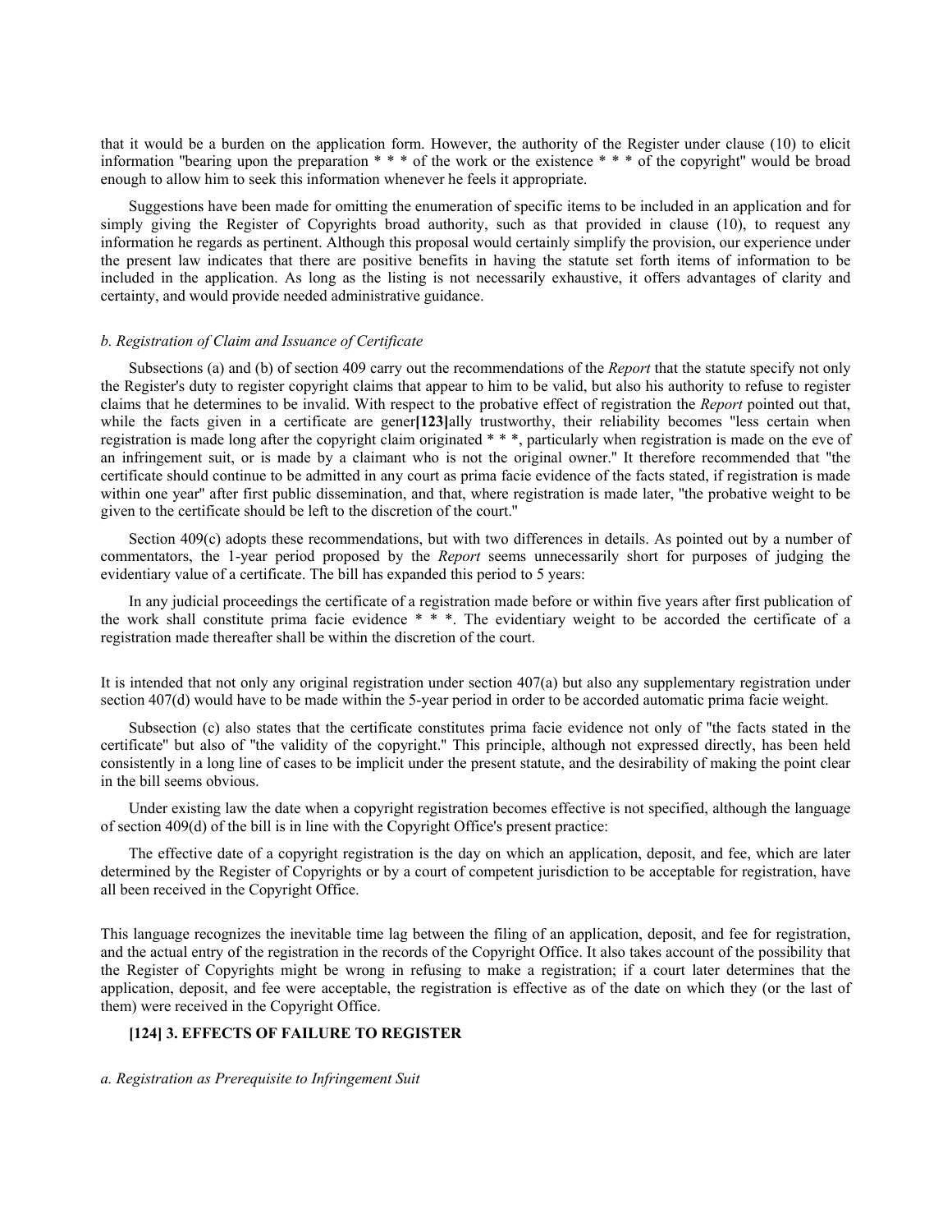that it would be a burden on the application form. However, the authority of the Register under clause (10) to elicit information "bearing upon the preparation * * * of the work or the existence * * * of the copyright" would be broad enough to allow him to seek this information whenever he feels it appropriate.

Suggestions have been made for omitting the enumeration of specific items to be included in an application and for simply giving the Register of Copyrights broad authority, such as that provided in clause (10), to request any information he regards as pertinent. Although this proposal would certainly simplify the provision, our experience under the present law indicates that there are positive benefits in having the statute set forth items of information to be included in the application. As long as the listing is not necessarily exhaustive, it offers advantages of clarity and certainty, and would provide needed administrative guidance.

*b. Registration of Claim and Issuance of Certificate*

Subsections (a) and (b) of section 409 carry out the recommendations of the *Report* that the statute specify not only the Register's duty to register copyright claims that appear to him to be valid, but also his authority to refuse to register claims that he determines to be invalid. With respect to the probative effect of registration the *Report* pointed out that, while the facts given in a certificate are gener**[123]**ally trustworthy, their reliability becomes "less certain when registration is made long after the copyright claim originated * * *, particularly when registration is made on the eve of an infringement suit, or is made by a claimant who is not the original owner." It therefore recommended that "the certificate should continue to be admitted in any court as prima facie evidence of the facts stated, if registration is made within one year" after first public dissemination, and that, where registration is made later, "the probative weight to be given to the certificate should be left to the discretion of the court."

Section 409(c) adopts these recommendations, but with two differences in details. As pointed out by a number of commentators, the 1-year period proposed by the *Report* seems unnecessarily short for purposes of judging the evidentiary value of a certificate. The bill has expanded this period to 5 years:

In any judicial proceedings the certificate of a registration made before or within five years after first publication of the work shall constitute prima facie evidence * * *. The evidentiary weight to be accorded the certificate of a registration made thereafter shall be within the discretion of the court.

It is intended that not only any original registration under section 407(a) but also any supplementary registration under section 407(d) would have to be made within the 5-year period in order to be accorded automatic prima facie weight.

Subsection (c) also states that the certificate constitutes prima facie evidence not only of "the facts stated in the certificate" but also of "the validity of the copyright." This principle, although not expressed directly, has been held consistently in a long line of cases to be implicit under the present statute, and the desirability of making the point clear in the bill seems obvious.

Under existing law the date when a copyright registration becomes effective is not specified, although the language of section 409(d) of the bill is in line with the Copyright Office's present practice:

The effective date of a copyright registration is the day on which an application, deposit, and fee, which are later determined by the Register of Copyrights or by a court of competent jurisdiction to be acceptable for registration, have all been received in the Copyright Office.

This language recognizes the inevitable time lag between the filing of an application, deposit, and fee for registration, and the actual entry of the registration in the records of the Copyright Office. It also takes account of the possibility that the Register of Copyrights might be wrong in refusing to make a registration; if a court later determines that the application, deposit, and fee were acceptable, the registration is effective as of the date on which they (or the last of them) were received in the Copyright Office.

### [124] 3. EFFECTS OF FAILURE TO REGISTER

*a. Registration as Prerequisite to Infringement Suit*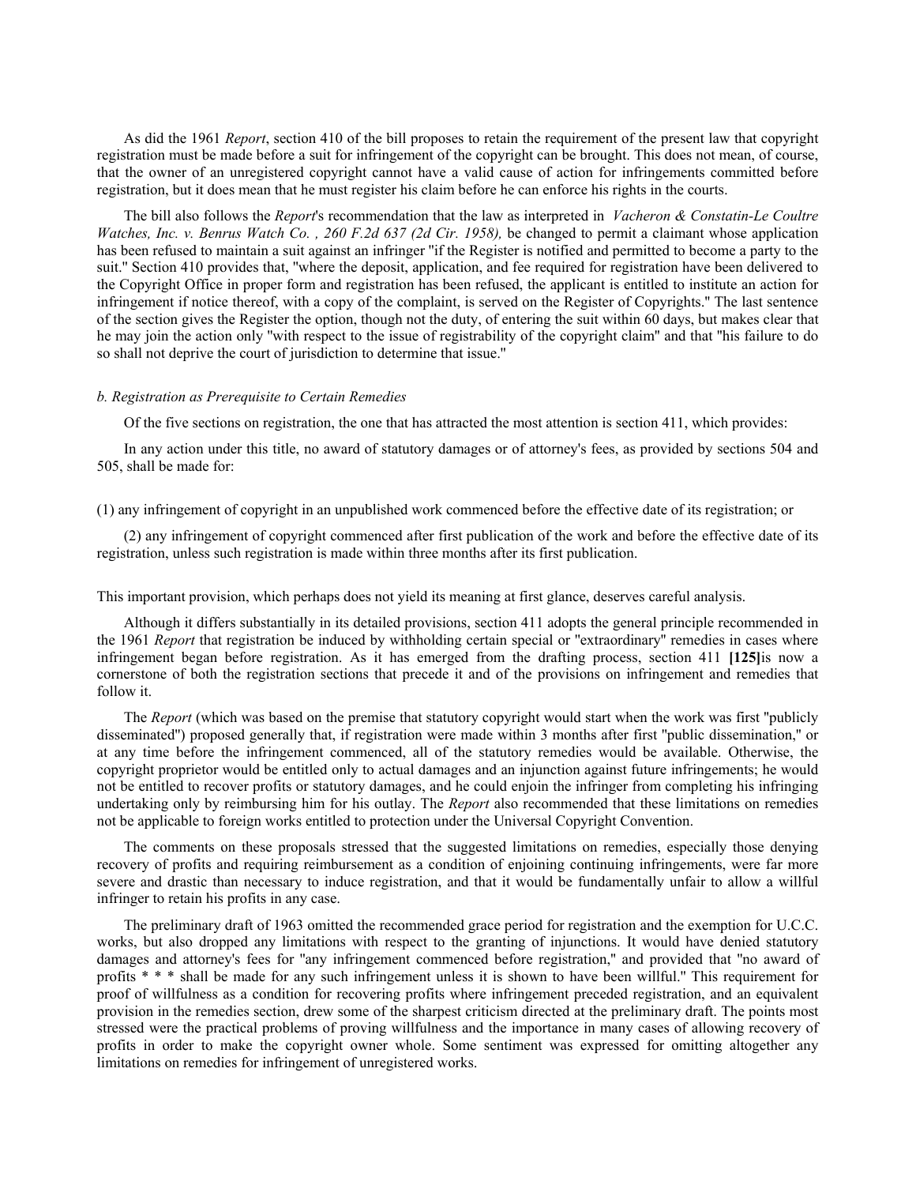As did the 1961 *Report*, section 410 of the bill proposes to retain the requirement of the present law that copyright registration must be made before a suit for infringement of the copyright can be brought. This does not mean, of course, that the owner of an unregistered copyright cannot have a valid cause of action for infringements committed before registration, but it does mean that he must register his claim before he can enforce his rights in the courts.

The bill also follows the *Report*'s recommendation that the law as interpreted in *Vacheron & Constatin-Le Coultre Watches, Inc. v. Benrus Watch Co. , 260 F.2d 637 (2d Cir. 1958),* be changed to permit a claimant whose application has been refused to maintain a suit against an infringer "if the Register is notified and permitted to become a party to the suit." Section 410 provides that, "where the deposit, application, and fee required for registration have been delivered to the Copyright Office in proper form and registration has been refused, the applicant is entitled to institute an action for infringement if notice thereof, with a copy of the complaint, is served on the Register of Copyrights." The last sentence of the section gives the Register the option, though not the duty, of entering the suit within 60 days, but makes clear that he may join the action only "with respect to the issue of registrability of the copyright claim" and that "his failure to do so shall not deprive the court of jurisdiction to determine that issue."

*b. Registration as Prerequisite to Certain Remedies*

Of the five sections on registration, the one that has attracted the most attention is section 411, which provides:

In any action under this title, no award of statutory damages or of attorney's fees, as provided by sections 504 and 505, shall be made for:

(1) any infringement of copyright in an unpublished work commenced before the effective date of its registration; or

(2) any infringement of copyright commenced after first publication of the work and before the effective date of its registration, unless such registration is made within three months after its first publication.

This important provision, which perhaps does not yield its meaning at first glance, deserves careful analysis.

Although it differs substantially in its detailed provisions, section 411 adopts the general principle recommended in the 1961 *Report* that registration be induced by withholding certain special or "extraordinary" remedies in cases where infringement began before registration. As it has emerged from the drafting process, section 411 **[125]**is now a cornerstone of both the registration sections that precede it and of the provisions on infringement and remedies that follow it.

The *Report* (which was based on the premise that statutory copyright would start when the work was first "publicly disseminated") proposed generally that, if registration were made within 3 months after first "public dissemination," or at any time before the infringement commenced, all of the statutory remedies would be available. Otherwise, the copyright proprietor would be entitled only to actual damages and an injunction against future infringements; he would not be entitled to recover profits or statutory damages, and he could enjoin the infringer from completing his infringing undertaking only by reimbursing him for his outlay. The *Report* also recommended that these limitations on remedies not be applicable to foreign works entitled to protection under the Universal Copyright Convention.

The comments on these proposals stressed that the suggested limitations on remedies, especially those denying recovery of profits and requiring reimbursement as a condition of enjoining continuing infringements, were far more severe and drastic than necessary to induce registration, and that it would be fundamentally unfair to allow a willful infringer to retain his profits in any case.

The preliminary draft of 1963 omitted the recommended grace period for registration and the exemption for U.C.C. works, but also dropped any limitations with respect to the granting of injunctions. It would have denied statutory damages and attorney's fees for "any infringement commenced before registration," and provided that "no award of profits * * * shall be made for any such infringement unless it is shown to have been willful." This requirement for proof of willfulness as a condition for recovering profits where infringement preceded registration, and an equivalent provision in the remedies section, drew some of the sharpest criticism directed at the preliminary draft. The points most stressed were the practical problems of proving willfulness and the importance in many cases of allowing recovery of profits in order to make the copyright owner whole. Some sentiment was expressed for omitting altogether any limitations on remedies for infringement of unregistered works.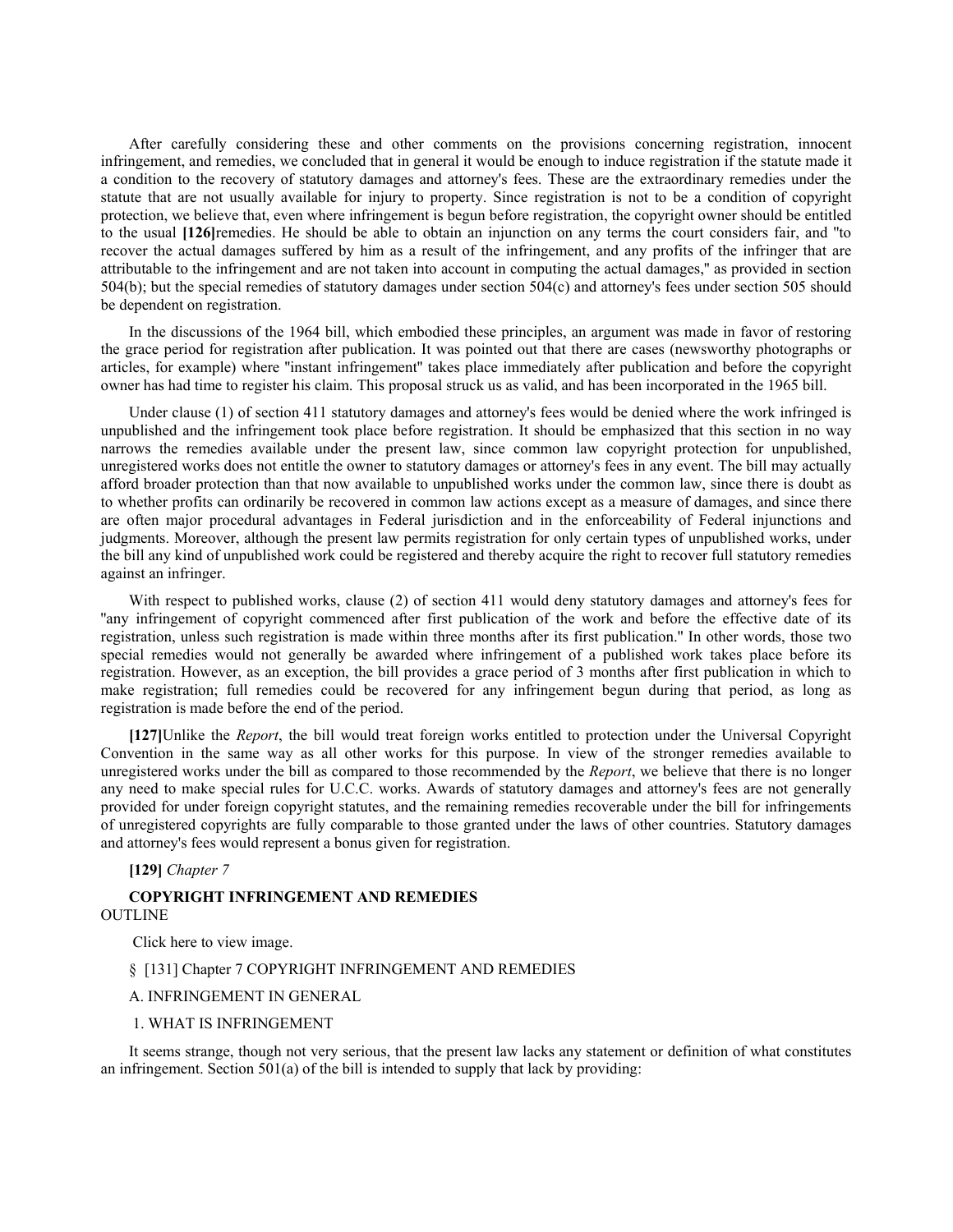After carefully considering these and other comments on the provisions concerning registration, innocent infringement, and remedies, we concluded that in general it would be enough to induce registration if the statute made it a condition to the recovery of statutory damages and attorney's fees. These are the extraordinary remedies under the statute that are not usually available for injury to property. Since registration is not to be a condition of copyright protection, we believe that, even where infringement is begun before registration, the copyright owner should be entitled to the usual **[126]**remedies. He should be able to obtain an injunction on any terms the court considers fair, and "to recover the actual damages suffered by him as a result of the infringement, and any profits of the infringer that are attributable to the infringement and are not taken into account in computing the actual damages," as provided in section 504(b); but the special remedies of statutory damages under section 504(c) and attorney's fees under section 505 should be dependent on registration.

In the discussions of the 1964 bill, which embodied these principles, an argument was made in favor of restoring the grace period for registration after publication. It was pointed out that there are cases (newsworthy photographs or articles, for example) where "instant infringement" takes place immediately after publication and before the copyright owner has had time to register his claim. This proposal struck us as valid, and has been incorporated in the 1965 bill.

Under clause (1) of section 411 statutory damages and attorney's fees would be denied where the work infringed is unpublished and the infringement took place before registration. It should be emphasized that this section in no way narrows the remedies available under the present law, since common law copyright protection for unpublished, unregistered works does not entitle the owner to statutory damages or attorney's fees in any event. The bill may actually afford broader protection than that now available to unpublished works under the common law, since there is doubt as to whether profits can ordinarily be recovered in common law actions except as a measure of damages, and since there are often major procedural advantages in Federal jurisdiction and in the enforceability of Federal injunctions and judgments. Moreover, although the present law permits registration for only certain types of unpublished works, under the bill any kind of unpublished work could be registered and thereby acquire the right to recover full statutory remedies against an infringer.

With respect to published works, clause (2) of section 411 would deny statutory damages and attorney's fees for "any infringement of copyright commenced after first publication of the work and before the effective date of its registration, unless such registration is made within three months after its first publication." In other words, those two special remedies would not generally be awarded where infringement of a published work takes place before its registration. However, as an exception, the bill provides a grace period of 3 months after first publication in which to make registration; full remedies could be recovered for any infringement begun during that period, as long as registration is made before the end of the period.

**[127]**Unlike the *Report*, the bill would treat foreign works entitled to protection under the Universal Copyright Convention in the same way as all other works for this purpose. In view of the stronger remedies available to unregistered works under the bill as compared to those recommended by the *Report*, we believe that there is no longer any need to make special rules for U.C.C. works. Awards of statutory damages and attorney's fees are not generally provided for under foreign copyright statutes, and the remaining remedies recoverable under the bill for infringements of unregistered copyrights are fully comparable to those granted under the laws of other countries. Statutory damages and attorney's fees would represent a bonus given for registration.

**[129]** *Chapter 7*

## COPYRIGHT INFRINGEMENT AND REMEDIES

OUTLINE

Click here to view image.

§ [131] Chapter 7 COPYRIGHT INFRINGEMENT AND REMEDIES

### A. INFRINGEMENT IN GENERAL

#### 1. WHAT IS INFRINGEMENT

It seems strange, though not very serious, that the present law lacks any statement or definition of what constitutes an infringement. Section 501(a) of the bill is intended to supply that lack by providing: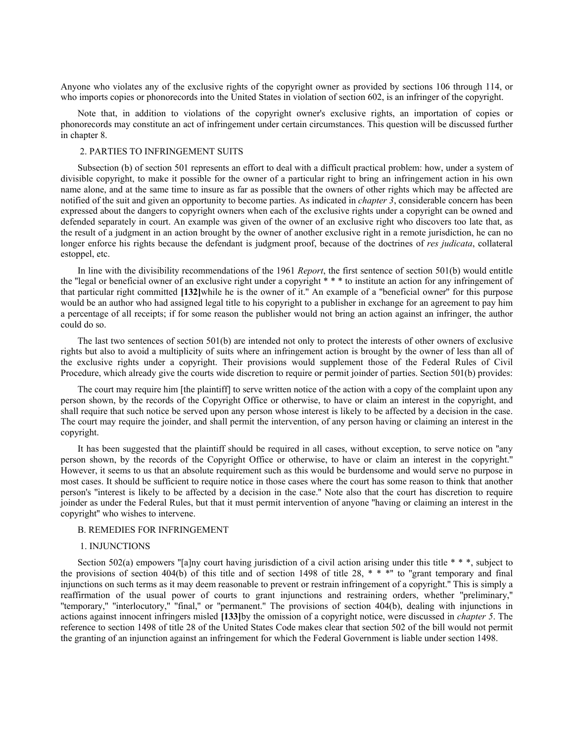Anyone who violates any of the exclusive rights of the copyright owner as provided by sections 106 through 114, or who imports copies or phonorecords into the United States in violation of section 602, is an infringer of the copyright.

Note that, in addition to violations of the copyright owner's exclusive rights, an importation of copies or phonorecords may constitute an act of infringement under certain circumstances. This question will be discussed further in chapter 8.

### 2. PARTIES TO INFRINGEMENT SUITS

Subsection (b) of section 501 represents an effort to deal with a difficult practical problem: how, under a system of divisible copyright, to make it possible for the owner of a particular right to bring an infringement action in his own name alone, and at the same time to insure as far as possible that the owners of other rights which may be affected are notified of the suit and given an opportunity to become parties. As indicated in *chapter 3*, considerable concern has been expressed about the dangers to copyright owners when each of the exclusive rights under a copyright can be owned and defended separately in court. An example was given of the owner of an exclusive right who discovers too late that, as the result of a judgment in an action brought by the owner of another exclusive right in a remote jurisdiction, he can no longer enforce his rights because the defendant is judgment proof, because of the doctrines of *res judicata*, collateral estoppel, etc.

In line with the divisibility recommendations of the 1961 *Report*, the first sentence of section 501(b) would entitle the "legal or beneficial owner of an exclusive right under a copyright * * * to institute an action for any infringement of that particular right committed **[132]**while he is the owner of it." An example of a "beneficial owner" for this purpose would be an author who had assigned legal title to his copyright to a publisher in exchange for an agreement to pay him a percentage of all receipts; if for some reason the publisher would not bring an action against an infringer, the author could do so.

The last two sentences of section 501(b) are intended not only to protect the interests of other owners of exclusive rights but also to avoid a multiplicity of suits where an infringement action is brought by the owner of less than all of the exclusive rights under a copyright. Their provisions would supplement those of the Federal Rules of Civil Procedure, which already give the courts wide discretion to require or permit joinder of parties. Section 501(b) provides:

The court may require him [the plaintiff] to serve written notice of the action with a copy of the complaint upon any person shown, by the records of the Copyright Office or otherwise, to have or claim an interest in the copyright, and shall require that such notice be served upon any person whose interest is likely to be affected by a decision in the case. The court may require the joinder, and shall permit the intervention, of any person having or claiming an interest in the copyright.

It has been suggested that the plaintiff should be required in all cases, without exception, to serve notice on "any person shown, by the records of the Copyright Office or otherwise, to have or claim an interest in the copyright." However, it seems to us that an absolute requirement such as this would be burdensome and would serve no purpose in most cases. It should be sufficient to require notice in those cases where the court has some reason to think that another person's "interest is likely to be affected by a decision in the case." Note also that the court has discretion to require joinder as under the Federal Rules, but that it must permit intervention of anyone "having or claiming an interest in the copyright" who wishes to intervene.

## B. REMEDIES FOR INFRINGEMENT

### 1. INJUNCTIONS

Section 502(a) empowers "[a]ny court having jurisdiction of a civil action arising under this title * * *, subject to the provisions of section 404(b) of this title and of section 1498 of title 28, * * *" to "grant temporary and final injunctions on such terms as it may deem reasonable to prevent or restrain infringement of a copyright." This is simply a reaffirmation of the usual power of courts to grant injunctions and restraining orders, whether "preliminary," "temporary," "interlocutory," "final," or "permanent." The provisions of section 404(b), dealing with injunctions in actions against innocent infringers misled **[133]**by the omission of a copyright notice, were discussed in *chapter 5*. The reference to section 1498 of title 28 of the United States Code makes clear that section 502 of the bill would not permit the granting of an injunction against an infringement for which the Federal Government is liable under section 1498.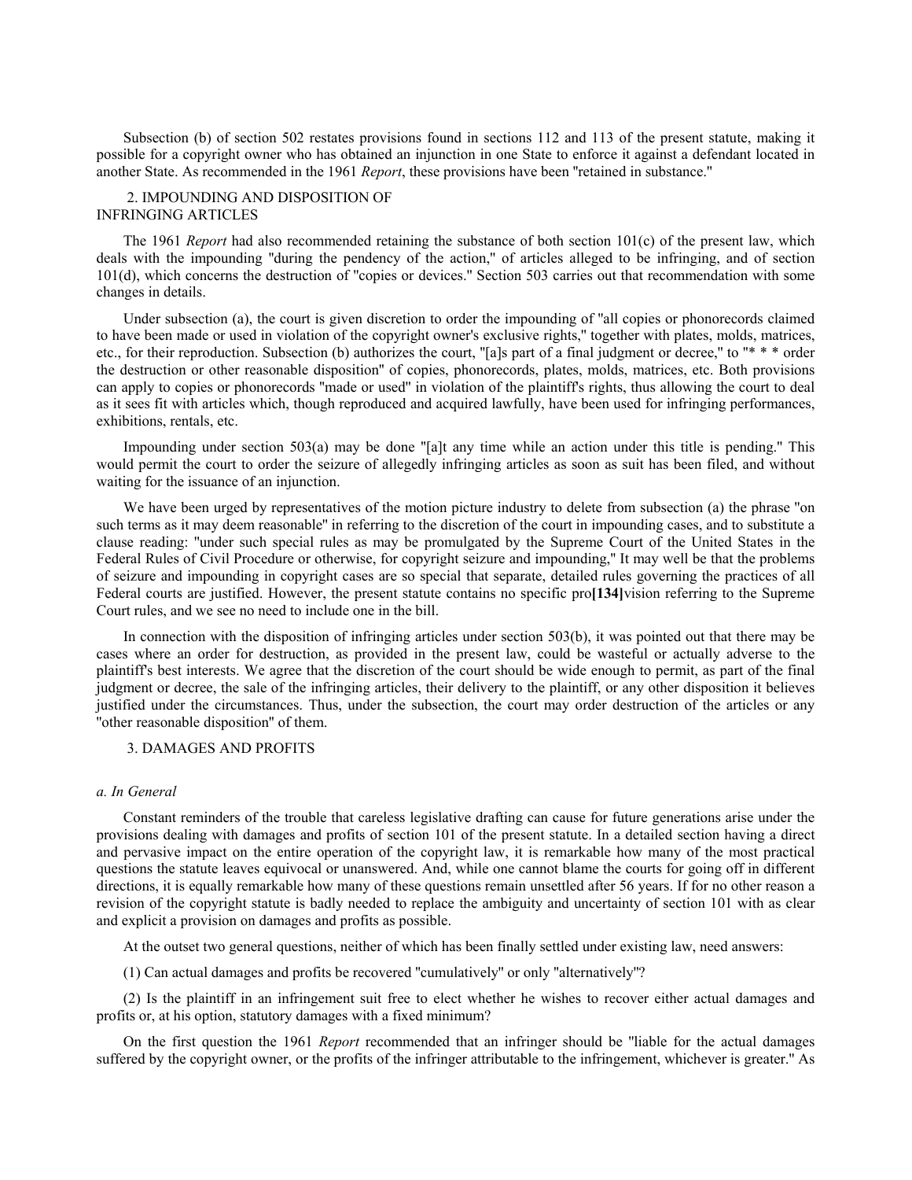Subsection (b) of section 502 restates provisions found in sections 112 and 113 of the present statute, making it possible for a copyright owner who has obtained an injunction in one State to enforce it against a defendant located in another State. As recommended in the 1961 *Report*, these provisions have been "retained in substance."

## 2. IMPOUNDING AND DISPOSITION OF INFRINGING ARTICLES

The 1961 *Report* had also recommended retaining the substance of both section 101(c) of the present law, which deals with the impounding "during the pendency of the action," of articles alleged to be infringing, and of section 101(d), which concerns the destruction of "copies or devices." Section 503 carries out that recommendation with some changes in details.

Under subsection (a), the court is given discretion to order the impounding of "all copies or phonorecords claimed to have been made or used in violation of the copyright owner's exclusive rights," together with plates, molds, matrices, etc., for their reproduction. Subsection (b) authorizes the court, "[a]s part of a final judgment or decree," to "* * * order the destruction or other reasonable disposition" of copies, phonorecords, plates, molds, matrices, etc. Both provisions can apply to copies or phonorecords "made or used" in violation of the plaintiff's rights, thus allowing the court to deal as it sees fit with articles which, though reproduced and acquired lawfully, have been used for infringing performances, exhibitions, rentals, etc.

Impounding under section 503(a) may be done "[a]t any time while an action under this title is pending." This would permit the court to order the seizure of allegedly infringing articles as soon as suit has been filed, and without waiting for the issuance of an injunction.

We have been urged by representatives of the motion picture industry to delete from subsection (a) the phrase "on such terms as it may deem reasonable" in referring to the discretion of the court in impounding cases, and to substitute a clause reading: "under such special rules as may be promulgated by the Supreme Court of the United States in the Federal Rules of Civil Procedure or otherwise, for copyright seizure and impounding," It may well be that the problems of seizure and impounding in copyright cases are so special that separate, detailed rules governing the practices of all Federal courts are justified. However, the present statute contains no specific pro**[134]**vision referring to the Supreme Court rules, and we see no need to include one in the bill.

In connection with the disposition of infringing articles under section 503(b), it was pointed out that there may be cases where an order for destruction, as provided in the present law, could be wasteful or actually adverse to the plaintiff's best interests. We agree that the discretion of the court should be wide enough to permit, as part of the final judgment or decree, the sale of the infringing articles, their delivery to the plaintiff, or any other disposition it believes justified under the circumstances. Thus, under the subsection, the court may order destruction of the articles or any "other reasonable disposition" of them.

## 3. DAMAGES AND PROFITS

### *a. In General*

Constant reminders of the trouble that careless legislative drafting can cause for future generations arise under the provisions dealing with damages and profits of section 101 of the present statute. In a detailed section having a direct and pervasive impact on the entire operation of the copyright law, it is remarkable how many of the most practical questions the statute leaves equivocal or unanswered. And, while one cannot blame the courts for going off in different directions, it is equally remarkable how many of these questions remain unsettled after 56 years. If for no other reason a revision of the copyright statute is badly needed to replace the ambiguity and uncertainty of section 101 with as clear and explicit a provision on damages and profits as possible.

At the outset two general questions, neither of which has been finally settled under existing law, need answers:

(1) Can actual damages and profits be recovered "cumulatively" or only "alternatively"?

(2) Is the plaintiff in an infringement suit free to elect whether he wishes to recover either actual damages and profits or, at his option, statutory damages with a fixed minimum?

On the first question the 1961 *Report* recommended that an infringer should be "liable for the actual damages suffered by the copyright owner, or the profits of the infringer attributable to the infringement, whichever is greater." As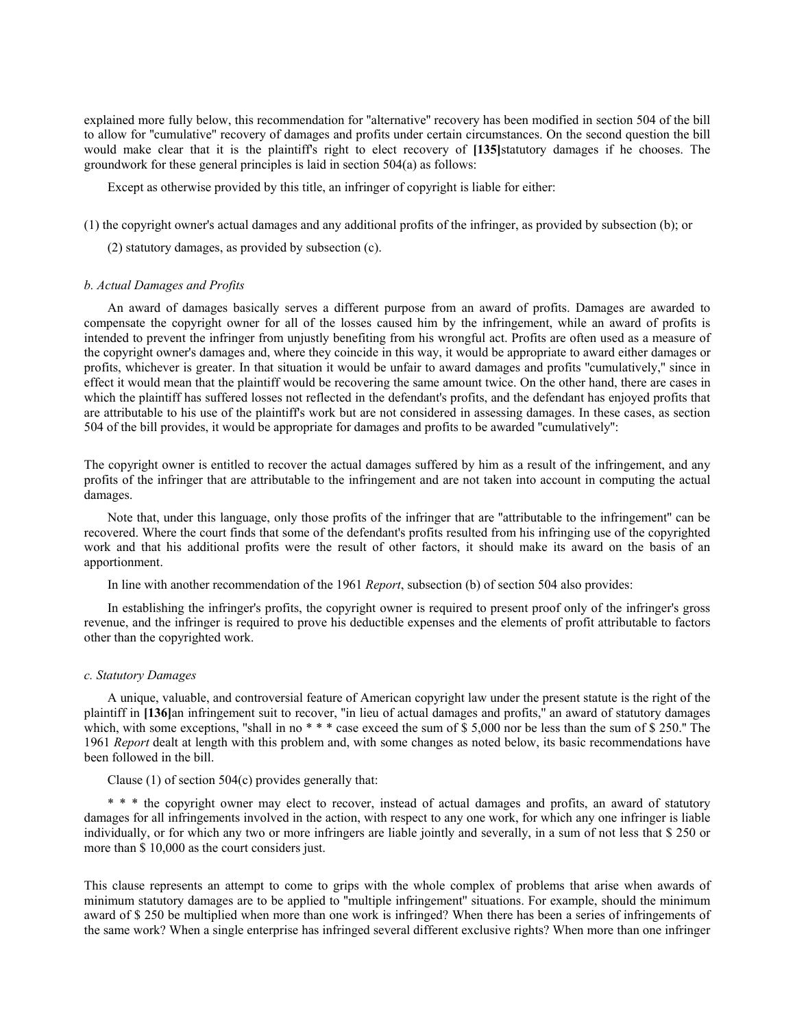explained more fully below, this recommendation for "alternative" recovery has been modified in section 504 of the bill to allow for "cumulative" recovery of damages and profits under certain circumstances. On the second question the bill would make clear that it is the plaintiff's right to elect recovery of **[135]**statutory damages if he chooses. The groundwork for these general principles is laid in section 504(a) as follows:

Except as otherwise provided by this title, an infringer of copyright is liable for either:

(1) the copyright owner's actual damages and any additional profits of the infringer, as provided by subsection (b); or

(2) statutory damages, as provided by subsection (c).

*b. Actual Damages and Profits*

An award of damages basically serves a different purpose from an award of profits. Damages are awarded to compensate the copyright owner for all of the losses caused him by the infringement, while an award of profits is intended to prevent the infringer from unjustly benefiting from his wrongful act. Profits are often used as a measure of the copyright owner's damages and, where they coincide in this way, it would be appropriate to award either damages or profits, whichever is greater. In that situation it would be unfair to award damages and profits "cumulatively," since in effect it would mean that the plaintiff would be recovering the same amount twice. On the other hand, there are cases in which the plaintiff has suffered losses not reflected in the defendant's profits, and the defendant has enjoyed profits that are attributable to his use of the plaintiff's work but are not considered in assessing damages. In these cases, as section 504 of the bill provides, it would be appropriate for damages and profits to be awarded "cumulatively":

The copyright owner is entitled to recover the actual damages suffered by him as a result of the infringement, and any profits of the infringer that are attributable to the infringement and are not taken into account in computing the actual damages.

Note that, under this language, only those profits of the infringer that are "attributable to the infringement" can be recovered. Where the court finds that some of the defendant's profits resulted from his infringing use of the copyrighted work and that his additional profits were the result of other factors, it should make its award on the basis of an apportionment.

In line with another recommendation of the 1961 *Report*, subsection (b) of section 504 also provides:

In establishing the infringer's profits, the copyright owner is required to present proof only of the infringer's gross revenue, and the infringer is required to prove his deductible expenses and the elements of profit attributable to factors other than the copyrighted work.

*c. Statutory Damages*

A unique, valuable, and controversial feature of American copyright law under the present statute is the right of the plaintiff in **[136]**an infringement suit to recover, "in lieu of actual damages and profits," an award of statutory damages which, with some exceptions, "shall in no * * * case exceed the sum of $ 5,000 nor be less than the sum of $ 250." The 1961 *Report* dealt at length with this problem and, with some changes as noted below, its basic recommendations have been followed in the bill.

Clause (1) of section 504(c) provides generally that:

* * * the copyright owner may elect to recover, instead of actual damages and profits, an award of statutory damages for all infringements involved in the action, with respect to any one work, for which any one infringer is liable individually, or for which any two or more infringers are liable jointly and severally, in a sum of not less that $ 250 or more than $ 10,000 as the court considers just.

This clause represents an attempt to come to grips with the whole complex of problems that arise when awards of minimum statutory damages are to be applied to "multiple infringement" situations. For example, should the minimum award of $ 250 be multiplied when more than one work is infringed? When there has been a series of infringements of the same work? When a single enterprise has infringed several different exclusive rights? When more than one infringer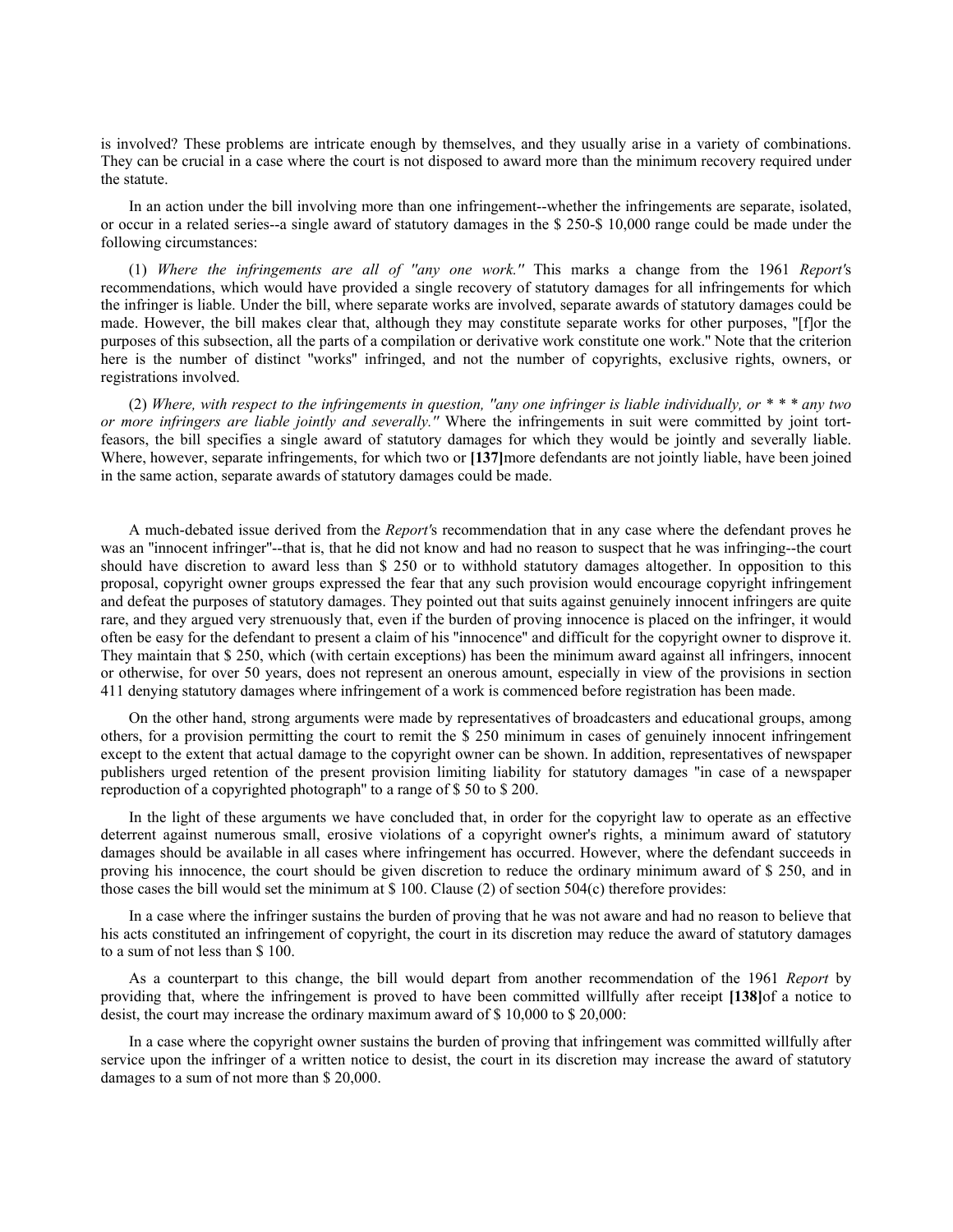is involved? These problems are intricate enough by themselves, and they usually arise in a variety of combinations. They can be crucial in a case where the court is not disposed to award more than the minimum recovery required under the statute.

In an action under the bill involving more than one infringement--whether the infringements are separate, isolated, or occur in a related series--a single award of statutory damages in the $ 250-$ 10,000 range could be made under the following circumstances:

(1) *Where the infringements are all of "any one work."* This marks a change from the 1961 *Report*'s recommendations, which would have provided a single recovery of statutory damages for all infringements for which the infringer is liable. Under the bill, where separate works are involved, separate awards of statutory damages could be made. However, the bill makes clear that, although they may constitute separate works for other purposes, "[f]or the purposes of this subsection, all the parts of a compilation or derivative work constitute one work." Note that the criterion here is the number of distinct "works" infringed, and not the number of copyrights, exclusive rights, owners, or registrations involved.

(2) *Where, with respect to the infringements in question, "any one infringer is liable individually, or * * * any two or more infringers are liable jointly and severally."* Where the infringements in suit were committed by joint tort-feasors, the bill specifies a single award of statutory damages for which they would be jointly and severally liable. Where, however, separate infringements, for which two or **[137]**more defendants are not jointly liable, have been joined in the same action, separate awards of statutory damages could be made.

A much-debated issue derived from the *Report*'s recommendation that in any case where the defendant proves he was an "innocent infringer"--that is, that he did not know and had no reason to suspect that he was infringing--the court should have discretion to award less than $ 250 or to withhold statutory damages altogether. In opposition to this proposal, copyright owner groups expressed the fear that any such provision would encourage copyright infringement and defeat the purposes of statutory damages. They pointed out that suits against genuinely innocent infringers are quite rare, and they argued very strenuously that, even if the burden of proving innocence is placed on the infringer, it would often be easy for the defendant to present a claim of his "innocence" and difficult for the copyright owner to disprove it. They maintain that $ 250, which (with certain exceptions) has been the minimum award against all infringers, innocent or otherwise, for over 50 years, does not represent an onerous amount, especially in view of the provisions in section 411 denying statutory damages where infringement of a work is commenced before registration has been made.

On the other hand, strong arguments were made by representatives of broadcasters and educational groups, among others, for a provision permitting the court to remit the $ 250 minimum in cases of genuinely innocent infringement except to the extent that actual damage to the copyright owner can be shown. In addition, representatives of newspaper publishers urged retention of the present provision limiting liability for statutory damages "in case of a newspaper reproduction of a copyrighted photograph" to a range of $ 50 to $ 200.

In the light of these arguments we have concluded that, in order for the copyright law to operate as an effective deterrent against numerous small, erosive violations of a copyright owner's rights, a minimum award of statutory damages should be available in all cases where infringement has occurred. However, where the defendant succeeds in proving his innocence, the court should be given discretion to reduce the ordinary minimum award of $ 250, and in those cases the bill would set the minimum at $ 100. Clause (2) of section 504(c) therefore provides:

In a case where the infringer sustains the burden of proving that he was not aware and had no reason to believe that his acts constituted an infringement of copyright, the court in its discretion may reduce the award of statutory damages to a sum of not less than $ 100.

As a counterpart to this change, the bill would depart from another recommendation of the 1961 *Report* by providing that, where the infringement is proved to have been committed willfully after receipt **[138]**of a notice to desist, the court may increase the ordinary maximum award of $ 10,000 to $ 20,000:

In a case where the copyright owner sustains the burden of proving that infringement was committed willfully after service upon the infringer of a written notice to desist, the court in its discretion may increase the award of statutory damages to a sum of not more than $ 20,000.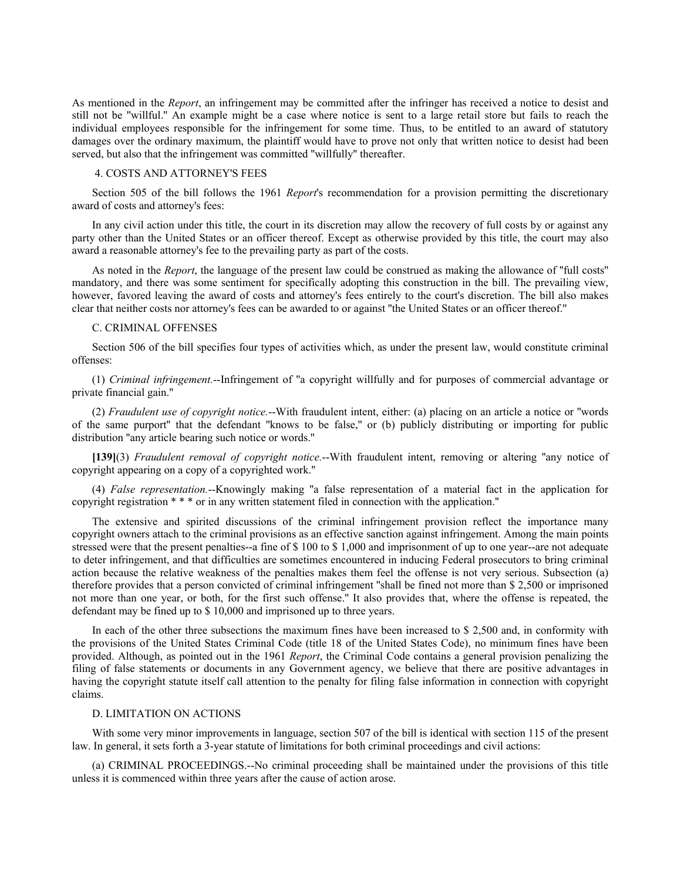As mentioned in the *Report*, an infringement may be committed after the infringer has received a notice to desist and still not be "willful." An example might be a case where notice is sent to a large retail store but fails to reach the individual employees responsible for the infringement for some time. Thus, to be entitled to an award of statutory damages over the ordinary maximum, the plaintiff would have to prove not only that written notice to desist had been served, but also that the infringement was committed "willfully" thereafter.

4. COSTS AND ATTORNEY'S FEES

Section 505 of the bill follows the 1961 *Report*'s recommendation for a provision permitting the discretionary award of costs and attorney's fees:

In any civil action under this title, the court in its discretion may allow the recovery of full costs by or against any party other than the United States or an officer thereof. Except as otherwise provided by this title, the court may also award a reasonable attorney's fee to the prevailing party as part of the costs.

As noted in the *Report*, the language of the present law could be construed as making the allowance of "full costs" mandatory, and there was some sentiment for specifically adopting this construction in the bill. The prevailing view, however, favored leaving the award of costs and attorney's fees entirely to the court's discretion. The bill also makes clear that neither costs nor attorney's fees can be awarded to or against "the United States or an officer thereof."

C. CRIMINAL OFFENSES

Section 506 of the bill specifies four types of activities which, as under the present law, would constitute criminal offenses:

(1) *Criminal infringement.*--Infringement of "a copyright willfully and for purposes of commercial advantage or private financial gain."

(2) *Fraudulent use of copyright notice.*--With fraudulent intent, either: (a) placing on an article a notice or "words of the same purport" that the defendant "knows to be false," or (b) publicly distributing or importing for public distribution "any article bearing such notice or words."

**[139]**(3) *Fraudulent removal of copyright notice.*--With fraudulent intent, removing or altering "any notice of copyright appearing on a copy of a copyrighted work."

(4) *False representation.*--Knowingly making "a false representation of a material fact in the application for copyright registration * * * or in any written statement filed in connection with the application."

The extensive and spirited discussions of the criminal infringement provision reflect the importance many copyright owners attach to the criminal provisions as an effective sanction against infringement. Among the main points stressed were that the present penalties--a fine of \$ 100 to \$ 1,000 and imprisonment of up to one year--are not adequate to deter infringement, and that difficulties are sometimes encountered in inducing Federal prosecutors to bring criminal action because the relative weakness of the penalties makes them feel the offense is not very serious. Subsection (a) therefore provides that a person convicted of criminal infringement "shall be fined not more than \$ 2,500 or imprisoned not more than one year, or both, for the first such offense." It also provides that, where the offense is repeated, the defendant may be fined up to \$ 10,000 and imprisoned up to three years.

In each of the other three subsections the maximum fines have been increased to \$ 2,500 and, in conformity with the provisions of the United States Criminal Code (title 18 of the United States Code), no minimum fines have been provided. Although, as pointed out in the 1961 *Report*, the Criminal Code contains a general provision penalizing the filing of false statements or documents in any Government agency, we believe that there are positive advantages in having the copyright statute itself call attention to the penalty for filing false information in connection with copyright claims.

D. LIMITATION ON ACTIONS

With some very minor improvements in language, section 507 of the bill is identical with section 115 of the present law. In general, it sets forth a 3-year statute of limitations for both criminal proceedings and civil actions:

(a) CRIMINAL PROCEEDINGS.--No criminal proceeding shall be maintained under the provisions of this title unless it is commenced within three years after the cause of action arose.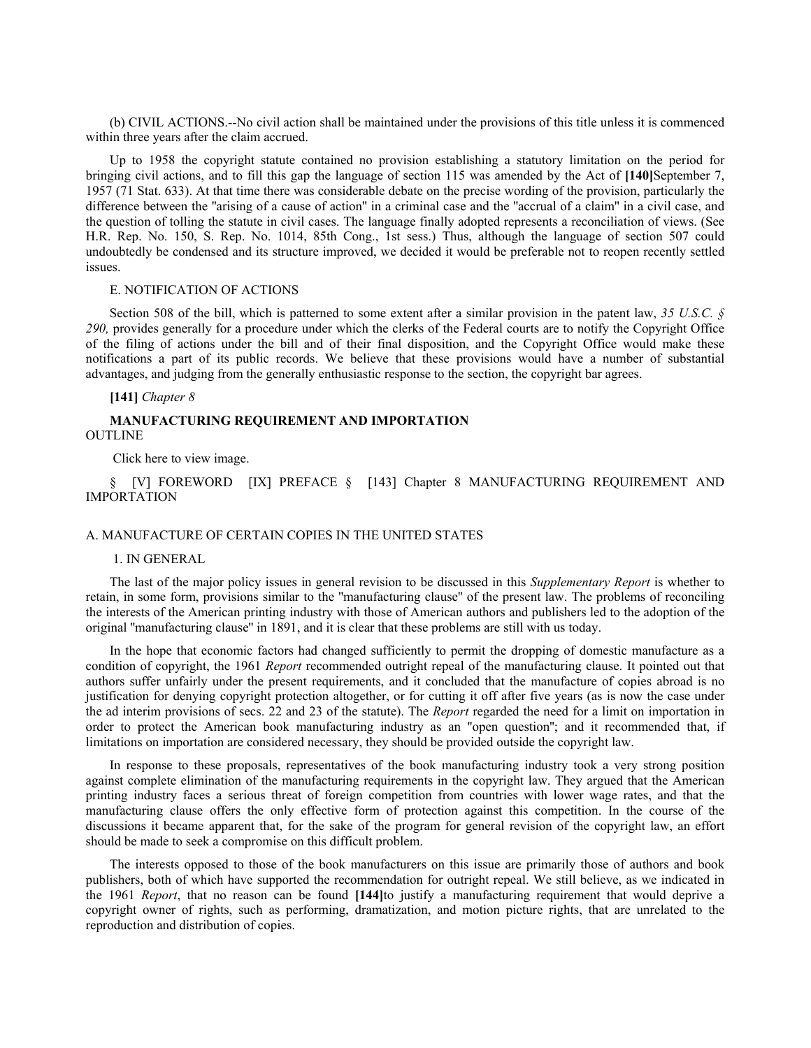(b) CIVIL ACTIONS.--No civil action shall be maintained under the provisions of this title unless it is commenced within three years after the claim accrued.

Up to 1958 the copyright statute contained no provision establishing a statutory limitation on the period for bringing civil actions, and to fill this gap the language of section 115 was amended by the Act of **[140]**September 7, 1957 (71 Stat. 633). At that time there was considerable debate on the precise wording of the provision, particularly the difference between the "arising of a cause of action" in a criminal case and the "accrual of a claim" in a civil case, and the question of tolling the statute in civil cases. The language finally adopted represents a reconciliation of views. (See H.R. Rep. No. 150, S. Rep. No. 1014, 85th Cong., 1st sess.) Thus, although the language of section 507 could undoubtedly be condensed and its structure improved, we decided it would be preferable not to reopen recently settled issues.

E. NOTIFICATION OF ACTIONS

Section 508 of the bill, which is patterned to some extent after a similar provision in the patent law, *35 U.S.C. § 290,* provides generally for a procedure under which the clerks of the Federal courts are to notify the Copyright Office of the filing of actions under the bill and of their final disposition, and the Copyright Office would make these notifications a part of its public records. We believe that these provisions would have a number of substantial advantages, and judging from the generally enthusiastic response to the section, the copyright bar agrees.

**[141]** *Chapter 8*

**MANUFACTURING REQUIREMENT AND IMPORTATION**

OUTLINE

Click here to view image.

§ [V] FOREWORD [IX] PREFACE § [143] Chapter 8 MANUFACTURING REQUIREMENT AND IMPORTATION

A. MANUFACTURE OF CERTAIN COPIES IN THE UNITED STATES

1. IN GENERAL

The last of the major policy issues in general revision to be discussed in this *Supplementary Report* is whether to retain, in some form, provisions similar to the "manufacturing clause" of the present law. The problems of reconciling the interests of the American printing industry with those of American authors and publishers led to the adoption of the original "manufacturing clause" in 1891, and it is clear that these problems are still with us today.

In the hope that economic factors had changed sufficiently to permit the dropping of domestic manufacture as a condition of copyright, the 1961 *Report* recommended outright repeal of the manufacturing clause. It pointed out that authors suffer unfairly under the present requirements, and it concluded that the manufacture of copies abroad is no justification for denying copyright protection altogether, or for cutting it off after five years (as is now the case under the ad interim provisions of secs. 22 and 23 of the statute). The *Report* regarded the need for a limit on importation in order to protect the American book manufacturing industry as an "open question"; and it recommended that, if limitations on importation are considered necessary, they should be provided outside the copyright law.

In response to these proposals, representatives of the book manufacturing industry took a very strong position against complete elimination of the manufacturing requirements in the copyright law. They argued that the American printing industry faces a serious threat of foreign competition from countries with lower wage rates, and that the manufacturing clause offers the only effective form of protection against this competition. In the course of the discussions it became apparent that, for the sake of the program for general revision of the copyright law, an effort should be made to seek a compromise on this difficult problem.

The interests opposed to those of the book manufacturers on this issue are primarily those of authors and book publishers, both of which have supported the recommendation for outright repeal. We still believe, as we indicated in the 1961 *Report*, that no reason can be found **[144]**to justify a manufacturing requirement that would deprive a copyright owner of rights, such as performing, dramatization, and motion picture rights, that are unrelated to the reproduction and distribution of copies.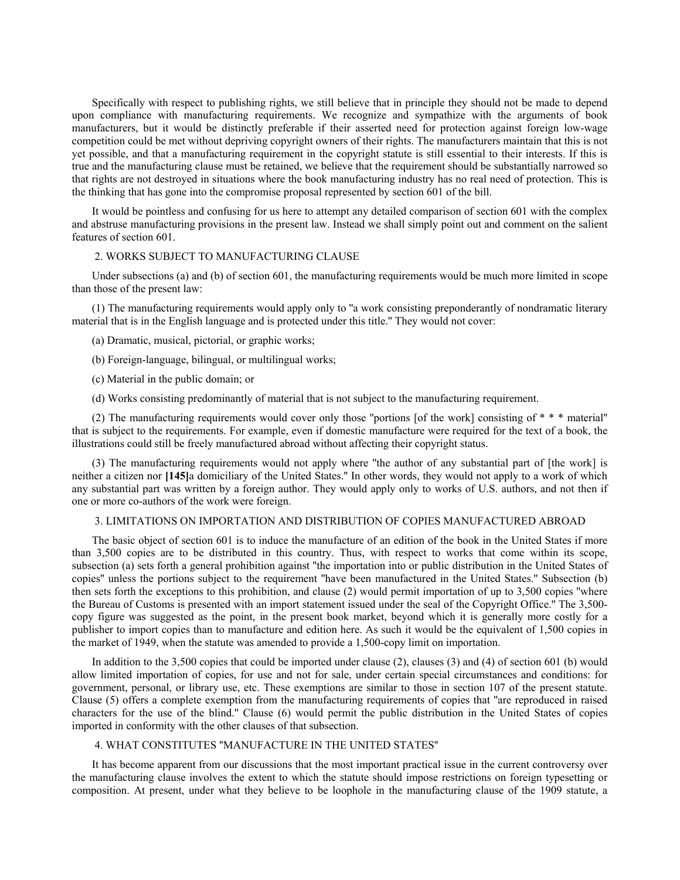Specifically with respect to publishing rights, we still believe that in principle they should not be made to depend upon compliance with manufacturing requirements. We recognize and sympathize with the arguments of book manufacturers, but it would be distinctly preferable if their asserted need for protection against foreign low-wage competition could be met without depriving copyright owners of their rights. The manufacturers maintain that this is not yet possible, and that a manufacturing requirement in the copyright statute is still essential to their interests. If this is true and the manufacturing clause must be retained, we believe that the requirement should be substantially narrowed so that rights are not destroyed in situations where the book manufacturing industry has no real need of protection. This is the thinking that has gone into the compromise proposal represented by section 601 of the bill.

It would be pointless and confusing for us here to attempt any detailed comparison of section 601 with the complex and abstruse manufacturing provisions in the present law. Instead we shall simply point out and comment on the salient features of section 601.

### 2. WORKS SUBJECT TO MANUFACTURING CLAUSE

Under subsections (a) and (b) of section 601, the manufacturing requirements would be much more limited in scope than those of the present law:

(1) The manufacturing requirements would apply only to "a work consisting preponderantly of nondramatic literary material that is in the English language and is protected under this title." They would not cover:

(a) Dramatic, musical, pictorial, or graphic works;

(b) Foreign-language, bilingual, or multilingual works;

(c) Material in the public domain; or

(d) Works consisting predominantly of material that is not subject to the manufacturing requirement.

(2) The manufacturing requirements would cover only those "portions [of the work] consisting of * * * material" that is subject to the requirements. For example, even if domestic manufacture were required for the text of a book, the illustrations could still be freely manufactured abroad without affecting their copyright status.

(3) The manufacturing requirements would not apply where "the author of any substantial part of [the work] is neither a citizen nor **[145]**a domiciliary of the United States." In other words, they would not apply to a work of which any substantial part was written by a foreign author. They would apply only to works of U.S. authors, and not then if one or more co-authors of the work were foreign.

### 3. LIMITATIONS ON IMPORTATION AND DISTRIBUTION OF COPIES MANUFACTURED ABROAD

The basic object of section 601 is to induce the manufacture of an edition of the book in the United States if more than 3,500 copies are to be distributed in this country. Thus, with respect to works that come within its scope, subsection (a) sets forth a general prohibition against "the importation into or public distribution in the United States of copies" unless the portions subject to the requirement "have been manufactured in the United States." Subsection (b) then sets forth the exceptions to this prohibition, and clause (2) would permit importation of up to 3,500 copies "where the Bureau of Customs is presented with an import statement issued under the seal of the Copyright Office." The 3,500-copy figure was suggested as the point, in the present book market, beyond which it is generally more costly for a publisher to import copies than to manufacture and edition here. As such it would be the equivalent of 1,500 copies in the market of 1949, when the statute was amended to provide a 1,500-copy limit on importation.

In addition to the 3,500 copies that could be imported under clause (2), clauses (3) and (4) of section 601 (b) would allow limited importation of copies, for use and not for sale, under certain special circumstances and conditions: for government, personal, or library use, etc. These exemptions are similar to those in section 107 of the present statute. Clause (5) offers a complete exemption from the manufacturing requirements of copies that "are reproduced in raised characters for the use of the blind." Clause (6) would permit the public distribution in the United States of copies imported in conformity with the other clauses of that subsection.

### 4. WHAT CONSTITUTES "MANUFACTURE IN THE UNITED STATES"

It has become apparent from our discussions that the most important practical issue in the current controversy over the manufacturing clause involves the extent to which the statute should impose restrictions on foreign typesetting or composition. At present, under what they believe to be loophole in the manufacturing clause of the 1909 statute, a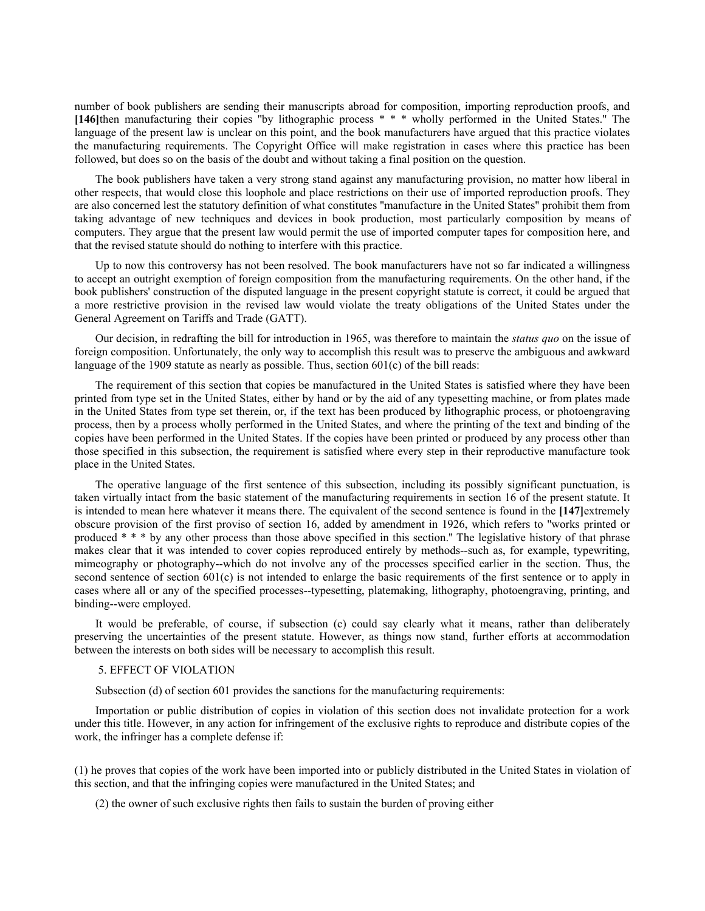number of book publishers are sending their manuscripts abroad for composition, importing reproduction proofs, and **[146]**then manufacturing their copies "by lithographic process * * * wholly performed in the United States." The language of the present law is unclear on this point, and the book manufacturers have argued that this practice violates the manufacturing requirements. The Copyright Office will make registration in cases where this practice has been followed, but does so on the basis of the doubt and without taking a final position on the question.

The book publishers have taken a very strong stand against any manufacturing provision, no matter how liberal in other respects, that would close this loophole and place restrictions on their use of imported reproduction proofs. They are also concerned lest the statutory definition of what constitutes "manufacture in the United States" prohibit them from taking advantage of new techniques and devices in book production, most particularly composition by means of computers. They argue that the present law would permit the use of imported computer tapes for composition here, and that the revised statute should do nothing to interfere with this practice.

Up to now this controversy has not been resolved. The book manufacturers have not so far indicated a willingness to accept an outright exemption of foreign composition from the manufacturing requirements. On the other hand, if the book publishers' construction of the disputed language in the present copyright statute is correct, it could be argued that a more restrictive provision in the revised law would violate the treaty obligations of the United States under the General Agreement on Tariffs and Trade (GATT).

Our decision, in redrafting the bill for introduction in 1965, was therefore to maintain the *status quo* on the issue of foreign composition. Unfortunately, the only way to accomplish this result was to preserve the ambiguous and awkward language of the 1909 statute as nearly as possible. Thus, section 601(c) of the bill reads:

The requirement of this section that copies be manufactured in the United States is satisfied where they have been printed from type set in the United States, either by hand or by the aid of any typesetting machine, or from plates made in the United States from type set therein, or, if the text has been produced by lithographic process, or photoengraving process, then by a process wholly performed in the United States, and where the printing of the text and binding of the copies have been performed in the United States. If the copies have been printed or produced by any process other than those specified in this subsection, the requirement is satisfied where every step in their reproductive manufacture took place in the United States.

The operative language of the first sentence of this subsection, including its possibly significant punctuation, is taken virtually intact from the basic statement of the manufacturing requirements in section 16 of the present statute. It is intended to mean here whatever it means there. The equivalent of the second sentence is found in the **[147]**extremely obscure provision of the first proviso of section 16, added by amendment in 1926, which refers to "works printed or produced * * * by any other process than those above specified in this section." The legislative history of that phrase makes clear that it was intended to cover copies reproduced entirely by methods--such as, for example, typewriting, mimeography or photography--which do not involve any of the processes specified earlier in the section. Thus, the second sentence of section 601(c) is not intended to enlarge the basic requirements of the first sentence or to apply in cases where all or any of the specified processes--typesetting, platemaking, lithography, photoengraving, printing, and binding--were employed.

It would be preferable, of course, if subsection (c) could say clearly what it means, rather than deliberately preserving the uncertainties of the present statute. However, as things now stand, further efforts at accommodation between the interests on both sides will be necessary to accomplish this result.

5. EFFECT OF VIOLATION

Subsection (d) of section 601 provides the sanctions for the manufacturing requirements:

Importation or public distribution of copies in violation of this section does not invalidate protection for a work under this title. However, in any action for infringement of the exclusive rights to reproduce and distribute copies of the work, the infringer has a complete defense if:

(1) he proves that copies of the work have been imported into or publicly distributed in the United States in violation of this section, and that the infringing copies were manufactured in the United States; and

(2) the owner of such exclusive rights then fails to sustain the burden of proving either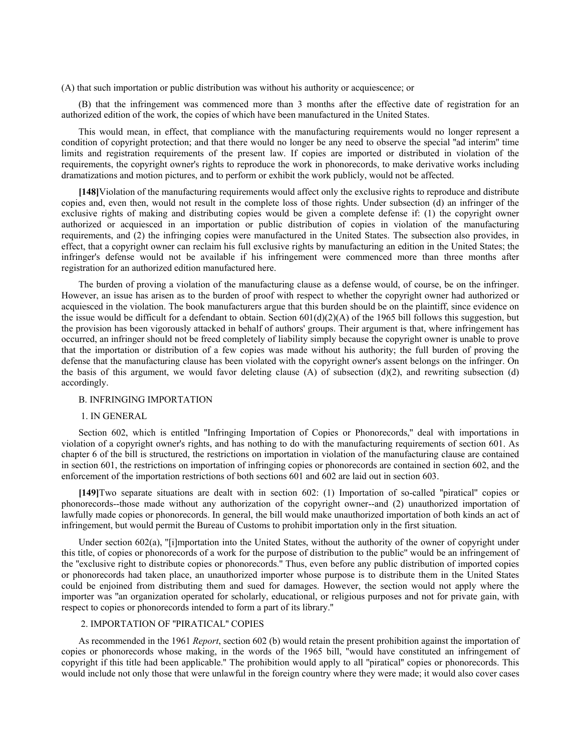(A) that such importation or public distribution was without his authority or acquiescence; or

(B) that the infringement was commenced more than 3 months after the effective date of registration for an authorized edition of the work, the copies of which have been manufactured in the United States.

This would mean, in effect, that compliance with the manufacturing requirements would no longer represent a condition of copyright protection; and that there would no longer be any need to observe the special "ad interim" time limits and registration requirements of the present law. If copies are imported or distributed in violation of the requirements, the copyright owner's rights to reproduce the work in phonorecords, to make derivative works including dramatizations and motion pictures, and to perform or exhibit the work publicly, would not be affected.

**[148]**Violation of the manufacturing requirements would affect only the exclusive rights to reproduce and distribute copies and, even then, would not result in the complete loss of those rights. Under subsection (d) an infringer of the exclusive rights of making and distributing copies would be given a complete defense if: (1) the copyright owner authorized or acquiesced in an importation or public distribution of copies in violation of the manufacturing requirements, and (2) the infringing copies were manufactured in the United States. The subsection also provides, in effect, that a copyright owner can reclaim his full exclusive rights by manufacturing an edition in the United States; the infringer's defense would not be available if his infringement were commenced more than three months after registration for an authorized edition manufactured here.

The burden of proving a violation of the manufacturing clause as a defense would, of course, be on the infringer. However, an issue has arisen as to the burden of proof with respect to whether the copyright owner had authorized or acquiesced in the violation. The book manufacturers argue that this burden should be on the plaintiff, since evidence on the issue would be difficult for a defendant to obtain. Section 601(d)(2)(A) of the 1965 bill follows this suggestion, but the provision has been vigorously attacked in behalf of authors' groups. Their argument is that, where infringement has occurred, an infringer should not be freed completely of liability simply because the copyright owner is unable to prove that the importation or distribution of a few copies was made without his authority; the full burden of proving the defense that the manufacturing clause has been violated with the copyright owner's assent belongs on the infringer. On the basis of this argument, we would favor deleting clause (A) of subsection (d)(2), and rewriting subsection (d) accordingly.

### B. INFRINGING IMPORTATION

#### 1. IN GENERAL

Section 602, which is entitled "Infringing Importation of Copies or Phonorecords," deal with importations in violation of a copyright owner's rights, and has nothing to do with the manufacturing requirements of section 601. As chapter 6 of the bill is structured, the restrictions on importation in violation of the manufacturing clause are contained in section 601, the restrictions on importation of infringing copies or phonorecords are contained in section 602, and the enforcement of the importation restrictions of both sections 601 and 602 are laid out in section 603.

**[149]**Two separate situations are dealt with in section 602: (1) Importation of so-called "piratical" copies or phonorecords--those made without any authorization of the copyright owner--and (2) unauthorized importation of lawfully made copies or phonorecords. In general, the bill would make unauthorized importation of both kinds an act of infringement, but would permit the Bureau of Customs to prohibit importation only in the first situation.

Under section 602(a), "[i]mportation into the United States, without the authority of the owner of copyright under this title, of copies or phonorecords of a work for the purpose of distribution to the public" would be an infringement of the "exclusive right to distribute copies or phonorecords." Thus, even before any public distribution of imported copies or phonorecords had taken place, an unauthorized importer whose purpose is to distribute them in the United States could be enjoined from distributing them and sued for damages. However, the section would not apply where the importer was "an organization operated for scholarly, educational, or religious purposes and not for private gain, with respect to copies or phonorecords intended to form a part of its library."

#### 2. IMPORTATION OF "PIRATICAL" COPIES

As recommended in the 1961 *Report*, section 602 (b) would retain the present prohibition against the importation of copies or phonorecords whose making, in the words of the 1965 bill, "would have constituted an infringement of copyright if this title had been applicable." The prohibition would apply to all "piratical" copies or phonorecords. This would include not only those that were unlawful in the foreign country where they were made; it would also cover cases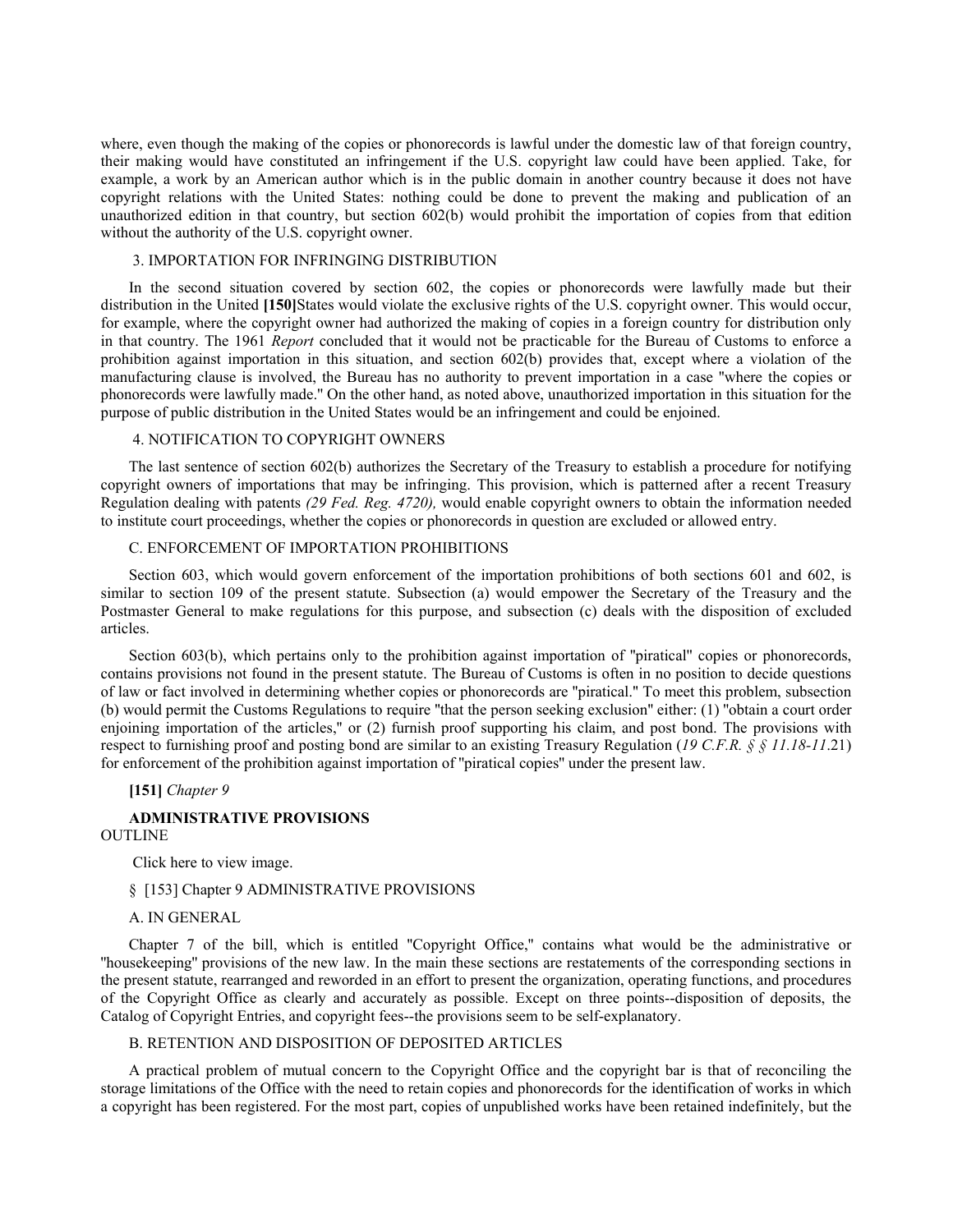where, even though the making of the copies or phonorecords is lawful under the domestic law of that foreign country, their making would have constituted an infringement if the U.S. copyright law could have been applied. Take, for example, a work by an American author which is in the public domain in another country because it does not have copyright relations with the United States: nothing could be done to prevent the making and publication of an unauthorized edition in that country, but section 602(b) would prohibit the importation of copies from that edition without the authority of the U.S. copyright owner.

### 3. IMPORTATION FOR INFRINGING DISTRIBUTION

In the second situation covered by section 602, the copies or phonorecords were lawfully made but their distribution in the United **[150]**States would violate the exclusive rights of the U.S. copyright owner. This would occur, for example, where the copyright owner had authorized the making of copies in a foreign country for distribution only in that country. The 1961 *Report* concluded that it would not be practicable for the Bureau of Customs to enforce a prohibition against importation in this situation, and section 602(b) provides that, except where a violation of the manufacturing clause is involved, the Bureau has no authority to prevent importation in a case "where the copies or phonorecords were lawfully made." On the other hand, as noted above, unauthorized importation in this situation for the purpose of public distribution in the United States would be an infringement and could be enjoined.

### 4. NOTIFICATION TO COPYRIGHT OWNERS

The last sentence of section 602(b) authorizes the Secretary of the Treasury to establish a procedure for notifying copyright owners of importations that may be infringing. This provision, which is patterned after a recent Treasury Regulation dealing with patents *(29 Fed. Reg. 4720),* would enable copyright owners to obtain the information needed to institute court proceedings, whether the copies or phonorecords in question are excluded or allowed entry.

## C. ENFORCEMENT OF IMPORTATION PROHIBITIONS

Section 603, which would govern enforcement of the importation prohibitions of both sections 601 and 602, is similar to section 109 of the present statute. Subsection (a) would empower the Secretary of the Treasury and the Postmaster General to make regulations for this purpose, and subsection (c) deals with the disposition of excluded articles.

Section 603(b), which pertains only to the prohibition against importation of "piratical" copies or phonorecords, contains provisions not found in the present statute. The Bureau of Customs is often in no position to decide questions of law or fact involved in determining whether copies or phonorecords are "piratical." To meet this problem, subsection (b) would permit the Customs Regulations to require "that the person seeking exclusion" either: (1) "obtain a court order enjoining importation of the articles," or (2) furnish proof supporting his claim, and post bond. The provisions with respect to furnishing proof and posting bond are similar to an existing Treasury Regulation (*19 C.F.R. § § 11.18-11.*21) for enforcement of the prohibition against importation of "piratical copies" under the present law.

**[151]** *Chapter 9*

# ADMINISTRATIVE PROVISIONS

OUTLINE

Click here to view image.

§ [153] Chapter 9 ADMINISTRATIVE PROVISIONS

## A. IN GENERAL

Chapter 7 of the bill, which is entitled "Copyright Office," contains what would be the administrative or "housekeeping" provisions of the new law. In the main these sections are restatements of the corresponding sections in the present statute, rearranged and reworded in an effort to present the organization, operating functions, and procedures of the Copyright Office as clearly and accurately as possible. Except on three points--disposition of deposits, the Catalog of Copyright Entries, and copyright fees--the provisions seem to be self-explanatory.

## B. RETENTION AND DISPOSITION OF DEPOSITED ARTICLES

A practical problem of mutual concern to the Copyright Office and the copyright bar is that of reconciling the storage limitations of the Office with the need to retain copies and phonorecords for the identification of works in which a copyright has been registered. For the most part, copies of unpublished works have been retained indefinitely, but the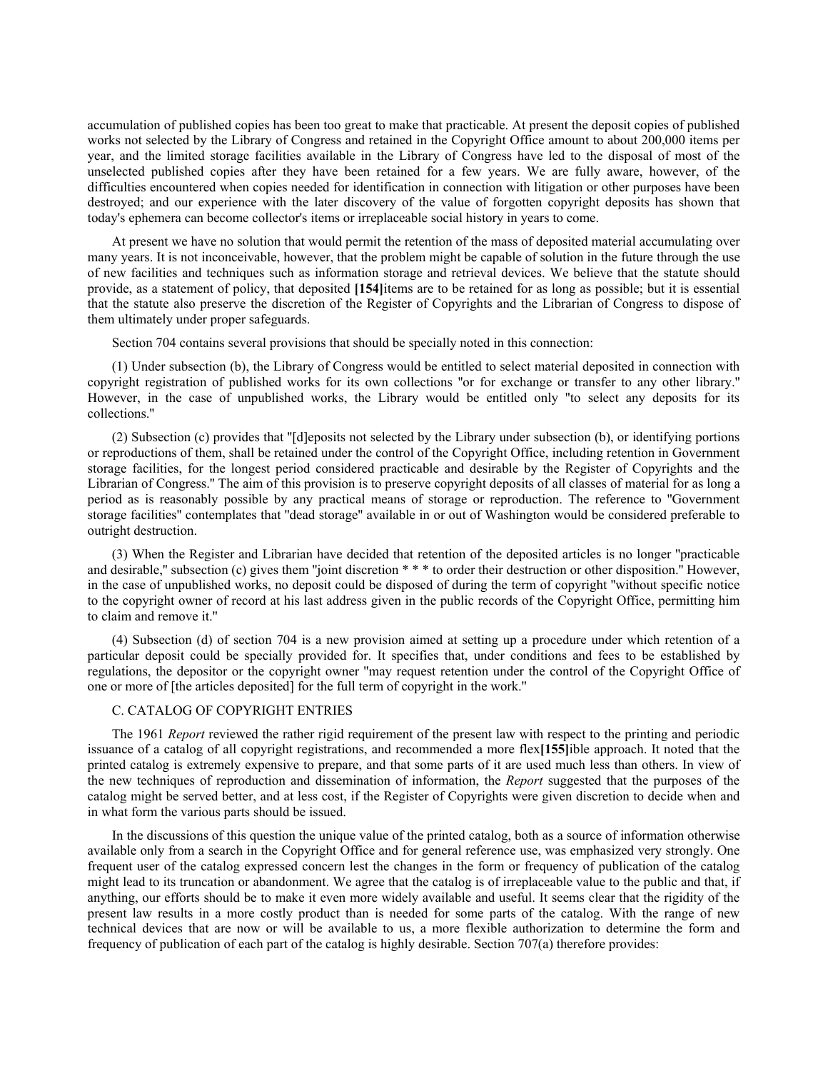accumulation of published copies has been too great to make that practicable. At present the deposit copies of published works not selected by the Library of Congress and retained in the Copyright Office amount to about 200,000 items per year, and the limited storage facilities available in the Library of Congress have led to the disposal of most of the unselected published copies after they have been retained for a few years. We are fully aware, however, of the difficulties encountered when copies needed for identification in connection with litigation or other purposes have been destroyed; and our experience with the later discovery of the value of forgotten copyright deposits has shown that today's ephemera can become collector's items or irreplaceable social history in years to come.

At present we have no solution that would permit the retention of the mass of deposited material accumulating over many years. It is not inconceivable, however, that the problem might be capable of solution in the future through the use of new facilities and techniques such as information storage and retrieval devices. We believe that the statute should provide, as a statement of policy, that deposited **[154]**items are to be retained for as long as possible; but it is essential that the statute also preserve the discretion of the Register of Copyrights and the Librarian of Congress to dispose of them ultimately under proper safeguards.

Section 704 contains several provisions that should be specially noted in this connection:

(1) Under subsection (b), the Library of Congress would be entitled to select material deposited in connection with copyright registration of published works for its own collections "or for exchange or transfer to any other library." However, in the case of unpublished works, the Library would be entitled only "to select any deposits for its collections."

(2) Subsection (c) provides that "[d]eposits not selected by the Library under subsection (b), or identifying portions or reproductions of them, shall be retained under the control of the Copyright Office, including retention in Government storage facilities, for the longest period considered practicable and desirable by the Register of Copyrights and the Librarian of Congress." The aim of this provision is to preserve copyright deposits of all classes of material for as long a period as is reasonably possible by any practical means of storage or reproduction. The reference to "Government storage facilities" contemplates that "dead storage" available in or out of Washington would be considered preferable to outright destruction.

(3) When the Register and Librarian have decided that retention of the deposited articles is no longer "practicable and desirable," subsection (c) gives them "joint discretion * * * to order their destruction or other disposition." However, in the case of unpublished works, no deposit could be disposed of during the term of copyright "without specific notice to the copyright owner of record at his last address given in the public records of the Copyright Office, permitting him to claim and remove it."

(4) Subsection (d) of section 704 is a new provision aimed at setting up a procedure under which retention of a particular deposit could be specially provided for. It specifies that, under conditions and fees to be established by regulations, the depositor or the copyright owner "may request retention under the control of the Copyright Office of one or more of [the articles deposited] for the full term of copyright in the work."

### C. CATALOG OF COPYRIGHT ENTRIES

The 1961 *Report* reviewed the rather rigid requirement of the present law with respect to the printing and periodic issuance of a catalog of all copyright registrations, and recommended a more flex**[155]**ible approach. It noted that the printed catalog is extremely expensive to prepare, and that some parts of it are used much less than others. In view of the new techniques of reproduction and dissemination of information, the *Report* suggested that the purposes of the catalog might be served better, and at less cost, if the Register of Copyrights were given discretion to decide when and in what form the various parts should be issued.

In the discussions of this question the unique value of the printed catalog, both as a source of information otherwise available only from a search in the Copyright Office and for general reference use, was emphasized very strongly. One frequent user of the catalog expressed concern lest the changes in the form or frequency of publication of the catalog might lead to its truncation or abandonment. We agree that the catalog is of irreplaceable value to the public and that, if anything, our efforts should be to make it even more widely available and useful. It seems clear that the rigidity of the present law results in a more costly product than is needed for some parts of the catalog. With the range of new technical devices that are now or will be available to us, a more flexible authorization to determine the form and frequency of publication of each part of the catalog is highly desirable. Section 707(a) therefore provides: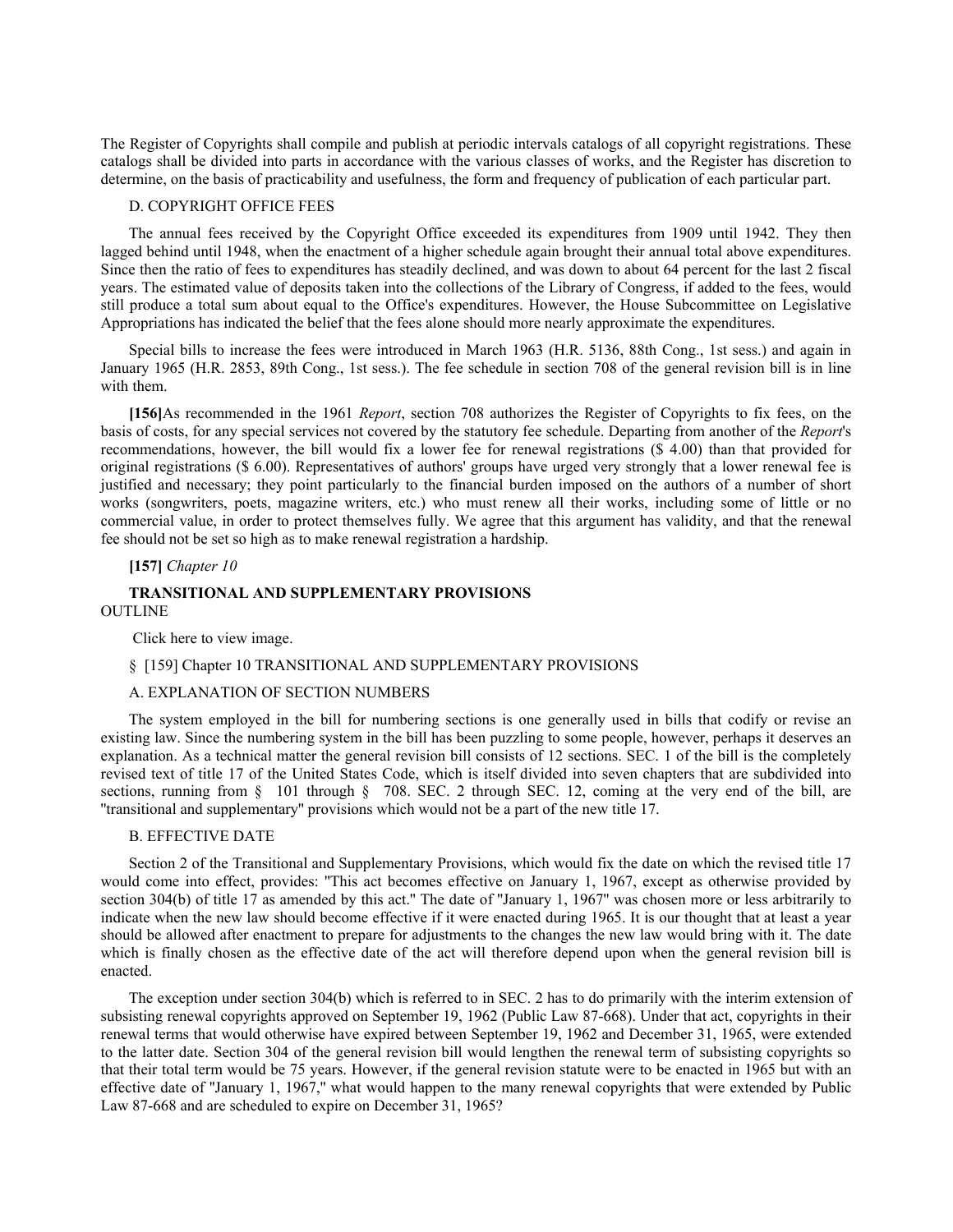The Register of Copyrights shall compile and publish at periodic intervals catalogs of all copyright registrations. These catalogs shall be divided into parts in accordance with the various classes of works, and the Register has discretion to determine, on the basis of practicability and usefulness, the form and frequency of publication of each particular part.

### D. COPYRIGHT OFFICE FEES

The annual fees received by the Copyright Office exceeded its expenditures from 1909 until 1942. They then lagged behind until 1948, when the enactment of a higher schedule again brought their annual total above expenditures. Since then the ratio of fees to expenditures has steadily declined, and was down to about 64 percent for the last 2 fiscal years. The estimated value of deposits taken into the collections of the Library of Congress, if added to the fees, would still produce a total sum about equal to the Office's expenditures. However, the House Subcommittee on Legislative Appropriations has indicated the belief that the fees alone should more nearly approximate the expenditures.

Special bills to increase the fees were introduced in March 1963 (H.R. 5136, 88th Cong., 1st sess.) and again in January 1965 (H.R. 2853, 89th Cong., 1st sess.). The fee schedule in section 708 of the general revision bill is in line with them.

**[156]**As recommended in the 1961 *Report*, section 708 authorizes the Register of Copyrights to fix fees, on the basis of costs, for any special services not covered by the statutory fee schedule. Departing from another of the *Report*'s recommendations, however, the bill would fix a lower fee for renewal registrations ($ 4.00) than that provided for original registrations ($ 6.00). Representatives of authors' groups have urged very strongly that a lower renewal fee is justified and necessary; they point particularly to the financial burden imposed on the authors of a number of short works (songwriters, poets, magazine writers, etc.) who must renew all their works, including some of little or no commercial value, in order to protect themselves fully. We agree that this argument has validity, and that the renewal fee should not be set so high as to make renewal registration a hardship.

**[157]** *Chapter 10*

## TRANSITIONAL AND SUPPLEMENTARY PROVISIONS

OUTLINE

Click here to view image.

§ [159] Chapter 10 TRANSITIONAL AND SUPPLEMENTARY PROVISIONS

### A. EXPLANATION OF SECTION NUMBERS

The system employed in the bill for numbering sections is one generally used in bills that codify or revise an existing law. Since the numbering system in the bill has been puzzling to some people, however, perhaps it deserves an explanation. As a technical matter the general revision bill consists of 12 sections. SEC. 1 of the bill is the completely revised text of title 17 of the United States Code, which is itself divided into seven chapters that are subdivided into sections, running from § 101 through § 708. SEC. 2 through SEC. 12, coming at the very end of the bill, are "transitional and supplementary" provisions which would not be a part of the new title 17.

### B. EFFECTIVE DATE

Section 2 of the Transitional and Supplementary Provisions, which would fix the date on which the revised title 17 would come into effect, provides: "This act becomes effective on January 1, 1967, except as otherwise provided by section 304(b) of title 17 as amended by this act." The date of "January 1, 1967" was chosen more or less arbitrarily to indicate when the new law should become effective if it were enacted during 1965. It is our thought that at least a year should be allowed after enactment to prepare for adjustments to the changes the new law would bring with it. The date which is finally chosen as the effective date of the act will therefore depend upon when the general revision bill is enacted.

The exception under section 304(b) which is referred to in SEC. 2 has to do primarily with the interim extension of subsisting renewal copyrights approved on September 19, 1962 (Public Law 87-668). Under that act, copyrights in their renewal terms that would otherwise have expired between September 19, 1962 and December 31, 1965, were extended to the latter date. Section 304 of the general revision bill would lengthen the renewal term of subsisting copyrights so that their total term would be 75 years. However, if the general revision statute were to be enacted in 1965 but with an effective date of "January 1, 1967," what would happen to the many renewal copyrights that were extended by Public Law 87-668 and are scheduled to expire on December 31, 1965?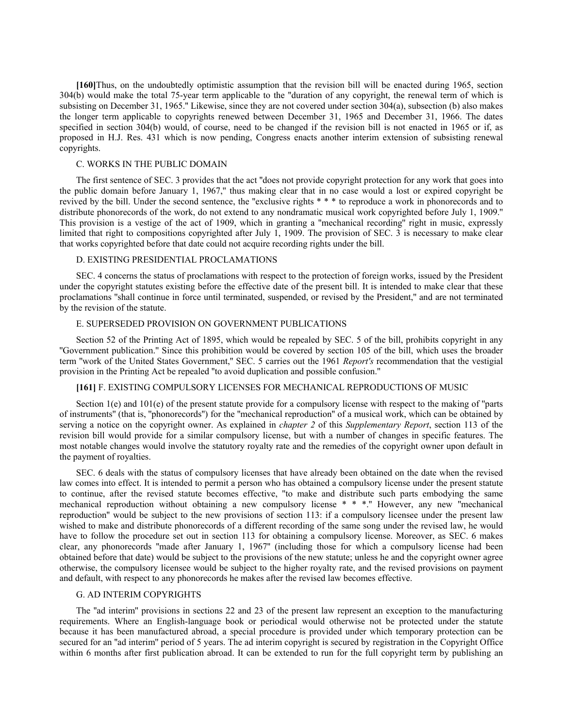**[160]**Thus, on the undoubtedly optimistic assumption that the revision bill will be enacted during 1965, section 304(b) would make the total 75-year term applicable to the "duration of any copyright, the renewal term of which is subsisting on December 31, 1965." Likewise, since they are not covered under section 304(a), subsection (b) also makes the longer term applicable to copyrights renewed between December 31, 1965 and December 31, 1966. The dates specified in section 304(b) would, of course, need to be changed if the revision bill is not enacted in 1965 or if, as proposed in H.J. Res. 431 which is now pending, Congress enacts another interim extension of subsisting renewal copyrights.

### C. WORKS IN THE PUBLIC DOMAIN

The first sentence of SEC. 3 provides that the act "does not provide copyright protection for any work that goes into the public domain before January 1, 1967," thus making clear that in no case would a lost or expired copyright be revived by the bill. Under the second sentence, the "exclusive rights * * * to reproduce a work in phonorecords and to distribute phonorecords of the work, do not extend to any nondramatic musical work copyrighted before July 1, 1909." This provision is a vestige of the act of 1909, which in granting a "mechanical recording" right in music, expressly limited that right to compositions copyrighted after July 1, 1909. The provision of SEC. 3 is necessary to make clear that works copyrighted before that date could not acquire recording rights under the bill.

### D. EXISTING PRESIDENTIAL PROCLAMATIONS

SEC. 4 concerns the status of proclamations with respect to the protection of foreign works, issued by the President under the copyright statutes existing before the effective date of the present bill. It is intended to make clear that these proclamations "shall continue in force until terminated, suspended, or revised by the President," and are not terminated by the revision of the statute.

### E. SUPERSEDED PROVISION ON GOVERNMENT PUBLICATIONS

Section 52 of the Printing Act of 1895, which would be repealed by SEC. 5 of the bill, prohibits copyright in any "Government publication." Since this prohibition would be covered by section 105 of the bill, which uses the broader term "work of the United States Government," SEC. 5 carries out the 1961 *Report's* recommendation that the vestigial provision in the Printing Act be repealed "to avoid duplication and possible confusion."

### **[161]** F. EXISTING COMPULSORY LICENSES FOR MECHANICAL REPRODUCTIONS OF MUSIC

Section 1(e) and 101(e) of the present statute provide for a compulsory license with respect to the making of "parts of instruments" (that is, "phonorecords") for the "mechanical reproduction" of a musical work, which can be obtained by serving a notice on the copyright owner. As explained in *chapter 2* of this *Supplementary Report*, section 113 of the revision bill would provide for a similar compulsory license, but with a number of changes in specific features. The most notable changes would involve the statutory royalty rate and the remedies of the copyright owner upon default in the payment of royalties.

SEC. 6 deals with the status of compulsory licenses that have already been obtained on the date when the revised law comes into effect. It is intended to permit a person who has obtained a compulsory license under the present statute to continue, after the revised statute becomes effective, "to make and distribute such parts embodying the same mechanical reproduction without obtaining a new compulsory license * * *." However, any new "mechanical reproduction" would be subject to the new provisions of section 113: if a compulsory licensee under the present law wished to make and distribute phonorecords of a different recording of the same song under the revised law, he would have to follow the procedure set out in section 113 for obtaining a compulsory license. Moreover, as SEC. 6 makes clear, any phonorecords "made after January 1, 1967" (including those for which a compulsory license had been obtained before that date) would be subject to the provisions of the new statute; unless he and the copyright owner agree otherwise, the compulsory licensee would be subject to the higher royalty rate, and the revised provisions on payment and default, with respect to any phonorecords he makes after the revised law becomes effective.

### G. AD INTERIM COPYRIGHTS

The "ad interim" provisions in sections 22 and 23 of the present law represent an exception to the manufacturing requirements. Where an English-language book or periodical would otherwise not be protected under the statute because it has been manufactured abroad, a special procedure is provided under which temporary protection can be secured for an "ad interim" period of 5 years. The ad interim copyright is secured by registration in the Copyright Office within 6 months after first publication abroad. It can be extended to run for the full copyright term by publishing an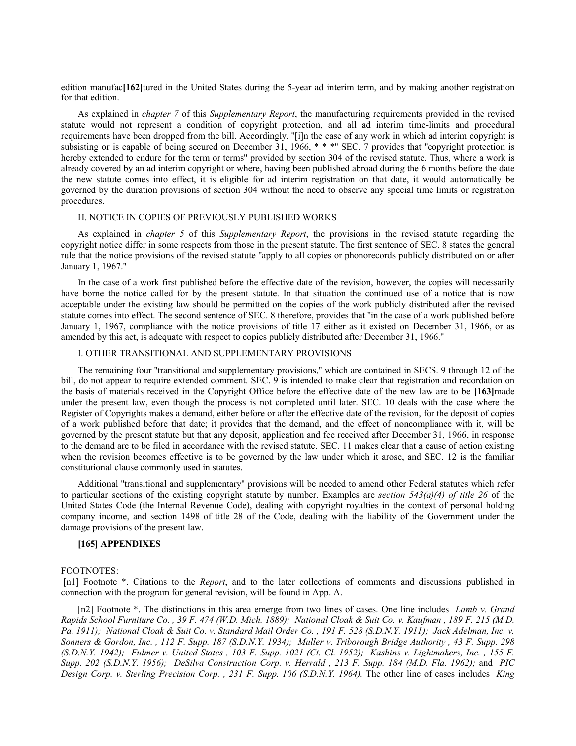edition manufac[162]tured in the United States during the 5-year ad interim term, and by making another registration for that edition.

As explained in *chapter 7* of this *Supplementary Report*, the manufacturing requirements provided in the revised statute would not represent a condition of copyright protection, and all ad interim time-limits and procedural requirements have been dropped from the bill. Accordingly, "[i]n the case of any work in which ad interim copyright is subsisting or is capable of being secured on December 31, 1966, * * *" SEC. 7 provides that "copyright protection is hereby extended to endure for the term or terms" provided by section 304 of the revised statute. Thus, where a work is already covered by an ad interim copyright or where, having been published abroad during the 6 months before the date the new statute comes into effect, it is eligible for ad interim registration on that date, it would automatically be governed by the duration provisions of section 304 without the need to observe any special time limits or registration procedures.

H. NOTICE IN COPIES OF PREVIOUSLY PUBLISHED WORKS

As explained in *chapter 5* of this *Supplementary Report*, the provisions in the revised statute regarding the copyright notice differ in some respects from those in the present statute. The first sentence of SEC. 8 states the general rule that the notice provisions of the revised statute "apply to all copies or phonorecords publicly distributed on or after January 1, 1967."

In the case of a work first published before the effective date of the revision, however, the copies will necessarily have borne the notice called for by the present statute. In that situation the continued use of a notice that is now acceptable under the existing law should be permitted on the copies of the work publicly distributed after the revised statute comes into effect. The second sentence of SEC. 8 therefore, provides that "in the case of a work published before January 1, 1967, compliance with the notice provisions of title 17 either as it existed on December 31, 1966, or as amended by this act, is adequate with respect to copies publicly distributed after December 31, 1966."

I. OTHER TRANSITIONAL AND SUPPLEMENTARY PROVISIONS

The remaining four "transitional and supplementary provisions," which are contained in SECS. 9 through 12 of the bill, do not appear to require extended comment. SEC. 9 is intended to make clear that registration and recordation on the basis of materials received in the Copyright Office before the effective date of the new law are to be [163]made under the present law, even though the process is not completed until later. SEC. 10 deals with the case where the Register of Copyrights makes a demand, either before or after the effective date of the revision, for the deposit of copies of a work published before that date; it provides that the demand, and the effect of noncompliance with it, will be governed by the present statute but that any deposit, application and fee received after December 31, 1966, in response to the demand are to be filed in accordance with the revised statute. SEC. 11 makes clear that a cause of action existing when the revision becomes effective is to be governed by the law under which it arose, and SEC. 12 is the familiar constitutional clause commonly used in statutes.

Additional "transitional and supplementary" provisions will be needed to amend other Federal statutes which refer to particular sections of the existing copyright statute by number. Examples are *section 543(a)(4) of title 26* of the United States Code (the Internal Revenue Code), dealing with copyright royalties in the context of personal holding company income, and section 1498 of title 28 of the Code, dealing with the liability of the Government under the damage provisions of the present law.

**[165] APPENDIXES**

FOOTNOTES:

[n1] Footnote *. Citations to the *Report*, and to the later collections of comments and discussions published in connection with the program for general revision, will be found in App. A.

[n2] Footnote *. The distinctions in this area emerge from two lines of cases. One line includes *Lamb v. Grand Rapids School Furniture Co. , 39 F. 474 (W.D. Mich. 1889); National Cloak & Suit Co. v. Kaufman , 189 F. 215 (M.D. Pa. 1911); National Cloak & Suit Co. v. Standard Mail Order Co. , 191 F. 528 (S.D.N.Y. 1911); Jack Adelman, Inc. v. Sonners & Gordon, Inc. , 112 F. Supp. 187 (S.D.N.Y. 1934); Muller v. Triborough Bridge Authority , 43 F. Supp. 298 (S.D.N.Y. 1942); Fulmer v. United States , 103 F. Supp. 1021 (Ct. Cl. 1952); Kashins v. Lightmakers, Inc. , 155 F. Supp. 202 (S.D.N.Y. 1956); DeSilva Construction Corp. v. Herrald , 213 F. Supp. 184 (M.D. Fla. 1962);* and *PIC Design Corp. v. Sterling Precision Corp. , 231 F. Supp. 106 (S.D.N.Y. 1964).* The other line of cases includes *King*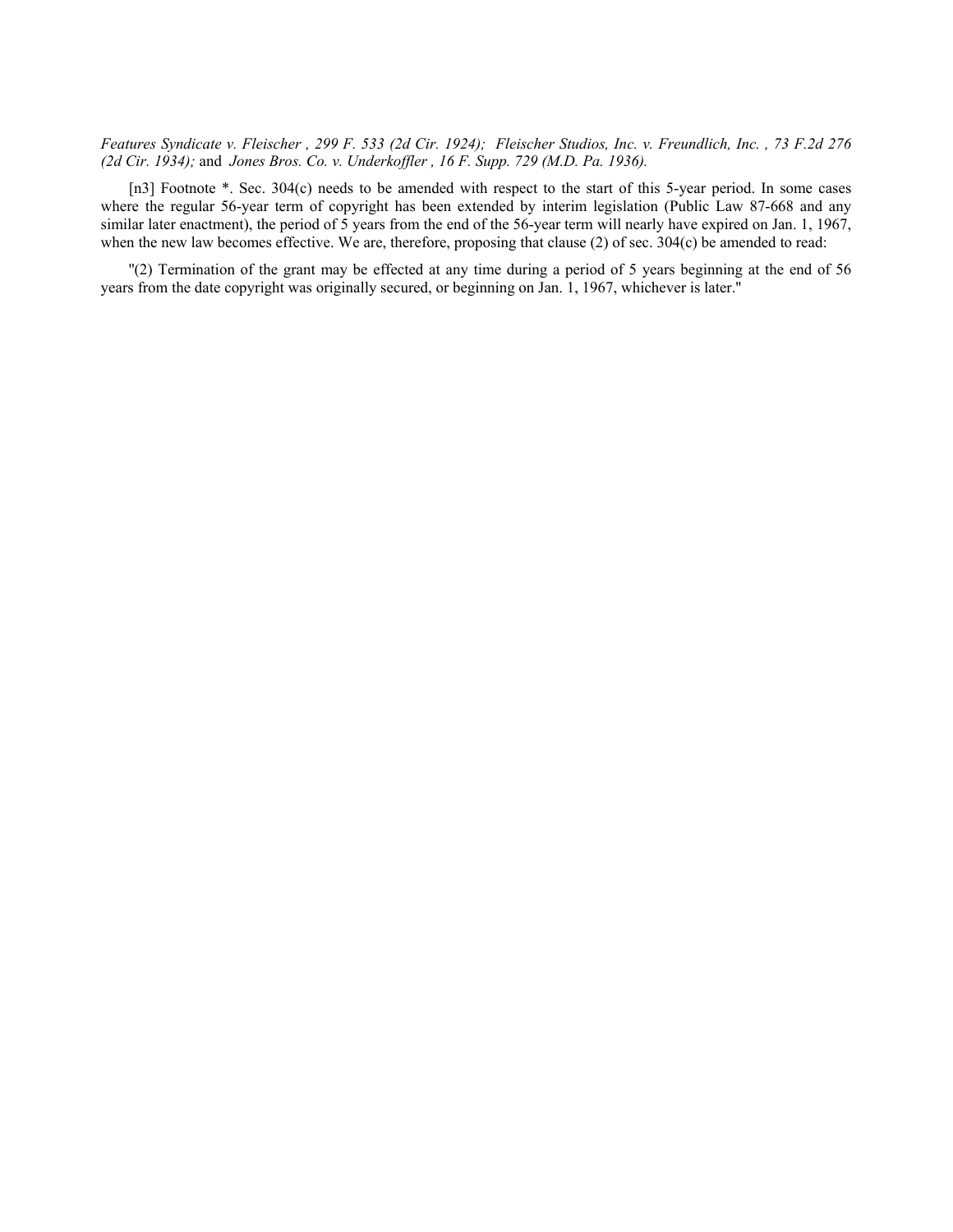*Features Syndicate v. Fleischer , 299 F. 533 (2d Cir. 1924); Fleischer Studios, Inc. v. Freundlich, Inc. , 73 F.2d 276 (2d Cir. 1934);* and *Jones Bros. Co. v. Underkoffler , 16 F. Supp. 729 (M.D. Pa. 1936).*

[n3] Footnote *. Sec. 304(c) needs to be amended with respect to the start of this 5-year period. In some cases where the regular 56-year term of copyright has been extended by interim legislation (Public Law 87-668 and any similar later enactment), the period of 5 years from the end of the 56-year term will nearly have expired on Jan. 1, 1967, when the new law becomes effective. We are, therefore, proposing that clause (2) of sec. 304(c) be amended to read:

"(2) Termination of the grant may be effected at any time during a period of 5 years beginning at the end of 56 years from the date copyright was originally secured, or beginning on Jan. 1, 1967, whichever is later."